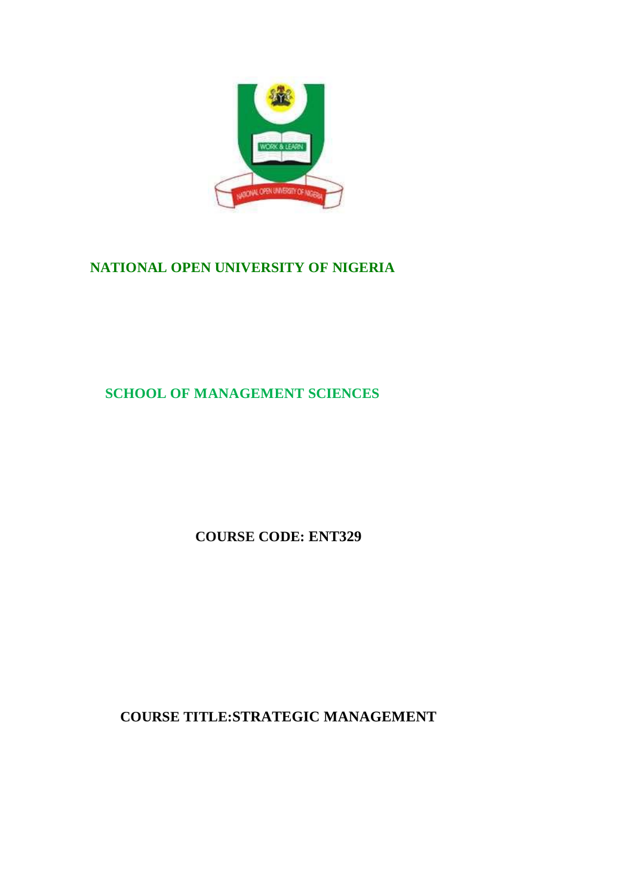# NATIONAL OPEN UNIVERSITY OF NIGERIA

## SCHOOL OF MANAGEMENT SCIENCES

**COURSE CODE: ENT329**

**COURSE TITLE:STRATEGIC MANAGEMENT**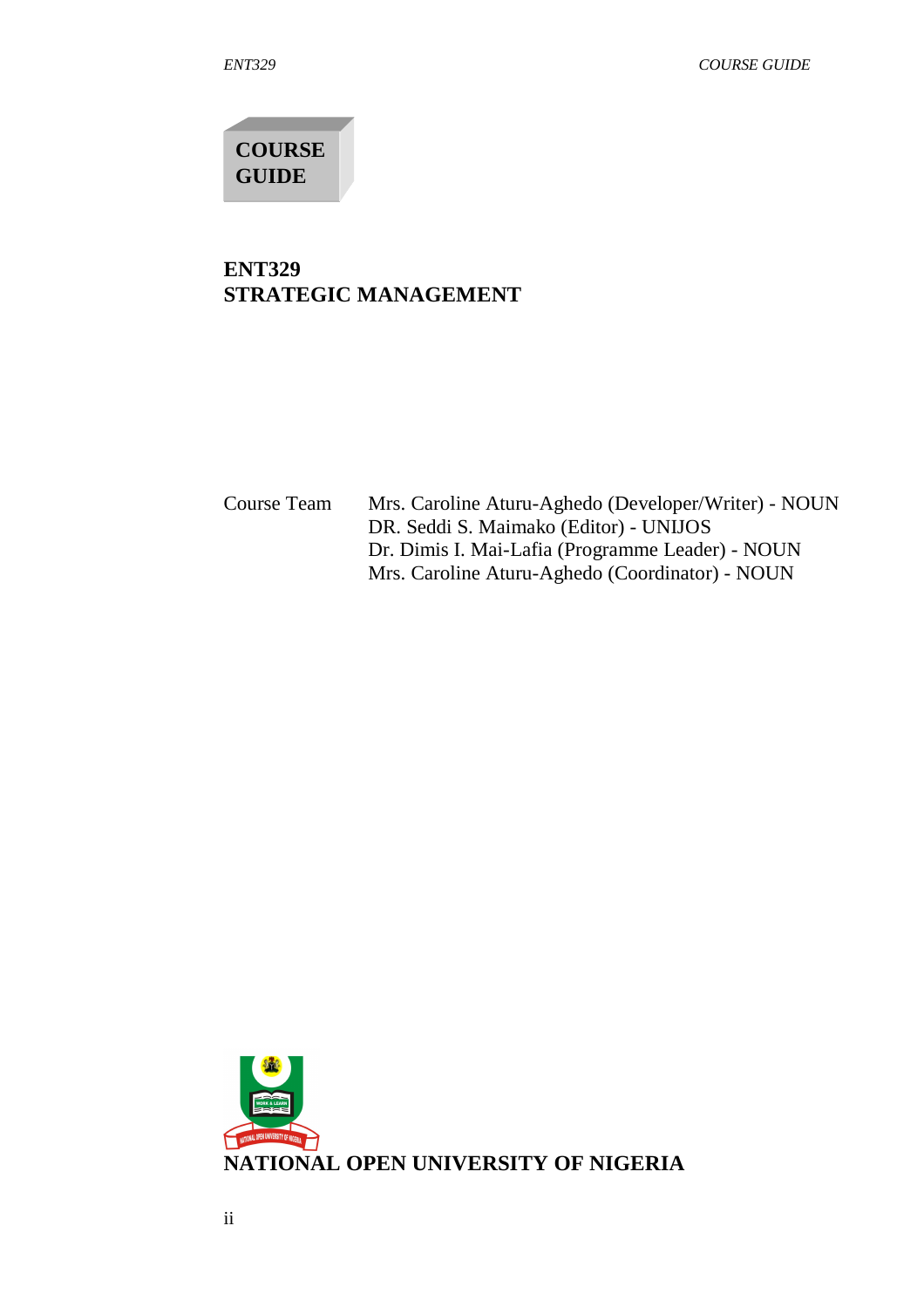**COURSE GUIDE**

# ENT329
# STRATEGIC MANAGEMENT

Course Team

Mrs. Caroline Aturu-Aghedo (Developer/Writer) - NOUN
DR. Seddi S. Maimako (Editor) - UNIJOS
Dr. Dimis I. Mai-Lafia (Programme Leader) - NOUN
Mrs. Caroline Aturu-Aghedo (Coordinator) - NOUN

**NATIONAL OPEN UNIVERSITY OF NIGERIA**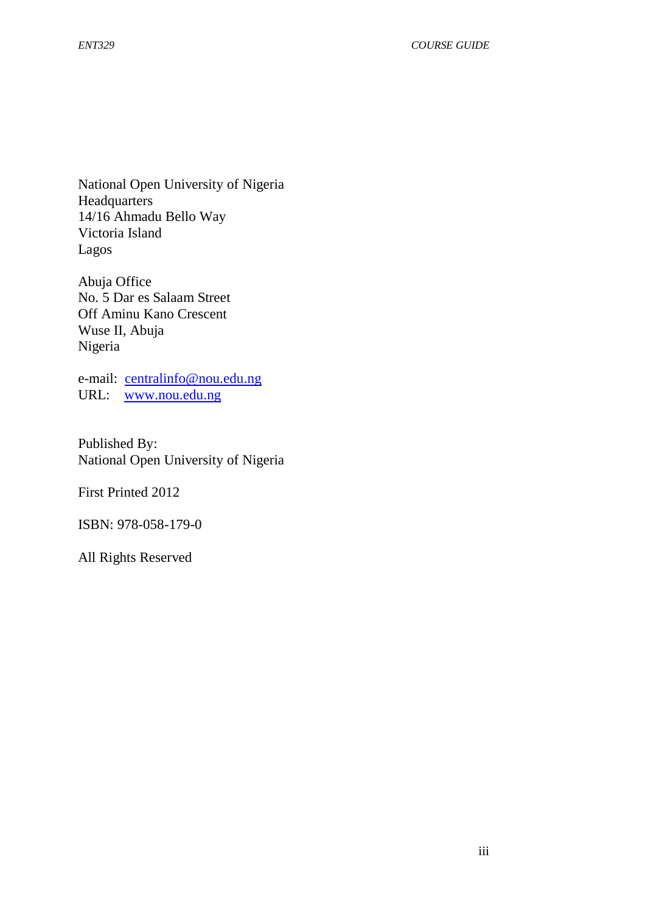National Open University of Nigeria
Headquarters
14/16 Ahmadu Bello Way
Victoria Island
Lagos

Abuja Office
No. 5 Dar es Salaam Street
Off Aminu Kano Crescent
Wuse II, Abuja
Nigeria

e-mail: centralinfo@nou.edu.ng
URL: www.nou.edu.ng

Published By:
National Open University of Nigeria

First Printed 2012

ISBN: 978-058-179-0

All Rights Reserved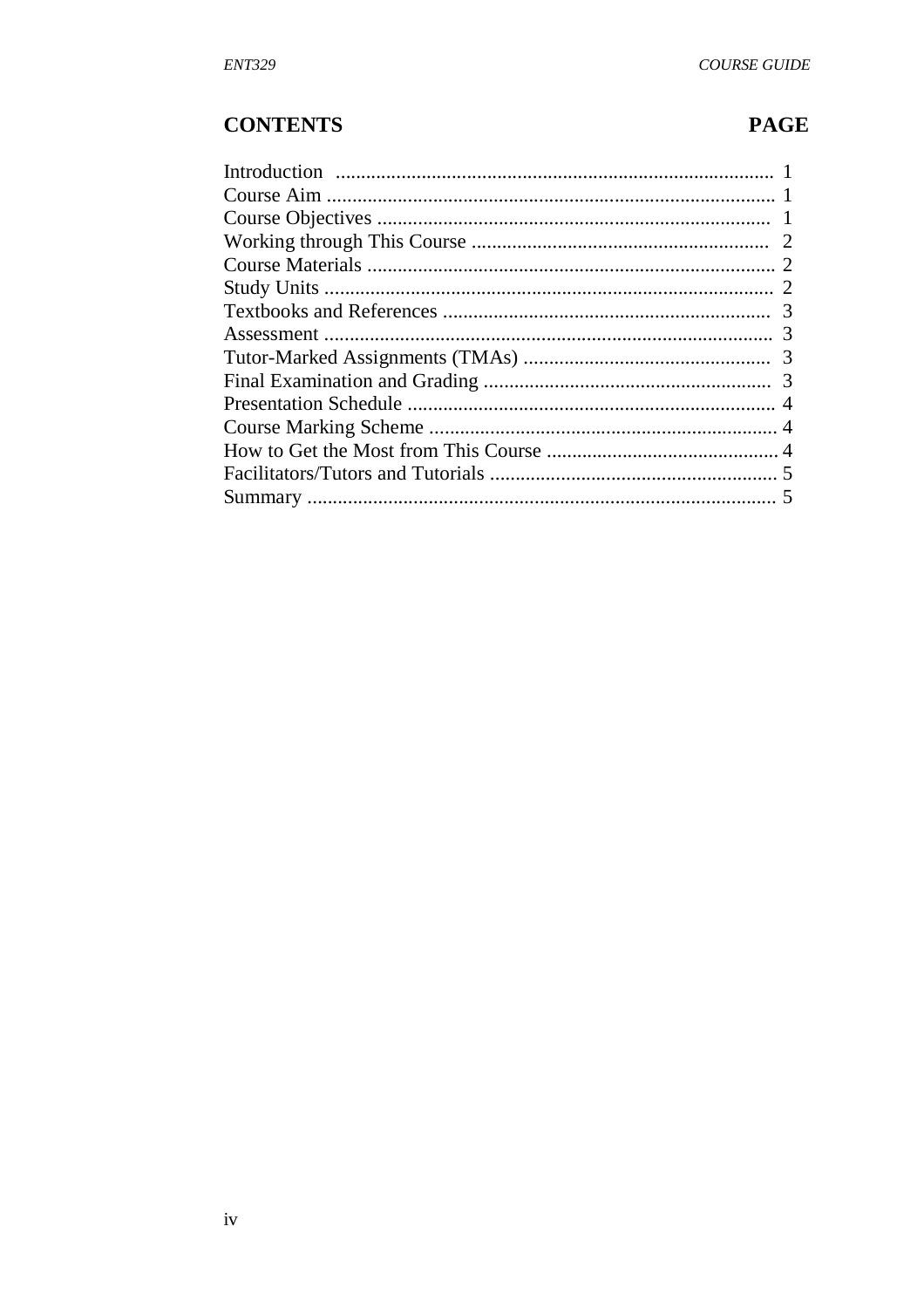## CONTENTS PAGE

| | |
|---|---|
| Introduction | 1 |
| Course Aim | 1 |
| Course Objectives | 1 |
| Working through This Course | 2 |
| Course Materials | 2 |
| Study Units | 2 |
| Textbooks and References | 3 |
| Assessment | 3 |
| Tutor-Marked Assignments (TMAs) | 3 |
| Final Examination and Grading | 3 |
| Presentation Schedule | 4 |
| Course Marking Scheme | 4 |
| How to Get the Most from This Course | 4 |
| Facilitators/Tutors and Tutorials | 5 |
| Summary | 5 |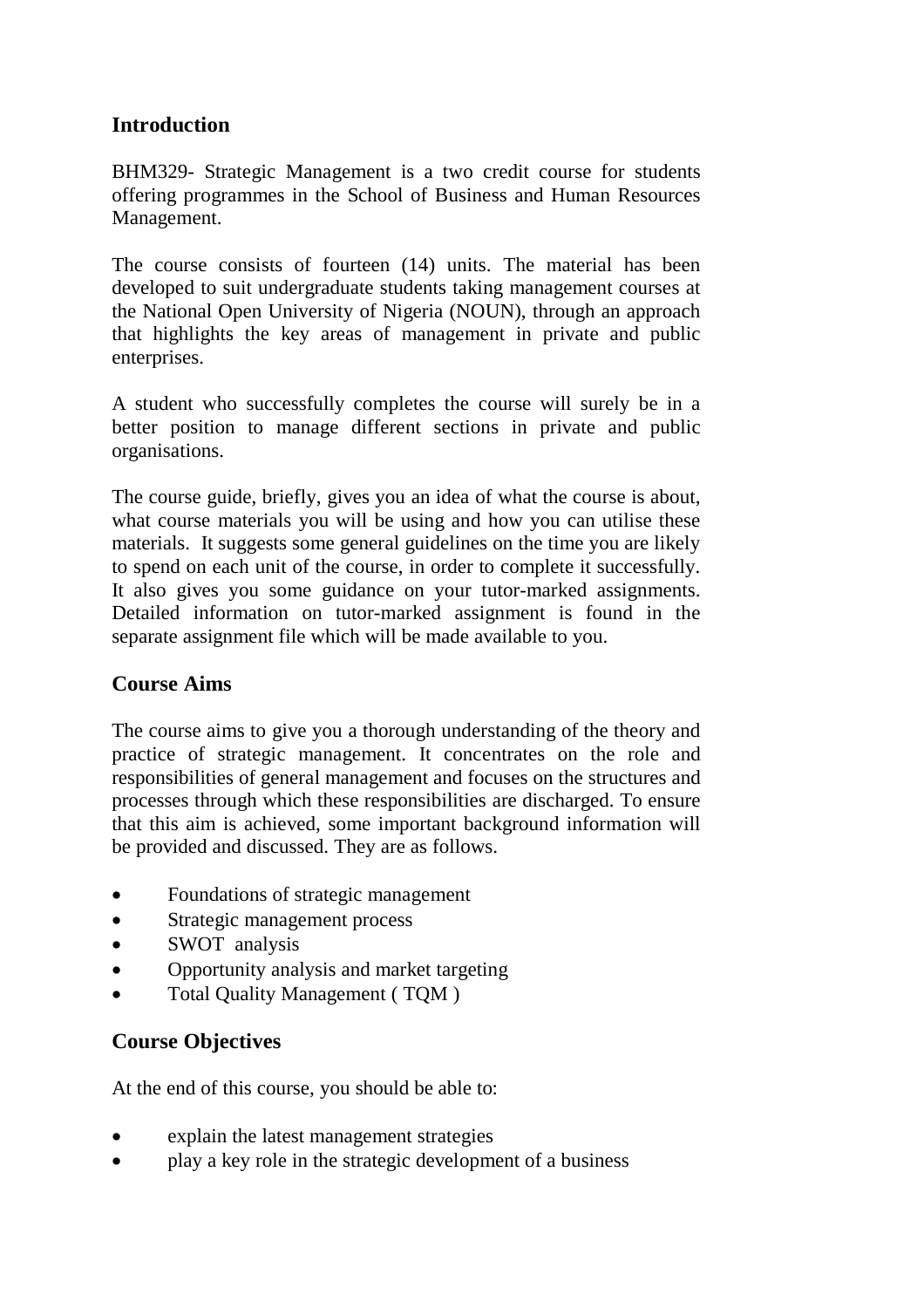## Introduction

BHM329- Strategic Management is a two credit course for students offering programmes in the School of Business and Human Resources Management.

The course consists of fourteen (14) units. The material has been developed to suit undergraduate students taking management courses at the National Open University of Nigeria (NOUN), through an approach that highlights the key areas of management in private and public enterprises.

A student who successfully completes the course will surely be in a better position to manage different sections in private and public organisations.

The course guide, briefly, gives you an idea of what the course is about, what course materials you will be using and how you can utilise these materials. It suggests some general guidelines on the time you are likely to spend on each unit of the course, in order to complete it successfully. It also gives you some guidance on your tutor-marked assignments. Detailed information on tutor-marked assignment is found in the separate assignment file which will be made available to you.

## Course Aims

The course aims to give you a thorough understanding of the theory and practice of strategic management. It concentrates on the role and responsibilities of general management and focuses on the structures and processes through which these responsibilities are discharged. To ensure that this aim is achieved, some important background information will be provided and discussed. They are as follows.

- Foundations of strategic management
- Strategic management process
- SWOT analysis
- Opportunity analysis and market targeting
- Total Quality Management ( TQM )

## Course Objectives

At the end of this course, you should be able to:

- explain the latest management strategies
- play a key role in the strategic development of a business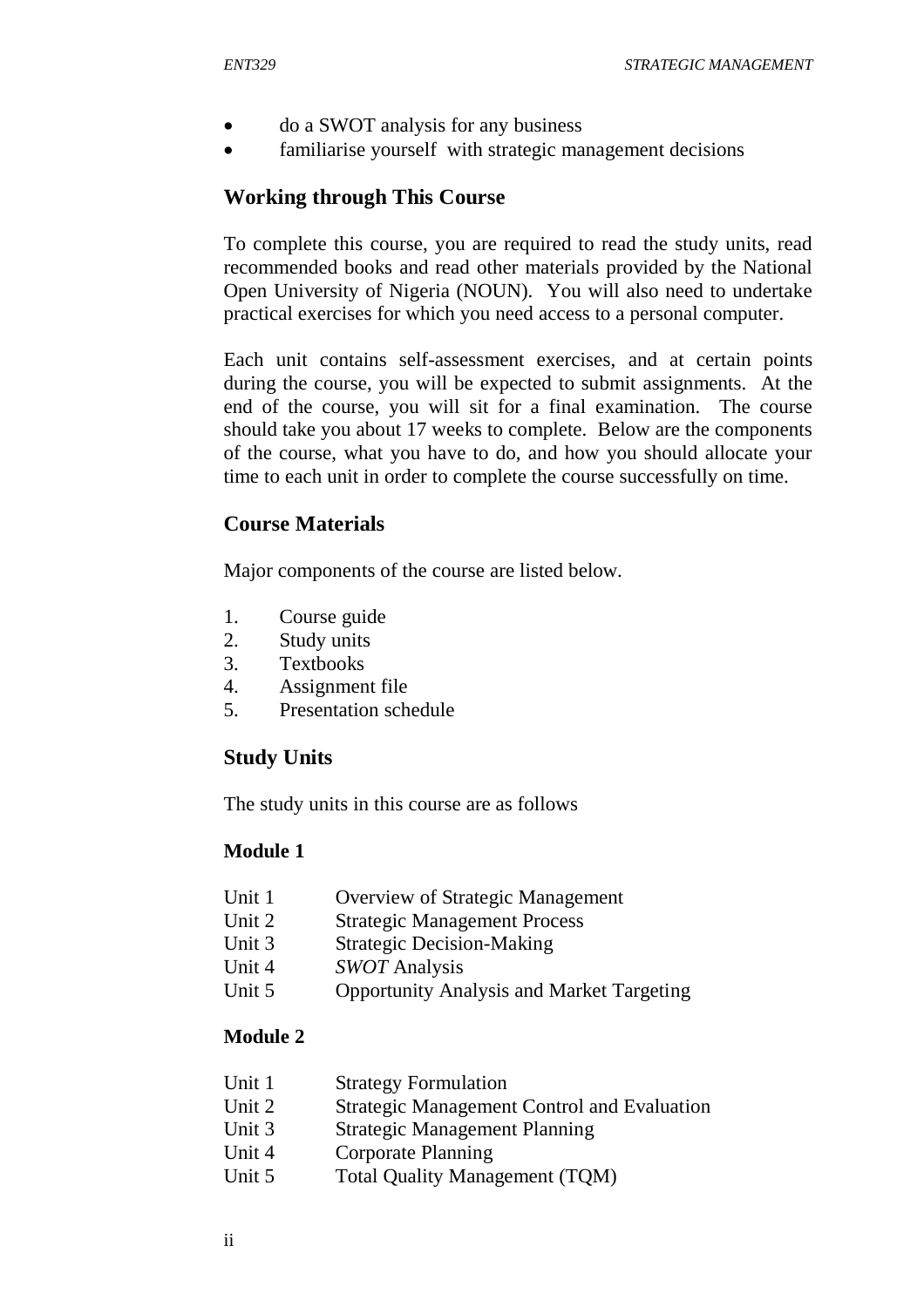- do a SWOT analysis for any business
- familiarise yourself with strategic management decisions

## Working through This Course

To complete this course, you are required to read the study units, read recommended books and read other materials provided by the National Open University of Nigeria (NOUN). You will also need to undertake practical exercises for which you need access to a personal computer.

Each unit contains self-assessment exercises, and at certain points during the course, you will be expected to submit assignments. At the end of the course, you will sit for a final examination. The course should take you about 17 weeks to complete. Below are the components of the course, what you have to do, and how you should allocate your time to each unit in order to complete the course successfully on time.

## Course Materials

Major components of the course are listed below.

1. Course guide
2. Study units
3. Textbooks
4. Assignment file
5. Presentation schedule

## Study Units

The study units in this course are as follows

**Module 1**

Unit 1 Overview of Strategic Management
Unit 2 Strategic Management Process
Unit 3 Strategic Decision-Making
Unit 4 *SWOT* Analysis
Unit 5 Opportunity Analysis and Market Targeting

**Module 2**

Unit 1 Strategy Formulation
Unit 2 Strategic Management Control and Evaluation
Unit 3 Strategic Management Planning
Unit 4 Corporate Planning
Unit 5 Total Quality Management (TQM)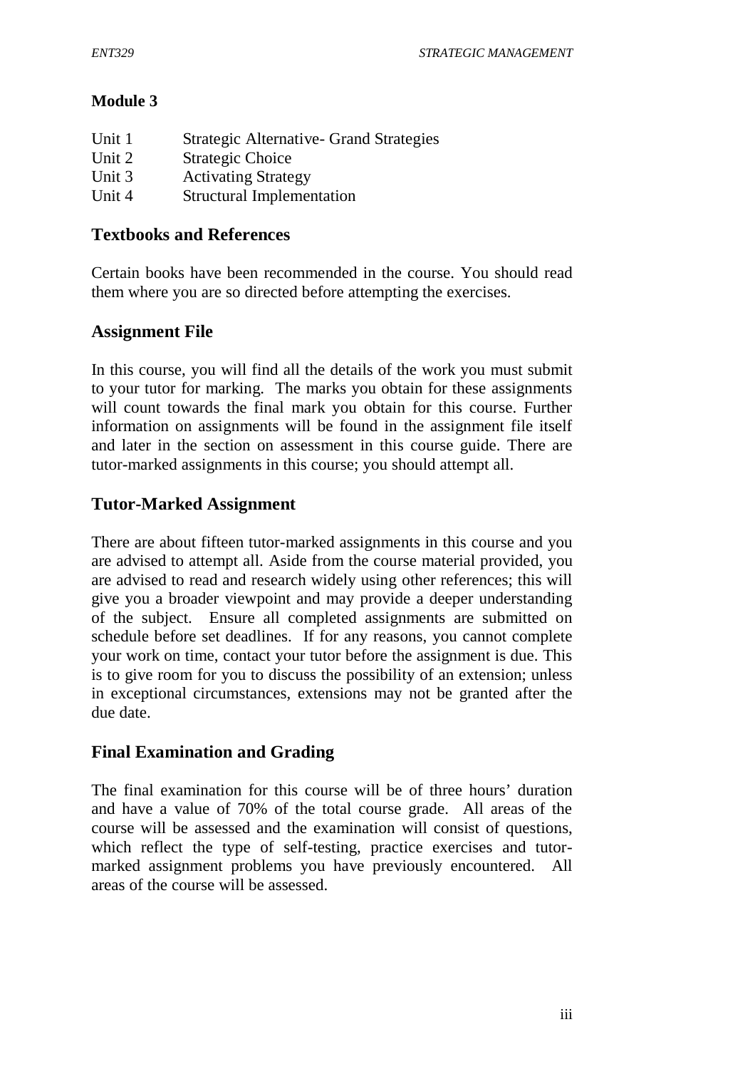**Module 3**

Unit 1 Strategic Alternative- Grand Strategies
Unit 2 Strategic Choice
Unit 3 Activating Strategy
Unit 4 Structural Implementation

## Textbooks and References

Certain books have been recommended in the course. You should read them where you are so directed before attempting the exercises.

## Assignment File

In this course, you will find all the details of the work you must submit to your tutor for marking. The marks you obtain for these assignments will count towards the final mark you obtain for this course. Further information on assignments will be found in the assignment file itself and later in the section on assessment in this course guide. There are tutor-marked assignments in this course; you should attempt all.

## Tutor-Marked Assignment

There are about fifteen tutor-marked assignments in this course and you are advised to attempt all. Aside from the course material provided, you are advised to read and research widely using other references; this will give you a broader viewpoint and may provide a deeper understanding of the subject. Ensure all completed assignments are submitted on schedule before set deadlines. If for any reasons, you cannot complete your work on time, contact your tutor before the assignment is due. This is to give room for you to discuss the possibility of an extension; unless in exceptional circumstances, extensions may not be granted after the due date.

## Final Examination and Grading

The final examination for this course will be of three hours' duration and have a value of 70% of the total course grade. All areas of the course will be assessed and the examination will consist of questions, which reflect the type of self-testing, practice exercises and tutor-marked assignment problems you have previously encountered. All areas of the course will be assessed.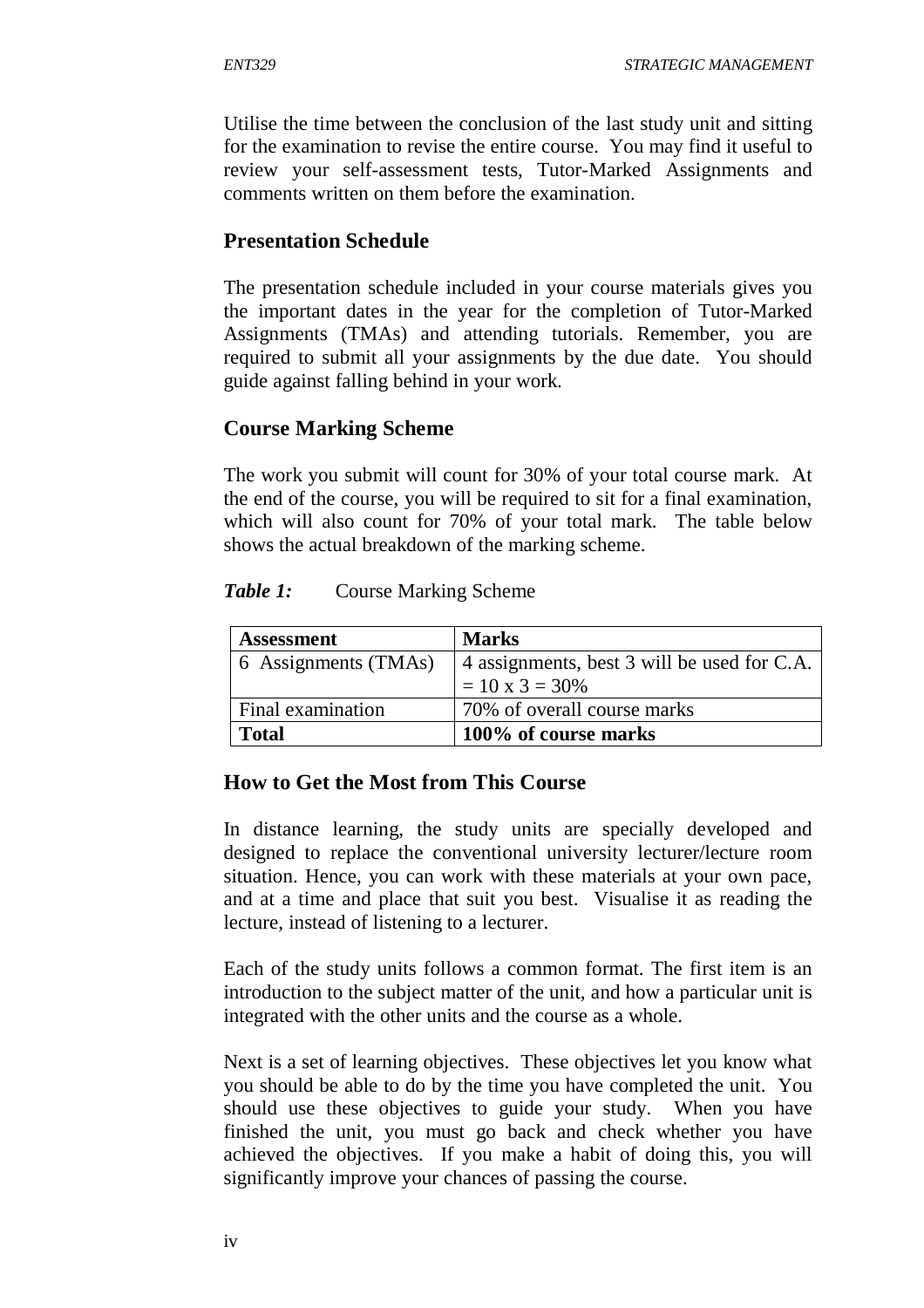Utilise the time between the conclusion of the last study unit and sitting for the examination to revise the entire course. You may find it useful to review your self-assessment tests, Tutor-Marked Assignments and comments written on them before the examination.

## Presentation Schedule

The presentation schedule included in your course materials gives you the important dates in the year for the completion of Tutor-Marked Assignments (TMAs) and attending tutorials. Remember, you are required to submit all your assignments by the due date. You should guide against falling behind in your work.

## Course Marking Scheme

The work you submit will count for 30% of your total course mark. At the end of the course, you will be required to sit for a final examination, which will also count for 70% of your total mark. The table below shows the actual breakdown of the marking scheme.

***Table 1:*** Course Marking Scheme

| **Assessment** | **Marks** |
|---|---|
| 6 Assignments (TMAs) | 4 assignments, best 3 will be used for C.A. = 10 x 3 = 30% |
| Final examination | 70% of overall course marks |
| **Total** | **100% of course marks** |

## How to Get the Most from This Course

In distance learning, the study units are specially developed and designed to replace the conventional university lecturer/lecture room situation. Hence, you can work with these materials at your own pace, and at a time and place that suit you best. Visualise it as reading the lecture, instead of listening to a lecturer.

Each of the study units follows a common format. The first item is an introduction to the subject matter of the unit, and how a particular unit is integrated with the other units and the course as a whole.

Next is a set of learning objectives. These objectives let you know what you should be able to do by the time you have completed the unit. You should use these objectives to guide your study. When you have finished the unit, you must go back and check whether you have achieved the objectives. If you make a habit of doing this, you will significantly improve your chances of passing the course.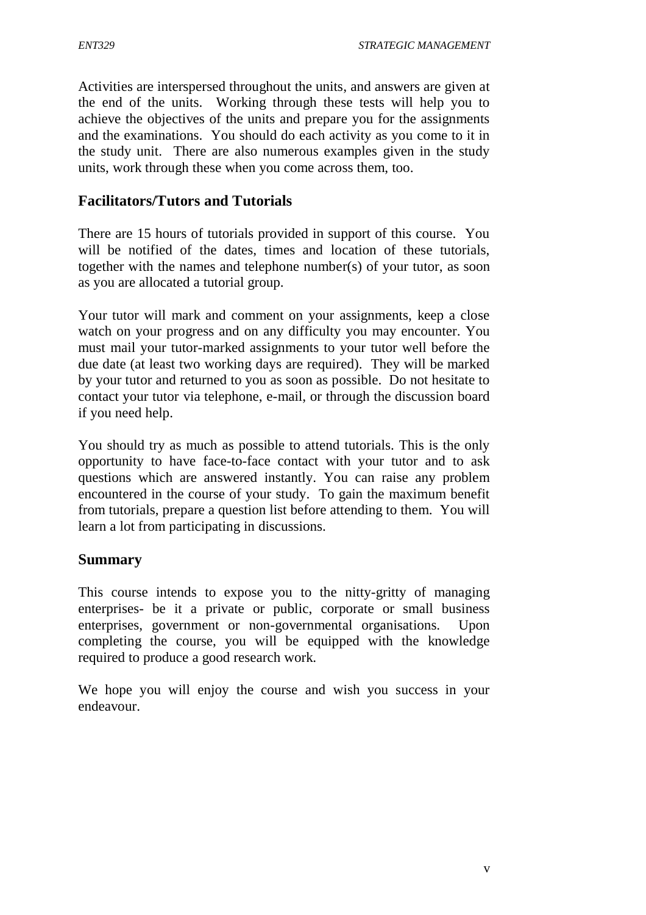Activities are interspersed throughout the units, and answers are given at the end of the units. Working through these tests will help you to achieve the objectives of the units and prepare you for the assignments and the examinations. You should do each activity as you come to it in the study unit. There are also numerous examples given in the study units, work through these when you come across them, too.

## Facilitators/Tutors and Tutorials

There are 15 hours of tutorials provided in support of this course. You will be notified of the dates, times and location of these tutorials, together with the names and telephone number(s) of your tutor, as soon as you are allocated a tutorial group.

Your tutor will mark and comment on your assignments, keep a close watch on your progress and on any difficulty you may encounter. You must mail your tutor-marked assignments to your tutor well before the due date (at least two working days are required). They will be marked by your tutor and returned to you as soon as possible. Do not hesitate to contact your tutor via telephone, e-mail, or through the discussion board if you need help.

You should try as much as possible to attend tutorials. This is the only opportunity to have face-to-face contact with your tutor and to ask questions which are answered instantly. You can raise any problem encountered in the course of your study. To gain the maximum benefit from tutorials, prepare a question list before attending to them. You will learn a lot from participating in discussions.

## Summary

This course intends to expose you to the nitty-gritty of managing enterprises- be it a private or public, corporate or small business enterprises, government or non-governmental organisations. Upon completing the course, you will be equipped with the knowledge required to produce a good research work.

We hope you will enjoy the course and wish you success in your endeavour.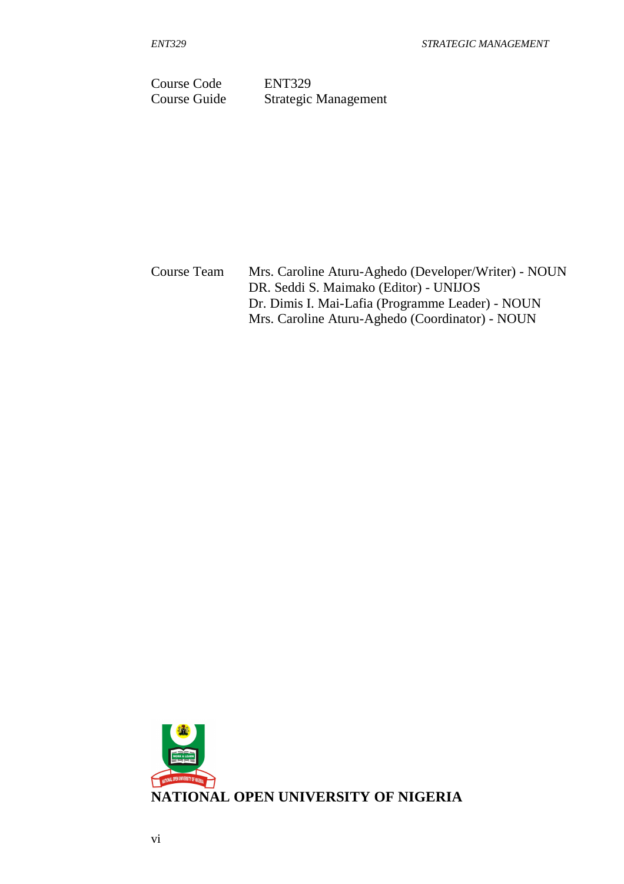| | |
|---|---|
| Course Code | ENT329 |
| Course Guide | Strategic Management |

| | |
|---|---|
| Course Team | Mrs. Caroline Aturu-Aghedo (Developer/Writer) - NOUN |
| | DR. Seddi S. Maimako (Editor) - UNIJOS |
| | Dr. Dimis I. Mai-Lafia (Programme Leader) - NOUN |
| | Mrs. Caroline Aturu-Aghedo (Coordinator) - NOUN |

**NATIONAL OPEN UNIVERSITY OF NIGERIA**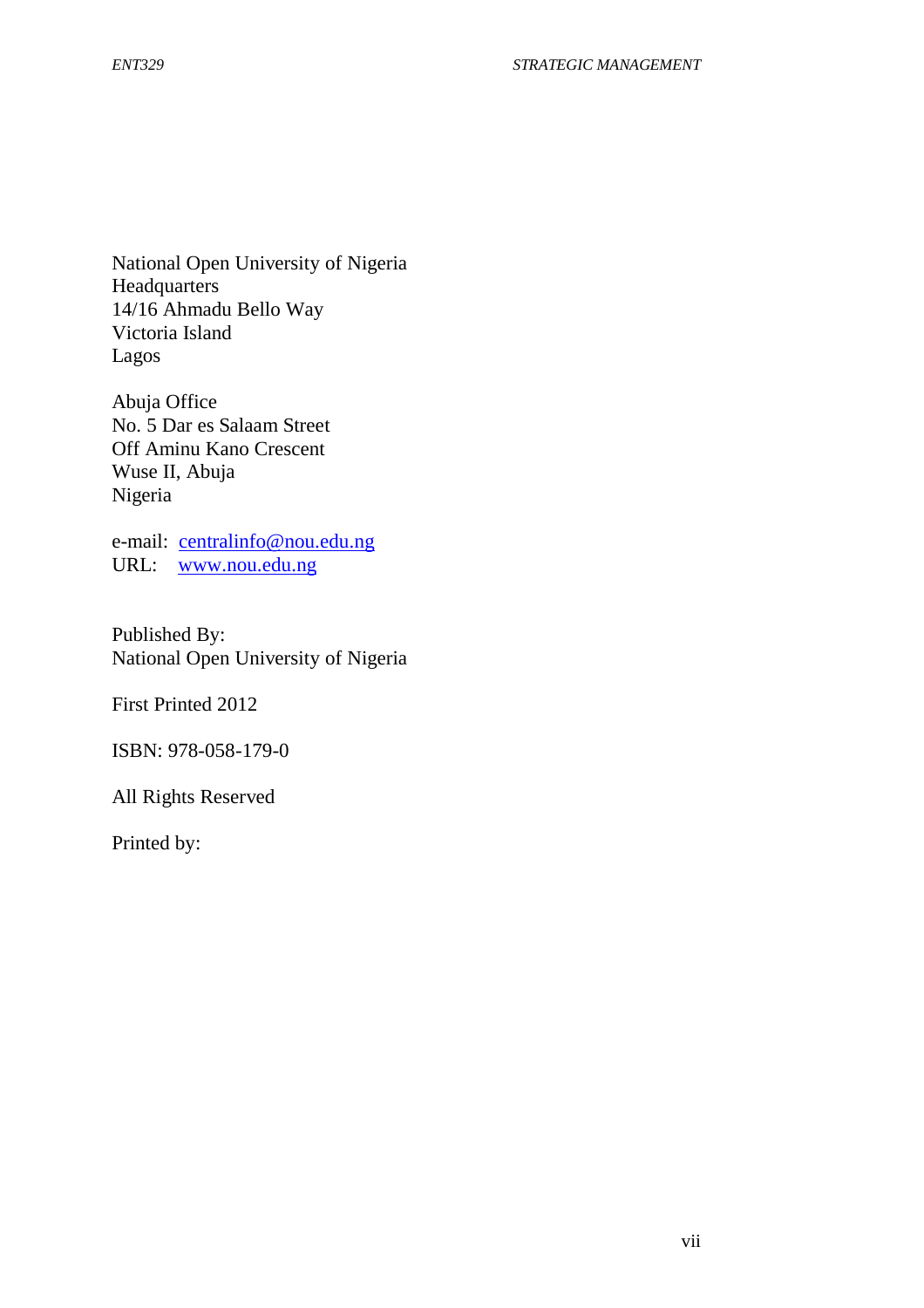National Open University of Nigeria
Headquarters
14/16 Ahmadu Bello Way
Victoria Island
Lagos

Abuja Office
No. 5 Dar es Salaam Street
Off Aminu Kano Crescent
Wuse II, Abuja
Nigeria

e-mail: centralinfo@nou.edu.ng
URL: www.nou.edu.ng

Published By:
National Open University of Nigeria

First Printed 2012

ISBN: 978-058-179-0

All Rights Reserved

Printed by: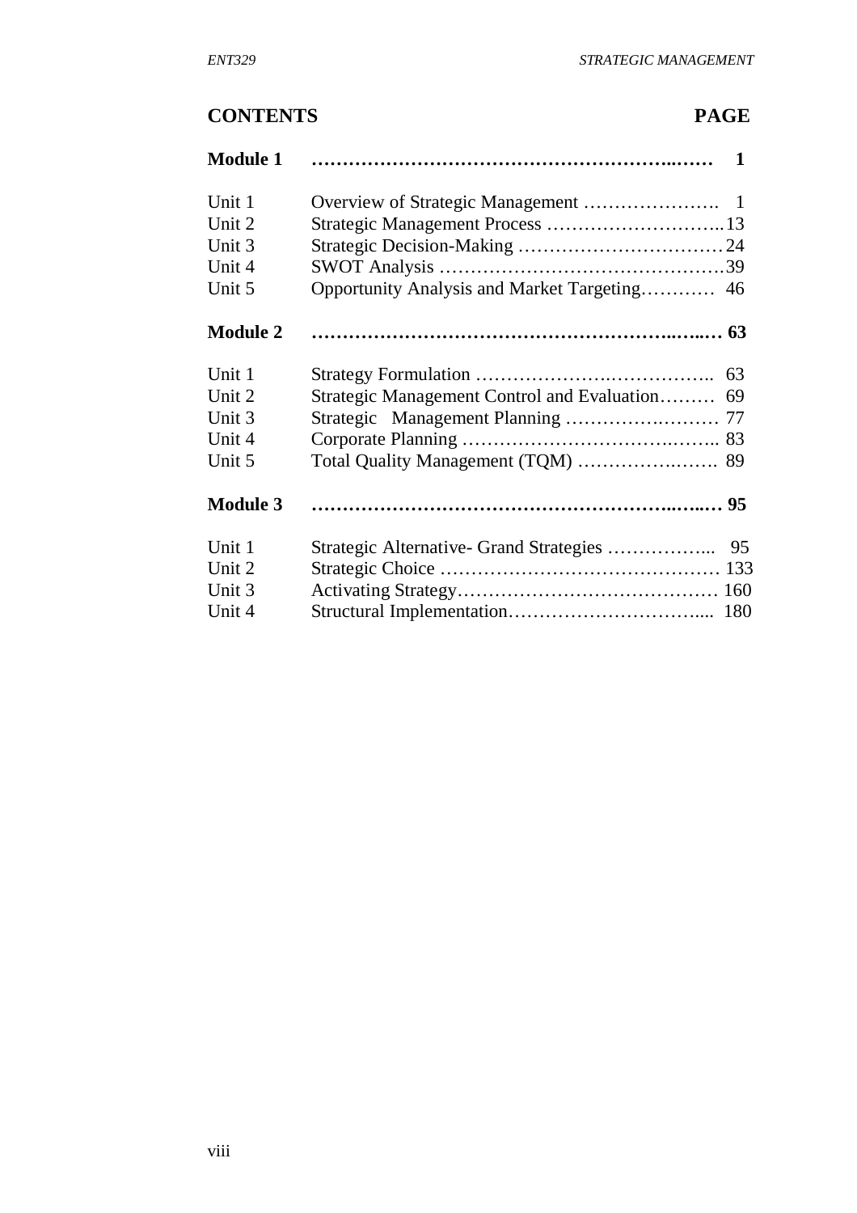## CONTENTS PAGE

| | | |
|---|---|---|
| **Module 1** | | **1** |
| Unit 1 | Overview of Strategic Management | 1 |
| Unit 2 | Strategic Management Process | 13 |
| Unit 3 | Strategic Decision-Making | 24 |
| Unit 4 | SWOT Analysis | 39 |
| Unit 5 | Opportunity Analysis and Market Targeting | 46 |
| **Module 2** | | **63** |
| Unit 1 | Strategy Formulation | 63 |
| Unit 2 | Strategic Management Control and Evaluation | 69 |
| Unit 3 | Strategic Management Planning | 77 |
| Unit 4 | Corporate Planning | 83 |
| Unit 5 | Total Quality Management (TQM) | 89 |
| **Module 3** | | **95** |
| Unit 1 | Strategic Alternative- Grand Strategies | 95 |
| Unit 2 | Strategic Choice | 133 |
| Unit 3 | Activating Strategy | 160 |
| Unit 4 | Structural Implementation | 180 |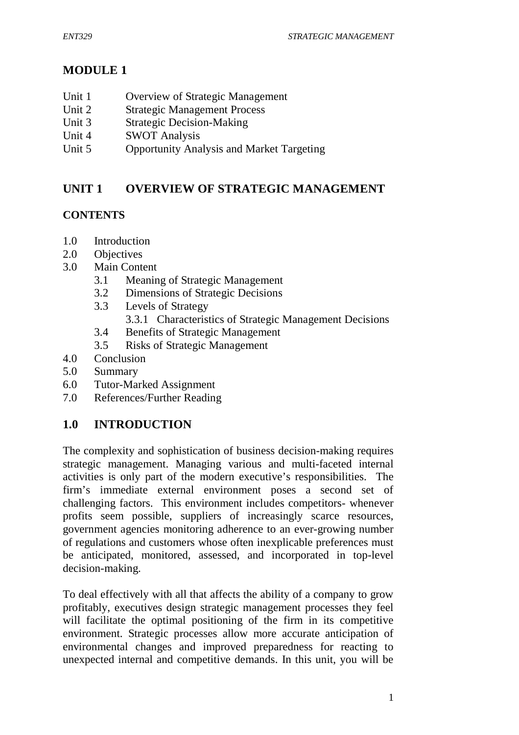# MODULE 1

Unit 1 Overview of Strategic Management
Unit 2 Strategic Management Process
Unit 3 Strategic Decision-Making
Unit 4 SWOT Analysis
Unit 5 Opportunity Analysis and Market Targeting

## UNIT 1 OVERVIEW OF STRATEGIC MANAGEMENT

**CONTENTS**

- 1.0 Introduction
- 2.0 Objectives
- 3.0 Main Content
  - 3.1 Meaning of Strategic Management
  - 3.2 Dimensions of Strategic Decisions
  - 3.3 Levels of Strategy
    - 3.3.1 Characteristics of Strategic Management Decisions
  - 3.4 Benefits of Strategic Management
  - 3.5 Risks of Strategic Management
- 4.0 Conclusion
- 5.0 Summary
- 6.0 Tutor-Marked Assignment
- 7.0 References/Further Reading

## 1.0 INTRODUCTION

The complexity and sophistication of business decision-making requires strategic management. Managing various and multi-faceted internal activities is only part of the modern executive's responsibilities. The firm's immediate external environment poses a second set of challenging factors. This environment includes competitors- whenever profits seem possible, suppliers of increasingly scarce resources, government agencies monitoring adherence to an ever-growing number of regulations and customers whose often inexplicable preferences must be anticipated, monitored, assessed, and incorporated in top-level decision-making.

To deal effectively with all that affects the ability of a company to grow profitably, executives design strategic management processes they feel will facilitate the optimal positioning of the firm in its competitive environment. Strategic processes allow more accurate anticipation of environmental changes and improved preparedness for reacting to unexpected internal and competitive demands. In this unit, you will be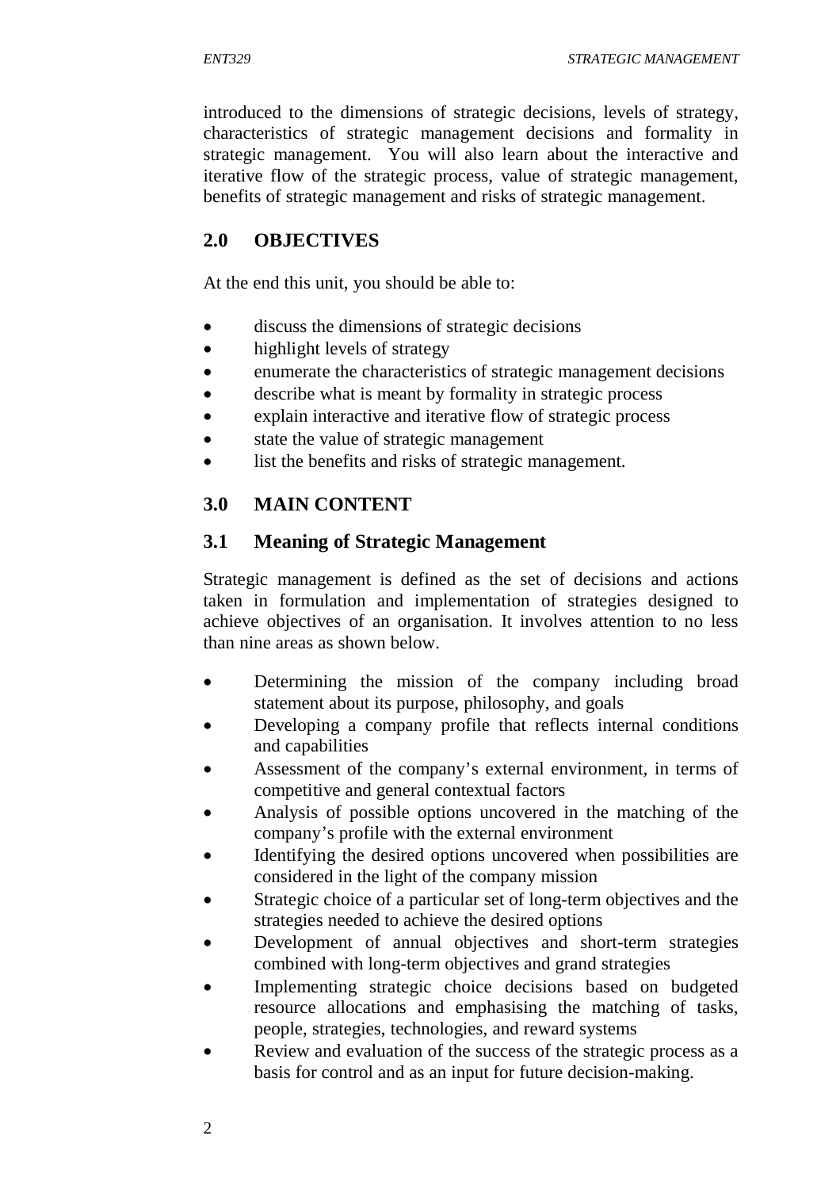introduced to the dimensions of strategic decisions, levels of strategy, characteristics of strategic management decisions and formality in strategic management. You will also learn about the interactive and iterative flow of the strategic process, value of strategic management, benefits of strategic management and risks of strategic management.

## 2.0 OBJECTIVES

At the end this unit, you should be able to:

- discuss the dimensions of strategic decisions
- highlight levels of strategy
- enumerate the characteristics of strategic management decisions
- describe what is meant by formality in strategic process
- explain interactive and iterative flow of strategic process
- state the value of strategic management
- list the benefits and risks of strategic management.

## 3.0 MAIN CONTENT

### 3.1 Meaning of Strategic Management

Strategic management is defined as the set of decisions and actions taken in formulation and implementation of strategies designed to achieve objectives of an organisation. It involves attention to no less than nine areas as shown below.

- Determining the mission of the company including broad statement about its purpose, philosophy, and goals
- Developing a company profile that reflects internal conditions and capabilities
- Assessment of the company's external environment, in terms of competitive and general contextual factors
- Analysis of possible options uncovered in the matching of the company's profile with the external environment
- Identifying the desired options uncovered when possibilities are considered in the light of the company mission
- Strategic choice of a particular set of long-term objectives and the strategies needed to achieve the desired options
- Development of annual objectives and short-term strategies combined with long-term objectives and grand strategies
- Implementing strategic choice decisions based on budgeted resource allocations and emphasising the matching of tasks, people, strategies, technologies, and reward systems
- Review and evaluation of the success of the strategic process as a basis for control and as an input for future decision-making.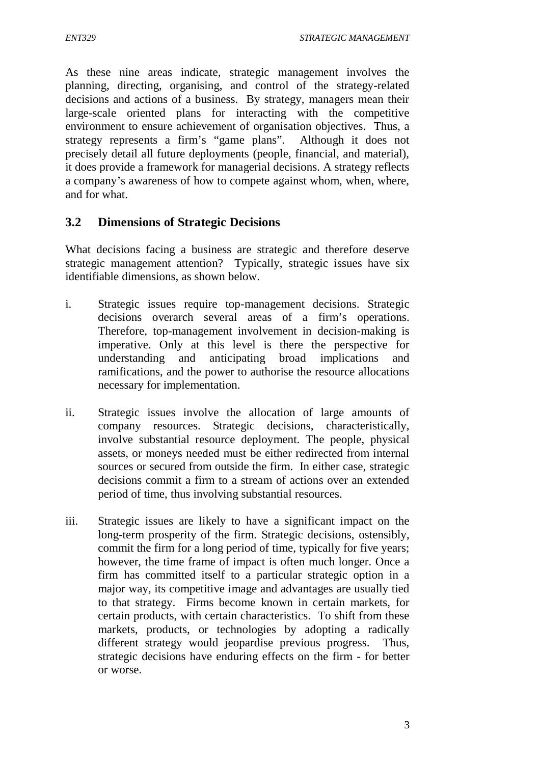As these nine areas indicate, strategic management involves the planning, directing, organising, and control of the strategy-related decisions and actions of a business. By strategy, managers mean their large-scale oriented plans for interacting with the competitive environment to ensure achievement of organisation objectives. Thus, a strategy represents a firm's "game plans". Although it does not precisely detail all future deployments (people, financial, and material), it does provide a framework for managerial decisions. A strategy reflects a company's awareness of how to compete against whom, when, where, and for what.

## 3.2 Dimensions of Strategic Decisions

What decisions facing a business are strategic and therefore deserve strategic management attention? Typically, strategic issues have six identifiable dimensions, as shown below.

i. Strategic issues require top-management decisions. Strategic decisions overarch several areas of a firm's operations. Therefore, top-management involvement in decision-making is imperative. Only at this level is there the perspective for understanding and anticipating broad implications and ramifications, and the power to authorise the resource allocations necessary for implementation.

ii. Strategic issues involve the allocation of large amounts of company resources. Strategic decisions, characteristically, involve substantial resource deployment. The people, physical assets, or moneys needed must be either redirected from internal sources or secured from outside the firm. In either case, strategic decisions commit a firm to a stream of actions over an extended period of time, thus involving substantial resources.

iii. Strategic issues are likely to have a significant impact on the long-term prosperity of the firm. Strategic decisions, ostensibly, commit the firm for a long period of time, typically for five years; however, the time frame of impact is often much longer. Once a firm has committed itself to a particular strategic option in a major way, its competitive image and advantages are usually tied to that strategy. Firms become known in certain markets, for certain products, with certain characteristics. To shift from these markets, products, or technologies by adopting a radically different strategy would jeopardise previous progress. Thus, strategic decisions have enduring effects on the firm - for better or worse.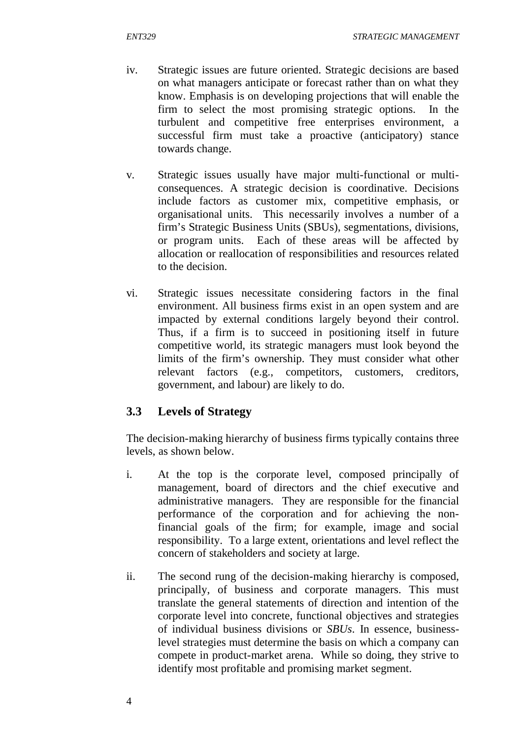iv. Strategic issues are future oriented. Strategic decisions are based on what managers anticipate or forecast rather than on what they know. Emphasis is on developing projections that will enable the firm to select the most promising strategic options. In the turbulent and competitive free enterprises environment, a successful firm must take a proactive (anticipatory) stance towards change.

v. Strategic issues usually have major multi-functional or multi-consequences. A strategic decision is coordinative. Decisions include factors as customer mix, competitive emphasis, or organisational units. This necessarily involves a number of a firm's Strategic Business Units (SBUs), segmentations, divisions, or program units. Each of these areas will be affected by allocation or reallocation of responsibilities and resources related to the decision.

vi. Strategic issues necessitate considering factors in the final environment. All business firms exist in an open system and are impacted by external conditions largely beyond their control. Thus, if a firm is to succeed in positioning itself in future competitive world, its strategic managers must look beyond the limits of the firm's ownership. They must consider what other relevant factors (e.g., competitors, customers, creditors, government, and labour) are likely to do.

## 3.3 Levels of Strategy

The decision-making hierarchy of business firms typically contains three levels, as shown below.

i. At the top is the corporate level, composed principally of management, board of directors and the chief executive and administrative managers. They are responsible for the financial performance of the corporation and for achieving the non-financial goals of the firm; for example, image and social responsibility. To a large extent, orientations and level reflect the concern of stakeholders and society at large.

ii. The second rung of the decision-making hierarchy is composed, principally, of business and corporate managers. This must translate the general statements of direction and intention of the corporate level into concrete, functional objectives and strategies of individual business divisions or *SBUs*. In essence, business-level strategies must determine the basis on which a company can compete in product-market arena. While so doing, they strive to identify most profitable and promising market segment.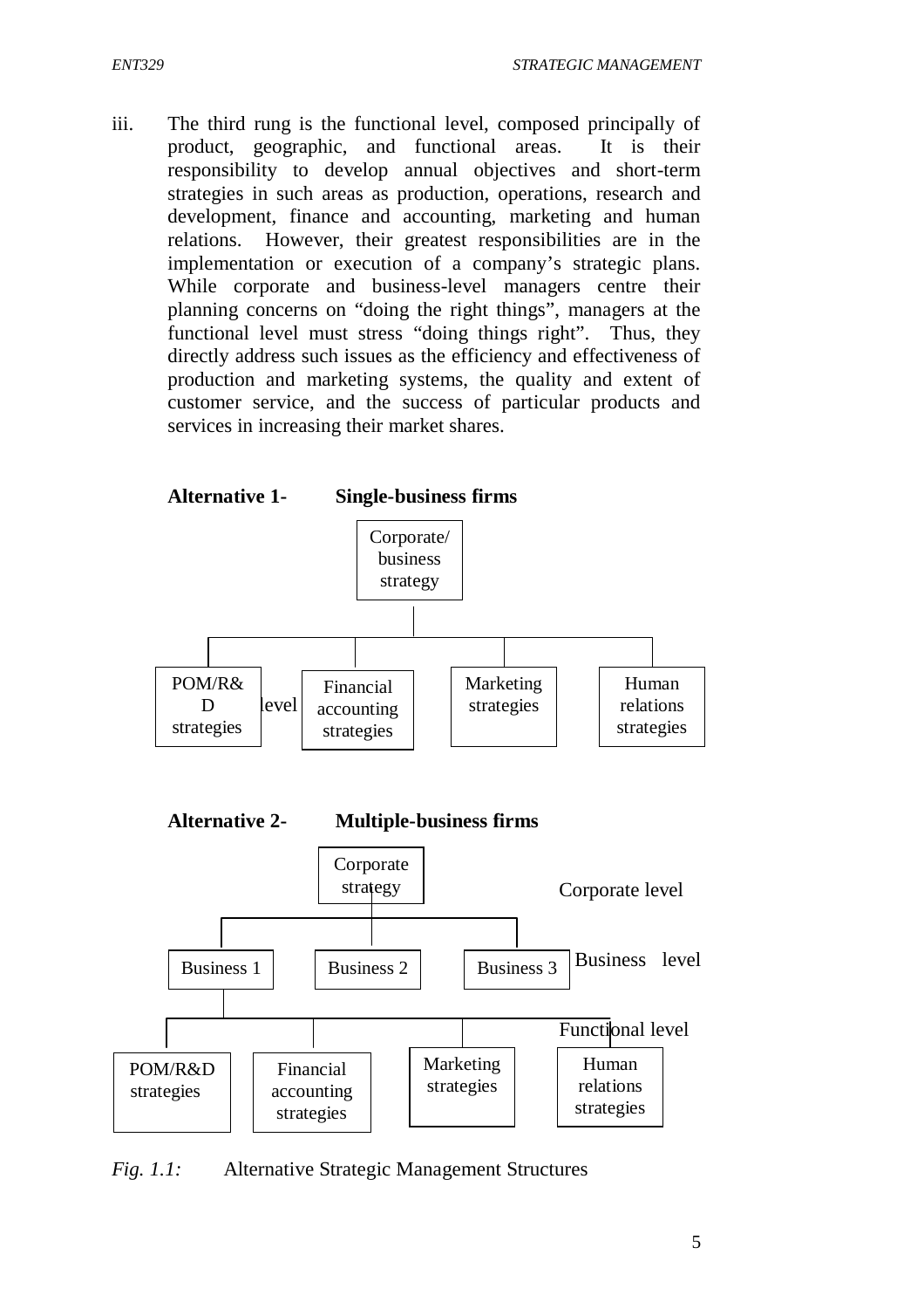iii. The third rung is the functional level, composed principally of product, geographic, and functional areas. It is their responsibility to develop annual objectives and short-term strategies in such areas as production, operations, research and development, finance and accounting, marketing and human relations. However, their greatest responsibilities are in the implementation or execution of a company's strategic plans. While corporate and business-level managers centre their planning concerns on "doing the right things", managers at the functional level must stress "doing things right". Thus, they directly address such issues as the efficiency and effectiveness of production and marketing systems, the quality and extent of customer service, and the success of particular products and services in increasing their market shares.

**Alternative 1- Single-business firms**

Corporate/ business strategy

POM/R&D strategies | level | Financial accounting strategies | Marketing strategies | Human relations strategies

**Alternative 2- Multiple-business firms**

Corporate strategy — Corporate level

Business 1 | Business 2 | Business 3 — Business level

Functional level

POM/R&D strategies | Financial accounting strategies | Marketing strategies | Human relations strategies

*Fig. 1.1:* Alternative Strategic Management Structures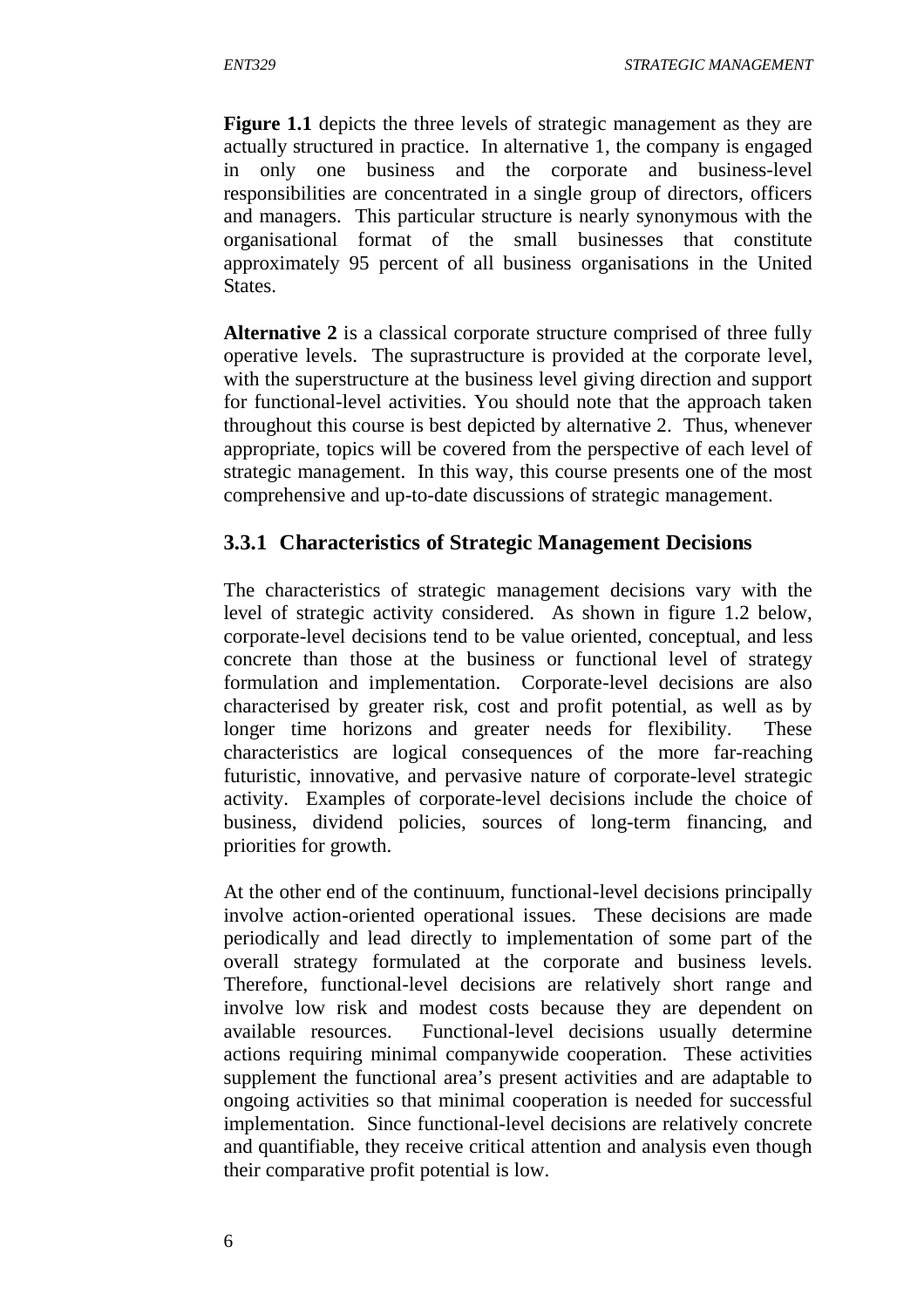**Figure 1.1** depicts the three levels of strategic management as they are actually structured in practice. In alternative 1, the company is engaged in only one business and the corporate and business-level responsibilities are concentrated in a single group of directors, officers and managers. This particular structure is nearly synonymous with the organisational format of the small businesses that constitute approximately 95 percent of all business organisations in the United States.

**Alternative 2** is a classical corporate structure comprised of three fully operative levels. The suprastructure is provided at the corporate level, with the superstructure at the business level giving direction and support for functional-level activities. You should note that the approach taken throughout this course is best depicted by alternative 2. Thus, whenever appropriate, topics will be covered from the perspective of each level of strategic management. In this way, this course presents one of the most comprehensive and up-to-date discussions of strategic management.

### 3.3.1 Characteristics of Strategic Management Decisions

The characteristics of strategic management decisions vary with the level of strategic activity considered. As shown in figure 1.2 below, corporate-level decisions tend to be value oriented, conceptual, and less concrete than those at the business or functional level of strategy formulation and implementation. Corporate-level decisions are also characterised by greater risk, cost and profit potential, as well as by longer time horizons and greater needs for flexibility. These characteristics are logical consequences of the more far-reaching futuristic, innovative, and pervasive nature of corporate-level strategic activity. Examples of corporate-level decisions include the choice of business, dividend policies, sources of long-term financing, and priorities for growth.

At the other end of the continuum, functional-level decisions principally involve action-oriented operational issues. These decisions are made periodically and lead directly to implementation of some part of the overall strategy formulated at the corporate and business levels. Therefore, functional-level decisions are relatively short range and involve low risk and modest costs because they are dependent on available resources. Functional-level decisions usually determine actions requiring minimal companywide cooperation. These activities supplement the functional area's present activities and are adaptable to ongoing activities so that minimal cooperation is needed for successful implementation. Since functional-level decisions are relatively concrete and quantifiable, they receive critical attention and analysis even though their comparative profit potential is low.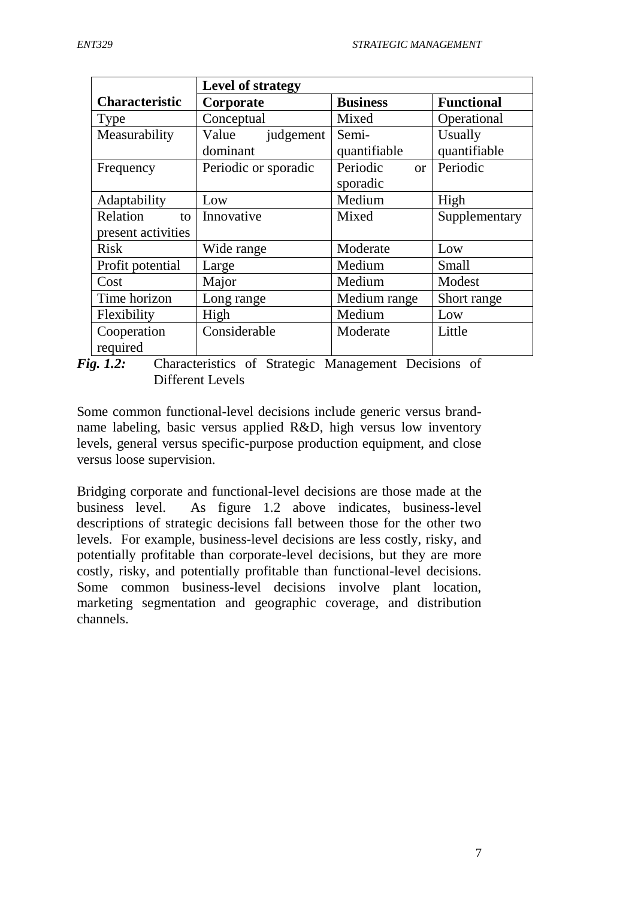| | Level of strategy | | |
|---|---|---|---|
| **Characteristic** | **Corporate** | **Business** | **Functional** |
| Type | Conceptual | Mixed | Operational |
| Measurability | Value judgement dominant | Semi-quantifiable | Usually quantifiable |
| Frequency | Periodic or sporadic | Periodic or sporadic | Periodic |
| Adaptability | Low | Medium | High |
| Relation to present activities | Innovative | Mixed | Supplementary |
| Risk | Wide range | Moderate | Low |
| Profit potential | Large | Medium | Small |
| Cost | Major | Medium | Modest |
| Time horizon | Long range | Medium range | Short range |
| Flexibility | High | Medium | Low |
| Cooperation required | Considerable | Moderate | Little |

***Fig. 1.2:*** Characteristics of Strategic Management Decisions of Different Levels

Some common functional-level decisions include generic versus brand-name labeling, basic versus applied R&D, high versus low inventory levels, general versus specific-purpose production equipment, and close versus loose supervision.

Bridging corporate and functional-level decisions are those made at the business level. As figure 1.2 above indicates, business-level descriptions of strategic decisions fall between those for the other two levels. For example, business-level decisions are less costly, risky, and potentially profitable than corporate-level decisions, but they are more costly, risky, and potentially profitable than functional-level decisions. Some common business-level decisions involve plant location, marketing segmentation and geographic coverage, and distribution channels.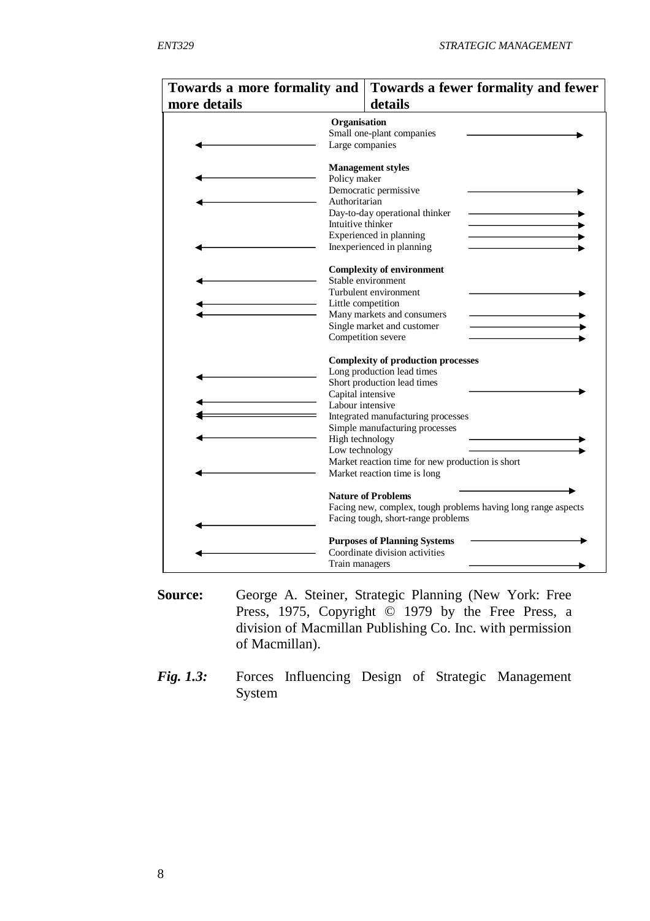| Towards a more formality and more details | | Towards a fewer formality and fewer details |
|---|---|---|
| | **Organisation** | |
| | Small one-plant companies | ⟶ |
| ⟵ | Large companies | |
| | **Management styles** | |
| ⟵ | Policy maker | |
| | Democratic permissive | ⟶ |
| ⟵ | Authoritarian | |
| | Day-to-day operational thinker | ⟶ |
| | Intuitive thinker | ⟶ |
| | Experienced in planning | ⟶ |
| ⟵ | Inexperienced in planning | ⟶ |
| | **Complexity of environment** | |
| ⟵ | Stable environment | |
| | Turbulent environment | ⟶ |
| ⟵ | Little competition | |
| ⟵ | Many markets and consumers | ⟶ |
| | Single market and customer | ⟶ |
| | Competition severe | ⟶ |
| | **Complexity of production processes** | |
| ⟵ | Long production lead times | |
| | Short production lead times | ⟶ |
| ⟵ | Capital intensive | |
| | Labour intensive | |
| ⟸ | Integrated manufacturing processes | |
| | Simple manufacturing processes | |
| ⟵ | High technology | ⟶ |
| | Low technology | ⟶ |
| | Market reaction time for new production is short | |
| ⟵ | Market reaction time is long | |
| | **Nature of Problems** | ⟶ |
| | Facing new, complex, tough problems having long range aspects | |
| ⟵ | Facing tough, short-range problems | |
| | **Purposes of Planning Systems** | ⟶ |
| ⟵ | Coordinate division activities | |
| | Train managers | ⟶ |

**Source:** George A. Steiner, Strategic Planning (New York: Free Press, 1975, Copyright © 1979 by the Free Press, a division of Macmillan Publishing Co. Inc. with permission of Macmillan).

***Fig. 1.3:*** Forces Influencing Design of Strategic Management System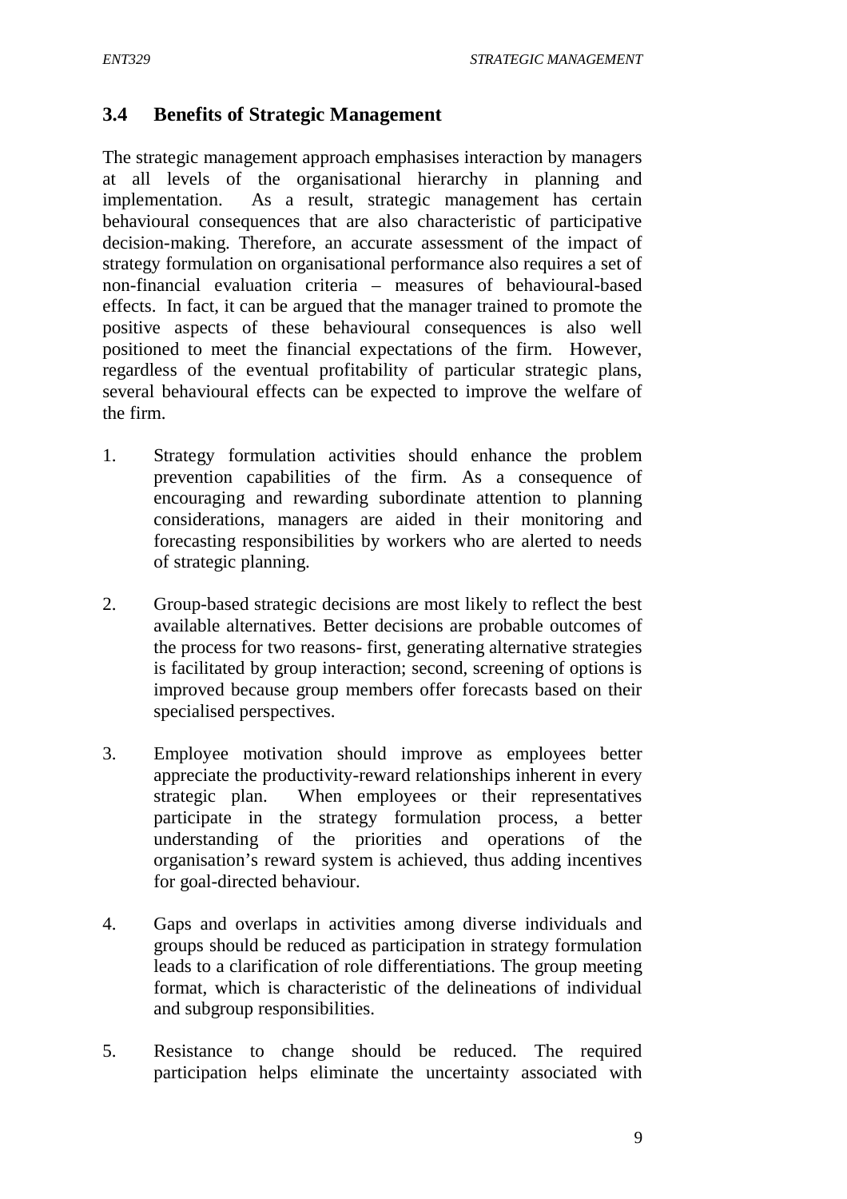### 3.4 Benefits of Strategic Management

The strategic management approach emphasises interaction by managers at all levels of the organisational hierarchy in planning and implementation. As a result, strategic management has certain behavioural consequences that are also characteristic of participative decision-making. Therefore, an accurate assessment of the impact of strategy formulation on organisational performance also requires a set of non-financial evaluation criteria – measures of behavioural-based effects. In fact, it can be argued that the manager trained to promote the positive aspects of these behavioural consequences is also well positioned to meet the financial expectations of the firm. However, regardless of the eventual profitability of particular strategic plans, several behavioural effects can be expected to improve the welfare of the firm.

1. Strategy formulation activities should enhance the problem prevention capabilities of the firm. As a consequence of encouraging and rewarding subordinate attention to planning considerations, managers are aided in their monitoring and forecasting responsibilities by workers who are alerted to needs of strategic planning.

2. Group-based strategic decisions are most likely to reflect the best available alternatives. Better decisions are probable outcomes of the process for two reasons- first, generating alternative strategies is facilitated by group interaction; second, screening of options is improved because group members offer forecasts based on their specialised perspectives.

3. Employee motivation should improve as employees better appreciate the productivity-reward relationships inherent in every strategic plan. When employees or their representatives participate in the strategy formulation process, a better understanding of the priorities and operations of the organisation's reward system is achieved, thus adding incentives for goal-directed behaviour.

4. Gaps and overlaps in activities among diverse individuals and groups should be reduced as participation in strategy formulation leads to a clarification of role differentiations. The group meeting format, which is characteristic of the delineations of individual and subgroup responsibilities.

5. Resistance to change should be reduced. The required participation helps eliminate the uncertainty associated with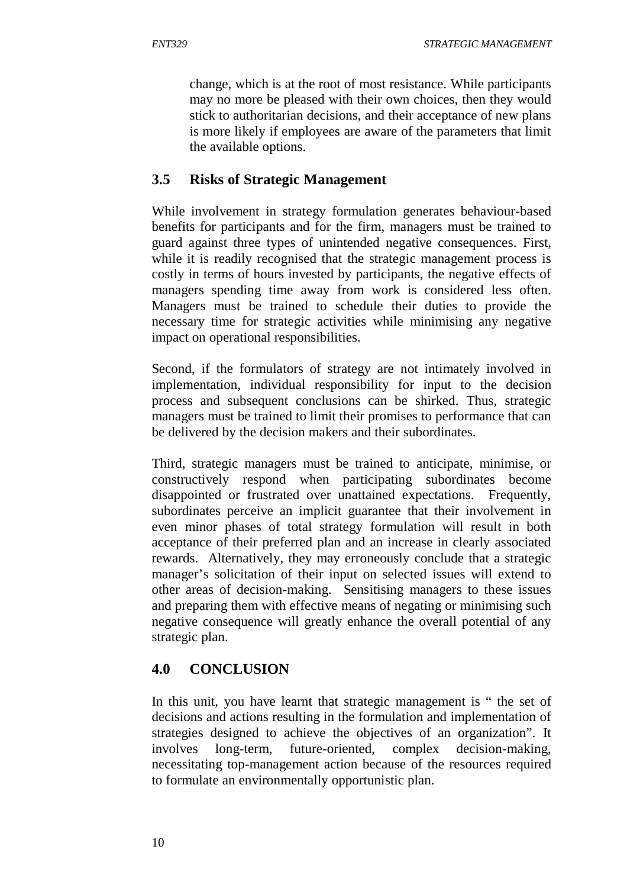change, which is at the root of most resistance. While participants may no more be pleased with their own choices, then they would stick to authoritarian decisions, and their acceptance of new plans is more likely if employees are aware of the parameters that limit the available options.

## 3.5 Risks of Strategic Management

While involvement in strategy formulation generates behaviour-based benefits for participants and for the firm, managers must be trained to guard against three types of unintended negative consequences. First, while it is readily recognised that the strategic management process is costly in terms of hours invested by participants, the negative effects of managers spending time away from work is considered less often. Managers must be trained to schedule their duties to provide the necessary time for strategic activities while minimising any negative impact on operational responsibilities.

Second, if the formulators of strategy are not intimately involved in implementation, individual responsibility for input to the decision process and subsequent conclusions can be shirked. Thus, strategic managers must be trained to limit their promises to performance that can be delivered by the decision makers and their subordinates.

Third, strategic managers must be trained to anticipate, minimise, or constructively respond when participating subordinates become disappointed or frustrated over unattained expectations. Frequently, subordinates perceive an implicit guarantee that their involvement in even minor phases of total strategy formulation will result in both acceptance of their preferred plan and an increase in clearly associated rewards. Alternatively, they may erroneously conclude that a strategic manager's solicitation of their input on selected issues will extend to other areas of decision-making. Sensitising managers to these issues and preparing them with effective means of negating or minimising such negative consequence will greatly enhance the overall potential of any strategic plan.

# 4.0 CONCLUSION

In this unit, you have learnt that strategic management is " the set of decisions and actions resulting in the formulation and implementation of strategies designed to achieve the objectives of an organization". It involves long-term, future-oriented, complex decision-making, necessitating top-management action because of the resources required to formulate an environmentally opportunistic plan.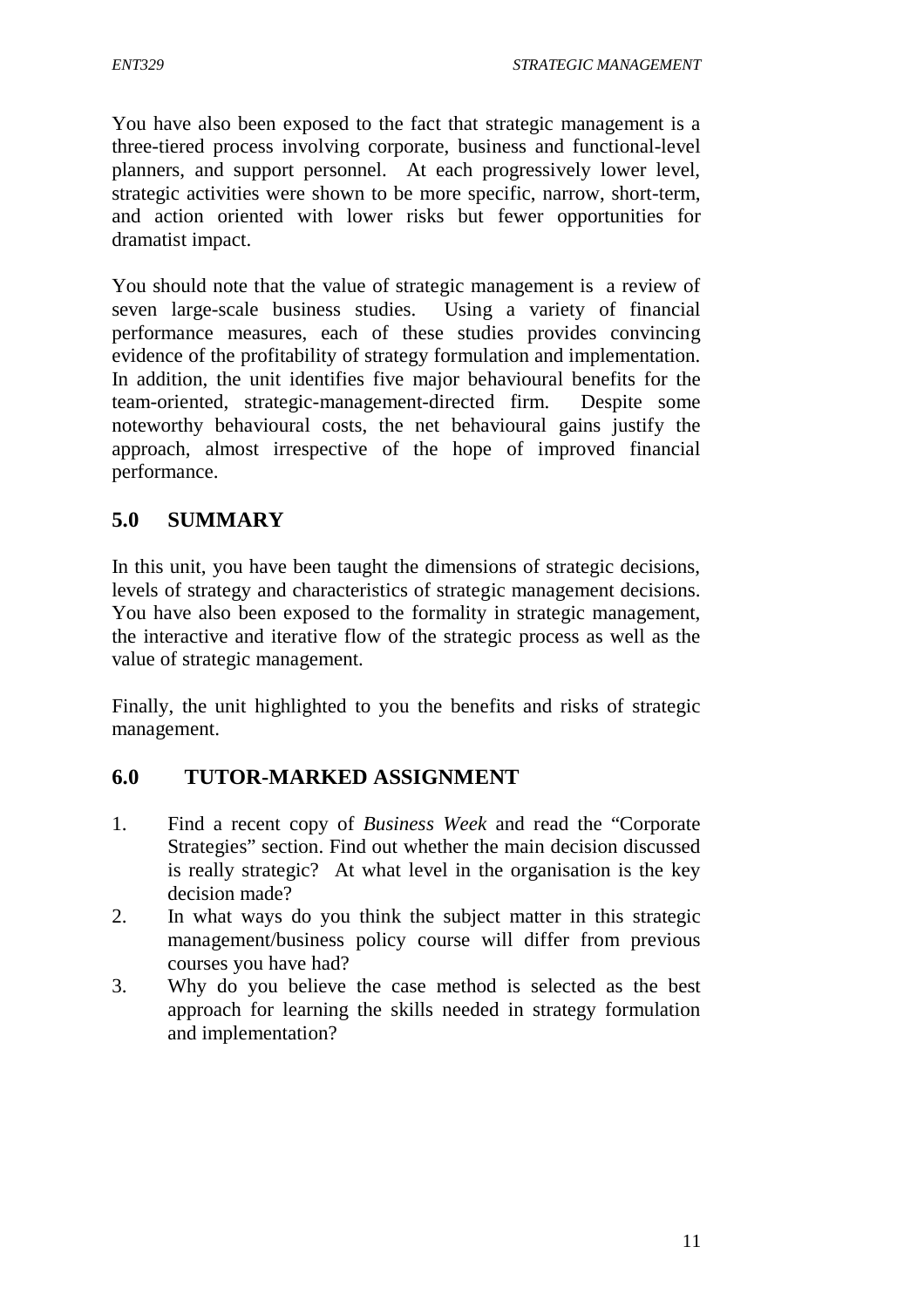You have also been exposed to the fact that strategic management is a three-tiered process involving corporate, business and functional-level planners, and support personnel. At each progressively lower level, strategic activities were shown to be more specific, narrow, short-term, and action oriented with lower risks but fewer opportunities for dramatist impact.

You should note that the value of strategic management is a review of seven large-scale business studies. Using a variety of financial performance measures, each of these studies provides convincing evidence of the profitability of strategy formulation and implementation. In addition, the unit identifies five major behavioural benefits for the team-oriented, strategic-management-directed firm. Despite some noteworthy behavioural costs, the net behavioural gains justify the approach, almost irrespective of the hope of improved financial performance.

## 5.0 SUMMARY

In this unit, you have been taught the dimensions of strategic decisions, levels of strategy and characteristics of strategic management decisions. You have also been exposed to the formality in strategic management, the interactive and iterative flow of the strategic process as well as the value of strategic management.

Finally, the unit highlighted to you the benefits and risks of strategic management.

## 6.0 TUTOR-MARKED ASSIGNMENT

1. Find a recent copy of *Business Week* and read the "Corporate Strategies" section. Find out whether the main decision discussed is really strategic? At what level in the organisation is the key decision made?
2. In what ways do you think the subject matter in this strategic management/business policy course will differ from previous courses you have had?
3. Why do you believe the case method is selected as the best approach for learning the skills needed in strategy formulation and implementation?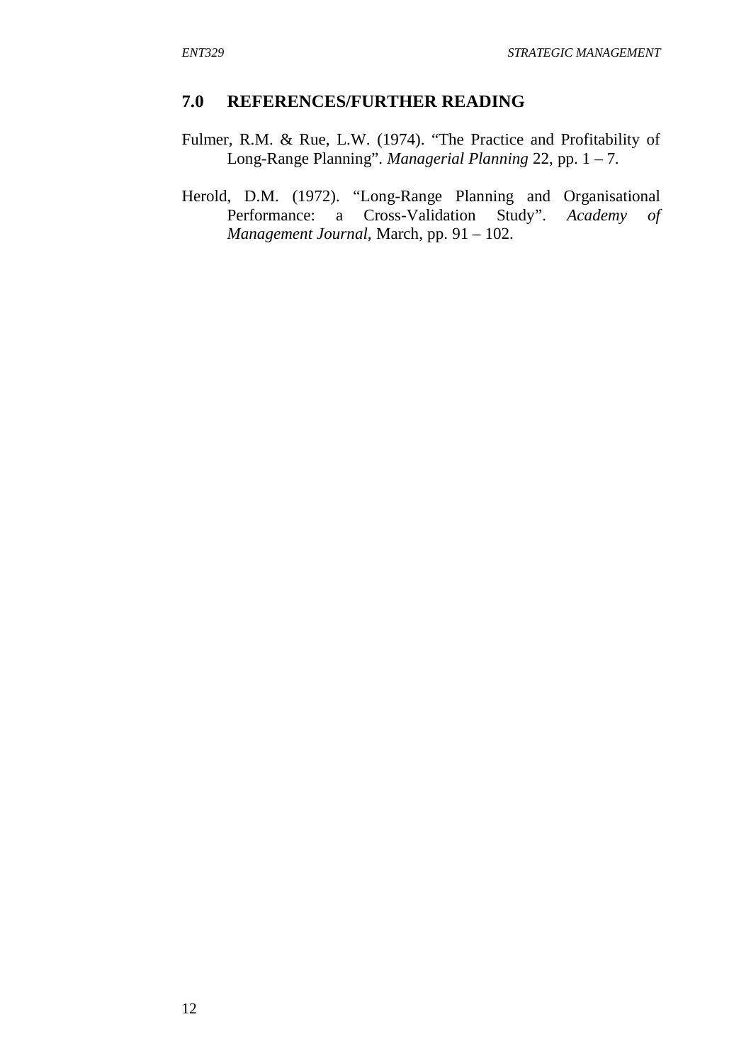## 7.0 REFERENCES/FURTHER READING

Fulmer, R.M. & Rue, L.W. (1974). "The Practice and Profitability of Long-Range Planning". *Managerial Planning* 22, pp. 1 – 7.

Herold, D.M. (1972). "Long-Range Planning and Organisational Performance: a Cross-Validation Study". *Academy of Management Journal*, March, pp. 91 – 102.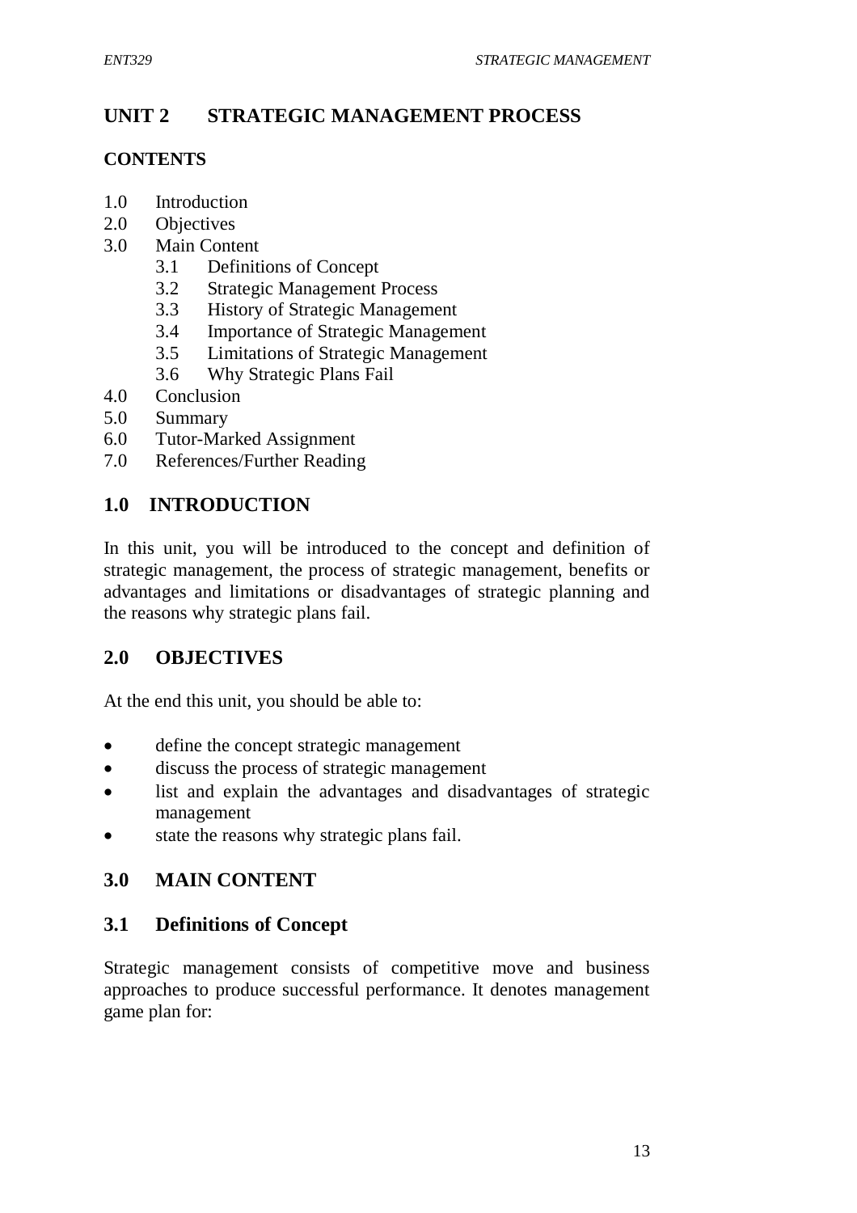# UNIT 2 STRATEGIC MANAGEMENT PROCESS

## CONTENTS

1.0 Introduction
2.0 Objectives
3.0 Main Content
  3.1 Definitions of Concept
  3.2 Strategic Management Process
  3.3 History of Strategic Management
  3.4 Importance of Strategic Management
  3.5 Limitations of Strategic Management
  3.6 Why Strategic Plans Fail
4.0 Conclusion
5.0 Summary
6.0 Tutor-Marked Assignment
7.0 References/Further Reading

## 1.0 INTRODUCTION

In this unit, you will be introduced to the concept and definition of strategic management, the process of strategic management, benefits or advantages and limitations or disadvantages of strategic planning and the reasons why strategic plans fail.

## 2.0 OBJECTIVES

At the end this unit, you should be able to:

- define the concept strategic management
- discuss the process of strategic management
- list and explain the advantages and disadvantages of strategic management
- state the reasons why strategic plans fail.

## 3.0 MAIN CONTENT

### 3.1 Definitions of Concept

Strategic management consists of competitive move and business approaches to produce successful performance. It denotes management game plan for: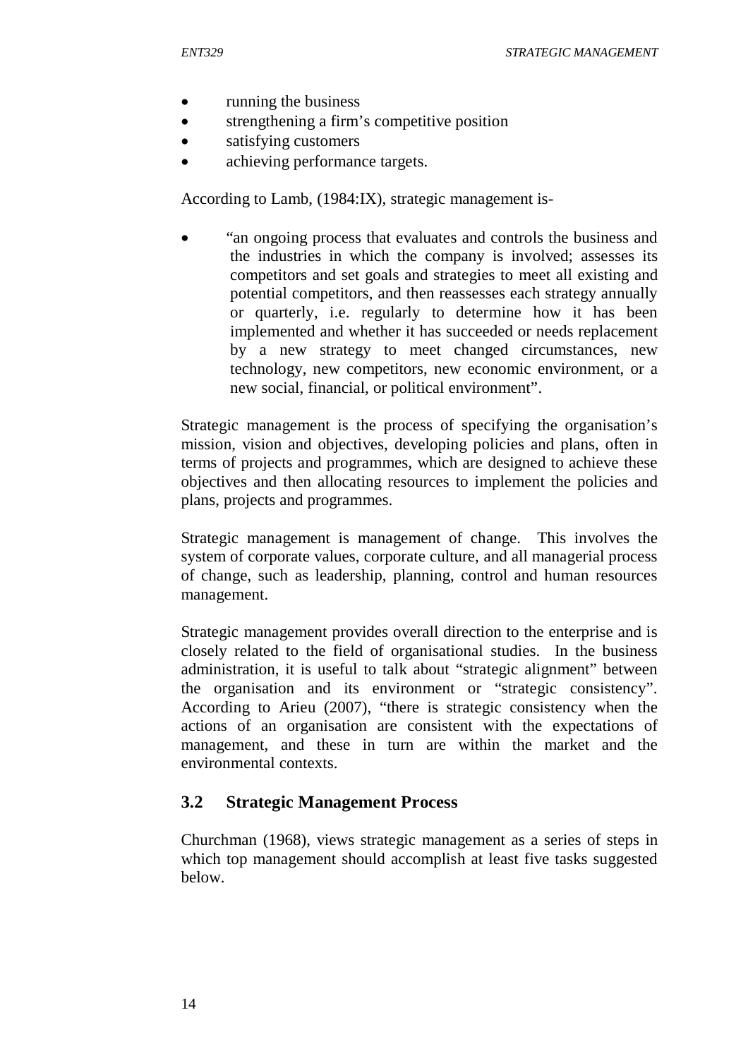- running the business
- strengthening a firm's competitive position
- satisfying customers
- achieving performance targets.

According to Lamb, (1984:IX), strategic management is-

- "an ongoing process that evaluates and controls the business and the industries in which the company is involved; assesses its competitors and set goals and strategies to meet all existing and potential competitors, and then reassesses each strategy annually or quarterly, i.e. regularly to determine how it has been implemented and whether it has succeeded or needs replacement by a new strategy to meet changed circumstances, new technology, new competitors, new economic environment, or a new social, financial, or political environment".

Strategic management is the process of specifying the organisation's mission, vision and objectives, developing policies and plans, often in terms of projects and programmes, which are designed to achieve these objectives and then allocating resources to implement the policies and plans, projects and programmes.

Strategic management is management of change. This involves the system of corporate values, corporate culture, and all managerial process of change, such as leadership, planning, control and human resources management.

Strategic management provides overall direction to the enterprise and is closely related to the field of organisational studies. In the business administration, it is useful to talk about "strategic alignment" between the organisation and its environment or "strategic consistency". According to Arieu (2007), "there is strategic consistency when the actions of an organisation are consistent with the expectations of management, and these in turn are within the market and the environmental contexts.

## 3.2 Strategic Management Process

Churchman (1968), views strategic management as a series of steps in which top management should accomplish at least five tasks suggested below.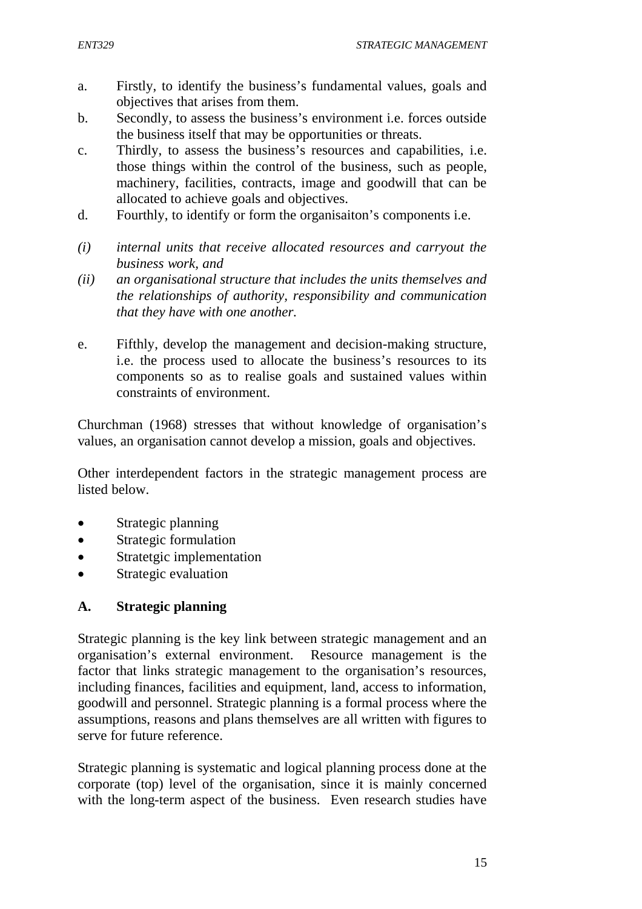a. Firstly, to identify the business's fundamental values, goals and objectives that arises from them.
b. Secondly, to assess the business's environment i.e. forces outside the business itself that may be opportunities or threats.
c. Thirdly, to assess the business's resources and capabilities, i.e. those things within the control of the business, such as people, machinery, facilities, contracts, image and goodwill that can be allocated to achieve goals and objectives.
d. Fourthly, to identify or form the organisaiton's components i.e.

*(i) internal units that receive allocated resources and carryout the business work, and*

*(ii) an organisational structure that includes the units themselves and the relationships of authority, responsibility and communication that they have with one another.*

e. Fifthly, develop the management and decision-making structure, i.e. the process used to allocate the business's resources to its components so as to realise goals and sustained values within constraints of environment.

Churchman (1968) stresses that without knowledge of organisation's values, an organisation cannot develop a mission, goals and objectives.

Other interdependent factors in the strategic management process are listed below.

- Strategic planning
- Strategic formulation
- Stratetgic implementation
- Strategic evaluation

**A. Strategic planning**

Strategic planning is the key link between strategic management and an organisation's external environment. Resource management is the factor that links strategic management to the organisation's resources, including finances, facilities and equipment, land, access to information, goodwill and personnel. Strategic planning is a formal process where the assumptions, reasons and plans themselves are all written with figures to serve for future reference.

Strategic planning is systematic and logical planning process done at the corporate (top) level of the organisation, since it is mainly concerned with the long-term aspect of the business. Even research studies have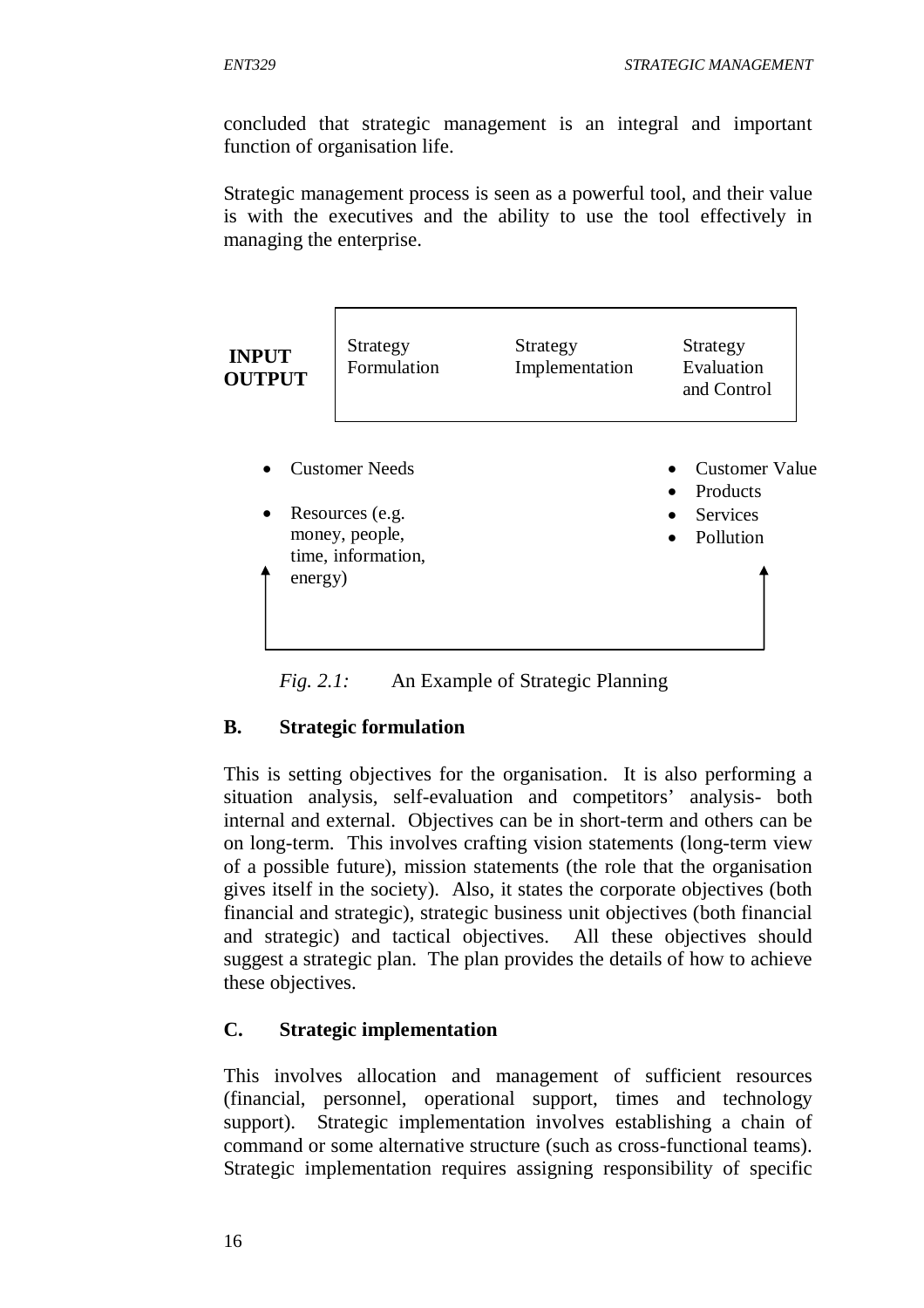concluded that strategic management is an integral and important function of organisation life.

Strategic management process is seen as a powerful tool, and their value is with the executives and the ability to use the tool effectively in managing the enterprise.

| INPUT OUTPUT | Strategy Formulation | Strategy Implementation | Strategy Evaluation and Control |
|---|---|---|---|

- Customer Needs
- Resources (e.g. money, people, time, information, energy)

- Customer Value
- Products
- Services
- Pollution

*Fig. 2.1:* An Example of Strategic Planning

### B. Strategic formulation

This is setting objectives for the organisation. It is also performing a situation analysis, self-evaluation and competitors' analysis- both internal and external. Objectives can be in short-term and others can be on long-term. This involves crafting vision statements (long-term view of a possible future), mission statements (the role that the organisation gives itself in the society). Also, it states the corporate objectives (both financial and strategic), strategic business unit objectives (both financial and strategic) and tactical objectives. All these objectives should suggest a strategic plan. The plan provides the details of how to achieve these objectives.

### C. Strategic implementation

This involves allocation and management of sufficient resources (financial, personnel, operational support, times and technology support). Strategic implementation involves establishing a chain of command or some alternative structure (such as cross-functional teams). Strategic implementation requires assigning responsibility of specific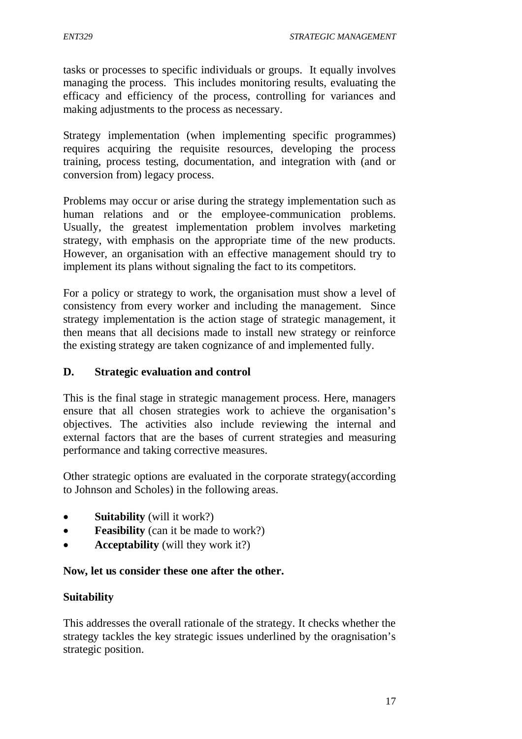tasks or processes to specific individuals or groups. It equally involves managing the process. This includes monitoring results, evaluating the efficacy and efficiency of the process, controlling for variances and making adjustments to the process as necessary.

Strategy implementation (when implementing specific programmes) requires acquiring the requisite resources, developing the process training, process testing, documentation, and integration with (and or conversion from) legacy process.

Problems may occur or arise during the strategy implementation such as human relations and or the employee-communication problems. Usually, the greatest implementation problem involves marketing strategy, with emphasis on the appropriate time of the new products. However, an organisation with an effective management should try to implement its plans without signaling the fact to its competitors.

For a policy or strategy to work, the organisation must show a level of consistency from every worker and including the management. Since strategy implementation is the action stage of strategic management, it then means that all decisions made to install new strategy or reinforce the existing strategy are taken cognizance of and implemented fully.

### D. Strategic evaluation and control

This is the final stage in strategic management process. Here, managers ensure that all chosen strategies work to achieve the organisation's objectives. The activities also include reviewing the internal and external factors that are the bases of current strategies and measuring performance and taking corrective measures.

Other strategic options are evaluated in the corporate strategy(according to Johnson and Scholes) in the following areas.

- **Suitability** (will it work?)
- **Feasibility** (can it be made to work?)
- **Acceptability** (will they work it?)

**Now, let us consider these one after the other.**

#### Suitability

This addresses the overall rationale of the strategy. It checks whether the strategy tackles the key strategic issues underlined by the oragnisation's strategic position.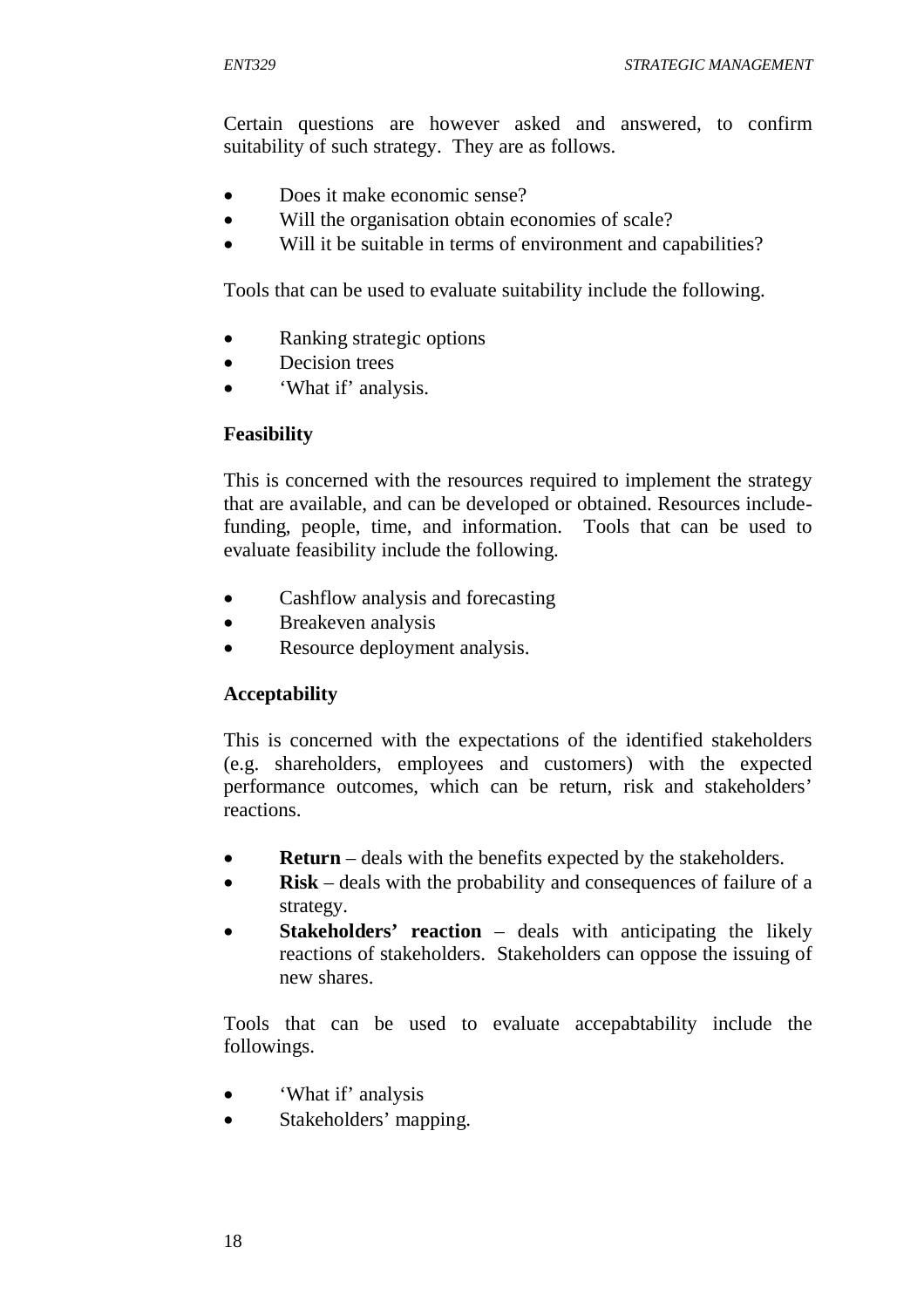Certain questions are however asked and answered, to confirm suitability of such strategy. They are as follows.

- Does it make economic sense?
- Will the organisation obtain economies of scale?
- Will it be suitable in terms of environment and capabilities?

Tools that can be used to evaluate suitability include the following.

- Ranking strategic options
- Decision trees
- 'What if' analysis.

**Feasibility**

This is concerned with the resources required to implement the strategy that are available, and can be developed or obtained. Resources include- funding, people, time, and information. Tools that can be used to evaluate feasibility include the following.

- Cashflow analysis and forecasting
- Breakeven analysis
- Resource deployment analysis.

**Acceptability**

This is concerned with the expectations of the identified stakeholders (e.g. shareholders, employees and customers) with the expected performance outcomes, which can be return, risk and stakeholders' reactions.

- **Return** – deals with the benefits expected by the stakeholders.
- **Risk** – deals with the probability and consequences of failure of a strategy.
- **Stakeholders' reaction** – deals with anticipating the likely reactions of stakeholders. Stakeholders can oppose the issuing of new shares.

Tools that can be used to evaluate accepabtability include the followings.

- 'What if' analysis
- Stakeholders' mapping.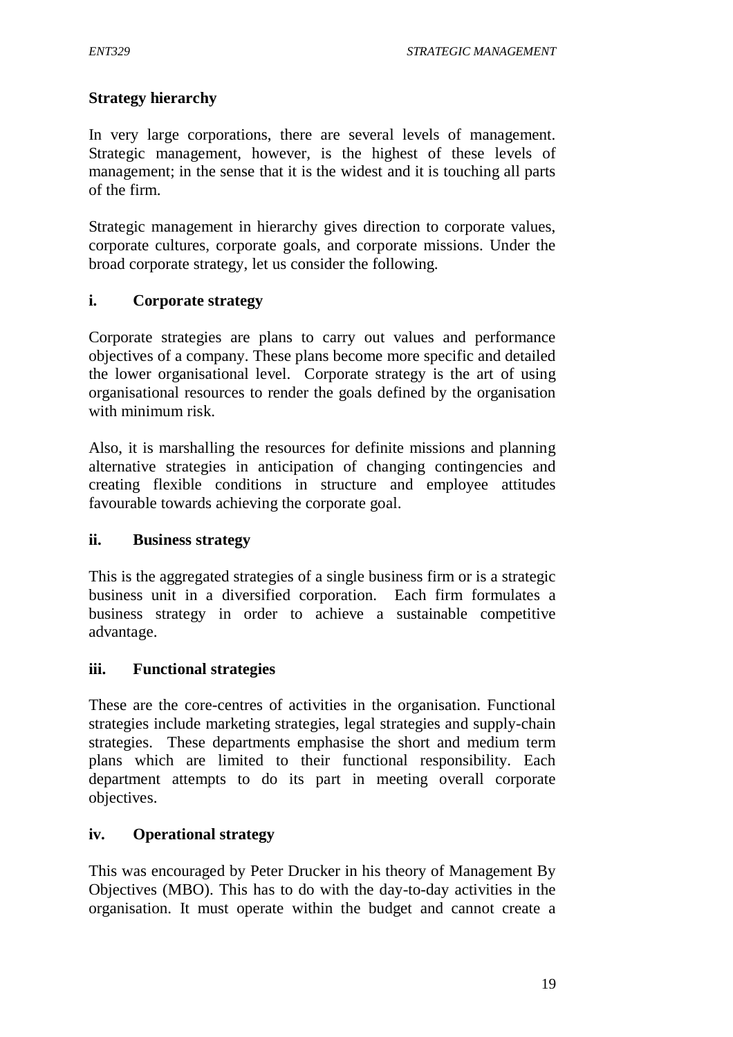## Strategy hierarchy

In very large corporations, there are several levels of management. Strategic management, however, is the highest of these levels of management; in the sense that it is the widest and it is touching all parts of the firm.

Strategic management in hierarchy gives direction to corporate values, corporate cultures, corporate goals, and corporate missions. Under the broad corporate strategy, let us consider the following.

### i. Corporate strategy

Corporate strategies are plans to carry out values and performance objectives of a company. These plans become more specific and detailed the lower organisational level. Corporate strategy is the art of using organisational resources to render the goals defined by the organisation with minimum risk.

Also, it is marshalling the resources for definite missions and planning alternative strategies in anticipation of changing contingencies and creating flexible conditions in structure and employee attitudes favourable towards achieving the corporate goal.

### ii. Business strategy

This is the aggregated strategies of a single business firm or is a strategic business unit in a diversified corporation. Each firm formulates a business strategy in order to achieve a sustainable competitive advantage.

### iii. Functional strategies

These are the core-centres of activities in the organisation. Functional strategies include marketing strategies, legal strategies and supply-chain strategies. These departments emphasise the short and medium term plans which are limited to their functional responsibility. Each department attempts to do its part in meeting overall corporate objectives.

### iv. Operational strategy

This was encouraged by Peter Drucker in his theory of Management By Objectives (MBO). This has to do with the day-to-day activities in the organisation. It must operate within the budget and cannot create a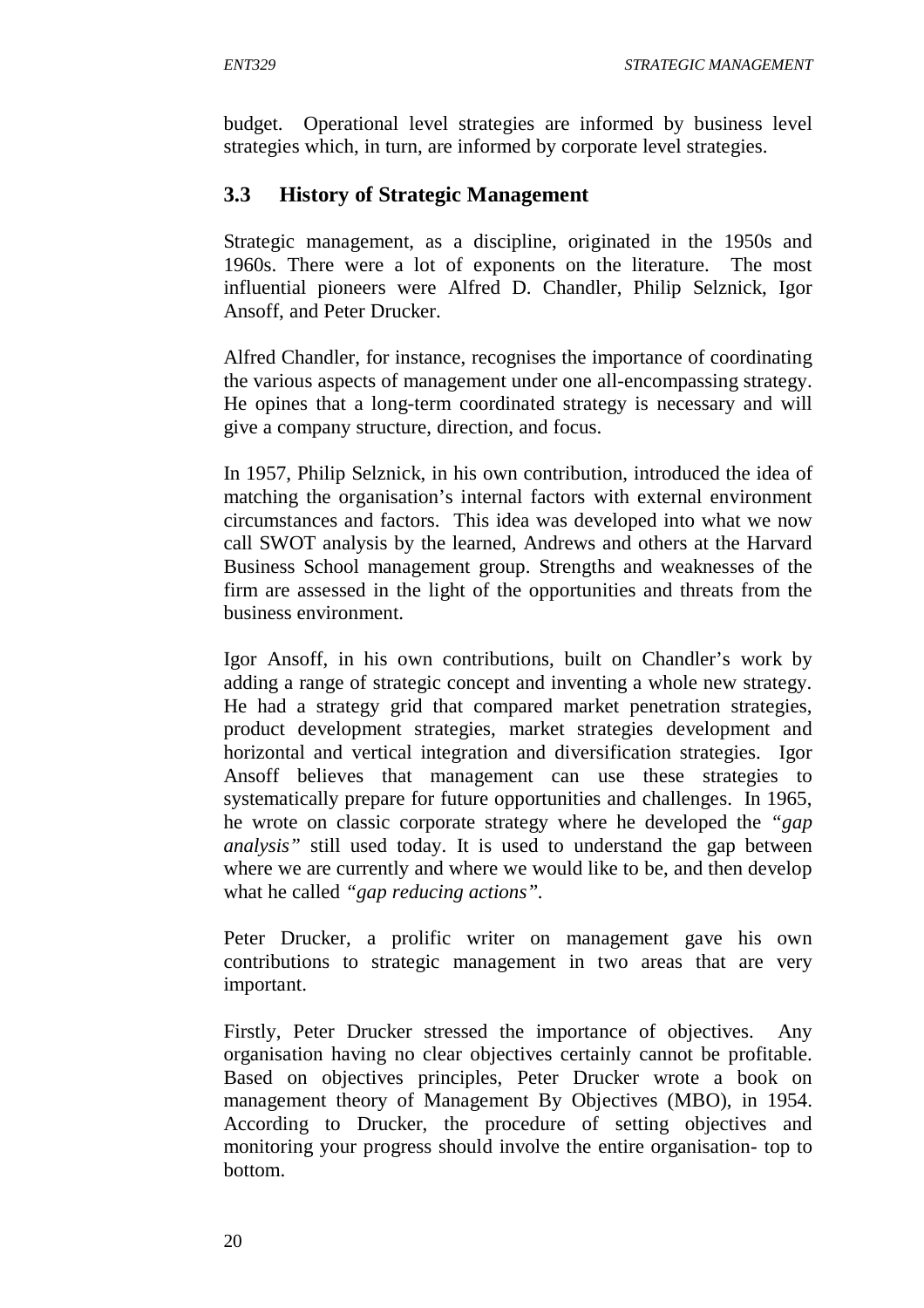budget. Operational level strategies are informed by business level strategies which, in turn, are informed by corporate level strategies.

## 3.3 History of Strategic Management

Strategic management, as a discipline, originated in the 1950s and 1960s. There were a lot of exponents on the literature. The most influential pioneers were Alfred D. Chandler, Philip Selznick, Igor Ansoff, and Peter Drucker.

Alfred Chandler, for instance, recognises the importance of coordinating the various aspects of management under one all-encompassing strategy. He opines that a long-term coordinated strategy is necessary and will give a company structure, direction, and focus.

In 1957, Philip Selznick, in his own contribution, introduced the idea of matching the organisation's internal factors with external environment circumstances and factors. This idea was developed into what we now call SWOT analysis by the learned, Andrews and others at the Harvard Business School management group. Strengths and weaknesses of the firm are assessed in the light of the opportunities and threats from the business environment.

Igor Ansoff, in his own contributions, built on Chandler's work by adding a range of strategic concept and inventing a whole new strategy. He had a strategy grid that compared market penetration strategies, product development strategies, market strategies development and horizontal and vertical integration and diversification strategies. Igor Ansoff believes that management can use these strategies to systematically prepare for future opportunities and challenges. In 1965, he wrote on classic corporate strategy where he developed the *"gap analysis"* still used today. It is used to understand the gap between where we are currently and where we would like to be, and then develop what he called *"gap reducing actions"*.

Peter Drucker, a prolific writer on management gave his own contributions to strategic management in two areas that are very important.

Firstly, Peter Drucker stressed the importance of objectives. Any organisation having no clear objectives certainly cannot be profitable. Based on objectives principles, Peter Drucker wrote a book on management theory of Management By Objectives (MBO), in 1954. According to Drucker, the procedure of setting objectives and monitoring your progress should involve the entire organisation- top to bottom.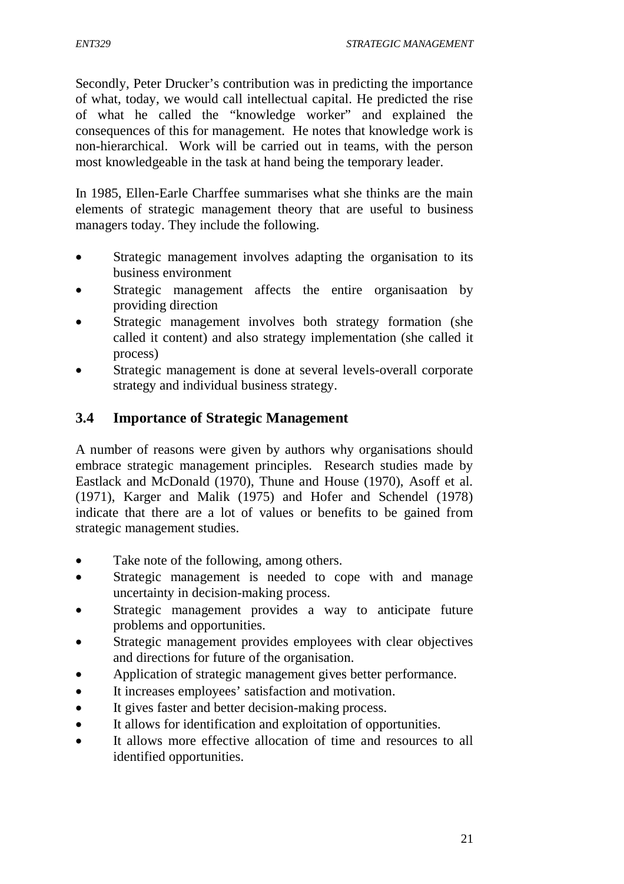Secondly, Peter Drucker's contribution was in predicting the importance of what, today, we would call intellectual capital. He predicted the rise of what he called the "knowledge worker" and explained the consequences of this for management. He notes that knowledge work is non-hierarchical. Work will be carried out in teams, with the person most knowledgeable in the task at hand being the temporary leader.

In 1985, Ellen-Earle Charffee summarises what she thinks are the main elements of strategic management theory that are useful to business managers today. They include the following.

- Strategic management involves adapting the organisation to its business environment
- Strategic management affects the entire organisaation by providing direction
- Strategic management involves both strategy formation (she called it content) and also strategy implementation (she called it process)
- Strategic management is done at several levels-overall corporate strategy and individual business strategy.

## 3.4 Importance of Strategic Management

A number of reasons were given by authors why organisations should embrace strategic management principles. Research studies made by Eastlack and McDonald (1970), Thune and House (1970), Asoff et al. (1971), Karger and Malik (1975) and Hofer and Schendel (1978) indicate that there are a lot of values or benefits to be gained from strategic management studies.

- Take note of the following, among others.
- Strategic management is needed to cope with and manage uncertainty in decision-making process.
- Strategic management provides a way to anticipate future problems and opportunities.
- Strategic management provides employees with clear objectives and directions for future of the organisation.
- Application of strategic management gives better performance.
- It increases employees' satisfaction and motivation.
- It gives faster and better decision-making process.
- It allows for identification and exploitation of opportunities.
- It allows more effective allocation of time and resources to all identified opportunities.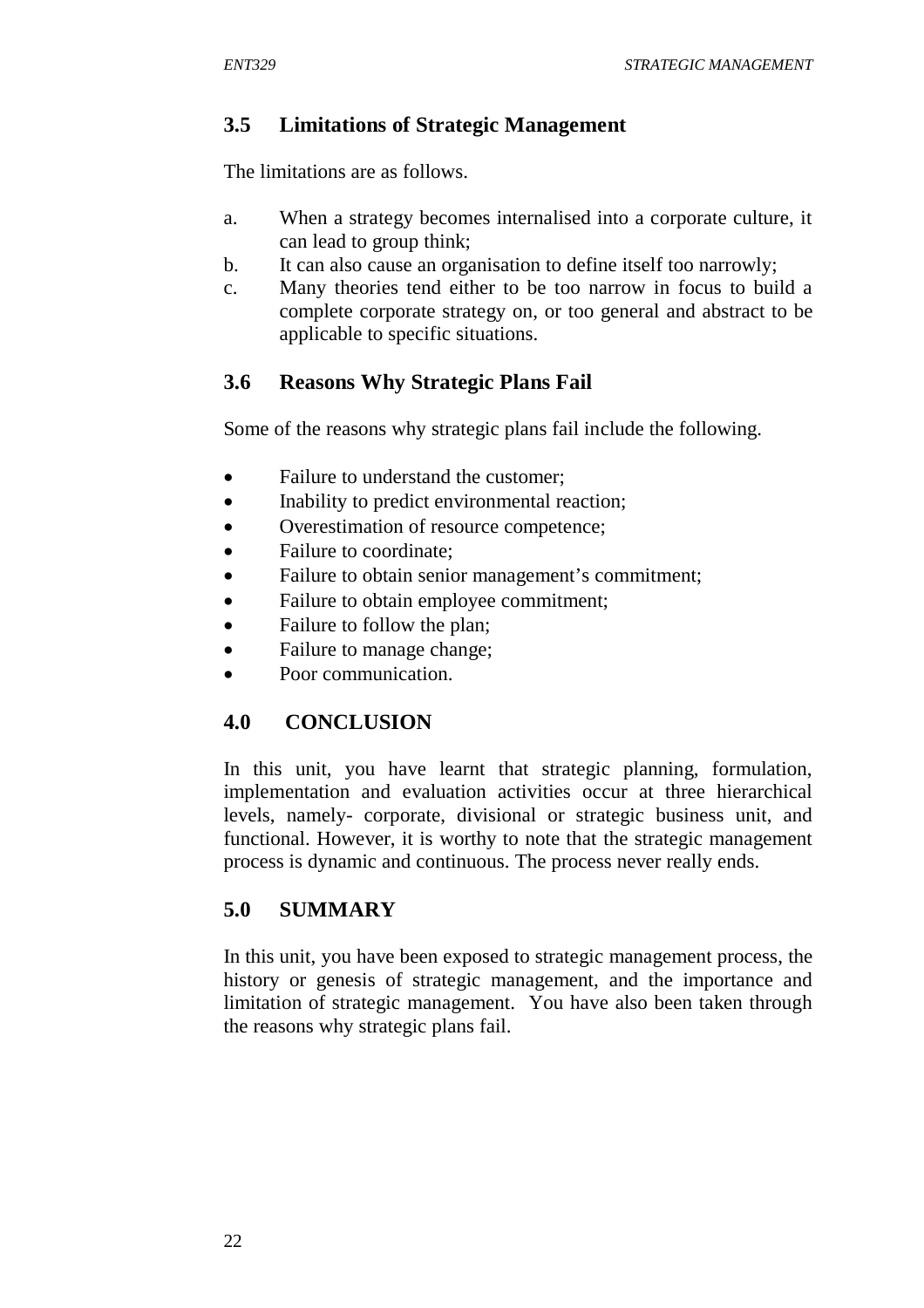### 3.5 Limitations of Strategic Management

The limitations are as follows.

a. When a strategy becomes internalised into a corporate culture, it can lead to group think;
b. It can also cause an organisation to define itself too narrowly;
c. Many theories tend either to be too narrow in focus to build a complete corporate strategy on, or too general and abstract to be applicable to specific situations.

### 3.6 Reasons Why Strategic Plans Fail

Some of the reasons why strategic plans fail include the following.

- Failure to understand the customer;
- Inability to predict environmental reaction;
- Overestimation of resource competence;
- Failure to coordinate;
- Failure to obtain senior management's commitment;
- Failure to obtain employee commitment;
- Failure to follow the plan;
- Failure to manage change;
- Poor communication.

## 4.0 CONCLUSION

In this unit, you have learnt that strategic planning, formulation, implementation and evaluation activities occur at three hierarchical levels, namely- corporate, divisional or strategic business unit, and functional. However, it is worthy to note that the strategic management process is dynamic and continuous. The process never really ends.

## 5.0 SUMMARY

In this unit, you have been exposed to strategic management process, the history or genesis of strategic management, and the importance and limitation of strategic management. You have also been taken through the reasons why strategic plans fail.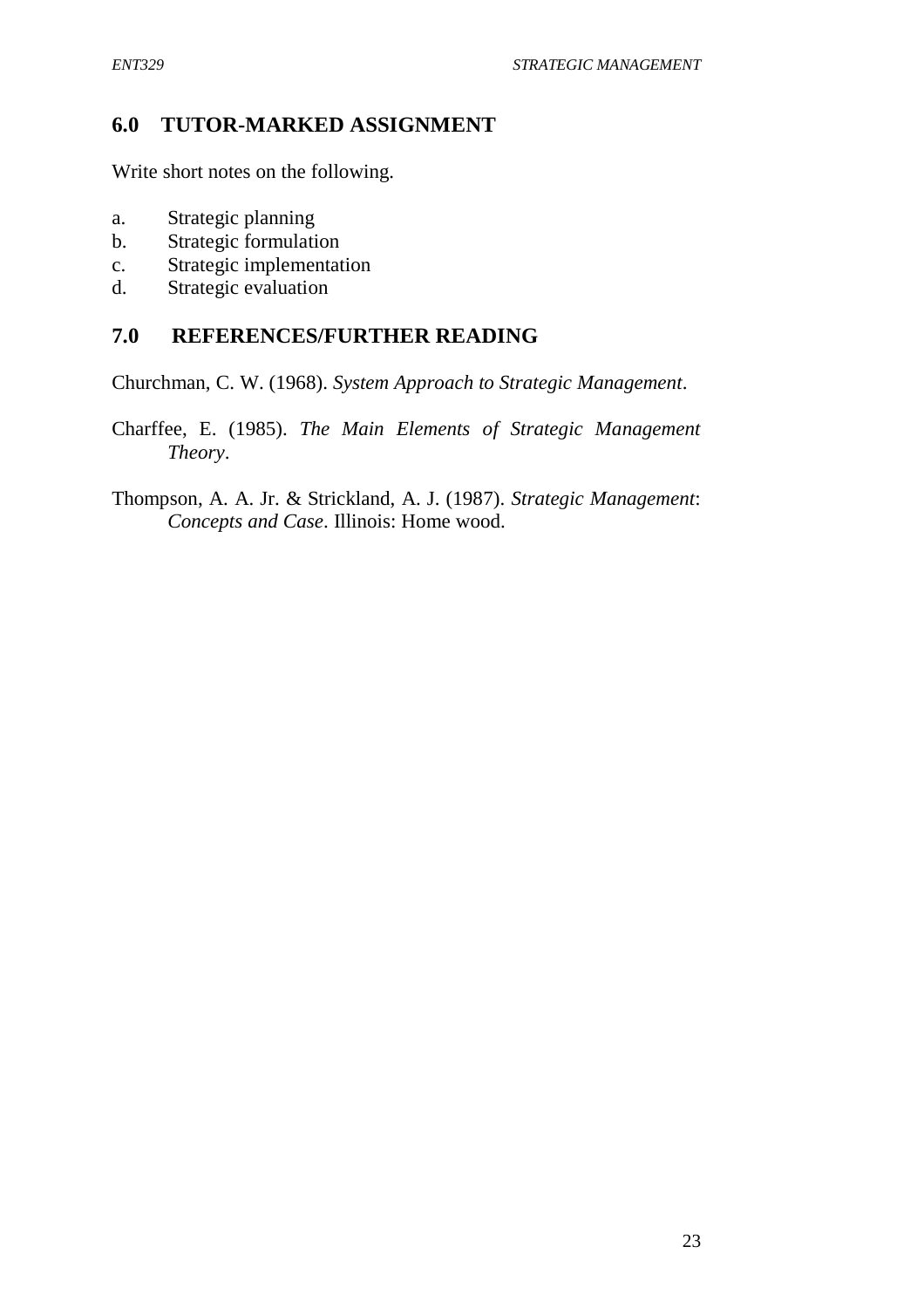## 6.0 TUTOR-MARKED ASSIGNMENT

Write short notes on the following.

a. Strategic planning
b. Strategic formulation
c. Strategic implementation
d. Strategic evaluation

## 7.0 REFERENCES/FURTHER READING

Churchman, C. W. (1968). *System Approach to Strategic Management*.

Charffee, E. (1985). *The Main Elements of Strategic Management Theory*.

Thompson, A. A. Jr. & Strickland, A. J. (1987). *Strategic Management*: *Concepts and Case*. Illinois: Home wood.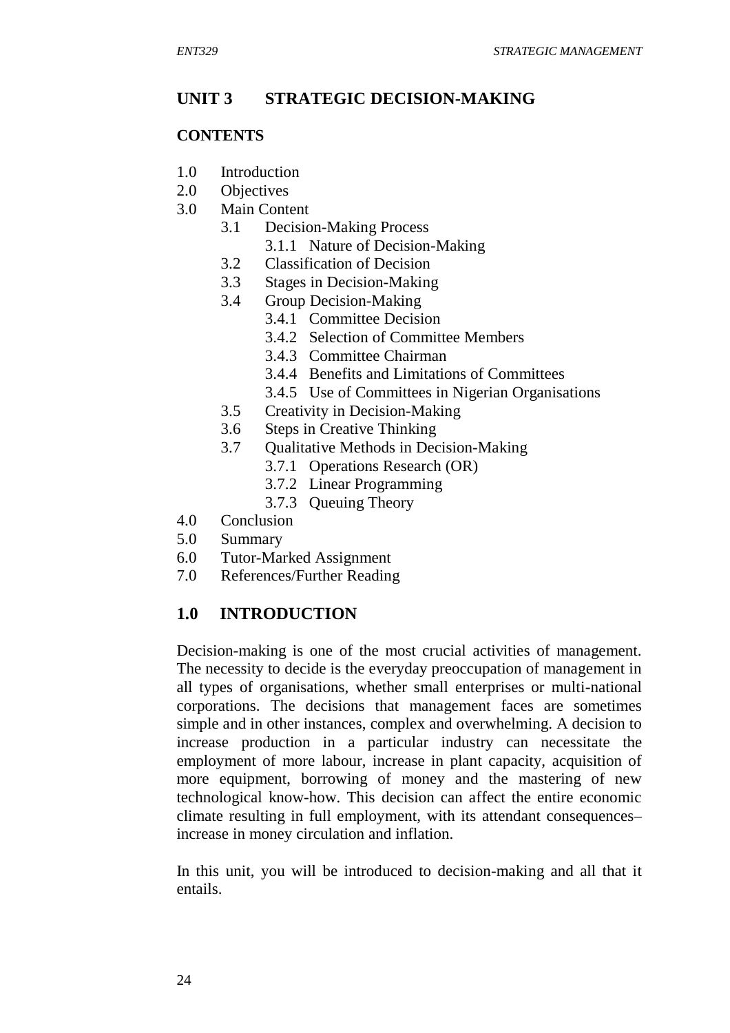## UNIT 3 STRATEGIC DECISION-MAKING

### CONTENTS

- 1.0 Introduction
- 2.0 Objectives
- 3.0 Main Content
  - 3.1 Decision-Making Process
    - 3.1.1 Nature of Decision-Making
  - 3.2 Classification of Decision
  - 3.3 Stages in Decision-Making
  - 3.4 Group Decision-Making
    - 3.4.1 Committee Decision
    - 3.4.2 Selection of Committee Members
    - 3.4.3 Committee Chairman
    - 3.4.4 Benefits and Limitations of Committees
    - 3.4.5 Use of Committees in Nigerian Organisations
  - 3.5 Creativity in Decision-Making
  - 3.6 Steps in Creative Thinking
  - 3.7 Qualitative Methods in Decision-Making
    - 3.7.1 Operations Research (OR)
    - 3.7.2 Linear Programming
    - 3.7.3 Queuing Theory
- 4.0 Conclusion
- 5.0 Summary
- 6.0 Tutor-Marked Assignment
- 7.0 References/Further Reading

### 1.0 INTRODUCTION

Decision-making is one of the most crucial activities of management. The necessity to decide is the everyday preoccupation of management in all types of organisations, whether small enterprises or multi-national corporations. The decisions that management faces are sometimes simple and in other instances, complex and overwhelming. A decision to increase production in a particular industry can necessitate the employment of more labour, increase in plant capacity, acquisition of more equipment, borrowing of money and the mastering of new technological know-how. This decision can affect the entire economic climate resulting in full employment, with its attendant consequences– increase in money circulation and inflation.

In this unit, you will be introduced to decision-making and all that it entails.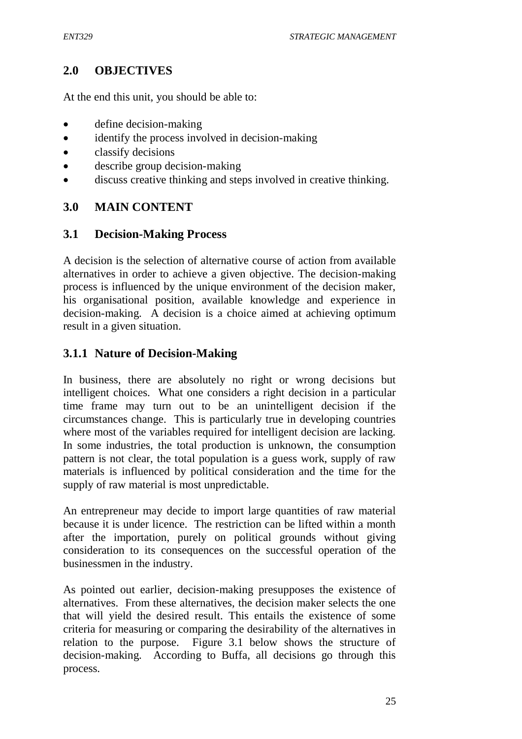## 2.0 OBJECTIVES

At the end this unit, you should be able to:

- define decision-making
- identify the process involved in decision-making
- classify decisions
- describe group decision-making
- discuss creative thinking and steps involved in creative thinking.

## 3.0 MAIN CONTENT

### 3.1 Decision-Making Process

A decision is the selection of alternative course of action from available alternatives in order to achieve a given objective. The decision-making process is influenced by the unique environment of the decision maker, his organisational position, available knowledge and experience in decision-making. A decision is a choice aimed at achieving optimum result in a given situation.

### 3.1.1 Nature of Decision-Making

In business, there are absolutely no right or wrong decisions but intelligent choices. What one considers a right decision in a particular time frame may turn out to be an unintelligent decision if the circumstances change. This is particularly true in developing countries where most of the variables required for intelligent decision are lacking. In some industries, the total production is unknown, the consumption pattern is not clear, the total population is a guess work, supply of raw materials is influenced by political consideration and the time for the supply of raw material is most unpredictable.

An entrepreneur may decide to import large quantities of raw material because it is under licence. The restriction can be lifted within a month after the importation, purely on political grounds without giving consideration to its consequences on the successful operation of the businessmen in the industry.

As pointed out earlier, decision-making presupposes the existence of alternatives. From these alternatives, the decision maker selects the one that will yield the desired result. This entails the existence of some criteria for measuring or comparing the desirability of the alternatives in relation to the purpose. Figure 3.1 below shows the structure of decision-making. According to Buffa, all decisions go through this process.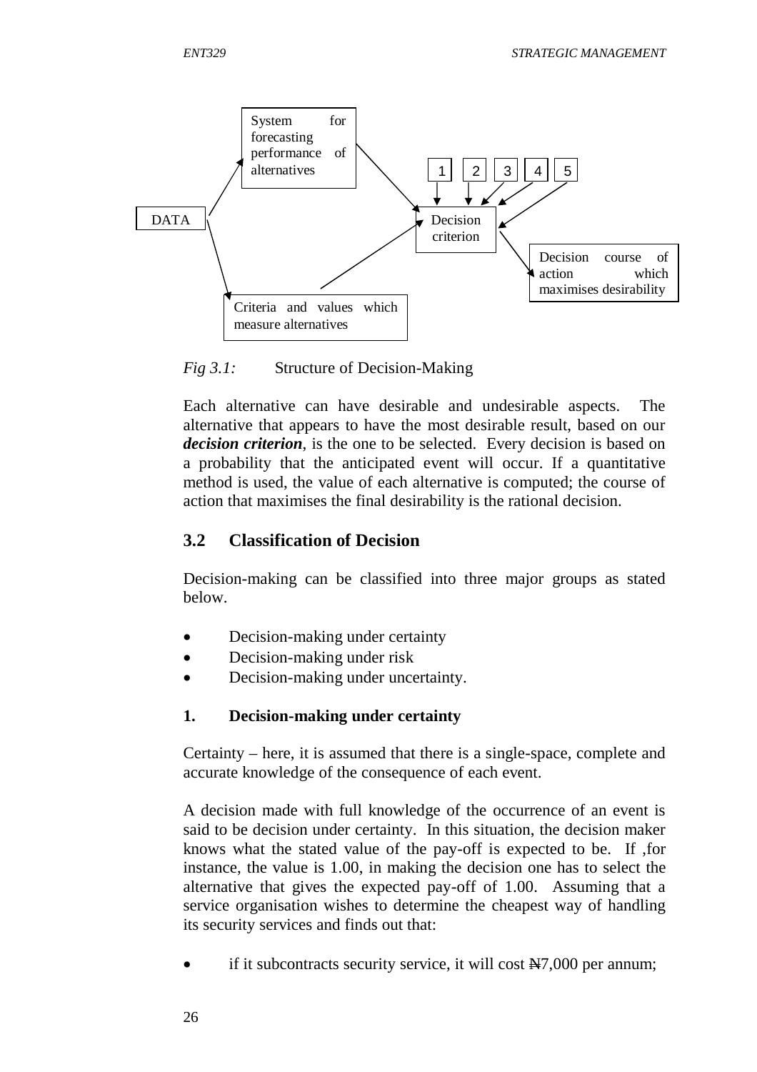DATA

System for forecasting performance of alternatives

Criteria and values which measure alternatives

1 | 2 | 3 | 4 | 5

Decision criterion

Decision course of action which maximises desirability

*Fig 3.1:* Structure of Decision-Making

Each alternative can have desirable and undesirable aspects. The alternative that appears to have the most desirable result, based on our ***decision criterion***, is the one to be selected. Every decision is based on a probability that the anticipated event will occur. If a quantitative method is used, the value of each alternative is computed; the course of action that maximises the final desirability is the rational decision.

## 3.2 Classification of Decision

Decision-making can be classified into three major groups as stated below.

- Decision-making under certainty
- Decision-making under risk
- Decision-making under uncertainty.

### 1. Decision-making under certainty

Certainty – here, it is assumed that there is a single-space, complete and accurate knowledge of the consequence of each event.

A decision made with full knowledge of the occurrence of an event is said to be decision under certainty. In this situation, the decision maker knows what the stated value of the pay-off is expected to be. If ,for instance, the value is 1.00, in making the decision one has to select the alternative that gives the expected pay-off of 1.00. Assuming that a service organisation wishes to determine the cheapest way of handling its security services and finds out that:

- if it subcontracts security service, it will cost ₦7,000 per annum;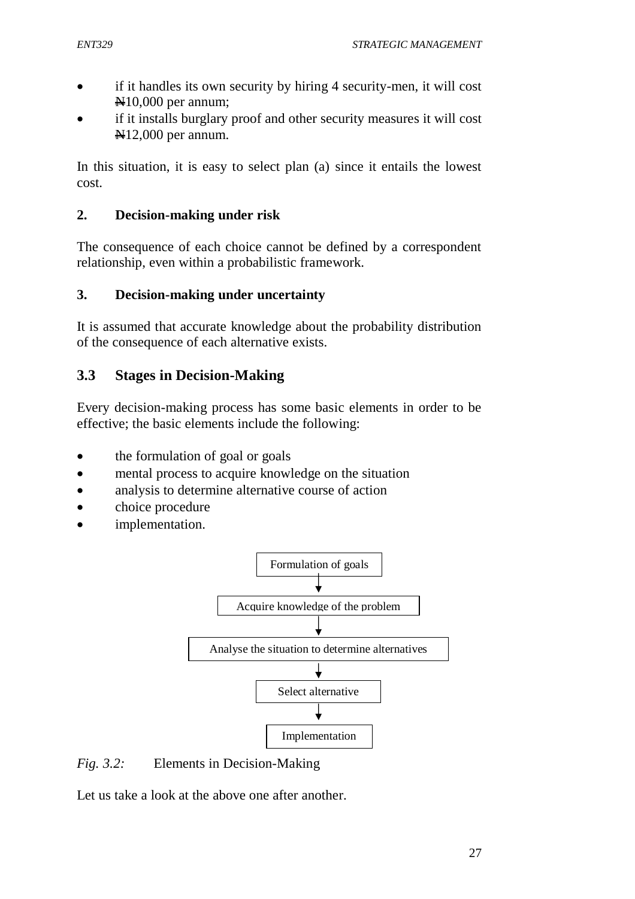- if it handles its own security by hiring 4 security-men, it will cost ₦10,000 per annum;
- if it installs burglary proof and other security measures it will cost ₦12,000 per annum.

In this situation, it is easy to select plan (a) since it entails the lowest cost.

**2. Decision-making under risk**

The consequence of each choice cannot be defined by a correspondent relationship, even within a probabilistic framework.

**3. Decision-making under uncertainty**

It is assumed that accurate knowledge about the probability distribution of the consequence of each alternative exists.

## 3.3 Stages in Decision-Making

Every decision-making process has some basic elements in order to be effective; the basic elements include the following:

- the formulation of goal or goals
- mental process to acquire knowledge on the situation
- analysis to determine alternative course of action
- choice procedure
- implementation.

Formulation of goals
↓
Acquire knowledge of the problem
↓
Analyse the situation to determine alternatives
↓
Select alternative
↓
Implementation

*Fig. 3.2:* Elements in Decision-Making

Let us take a look at the above one after another.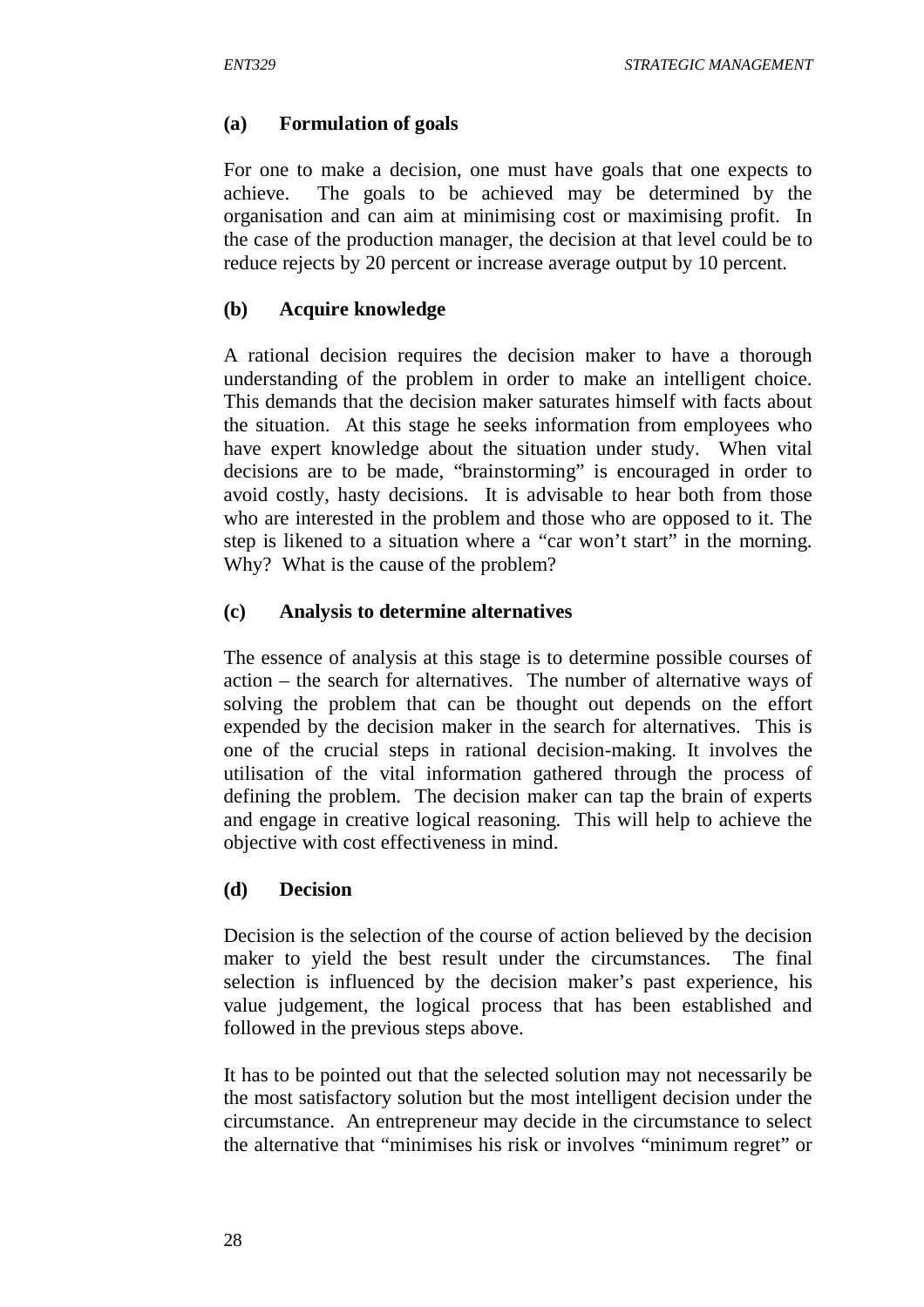**(a) Formulation of goals**

For one to make a decision, one must have goals that one expects to achieve. The goals to be achieved may be determined by the organisation and can aim at minimising cost or maximising profit. In the case of the production manager, the decision at that level could be to reduce rejects by 20 percent or increase average output by 10 percent.

**(b) Acquire knowledge**

A rational decision requires the decision maker to have a thorough understanding of the problem in order to make an intelligent choice. This demands that the decision maker saturates himself with facts about the situation. At this stage he seeks information from employees who have expert knowledge about the situation under study. When vital decisions are to be made, "brainstorming" is encouraged in order to avoid costly, hasty decisions. It is advisable to hear both from those who are interested in the problem and those who are opposed to it. The step is likened to a situation where a "car won't start" in the morning. Why? What is the cause of the problem?

**(c) Analysis to determine alternatives**

The essence of analysis at this stage is to determine possible courses of action – the search for alternatives. The number of alternative ways of solving the problem that can be thought out depends on the effort expended by the decision maker in the search for alternatives. This is one of the crucial steps in rational decision-making. It involves the utilisation of the vital information gathered through the process of defining the problem. The decision maker can tap the brain of experts and engage in creative logical reasoning. This will help to achieve the objective with cost effectiveness in mind.

**(d) Decision**

Decision is the selection of the course of action believed by the decision maker to yield the best result under the circumstances. The final selection is influenced by the decision maker's past experience, his value judgement, the logical process that has been established and followed in the previous steps above.

It has to be pointed out that the selected solution may not necessarily be the most satisfactory solution but the most intelligent decision under the circumstance. An entrepreneur may decide in the circumstance to select the alternative that "minimises his risk or involves "minimum regret" or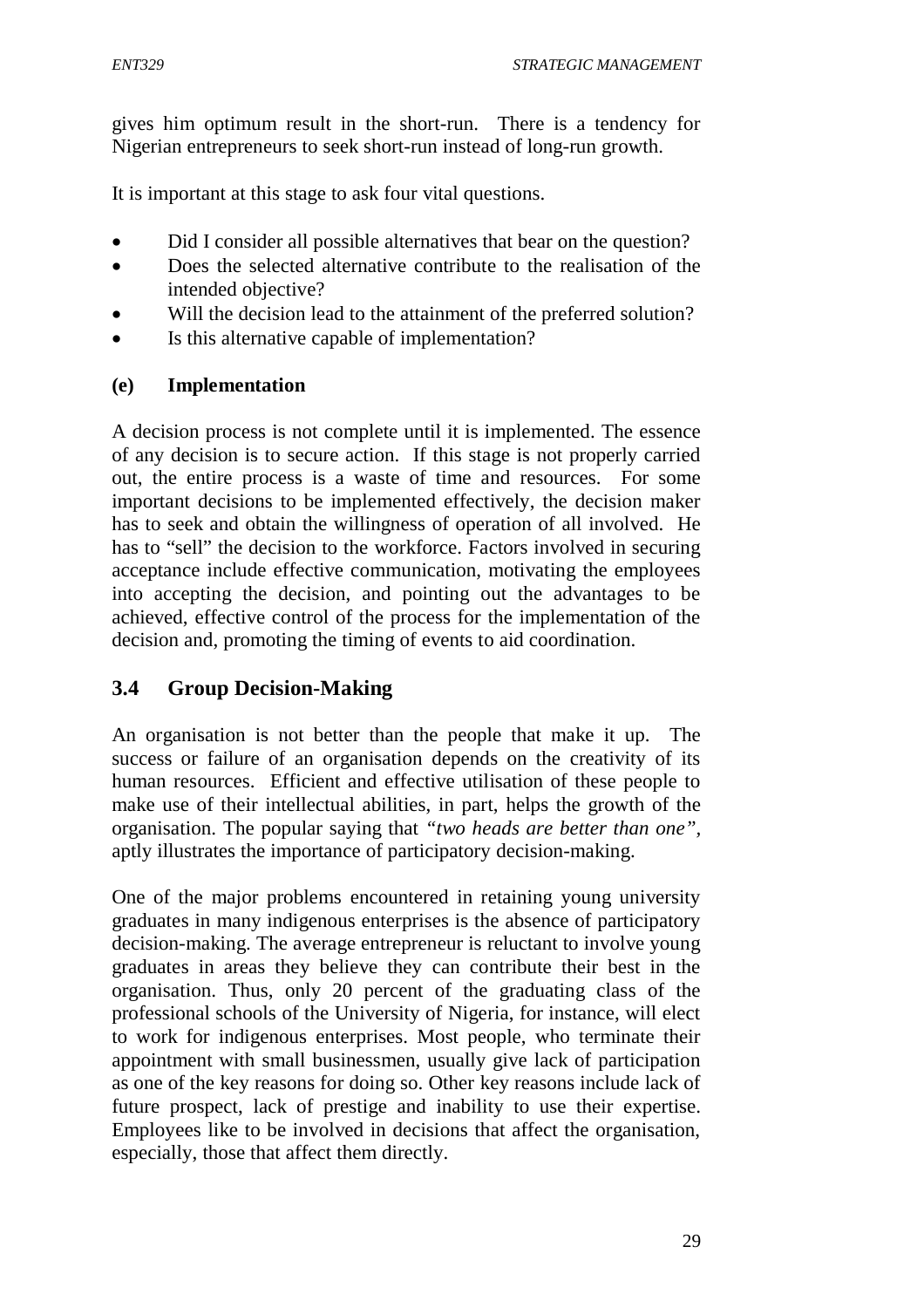gives him optimum result in the short-run. There is a tendency for Nigerian entrepreneurs to seek short-run instead of long-run growth.

It is important at this stage to ask four vital questions.

- Did I consider all possible alternatives that bear on the question?
- Does the selected alternative contribute to the realisation of the intended objective?
- Will the decision lead to the attainment of the preferred solution?
- Is this alternative capable of implementation?

**(e) Implementation**

A decision process is not complete until it is implemented. The essence of any decision is to secure action. If this stage is not properly carried out, the entire process is a waste of time and resources. For some important decisions to be implemented effectively, the decision maker has to seek and obtain the willingness of operation of all involved. He has to "sell" the decision to the workforce. Factors involved in securing acceptance include effective communication, motivating the employees into accepting the decision, and pointing out the advantages to be achieved, effective control of the process for the implementation of the decision and, promoting the timing of events to aid coordination.

## 3.4 Group Decision-Making

An organisation is not better than the people that make it up. The success or failure of an organisation depends on the creativity of its human resources. Efficient and effective utilisation of these people to make use of their intellectual abilities, in part, helps the growth of the organisation. The popular saying that *"two heads are better than one"*, aptly illustrates the importance of participatory decision-making.

One of the major problems encountered in retaining young university graduates in many indigenous enterprises is the absence of participatory decision-making. The average entrepreneur is reluctant to involve young graduates in areas they believe they can contribute their best in the organisation. Thus, only 20 percent of the graduating class of the professional schools of the University of Nigeria, for instance, will elect to work for indigenous enterprises. Most people, who terminate their appointment with small businessmen, usually give lack of participation as one of the key reasons for doing so. Other key reasons include lack of future prospect, lack of prestige and inability to use their expertise. Employees like to be involved in decisions that affect the organisation, especially, those that affect them directly.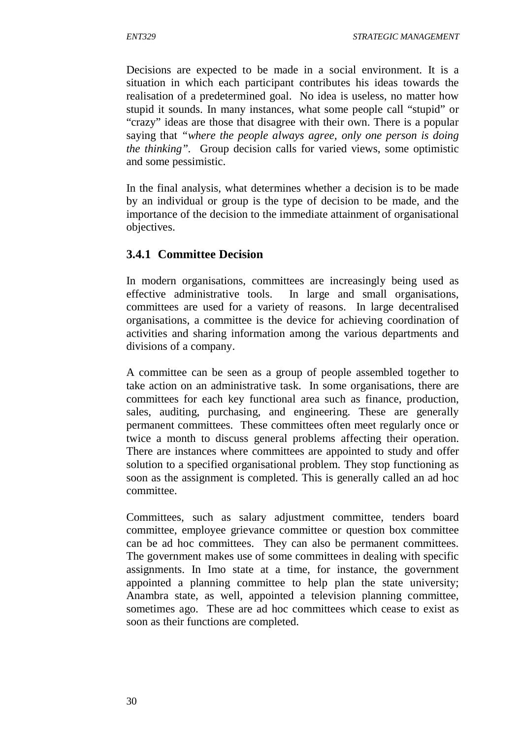Decisions are expected to be made in a social environment. It is a situation in which each participant contributes his ideas towards the realisation of a predetermined goal. No idea is useless, no matter how stupid it sounds. In many instances, what some people call "stupid" or "crazy" ideas are those that disagree with their own. There is a popular saying that *"where the people always agree, only one person is doing the thinking"*. Group decision calls for varied views, some optimistic and some pessimistic.

In the final analysis, what determines whether a decision is to be made by an individual or group is the type of decision to be made, and the importance of the decision to the immediate attainment of organisational objectives.

### 3.4.1 Committee Decision

In modern organisations, committees are increasingly being used as effective administrative tools. In large and small organisations, committees are used for a variety of reasons. In large decentralised organisations, a committee is the device for achieving coordination of activities and sharing information among the various departments and divisions of a company.

A committee can be seen as a group of people assembled together to take action on an administrative task. In some organisations, there are committees for each key functional area such as finance, production, sales, auditing, purchasing, and engineering. These are generally permanent committees. These committees often meet regularly once or twice a month to discuss general problems affecting their operation. There are instances where committees are appointed to study and offer solution to a specified organisational problem. They stop functioning as soon as the assignment is completed. This is generally called an ad hoc committee.

Committees, such as salary adjustment committee, tenders board committee, employee grievance committee or question box committee can be ad hoc committees. They can also be permanent committees. The government makes use of some committees in dealing with specific assignments. In Imo state at a time, for instance, the government appointed a planning committee to help plan the state university; Anambra state, as well, appointed a television planning committee, sometimes ago. These are ad hoc committees which cease to exist as soon as their functions are completed.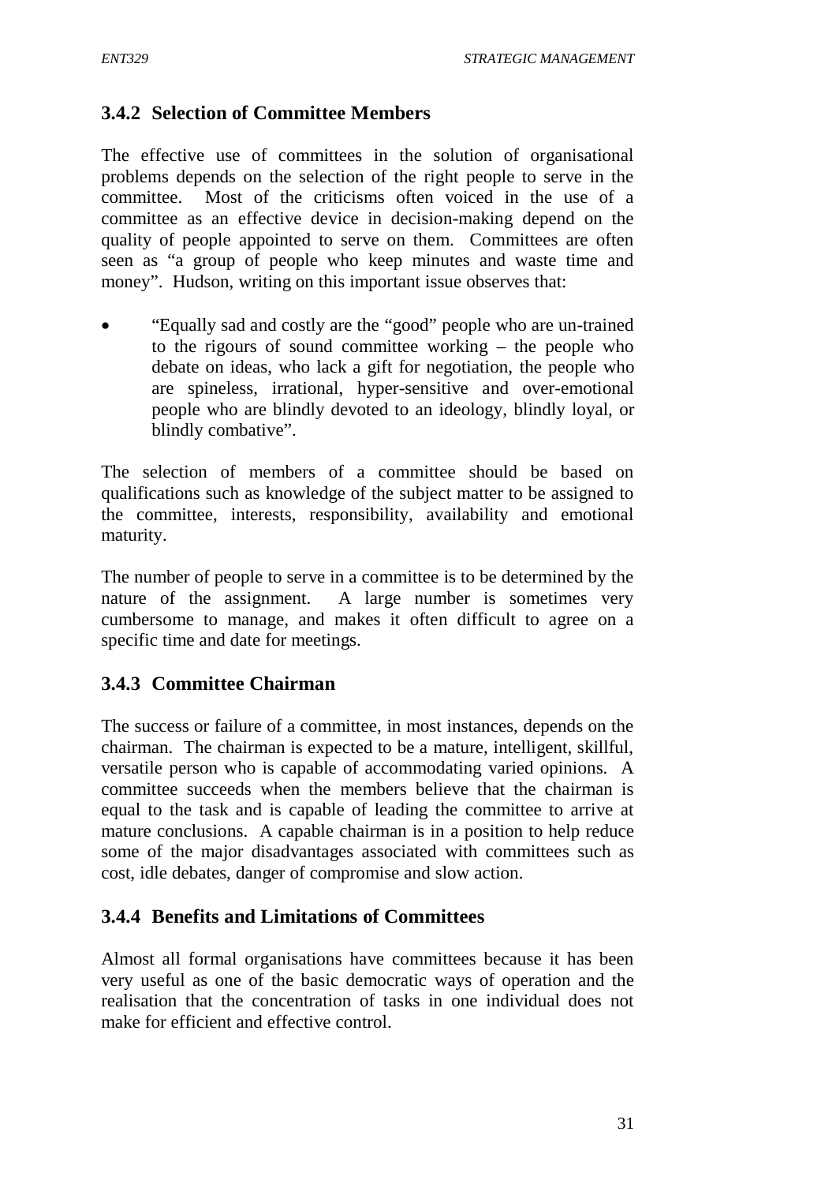### 3.4.2 Selection of Committee Members

The effective use of committees in the solution of organisational problems depends on the selection of the right people to serve in the committee. Most of the criticisms often voiced in the use of a committee as an effective device in decision-making depend on the quality of people appointed to serve on them. Committees are often seen as "a group of people who keep minutes and waste time and money". Hudson, writing on this important issue observes that:

- "Equally sad and costly are the "good" people who are un-trained to the rigours of sound committee working – the people who debate on ideas, who lack a gift for negotiation, the people who are spineless, irrational, hyper-sensitive and over-emotional people who are blindly devoted to an ideology, blindly loyal, or blindly combative".

The selection of members of a committee should be based on qualifications such as knowledge of the subject matter to be assigned to the committee, interests, responsibility, availability and emotional maturity.

The number of people to serve in a committee is to be determined by the nature of the assignment. A large number is sometimes very cumbersome to manage, and makes it often difficult to agree on a specific time and date for meetings.

### 3.4.3 Committee Chairman

The success or failure of a committee, in most instances, depends on the chairman. The chairman is expected to be a mature, intelligent, skillful, versatile person who is capable of accommodating varied opinions. A committee succeeds when the members believe that the chairman is equal to the task and is capable of leading the committee to arrive at mature conclusions. A capable chairman is in a position to help reduce some of the major disadvantages associated with committees such as cost, idle debates, danger of compromise and slow action.

### 3.4.4 Benefits and Limitations of Committees

Almost all formal organisations have committees because it has been very useful as one of the basic democratic ways of operation and the realisation that the concentration of tasks in one individual does not make for efficient and effective control.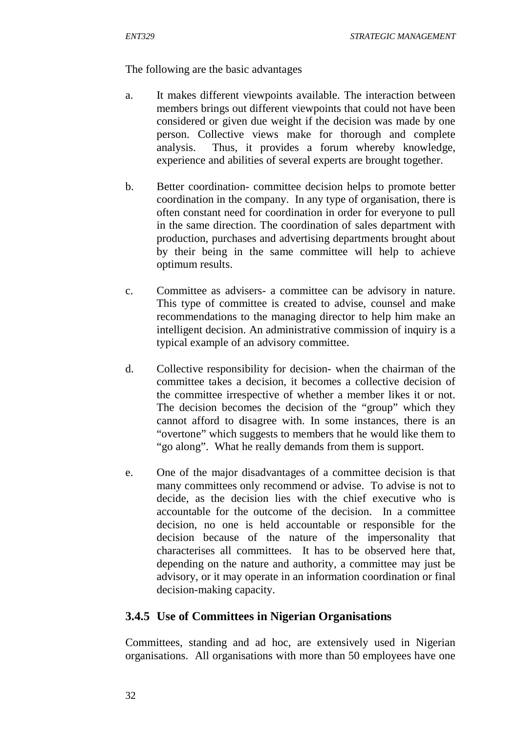The following are the basic advantages

a. It makes different viewpoints available. The interaction between members brings out different viewpoints that could not have been considered or given due weight if the decision was made by one person. Collective views make for thorough and complete analysis. Thus, it provides a forum whereby knowledge, experience and abilities of several experts are brought together.

b. Better coordination- committee decision helps to promote better coordination in the company. In any type of organisation, there is often constant need for coordination in order for everyone to pull in the same direction. The coordination of sales department with production, purchases and advertising departments brought about by their being in the same committee will help to achieve optimum results.

c. Committee as advisers- a committee can be advisory in nature. This type of committee is created to advise, counsel and make recommendations to the managing director to help him make an intelligent decision. An administrative commission of inquiry is a typical example of an advisory committee.

d. Collective responsibility for decision- when the chairman of the committee takes a decision, it becomes a collective decision of the committee irrespective of whether a member likes it or not. The decision becomes the decision of the "group" which they cannot afford to disagree with. In some instances, there is an "overtone" which suggests to members that he would like them to "go along". What he really demands from them is support.

e. One of the major disadvantages of a committee decision is that many committees only recommend or advise. To advise is not to decide, as the decision lies with the chief executive who is accountable for the outcome of the decision. In a committee decision, no one is held accountable or responsible for the decision because of the nature of the impersonality that characterises all committees. It has to be observed here that, depending on the nature and authority, a committee may just be advisory, or it may operate in an information coordination or final decision-making capacity.

### 3.4.5 Use of Committees in Nigerian Organisations

Committees, standing and ad hoc, are extensively used in Nigerian organisations. All organisations with more than 50 employees have one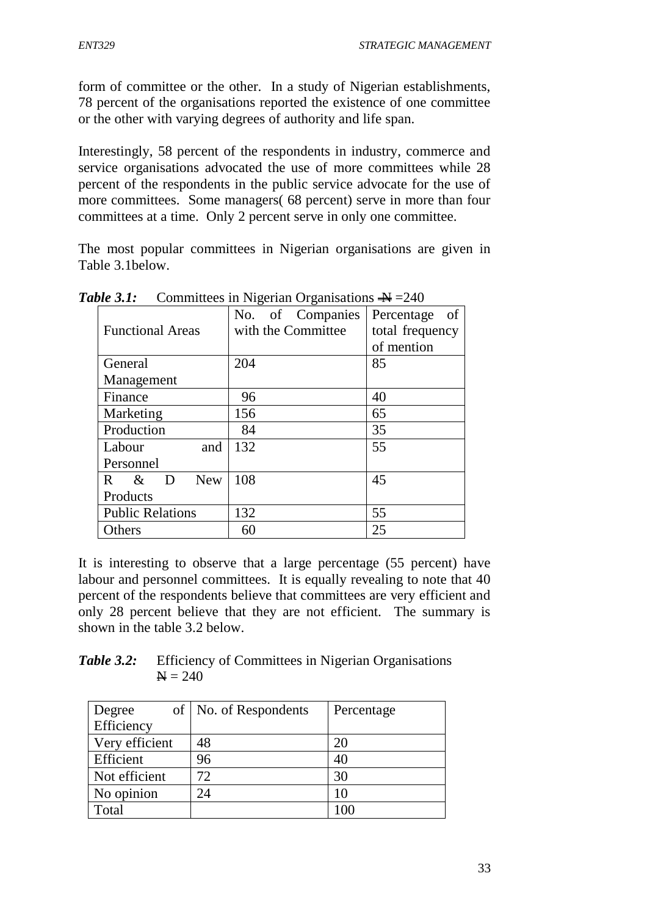form of committee or the other. In a study of Nigerian establishments, 78 percent of the organisations reported the existence of one committee or the other with varying degrees of authority and life span.

Interestingly, 58 percent of the respondents in industry, commerce and service organisations advocated the use of more committees while 28 percent of the respondents in the public service advocate for the use of more committees. Some managers( 68 percent) serve in more than four committees at a time. Only 2 percent serve in only one committee.

The most popular committees in Nigerian organisations are given in Table 3.1below.

***Table 3.1:*** Committees in Nigerian Organisations ₦ =240

| Functional Areas | No. of Companies with the Committee | Percentage of total frequency of mention |
|---|---|---|
| General Management | 204 | 85 |
| Finance | 96 | 40 |
| Marketing | 156 | 65 |
| Production | 84 | 35 |
| Labour and Personnel | 132 | 55 |
| R & D New Products | 108 | 45 |
| Public Relations | 132 | 55 |
| Others | 60 | 25 |

It is interesting to observe that a large percentage (55 percent) have labour and personnel committees. It is equally revealing to note that 40 percent of the respondents believe that committees are very efficient and only 28 percent believe that they are not efficient. The summary is shown in the table 3.2 below.

***Table 3.2:*** Efficiency of Committees in Nigerian Organisations ₦ = 240

| Degree of Efficiency | No. of Respondents | Percentage |
|---|---|---|
| Very efficient | 48 | 20 |
| Efficient | 96 | 40 |
| Not efficient | 72 | 30 |
| No opinion | 24 | 10 |
| Total | | 100 |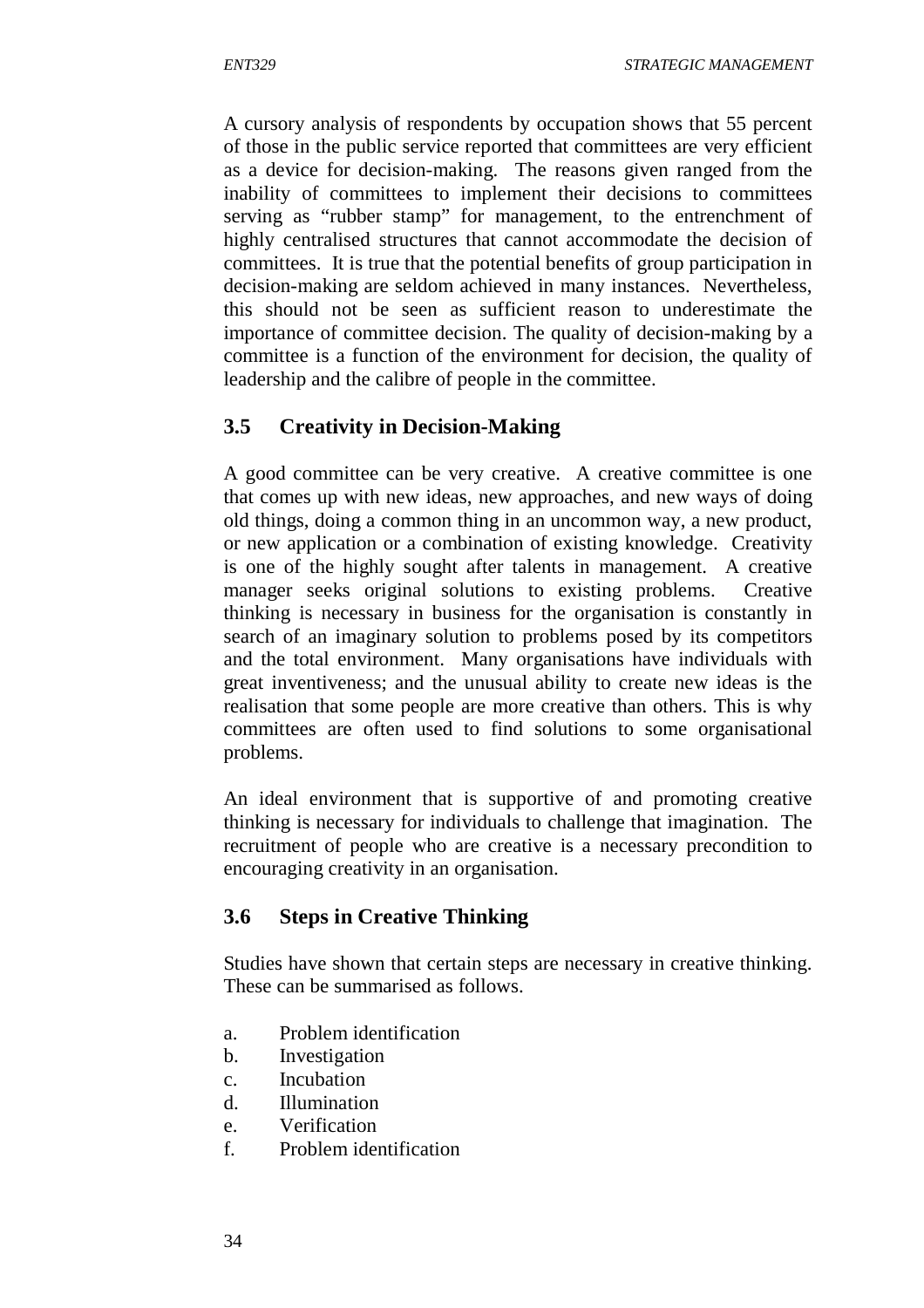A cursory analysis of respondents by occupation shows that 55 percent of those in the public service reported that committees are very efficient as a device for decision-making. The reasons given ranged from the inability of committees to implement their decisions to committees serving as "rubber stamp" for management, to the entrenchment of highly centralised structures that cannot accommodate the decision of committees. It is true that the potential benefits of group participation in decision-making are seldom achieved in many instances. Nevertheless, this should not be seen as sufficient reason to underestimate the importance of committee decision. The quality of decision-making by a committee is a function of the environment for decision, the quality of leadership and the calibre of people in the committee.

### 3.5 Creativity in Decision-Making

A good committee can be very creative. A creative committee is one that comes up with new ideas, new approaches, and new ways of doing old things, doing a common thing in an uncommon way, a new product, or new application or a combination of existing knowledge. Creativity is one of the highly sought after talents in management. A creative manager seeks original solutions to existing problems. Creative thinking is necessary in business for the organisation is constantly in search of an imaginary solution to problems posed by its competitors and the total environment. Many organisations have individuals with great inventiveness; and the unusual ability to create new ideas is the realisation that some people are more creative than others. This is why committees are often used to find solutions to some organisational problems.

An ideal environment that is supportive of and promoting creative thinking is necessary for individuals to challenge that imagination. The recruitment of people who are creative is a necessary precondition to encouraging creativity in an organisation.

### 3.6 Steps in Creative Thinking

Studies have shown that certain steps are necessary in creative thinking. These can be summarised as follows.

a. Problem identification
b. Investigation
c. Incubation
d. Illumination
e. Verification
f. Problem identification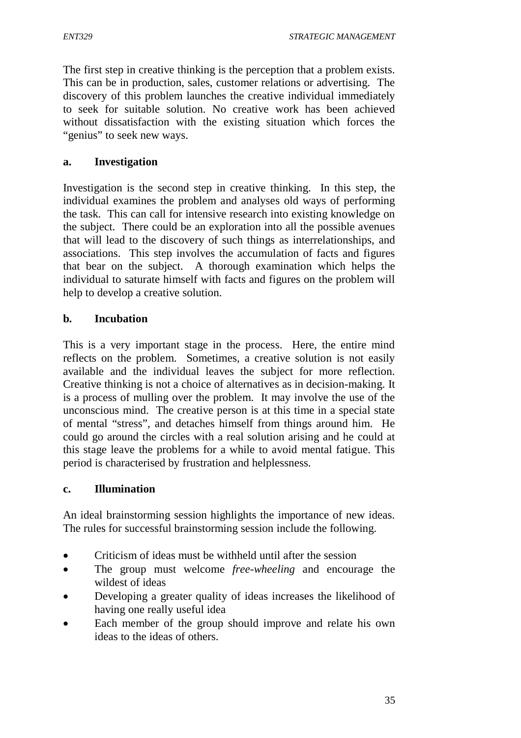The first step in creative thinking is the perception that a problem exists. This can be in production, sales, customer relations or advertising. The discovery of this problem launches the creative individual immediately to seek for suitable solution. No creative work has been achieved without dissatisfaction with the existing situation which forces the "genius" to seek new ways.

**a. Investigation**

Investigation is the second step in creative thinking. In this step, the individual examines the problem and analyses old ways of performing the task. This can call for intensive research into existing knowledge on the subject. There could be an exploration into all the possible avenues that will lead to the discovery of such things as interrelationships, and associations. This step involves the accumulation of facts and figures that bear on the subject. A thorough examination which helps the individual to saturate himself with facts and figures on the problem will help to develop a creative solution.

**b. Incubation**

This is a very important stage in the process. Here, the entire mind reflects on the problem. Sometimes, a creative solution is not easily available and the individual leaves the subject for more reflection. Creative thinking is not a choice of alternatives as in decision-making. It is a process of mulling over the problem. It may involve the use of the unconscious mind. The creative person is at this time in a special state of mental "stress", and detaches himself from things around him. He could go around the circles with a real solution arising and he could at this stage leave the problems for a while to avoid mental fatigue. This period is characterised by frustration and helplessness.

**c. Illumination**

An ideal brainstorming session highlights the importance of new ideas. The rules for successful brainstorming session include the following.

- Criticism of ideas must be withheld until after the session
- The group must welcome *free-wheeling* and encourage the wildest of ideas
- Developing a greater quality of ideas increases the likelihood of having one really useful idea
- Each member of the group should improve and relate his own ideas to the ideas of others.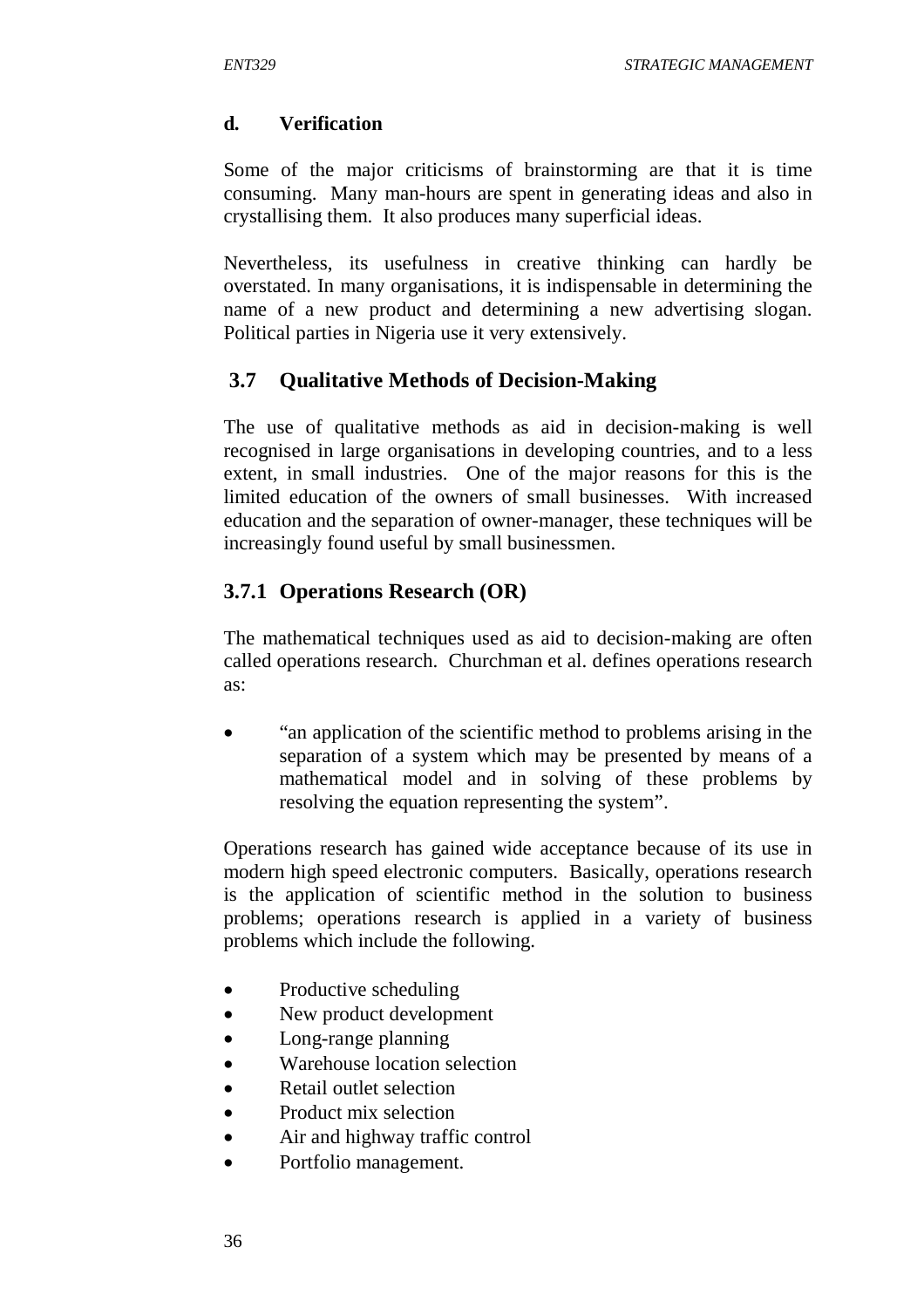#### d. Verification

Some of the major criticisms of brainstorming are that it is time consuming. Many man-hours are spent in generating ideas and also in crystallising them. It also produces many superficial ideas.

Nevertheless, its usefulness in creative thinking can hardly be overstated. In many organisations, it is indispensable in determining the name of a new product and determining a new advertising slogan. Political parties in Nigeria use it very extensively.

## 3.7 Qualitative Methods of Decision-Making

The use of qualitative methods as aid in decision-making is well recognised in large organisations in developing countries, and to a less extent, in small industries. One of the major reasons for this is the limited education of the owners of small businesses. With increased education and the separation of owner-manager, these techniques will be increasingly found useful by small businessmen.

### 3.7.1 Operations Research (OR)

The mathematical techniques used as aid to decision-making are often called operations research. Churchman et al. defines operations research as:

- "an application of the scientific method to problems arising in the separation of a system which may be presented by means of a mathematical model and in solving of these problems by resolving the equation representing the system".

Operations research has gained wide acceptance because of its use in modern high speed electronic computers. Basically, operations research is the application of scientific method in the solution to business problems; operations research is applied in a variety of business problems which include the following.

- Productive scheduling
- New product development
- Long-range planning
- Warehouse location selection
- Retail outlet selection
- Product mix selection
- Air and highway traffic control
- Portfolio management.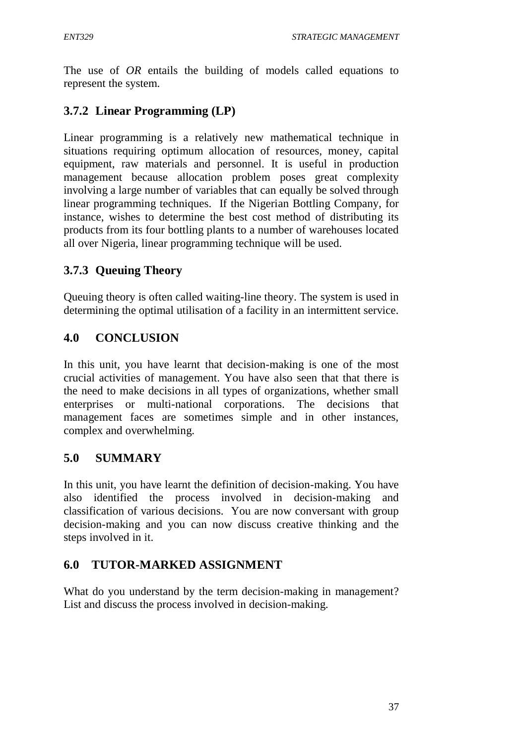The use of *OR* entails the building of models called equations to represent the system.

### 3.7.2 Linear Programming (LP)

Linear programming is a relatively new mathematical technique in situations requiring optimum allocation of resources, money, capital equipment, raw materials and personnel. It is useful in production management because allocation problem poses great complexity involving a large number of variables that can equally be solved through linear programming techniques. If the Nigerian Bottling Company, for instance, wishes to determine the best cost method of distributing its products from its four bottling plants to a number of warehouses located all over Nigeria, linear programming technique will be used.

### 3.7.3 Queuing Theory

Queuing theory is often called waiting-line theory. The system is used in determining the optimal utilisation of a facility in an intermittent service.

## 4.0 CONCLUSION

In this unit, you have learnt that decision-making is one of the most crucial activities of management. You have also seen that that there is the need to make decisions in all types of organizations, whether small enterprises or multi-national corporations. The decisions that management faces are sometimes simple and in other instances, complex and overwhelming.

## 5.0 SUMMARY

In this unit, you have learnt the definition of decision-making. You have also identified the process involved in decision-making and classification of various decisions. You are now conversant with group decision-making and you can now discuss creative thinking and the steps involved in it.

## 6.0 TUTOR-MARKED ASSIGNMENT

What do you understand by the term decision-making in management? List and discuss the process involved in decision-making.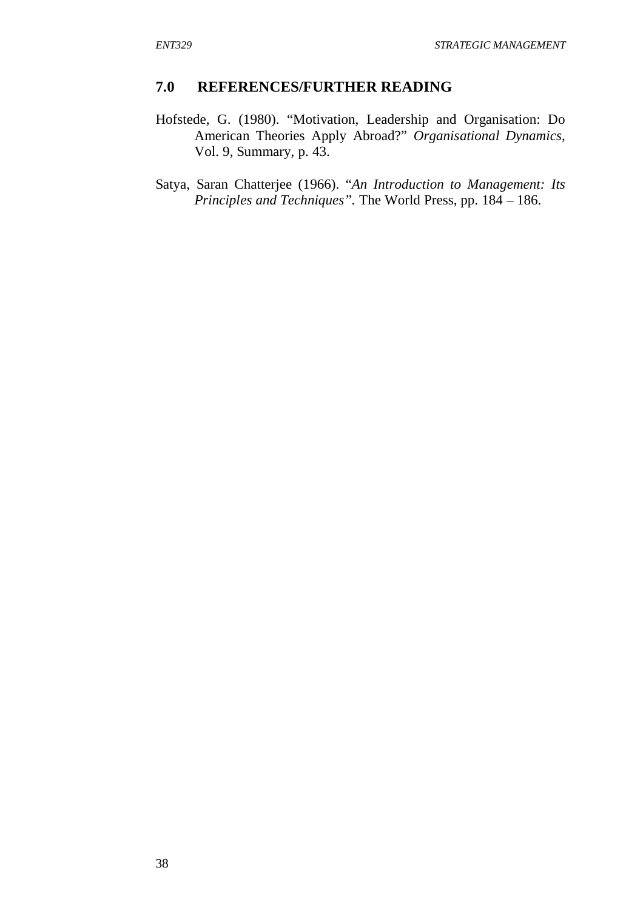## 7.0 REFERENCES/FURTHER READING

Hofstede, G. (1980). "Motivation, Leadership and Organisation: Do American Theories Apply Abroad?" *Organisational Dynamics*, Vol. 9, Summary, p. 43.

Satya, Saran Chatterjee (1966). "*An Introduction to Management: Its Principles and Techniques".* The World Press, pp. 184 – 186.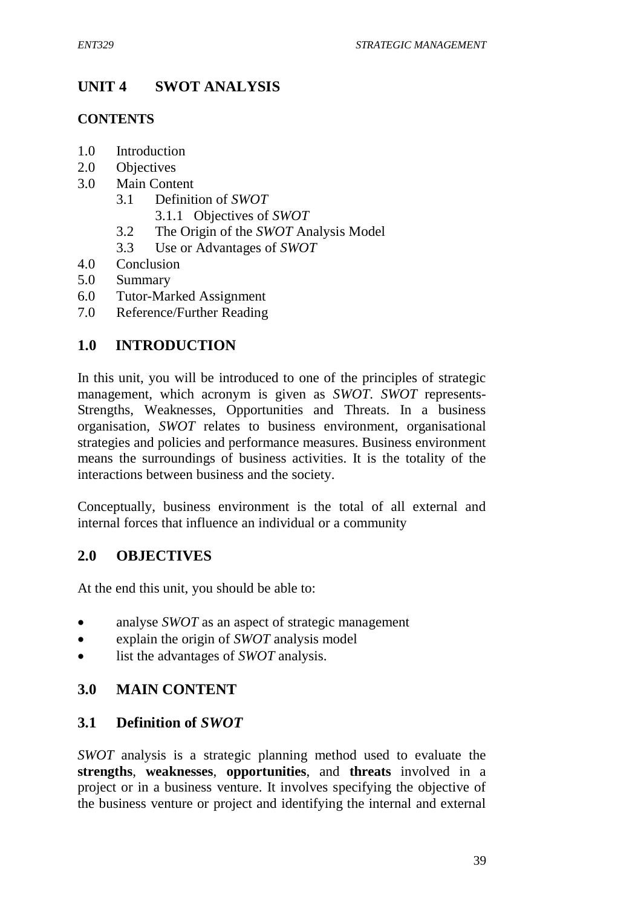# UNIT 4 SWOT ANALYSIS

**CONTENTS**

- 1.0 Introduction
- 2.0 Objectives
- 3.0 Main Content
  - 3.1 Definition of *SWOT*
    - 3.1.1 Objectives of *SWOT*
  - 3.2 The Origin of the *SWOT* Analysis Model
  - 3.3 Use or Advantages of *SWOT*
- 4.0 Conclusion
- 5.0 Summary
- 6.0 Tutor-Marked Assignment
- 7.0 Reference/Further Reading

## 1.0 INTRODUCTION

In this unit, you will be introduced to one of the principles of strategic management, which acronym is given as *SWOT*. *SWOT* represents- Strengths, Weaknesses, Opportunities and Threats. In a business organisation, *SWOT* relates to business environment, organisational strategies and policies and performance measures. Business environment means the surroundings of business activities. It is the totality of the interactions between business and the society.

Conceptually, business environment is the total of all external and internal forces that influence an individual or a community

## 2.0 OBJECTIVES

At the end this unit, you should be able to:

- analyse *SWOT* as an aspect of strategic management
- explain the origin of *SWOT* analysis model
- list the advantages of *SWOT* analysis.

## 3.0 MAIN CONTENT

### 3.1 Definition of *SWOT*

*SWOT* analysis is a strategic planning method used to evaluate the **strengths**, **weaknesses**, **opportunities**, and **threats** involved in a project or in a business venture. It involves specifying the objective of the business venture or project and identifying the internal and external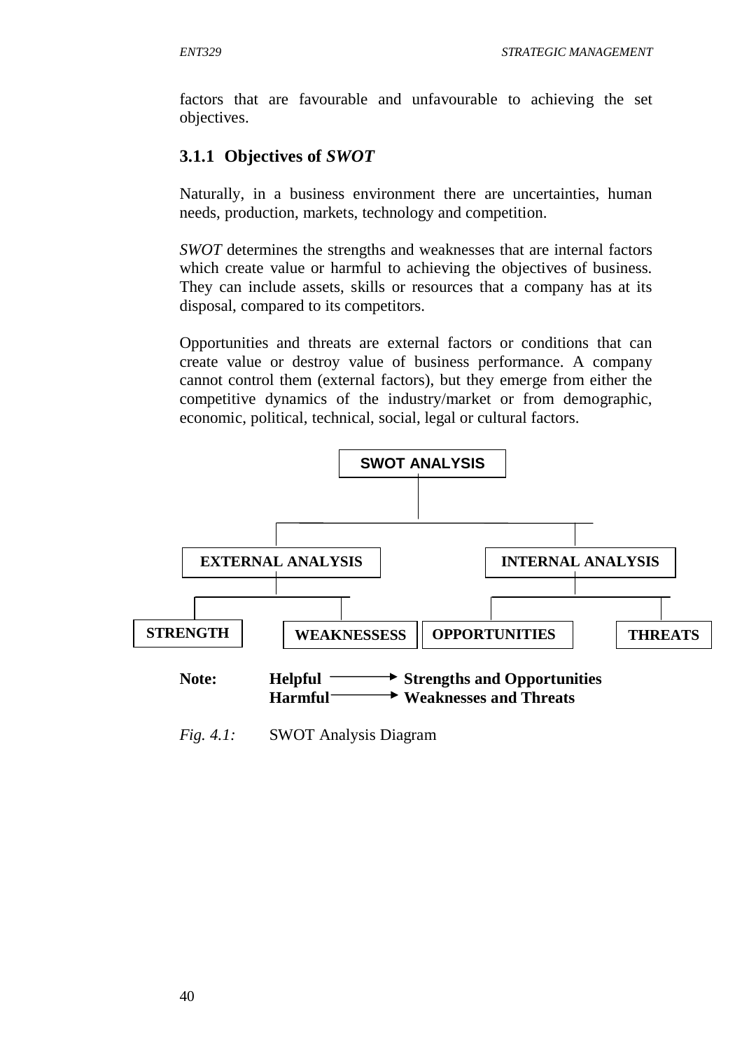factors that are favourable and unfavourable to achieving the set objectives.

### 3.1.1 Objectives of *SWOT*

Naturally, in a business environment there are uncertainties, human needs, production, markets, technology and competition.

*SWOT* determines the strengths and weaknesses that are internal factors which create value or harmful to achieving the objectives of business. They can include assets, skills or resources that a company has at its disposal, compared to its competitors.

Opportunities and threats are external factors or conditions that can create value or destroy value of business performance. A company cannot control them (external factors), but they emerge from either the competitive dynamics of the industry/market or from demographic, economic, political, technical, social, legal or cultural factors.

```
                         SWOT ANALYSIS
                               |
              +----------------+----------------+
              |                                 |
      EXTERNAL ANALYSIS                 INTERNAL ANALYSIS
              |                                 |
       +------+------+                  +-------+-------+
       |             |                  |               |
   STRENGTH     WEAKNESSESS       OPPORTUNITIES      THREATS
```

**Note:** **Helpful** → **Strengths and Opportunities**
**Harmful** → **Weaknesses and Threats**

*Fig. 4.1:* SWOT Analysis Diagram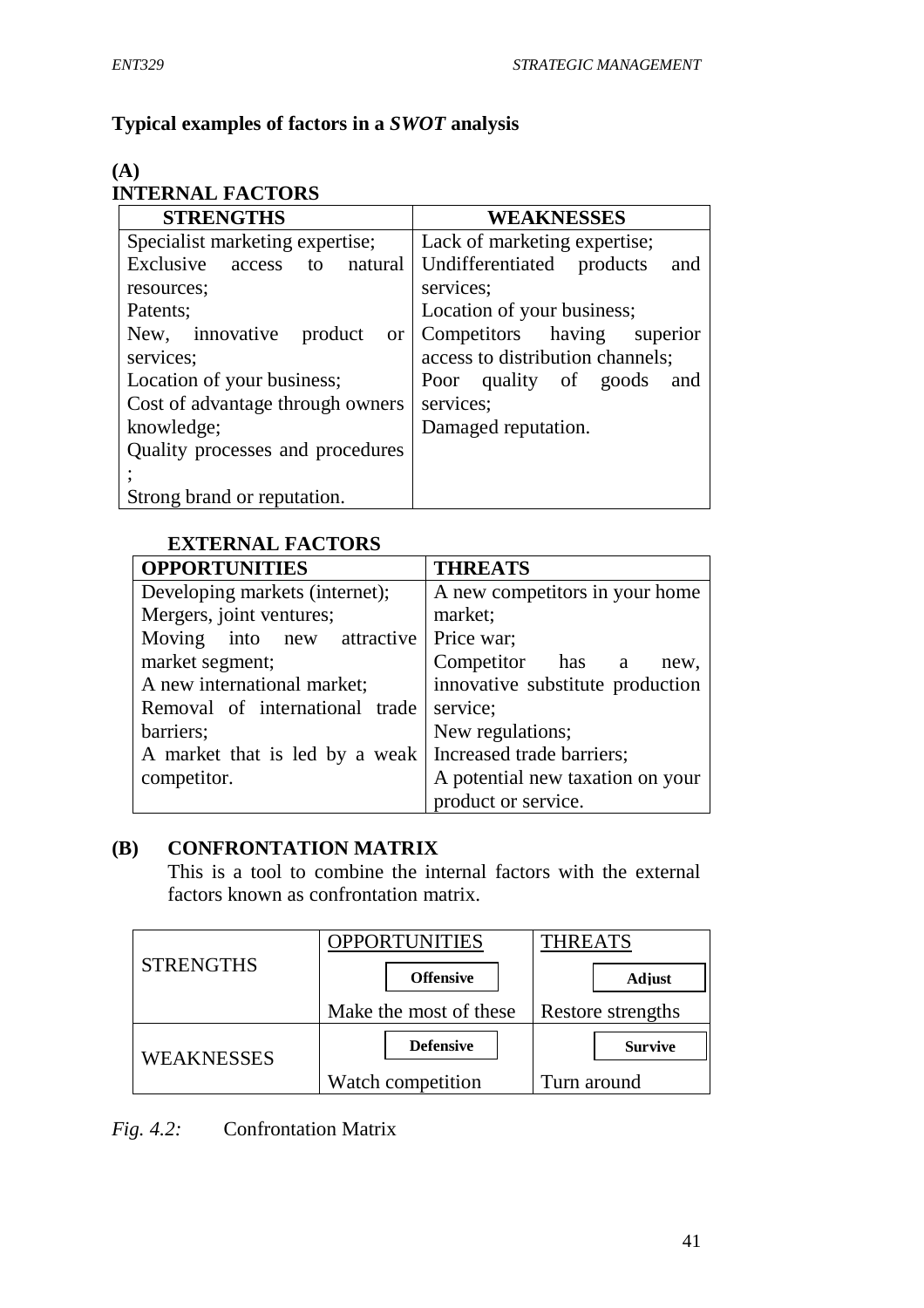**Typical examples of factors in a *SWOT* analysis**

**(A)**

**INTERNAL FACTORS**

| STRENGTHS | WEAKNESSES |
|---|---|
| Specialist marketing expertise; | Lack of marketing expertise; |
| Exclusive access to natural resources; | Undifferentiated products and services; |
| Patents; | Location of your business; |
| New, innovative product or services; | Competitors having superior access to distribution channels; |
| Location of your business; | Poor quality of goods and services; |
| Cost of advantage through owners knowledge; | Damaged reputation. |
| Quality processes and procedures ; | |
| Strong brand or reputation. | |

**EXTERNAL FACTORS**

| OPPORTUNITIES | THREATS |
|---|---|
| Developing markets (internet); | A new competitors in your home market; |
| Mergers, joint ventures; | Price war; |
| Moving into new attractive market segment; | Competitor has a new, innovative substitute production service; |
| A new international market; | New regulations; |
| Removal of international trade barriers; | Increased trade barriers; |
| A market that is led by a weak competitor. | A potential new taxation on your product or service. |

**(B) CONFRONTATION MATRIX**

This is a tool to combine the internal factors with the external factors known as confrontation matrix.

| | OPPORTUNITIES | THREATS |
|---|---|---|
| STRENGTHS | **Offensive**<br>Make the most of these | **Adjust**<br>Restore strengths |
| WEAKNESSES | **Defensive**<br>Watch competition | **Survive**<br>Turn around |

*Fig. 4.2:* Confrontation Matrix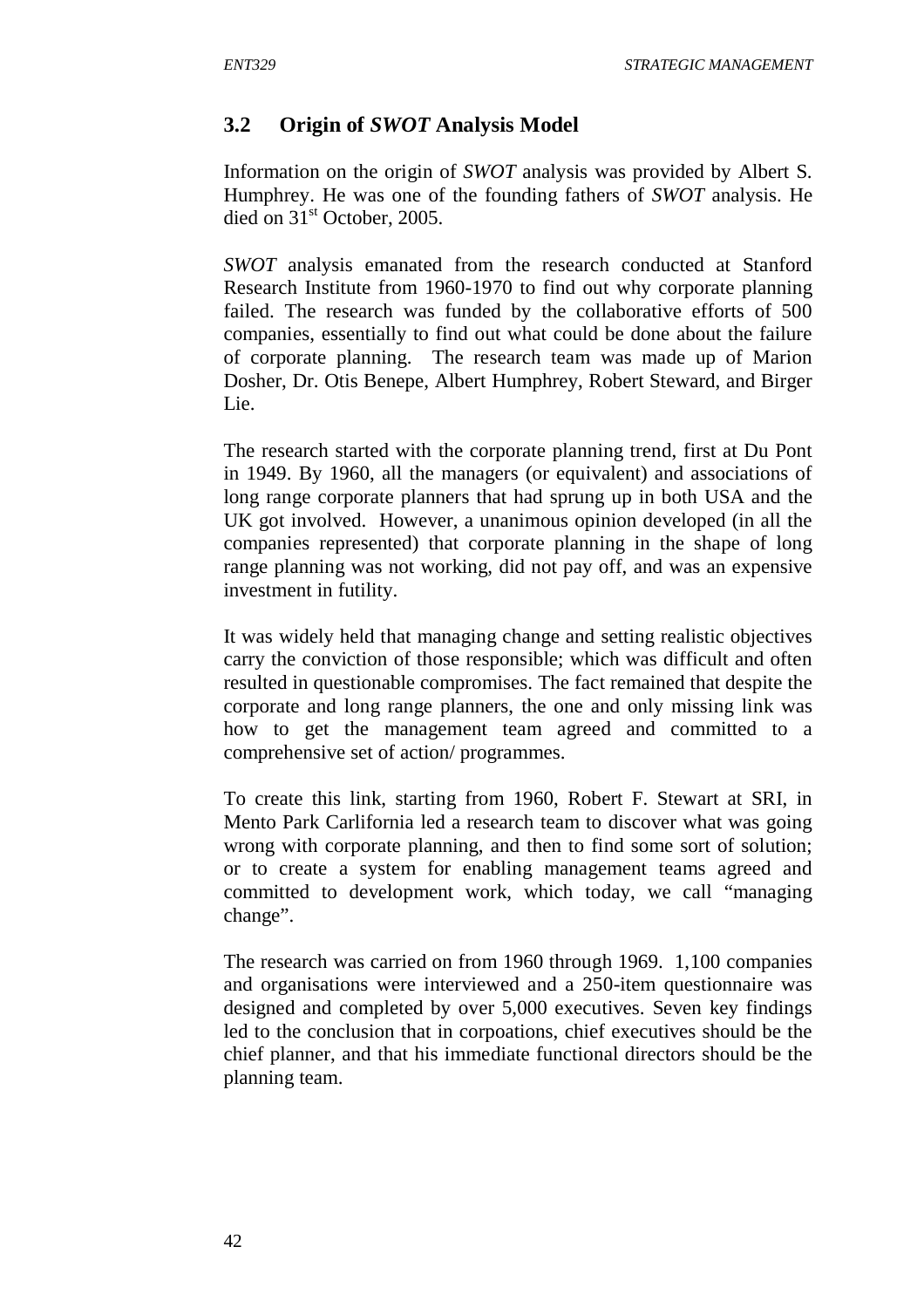### 3.2 Origin of *SWOT* Analysis Model

Information on the origin of *SWOT* analysis was provided by Albert S. Humphrey. He was one of the founding fathers of *SWOT* analysis. He died on 31st October, 2005.

*SWOT* analysis emanated from the research conducted at Stanford Research Institute from 1960-1970 to find out why corporate planning failed. The research was funded by the collaborative efforts of 500 companies, essentially to find out what could be done about the failure of corporate planning. The research team was made up of Marion Dosher, Dr. Otis Benepe, Albert Humphrey, Robert Steward, and Birger Lie.

The research started with the corporate planning trend, first at Du Pont in 1949. By 1960, all the managers (or equivalent) and associations of long range corporate planners that had sprung up in both USA and the UK got involved. However, a unanimous opinion developed (in all the companies represented) that corporate planning in the shape of long range planning was not working, did not pay off, and was an expensive investment in futility.

It was widely held that managing change and setting realistic objectives carry the conviction of those responsible; which was difficult and often resulted in questionable compromises. The fact remained that despite the corporate and long range planners, the one and only missing link was how to get the management team agreed and committed to a comprehensive set of action/ programmes.

To create this link, starting from 1960, Robert F. Stewart at SRI, in Mento Park Carlifornia led a research team to discover what was going wrong with corporate planning, and then to find some sort of solution; or to create a system for enabling management teams agreed and committed to development work, which today, we call "managing change".

The research was carried on from 1960 through 1969. 1,100 companies and organisations were interviewed and a 250-item questionnaire was designed and completed by over 5,000 executives. Seven key findings led to the conclusion that in corpoations, chief executives should be the chief planner, and that his immediate functional directors should be the planning team.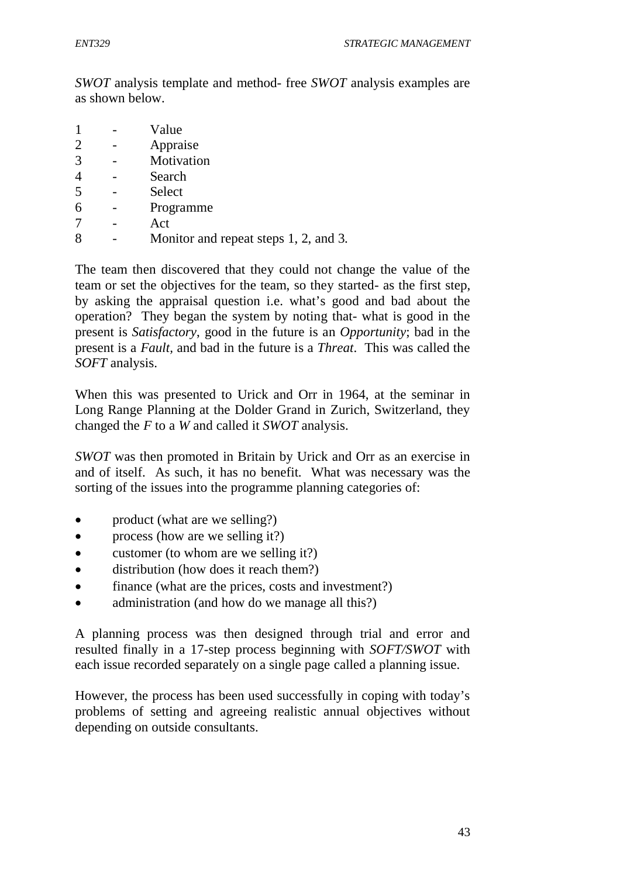*SWOT* analysis template and method- free *SWOT* analysis examples are as shown below.

1 - Value
2 - Appraise
3 - Motivation
4 - Search
5 - Select
6 - Programme
7 - Act
8 - Monitor and repeat steps 1, 2, and 3.

The team then discovered that they could not change the value of the team or set the objectives for the team, so they started- as the first step, by asking the appraisal question i.e. what's good and bad about the operation? They began the system by noting that- what is good in the present is *Satisfactory*, good in the future is an *Opportunity*; bad in the present is a *Fault*, and bad in the future is a *Threat*. This was called the *SOFT* analysis.

When this was presented to Urick and Orr in 1964, at the seminar in Long Range Planning at the Dolder Grand in Zurich, Switzerland, they changed the *F* to a *W* and called it *SWOT* analysis.

*SWOT* was then promoted in Britain by Urick and Orr as an exercise in and of itself. As such, it has no benefit. What was necessary was the sorting of the issues into the programme planning categories of:

- product (what are we selling?)
- process (how are we selling it?)
- customer (to whom are we selling it?)
- distribution (how does it reach them?)
- finance (what are the prices, costs and investment?)
- administration (and how do we manage all this?)

A planning process was then designed through trial and error and resulted finally in a 17-step process beginning with *SOFT/SWOT* with each issue recorded separately on a single page called a planning issue.

However, the process has been used successfully in coping with today's problems of setting and agreeing realistic annual objectives without depending on outside consultants.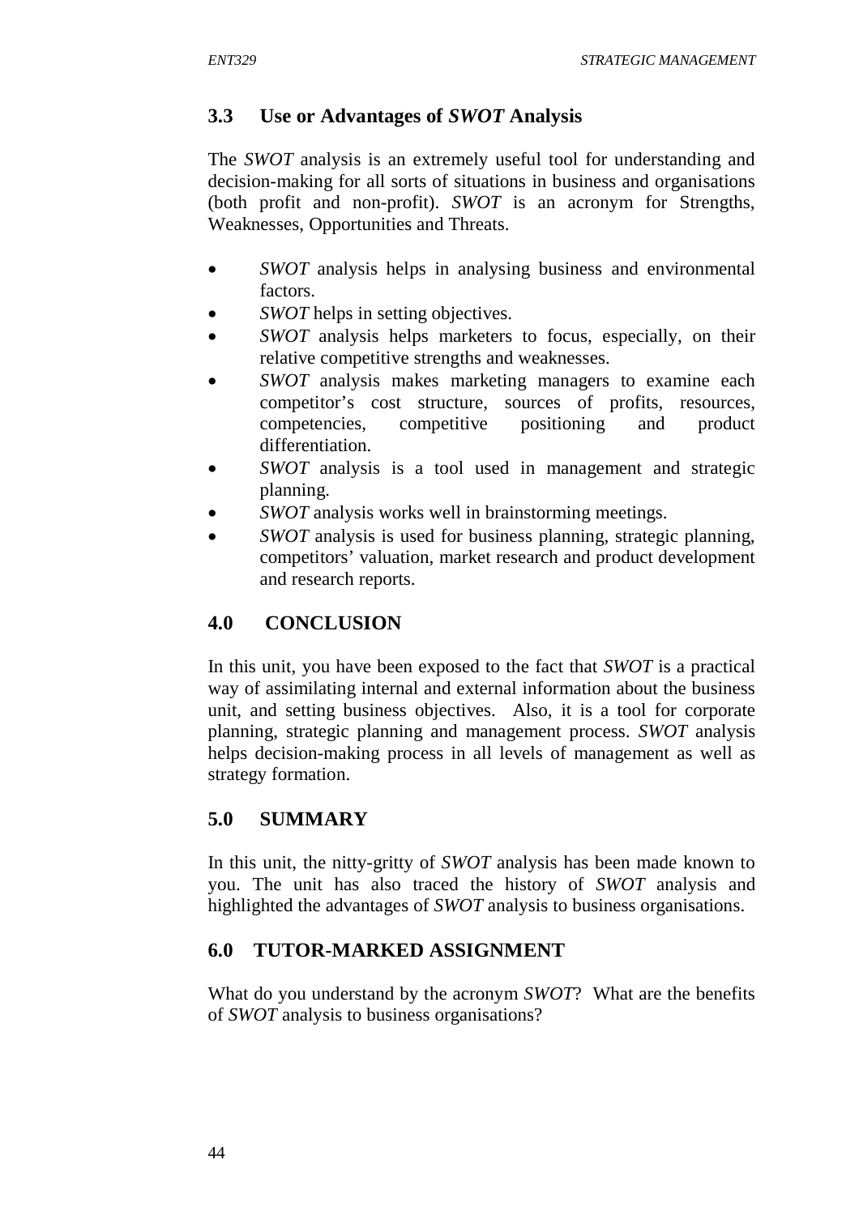## 3.3 Use or Advantages of *SWOT* Analysis

The *SWOT* analysis is an extremely useful tool for understanding and decision-making for all sorts of situations in business and organisations (both profit and non-profit). *SWOT* is an acronym for Strengths, Weaknesses, Opportunities and Threats.

- *SWOT* analysis helps in analysing business and environmental factors.
- *SWOT* helps in setting objectives.
- *SWOT* analysis helps marketers to focus, especially, on their relative competitive strengths and weaknesses.
- *SWOT* analysis makes marketing managers to examine each competitor's cost structure, sources of profits, resources, competencies, competitive positioning and product differentiation.
- *SWOT* analysis is a tool used in management and strategic planning.
- *SWOT* analysis works well in brainstorming meetings.
- *SWOT* analysis is used for business planning, strategic planning, competitors' valuation, market research and product development and research reports.

## 4.0 CONCLUSION

In this unit, you have been exposed to the fact that *SWOT* is a practical way of assimilating internal and external information about the business unit, and setting business objectives. Also, it is a tool for corporate planning, strategic planning and management process. *SWOT* analysis helps decision-making process in all levels of management as well as strategy formation.

## 5.0 SUMMARY

In this unit, the nitty-gritty of *SWOT* analysis has been made known to you. The unit has also traced the history of *SWOT* analysis and highlighted the advantages of *SWOT* analysis to business organisations.

## 6.0 TUTOR-MARKED ASSIGNMENT

What do you understand by the acronym *SWOT*? What are the benefits of *SWOT* analysis to business organisations?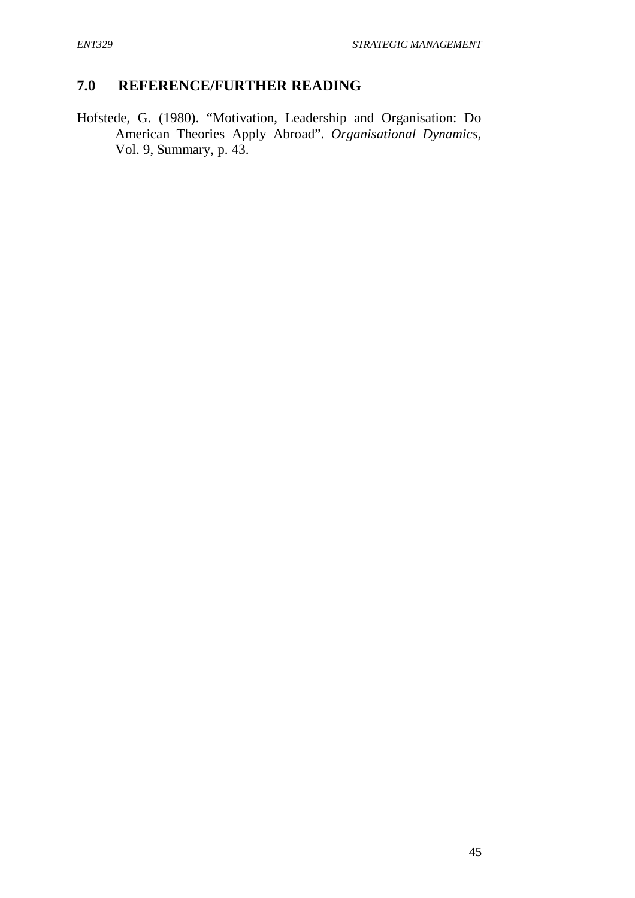## 7.0 REFERENCE/FURTHER READING

Hofstede, G. (1980). "Motivation, Leadership and Organisation: Do American Theories Apply Abroad". *Organisational Dynamics*, Vol. 9, Summary, p. 43.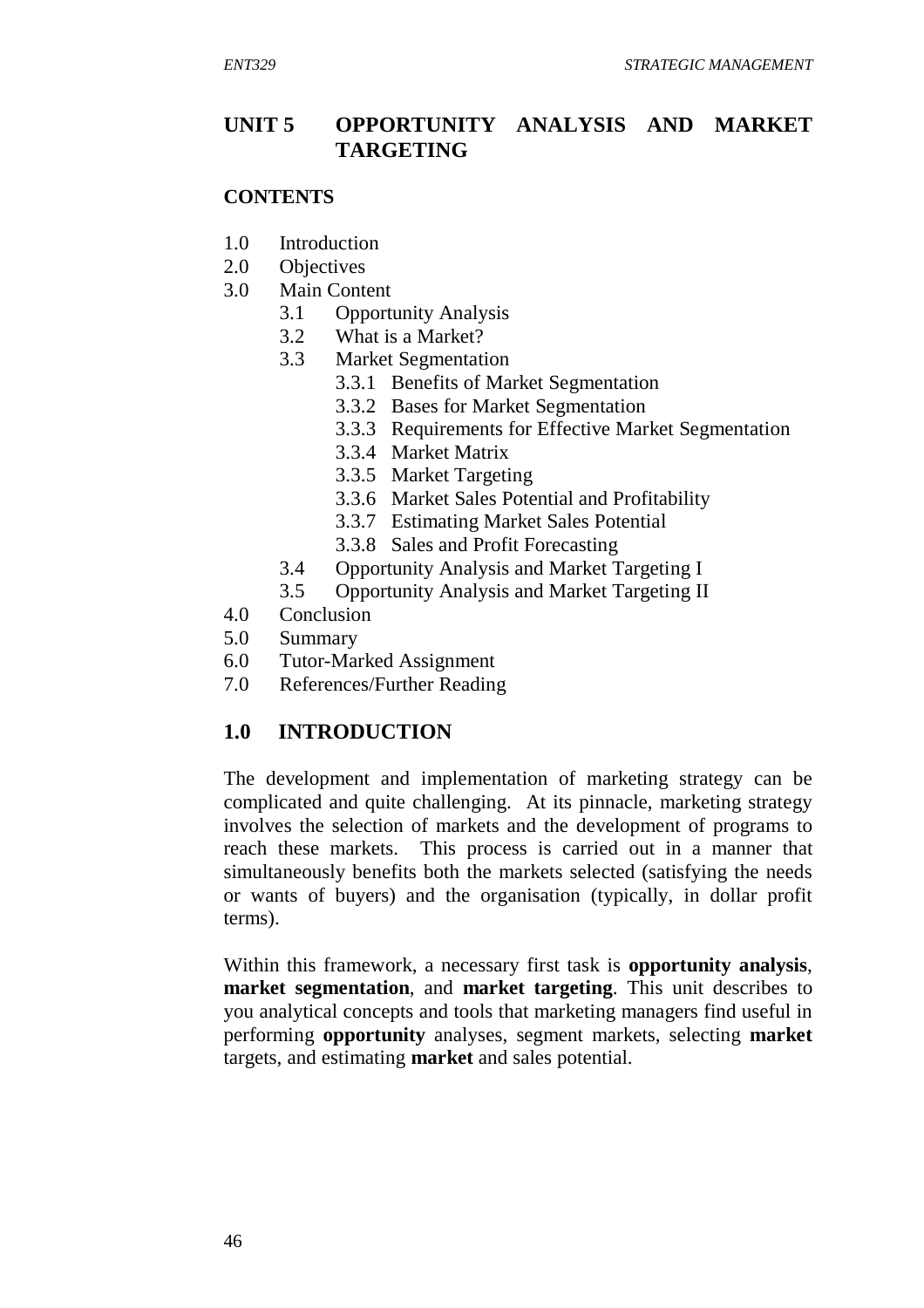# UNIT 5 OPPORTUNITY ANALYSIS AND MARKET TARGETING

## CONTENTS

1.0 Introduction
2.0 Objectives
3.0 Main Content
  3.1 Opportunity Analysis
  3.2 What is a Market?
  3.3 Market Segmentation
    3.3.1 Benefits of Market Segmentation
    3.3.2 Bases for Market Segmentation
    3.3.3 Requirements for Effective Market Segmentation
    3.3.4 Market Matrix
    3.3.5 Market Targeting
    3.3.6 Market Sales Potential and Profitability
    3.3.7 Estimating Market Sales Potential
    3.3.8 Sales and Profit Forecasting
  3.4 Opportunity Analysis and Market Targeting I
  3.5 Opportunity Analysis and Market Targeting II
4.0 Conclusion
5.0 Summary
6.0 Tutor-Marked Assignment
7.0 References/Further Reading

## 1.0 INTRODUCTION

The development and implementation of marketing strategy can be complicated and quite challenging. At its pinnacle, marketing strategy involves the selection of markets and the development of programs to reach these markets. This process is carried out in a manner that simultaneously benefits both the markets selected (satisfying the needs or wants of buyers) and the organisation (typically, in dollar profit terms).

Within this framework, a necessary first task is **opportunity analysis**, **market segmentation**, and **market targeting**. This unit describes to you analytical concepts and tools that marketing managers find useful in performing **opportunity** analyses, segment markets, selecting **market** targets, and estimating **market** and sales potential.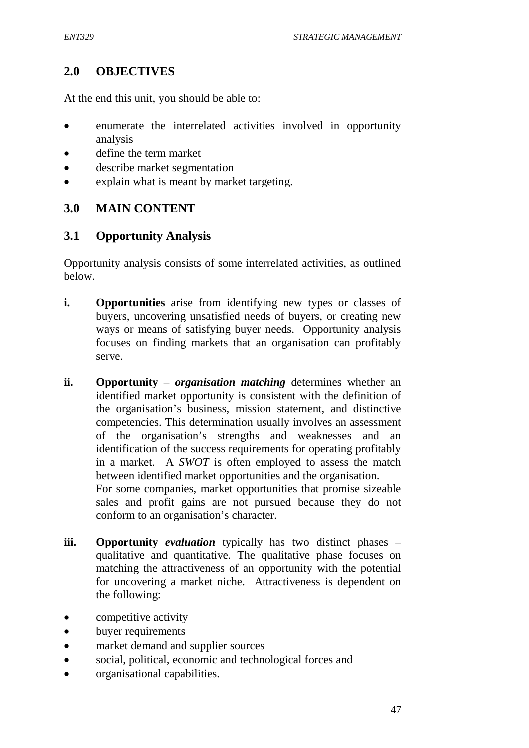## 2.0 OBJECTIVES

At the end this unit, you should be able to:

- enumerate the interrelated activities involved in opportunity analysis
- define the term market
- describe market segmentation
- explain what is meant by market targeting.

## 3.0 MAIN CONTENT

### 3.1 Opportunity Analysis

Opportunity analysis consists of some interrelated activities, as outlined below.

**i.** **Opportunities** arise from identifying new types or classes of buyers, uncovering unsatisfied needs of buyers, or creating new ways or means of satisfying buyer needs. Opportunity analysis focuses on finding markets that an organisation can profitably serve.

**ii.** **Opportunity** – ***organisation matching*** determines whether an identified market opportunity is consistent with the definition of the organisation's business, mission statement, and distinctive competencies. This determination usually involves an assessment of the organisation's strengths and weaknesses and an identification of the success requirements for operating profitably in a market. A *SWOT* is often employed to assess the match between identified market opportunities and the organisation.
For some companies, market opportunities that promise sizeable sales and profit gains are not pursued because they do not conform to an organisation's character.

**iii.** **Opportunity *evaluation*** typically has two distinct phases – qualitative and quantitative. The qualitative phase focuses on matching the attractiveness of an opportunity with the potential for uncovering a market niche. Attractiveness is dependent on the following:

- competitive activity
- buyer requirements
- market demand and supplier sources
- social, political, economic and technological forces and
- organisational capabilities.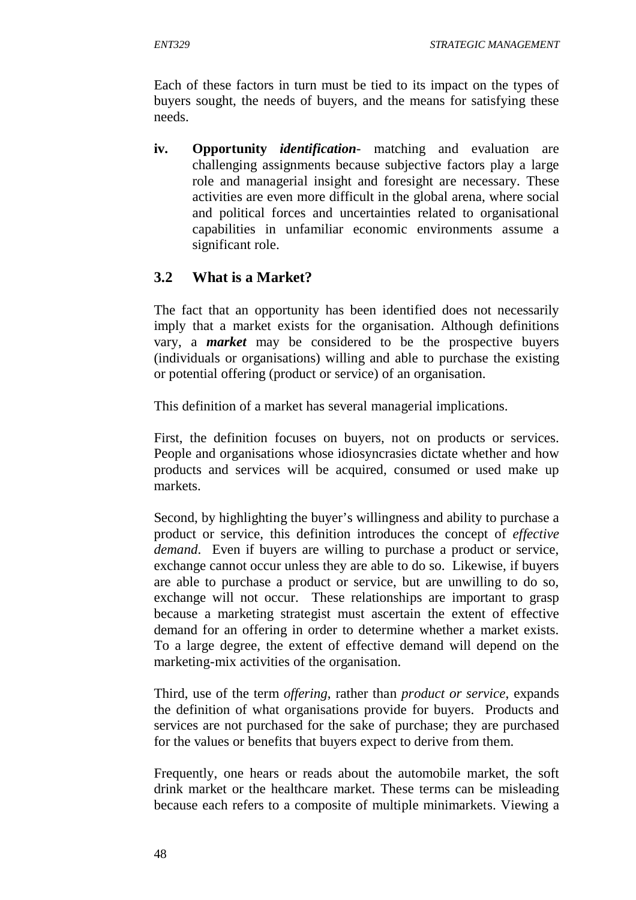Each of these factors in turn must be tied to its impact on the types of buyers sought, the needs of buyers, and the means for satisfying these needs.

iv. **Opportunity *identification***- matching and evaluation are challenging assignments because subjective factors play a large role and managerial insight and foresight are necessary. These activities are even more difficult in the global arena, where social and political forces and uncertainties related to organisational capabilities in unfamiliar economic environments assume a significant role.

## 3.2 What is a Market?

The fact that an opportunity has been identified does not necessarily imply that a market exists for the organisation. Although definitions vary, a ***market*** may be considered to be the prospective buyers (individuals or organisations) willing and able to purchase the existing or potential offering (product or service) of an organisation.

This definition of a market has several managerial implications.

First, the definition focuses on buyers, not on products or services. People and organisations whose idiosyncrasies dictate whether and how products and services will be acquired, consumed or used make up markets.

Second, by highlighting the buyer's willingness and ability to purchase a product or service, this definition introduces the concept of *effective demand*. Even if buyers are willing to purchase a product or service, exchange cannot occur unless they are able to do so. Likewise, if buyers are able to purchase a product or service, but are unwilling to do so, exchange will not occur. These relationships are important to grasp because a marketing strategist must ascertain the extent of effective demand for an offering in order to determine whether a market exists. To a large degree, the extent of effective demand will depend on the marketing-mix activities of the organisation.

Third, use of the term *offering*, rather than *product or service*, expands the definition of what organisations provide for buyers. Products and services are not purchased for the sake of purchase; they are purchased for the values or benefits that buyers expect to derive from them.

Frequently, one hears or reads about the automobile market, the soft drink market or the healthcare market. These terms can be misleading because each refers to a composite of multiple minimarkets. Viewing a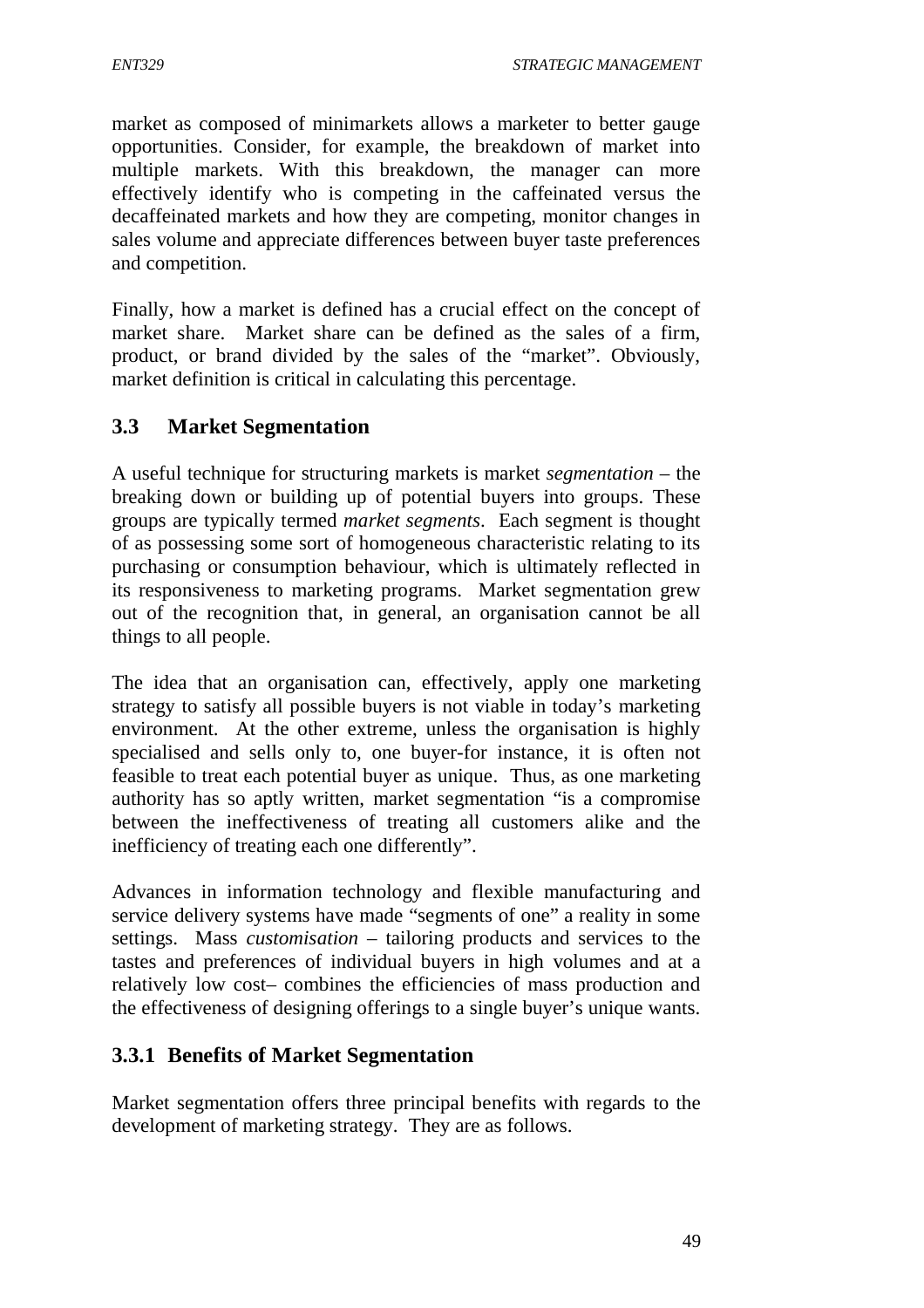market as composed of minimarkets allows a marketer to better gauge opportunities. Consider, for example, the breakdown of market into multiple markets. With this breakdown, the manager can more effectively identify who is competing in the caffeinated versus the decaffeinated markets and how they are competing, monitor changes in sales volume and appreciate differences between buyer taste preferences and competition.

Finally, how a market is defined has a crucial effect on the concept of market share. Market share can be defined as the sales of a firm, product, or brand divided by the sales of the "market". Obviously, market definition is critical in calculating this percentage.

## 3.3 Market Segmentation

A useful technique for structuring markets is market *segmentation* – the breaking down or building up of potential buyers into groups. These groups are typically termed *market segments*. Each segment is thought of as possessing some sort of homogeneous characteristic relating to its purchasing or consumption behaviour, which is ultimately reflected in its responsiveness to marketing programs. Market segmentation grew out of the recognition that, in general, an organisation cannot be all things to all people.

The idea that an organisation can, effectively, apply one marketing strategy to satisfy all possible buyers is not viable in today's marketing environment. At the other extreme, unless the organisation is highly specialised and sells only to, one buyer-for instance, it is often not feasible to treat each potential buyer as unique. Thus, as one marketing authority has so aptly written, market segmentation "is a compromise between the ineffectiveness of treating all customers alike and the inefficiency of treating each one differently".

Advances in information technology and flexible manufacturing and service delivery systems have made "segments of one" a reality in some settings. Mass *customisation* – tailoring products and services to the tastes and preferences of individual buyers in high volumes and at a relatively low cost– combines the efficiencies of mass production and the effectiveness of designing offerings to a single buyer's unique wants.

### 3.3.1 Benefits of Market Segmentation

Market segmentation offers three principal benefits with regards to the development of marketing strategy. They are as follows.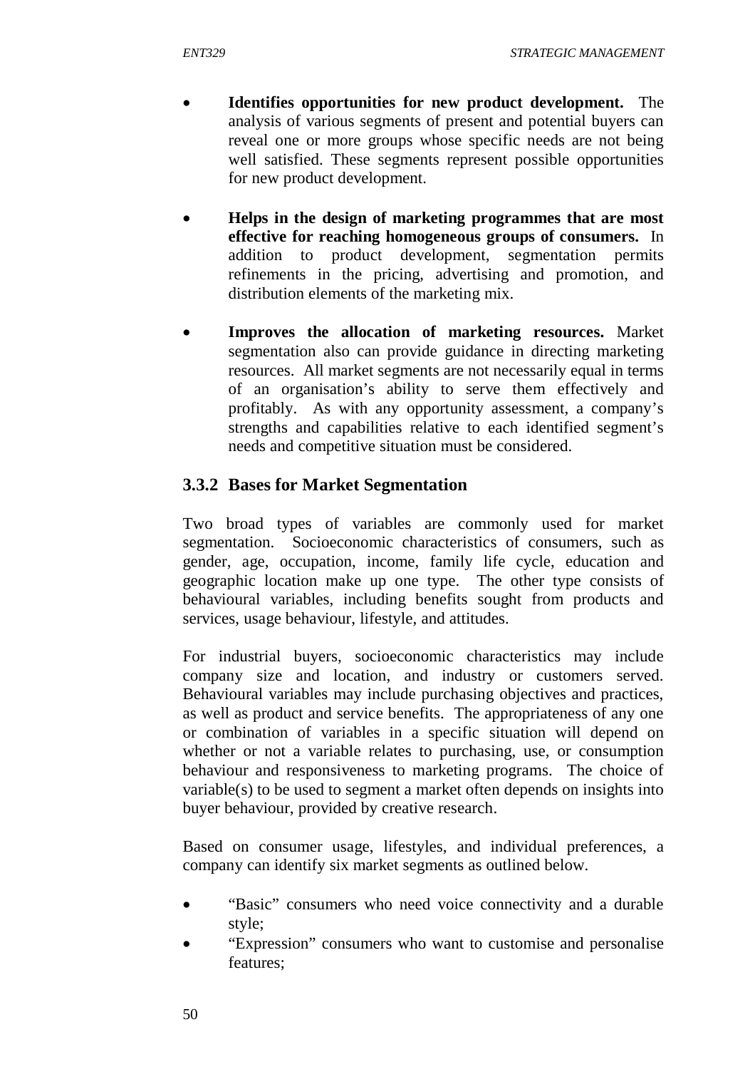- **Identifies opportunities for new product development.** The analysis of various segments of present and potential buyers can reveal one or more groups whose specific needs are not being well satisfied. These segments represent possible opportunities for new product development.

- **Helps in the design of marketing programmes that are most effective for reaching homogeneous groups of consumers.** In addition to product development, segmentation permits refinements in the pricing, advertising and promotion, and distribution elements of the marketing mix.

- **Improves the allocation of marketing resources.** Market segmentation also can provide guidance in directing marketing resources. All market segments are not necessarily equal in terms of an organisation's ability to serve them effectively and profitably. As with any opportunity assessment, a company's strengths and capabilities relative to each identified segment's needs and competitive situation must be considered.

### 3.3.2 Bases for Market Segmentation

Two broad types of variables are commonly used for market segmentation. Socioeconomic characteristics of consumers, such as gender, age, occupation, income, family life cycle, education and geographic location make up one type. The other type consists of behavioural variables, including benefits sought from products and services, usage behaviour, lifestyle, and attitudes.

For industrial buyers, socioeconomic characteristics may include company size and location, and industry or customers served. Behavioural variables may include purchasing objectives and practices, as well as product and service benefits. The appropriateness of any one or combination of variables in a specific situation will depend on whether or not a variable relates to purchasing, use, or consumption behaviour and responsiveness to marketing programs. The choice of variable(s) to be used to segment a market often depends on insights into buyer behaviour, provided by creative research.

Based on consumer usage, lifestyles, and individual preferences, a company can identify six market segments as outlined below.

- "Basic" consumers who need voice connectivity and a durable style;
- "Expression" consumers who want to customise and personalise features;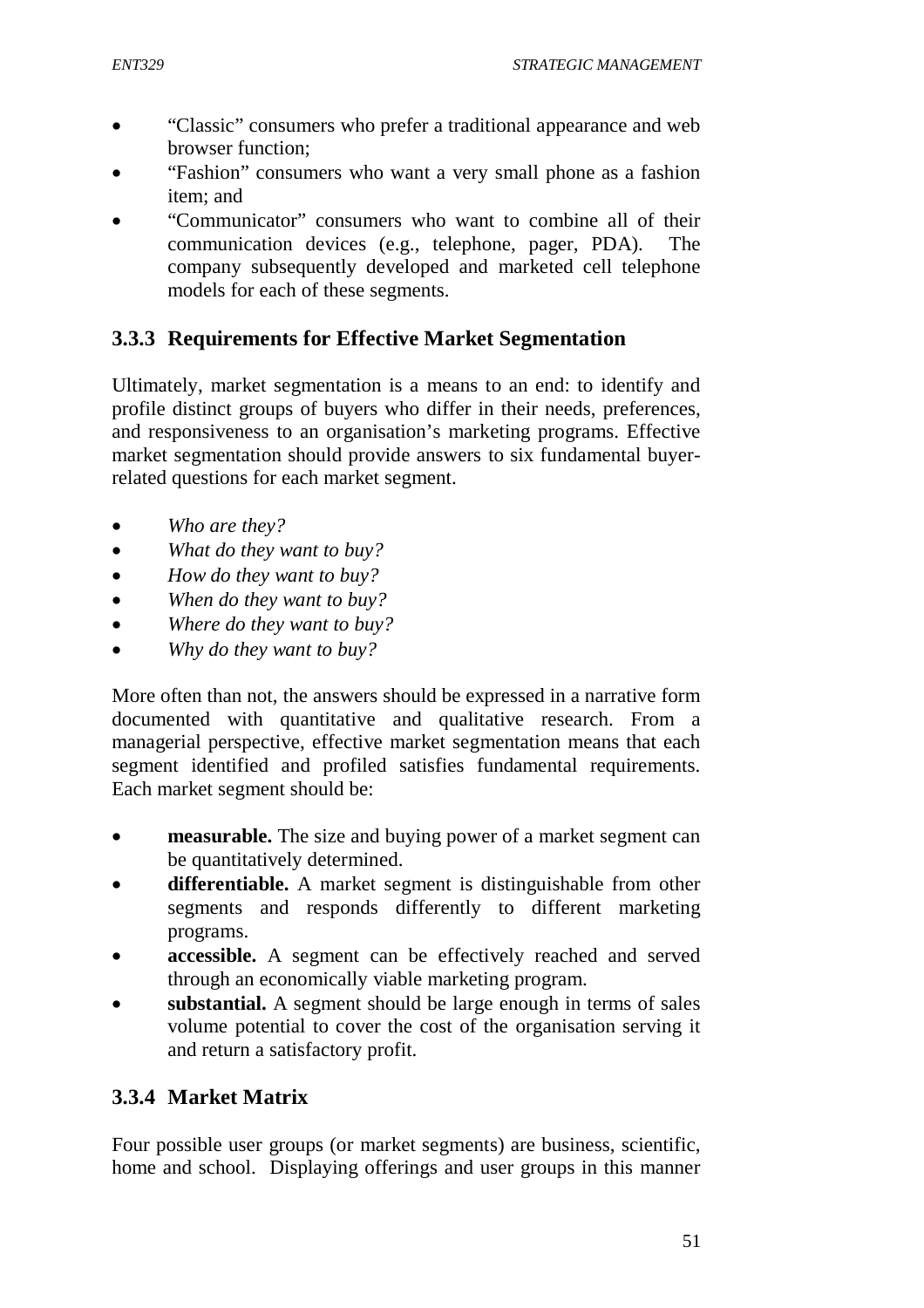- “Classic” consumers who prefer a traditional appearance and web browser function;
- “Fashion” consumers who want a very small phone as a fashion item; and
- “Communicator” consumers who want to combine all of their communication devices (e.g., telephone, pager, PDA). The company subsequently developed and marketed cell telephone models for each of these segments.

### 3.3.3 Requirements for Effective Market Segmentation

Ultimately, market segmentation is a means to an end: to identify and profile distinct groups of buyers who differ in their needs, preferences, and responsiveness to an organisation’s marketing programs. Effective market segmentation should provide answers to six fundamental buyer-related questions for each market segment.

- *Who are they?*
- *What do they want to buy?*
- *How do they want to buy?*
- *When do they want to buy?*
- *Where do they want to buy?*
- *Why do they want to buy?*

More often than not, the answers should be expressed in a narrative form documented with quantitative and qualitative research. From a managerial perspective, effective market segmentation means that each segment identified and profiled satisfies fundamental requirements. Each market segment should be:

- **measurable.** The size and buying power of a market segment can be quantitatively determined.
- **differentiable.** A market segment is distinguishable from other segments and responds differently to different marketing programs.
- **accessible.** A segment can be effectively reached and served through an economically viable marketing program.
- **substantial.** A segment should be large enough in terms of sales volume potential to cover the cost of the organisation serving it and return a satisfactory profit.

### 3.3.4 Market Matrix

Four possible user groups (or market segments) are business, scientific, home and school. Displaying offerings and user groups in this manner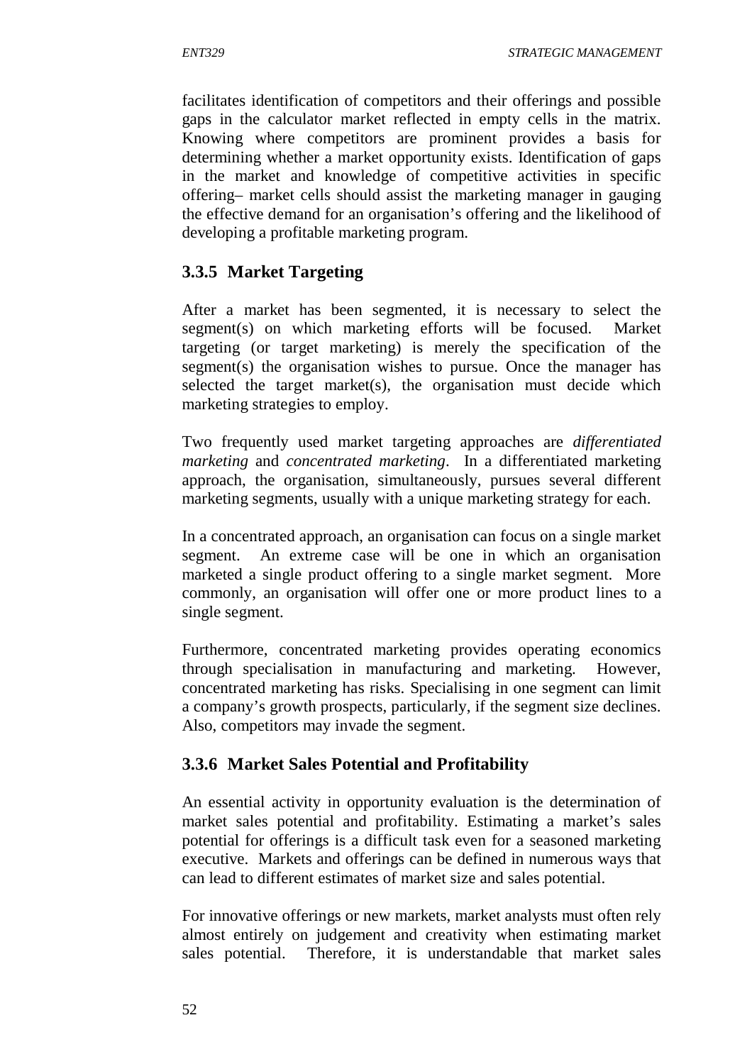facilitates identification of competitors and their offerings and possible gaps in the calculator market reflected in empty cells in the matrix. Knowing where competitors are prominent provides a basis for determining whether a market opportunity exists. Identification of gaps in the market and knowledge of competitive activities in specific offering– market cells should assist the marketing manager in gauging the effective demand for an organisation's offering and the likelihood of developing a profitable marketing program.

### 3.3.5 Market Targeting

After a market has been segmented, it is necessary to select the segment(s) on which marketing efforts will be focused. Market targeting (or target marketing) is merely the specification of the segment(s) the organisation wishes to pursue. Once the manager has selected the target market(s), the organisation must decide which marketing strategies to employ.

Two frequently used market targeting approaches are *differentiated marketing* and *concentrated marketing*. In a differentiated marketing approach, the organisation, simultaneously, pursues several different marketing segments, usually with a unique marketing strategy for each.

In a concentrated approach, an organisation can focus on a single market segment. An extreme case will be one in which an organisation marketed a single product offering to a single market segment. More commonly, an organisation will offer one or more product lines to a single segment.

Furthermore, concentrated marketing provides operating economics through specialisation in manufacturing and marketing. However, concentrated marketing has risks. Specialising in one segment can limit a company's growth prospects, particularly, if the segment size declines. Also, competitors may invade the segment.

### 3.3.6 Market Sales Potential and Profitability

An essential activity in opportunity evaluation is the determination of market sales potential and profitability. Estimating a market's sales potential for offerings is a difficult task even for a seasoned marketing executive. Markets and offerings can be defined in numerous ways that can lead to different estimates of market size and sales potential.

For innovative offerings or new markets, market analysts must often rely almost entirely on judgement and creativity when estimating market sales potential. Therefore, it is understandable that market sales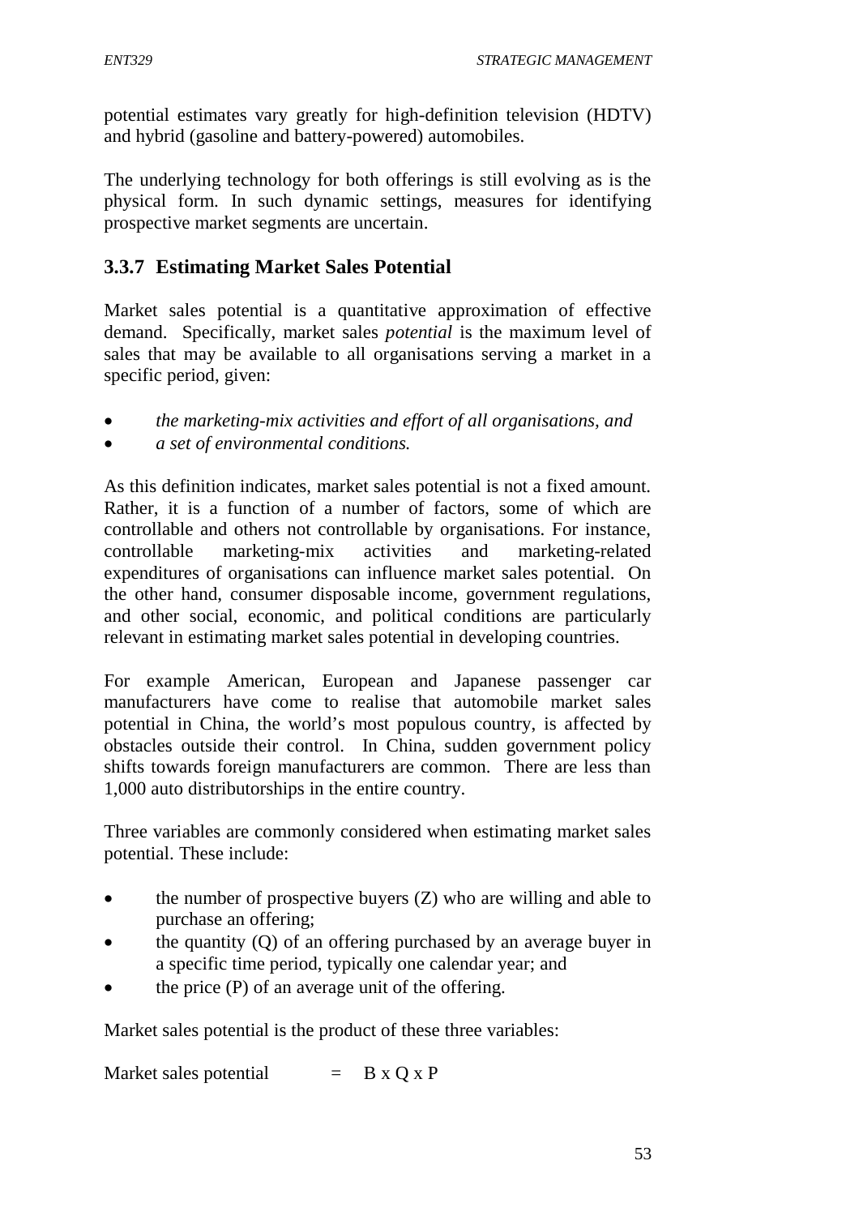potential estimates vary greatly for high-definition television (HDTV) and hybrid (gasoline and battery-powered) automobiles.

The underlying technology for both offerings is still evolving as is the physical form. In such dynamic settings, measures for identifying prospective market segments are uncertain.

### 3.3.7 Estimating Market Sales Potential

Market sales potential is a quantitative approximation of effective demand. Specifically, market sales *potential* is the maximum level of sales that may be available to all organisations serving a market in a specific period, given:

- *the marketing-mix activities and effort of all organisations, and*
- *a set of environmental conditions.*

As this definition indicates, market sales potential is not a fixed amount. Rather, it is a function of a number of factors, some of which are controllable and others not controllable by organisations. For instance, controllable marketing-mix activities and marketing-related expenditures of organisations can influence market sales potential. On the other hand, consumer disposable income, government regulations, and other social, economic, and political conditions are particularly relevant in estimating market sales potential in developing countries.

For example American, European and Japanese passenger car manufacturers have come to realise that automobile market sales potential in China, the world's most populous country, is affected by obstacles outside their control. In China, sudden government policy shifts towards foreign manufacturers are common. There are less than 1,000 auto distributorships in the entire country.

Three variables are commonly considered when estimating market sales potential. These include:

- the number of prospective buyers (Z) who are willing and able to purchase an offering;
- the quantity (Q) of an offering purchased by an average buyer in a specific time period, typically one calendar year; and
- the price (P) of an average unit of the offering.

Market sales potential is the product of these three variables:

$$\text{Market sales potential} = B \times Q \times P$$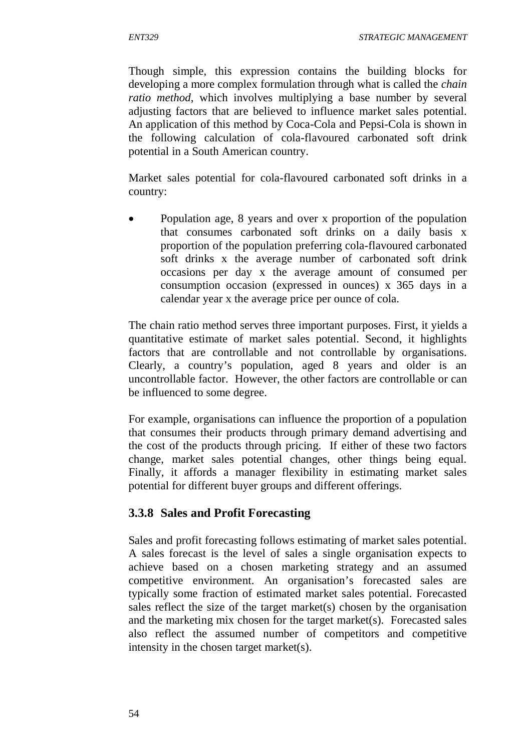Though simple, this expression contains the building blocks for developing a more complex formulation through what is called the *chain ratio method*, which involves multiplying a base number by several adjusting factors that are believed to influence market sales potential. An application of this method by Coca-Cola and Pepsi-Cola is shown in the following calculation of cola-flavoured carbonated soft drink potential in a South American country.

Market sales potential for cola-flavoured carbonated soft drinks in a country:

- Population age, 8 years and over x proportion of the population that consumes carbonated soft drinks on a daily basis x proportion of the population preferring cola-flavoured carbonated soft drinks x the average number of carbonated soft drink occasions per day x the average amount of consumed per consumption occasion (expressed in ounces) x 365 days in a calendar year x the average price per ounce of cola.

The chain ratio method serves three important purposes. First, it yields a quantitative estimate of market sales potential. Second, it highlights factors that are controllable and not controllable by organisations. Clearly, a country's population, aged 8 years and older is an uncontrollable factor. However, the other factors are controllable or can be influenced to some degree.

For example, organisations can influence the proportion of a population that consumes their products through primary demand advertising and the cost of the products through pricing. If either of these two factors change, market sales potential changes, other things being equal. Finally, it affords a manager flexibility in estimating market sales potential for different buyer groups and different offerings.

### 3.3.8 Sales and Profit Forecasting

Sales and profit forecasting follows estimating of market sales potential. A sales forecast is the level of sales a single organisation expects to achieve based on a chosen marketing strategy and an assumed competitive environment. An organisation's forecasted sales are typically some fraction of estimated market sales potential. Forecasted sales reflect the size of the target market(s) chosen by the organisation and the marketing mix chosen for the target market(s). Forecasted sales also reflect the assumed number of competitors and competitive intensity in the chosen target market(s).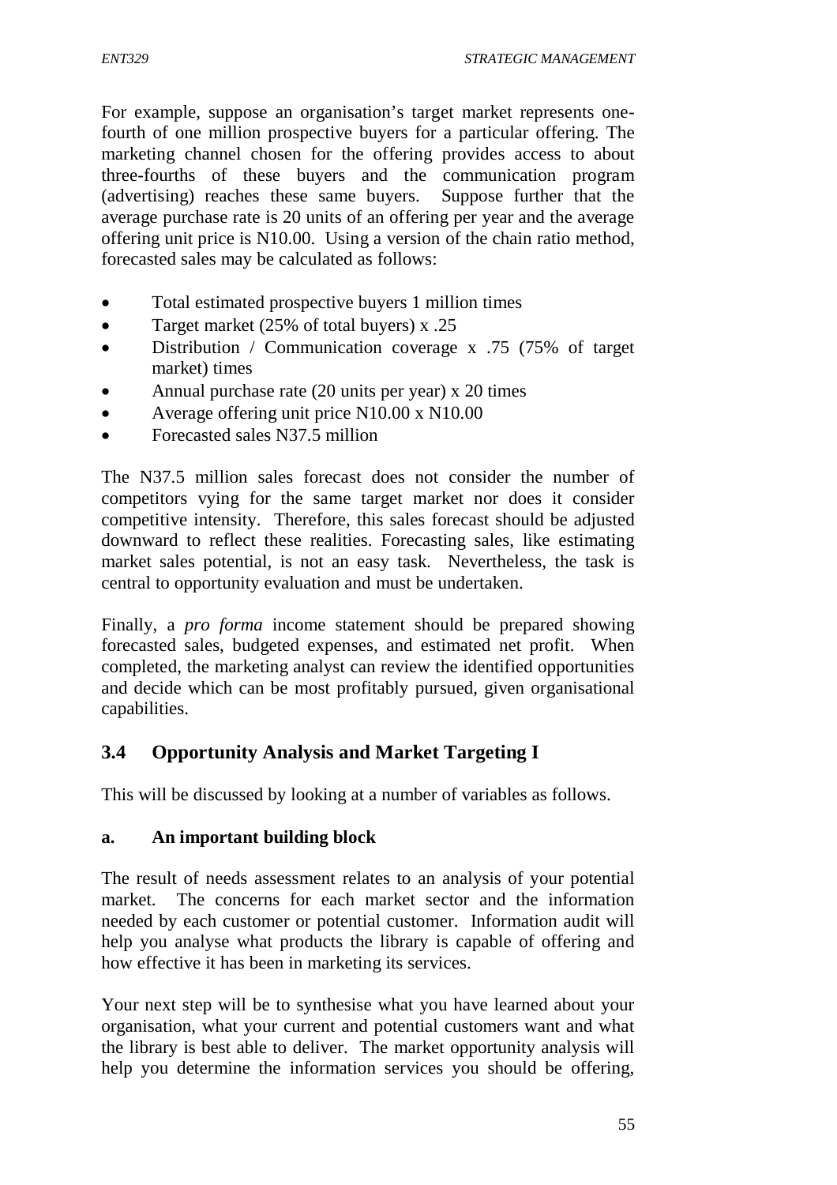For example, suppose an organisation's target market represents one-fourth of one million prospective buyers for a particular offering. The marketing channel chosen for the offering provides access to about three-fourths of these buyers and the communication program (advertising) reaches these same buyers. Suppose further that the average purchase rate is 20 units of an offering per year and the average offering unit price is N10.00. Using a version of the chain ratio method, forecasted sales may be calculated as follows:

- Total estimated prospective buyers 1 million times
- Target market (25% of total buyers) x .25
- Distribution / Communication coverage x .75 (75% of target market) times
- Annual purchase rate (20 units per year) x 20 times
- Average offering unit price N10.00 x N10.00
- Forecasted sales N37.5 million

The N37.5 million sales forecast does not consider the number of competitors vying for the same target market nor does it consider competitive intensity. Therefore, this sales forecast should be adjusted downward to reflect these realities. Forecasting sales, like estimating market sales potential, is not an easy task. Nevertheless, the task is central to opportunity evaluation and must be undertaken.

Finally, a *pro forma* income statement should be prepared showing forecasted sales, budgeted expenses, and estimated net profit. When completed, the marketing analyst can review the identified opportunities and decide which can be most profitably pursued, given organisational capabilities.

## 3.4 Opportunity Analysis and Market Targeting I

This will be discussed by looking at a number of variables as follows.

### a. An important building block

The result of needs assessment relates to an analysis of your potential market. The concerns for each market sector and the information needed by each customer or potential customer. Information audit will help you analyse what products the library is capable of offering and how effective it has been in marketing its services.

Your next step will be to synthesise what you have learned about your organisation, what your current and potential customers want and what the library is best able to deliver. The market opportunity analysis will help you determine the information services you should be offering,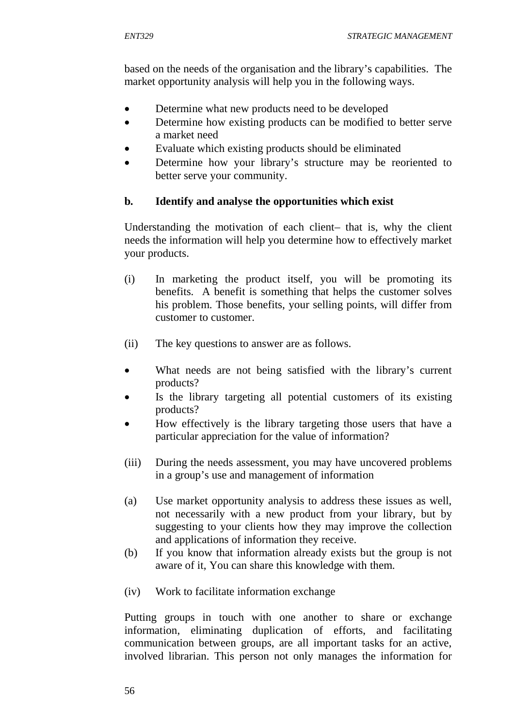based on the needs of the organisation and the library's capabilities. The market opportunity analysis will help you in the following ways.

- Determine what new products need to be developed
- Determine how existing products can be modified to better serve a market need
- Evaluate which existing products should be eliminated
- Determine how your library's structure may be reoriented to better serve your community.

**b. Identify and analyse the opportunities which exist**

Understanding the motivation of each client– that is, why the client needs the information will help you determine how to effectively market your products.

(i) In marketing the product itself, you will be promoting its benefits. A benefit is something that helps the customer solves his problem. Those benefits, your selling points, will differ from customer to customer.

(ii) The key questions to answer are as follows.

- What needs are not being satisfied with the library's current products?
- Is the library targeting all potential customers of its existing products?
- How effectively is the library targeting those users that have a particular appreciation for the value of information?

(iii) During the needs assessment, you may have uncovered problems in a group's use and management of information

(a) Use market opportunity analysis to address these issues as well, not necessarily with a new product from your library, but by suggesting to your clients how they may improve the collection and applications of information they receive.

(b) If you know that information already exists but the group is not aware of it, You can share this knowledge with them.

(iv) Work to facilitate information exchange

Putting groups in touch with one another to share or exchange information, eliminating duplication of efforts, and facilitating communication between groups, are all important tasks for an active, involved librarian. This person not only manages the information for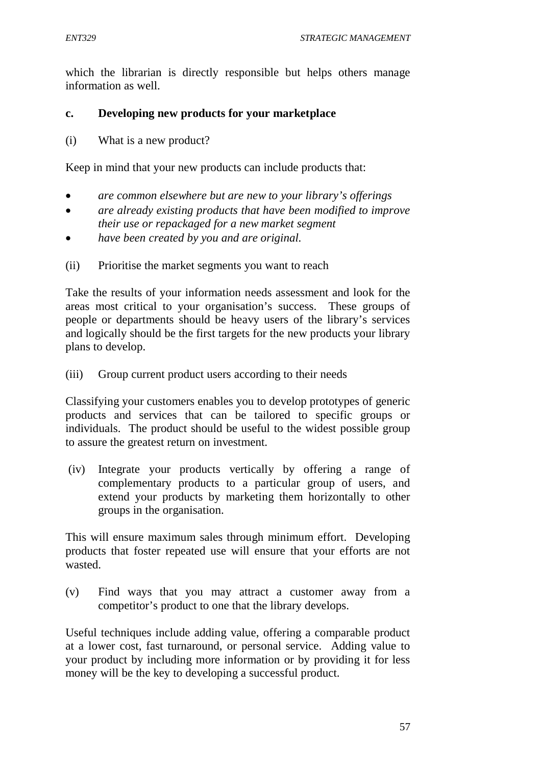which the librarian is directly responsible but helps others manage information as well.

**c. Developing new products for your marketplace**

(i) What is a new product?

Keep in mind that your new products can include products that:

- *are common elsewhere but are new to your library's offerings*
- *are already existing products that have been modified to improve their use or repackaged for a new market segment*
- *have been created by you and are original.*

(ii) Prioritise the market segments you want to reach

Take the results of your information needs assessment and look for the areas most critical to your organisation's success. These groups of people or departments should be heavy users of the library's services and logically should be the first targets for the new products your library plans to develop.

(iii) Group current product users according to their needs

Classifying your customers enables you to develop prototypes of generic products and services that can be tailored to specific groups or individuals. The product should be useful to the widest possible group to assure the greatest return on investment.

(iv) Integrate your products vertically by offering a range of complementary products to a particular group of users, and extend your products by marketing them horizontally to other groups in the organisation.

This will ensure maximum sales through minimum effort. Developing products that foster repeated use will ensure that your efforts are not wasted.

(v) Find ways that you may attract a customer away from a competitor's product to one that the library develops.

Useful techniques include adding value, offering a comparable product at a lower cost, fast turnaround, or personal service. Adding value to your product by including more information or by providing it for less money will be the key to developing a successful product.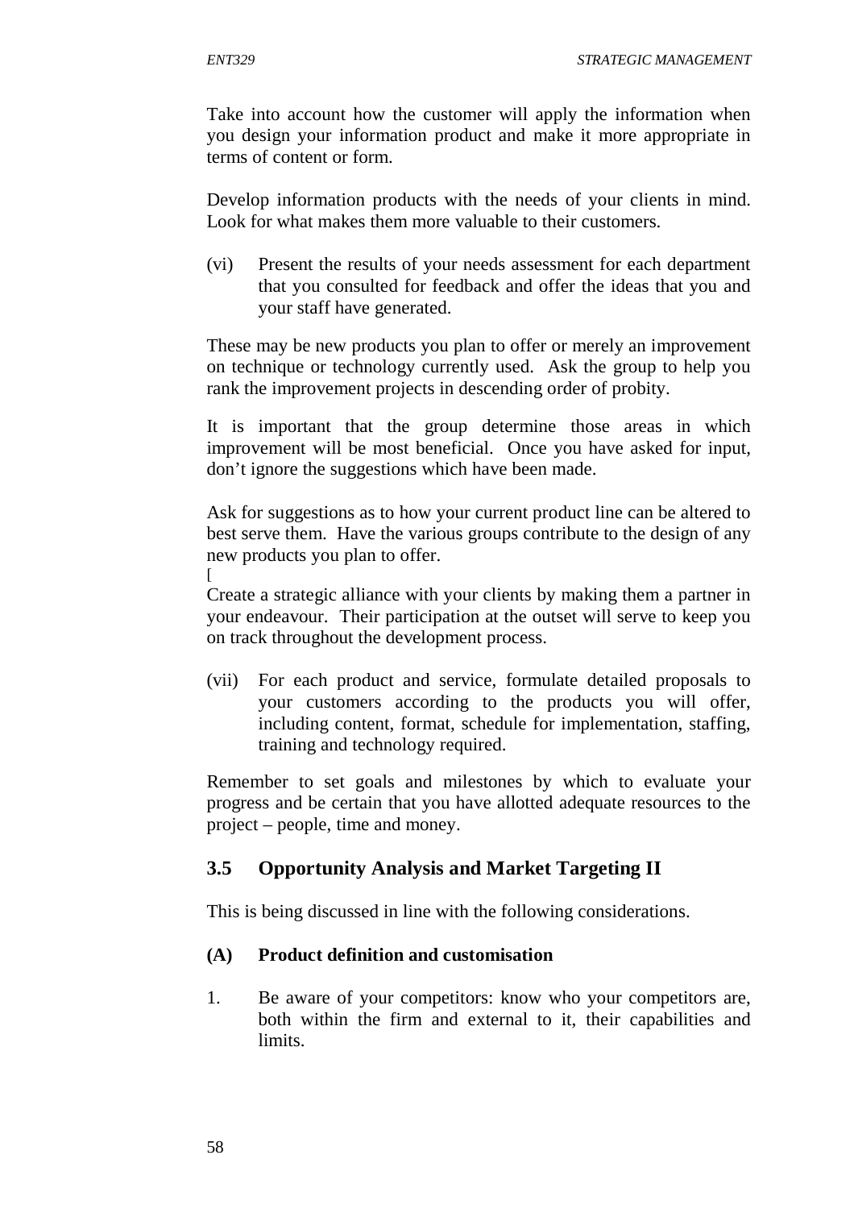Take into account how the customer will apply the information when you design your information product and make it more appropriate in terms of content or form.

Develop information products with the needs of your clients in mind. Look for what makes them more valuable to their customers.

(vi) Present the results of your needs assessment for each department that you consulted for feedback and offer the ideas that you and your staff have generated.

These may be new products you plan to offer or merely an improvement on technique or technology currently used. Ask the group to help you rank the improvement projects in descending order of probity.

It is important that the group determine those areas in which improvement will be most beneficial. Once you have asked for input, don't ignore the suggestions which have been made.

Ask for suggestions as to how your current product line can be altered to best serve them. Have the various groups contribute to the design of any new products you plan to offer.
[
Create a strategic alliance with your clients by making them a partner in your endeavour. Their participation at the outset will serve to keep you on track throughout the development process.

(vii) For each product and service, formulate detailed proposals to your customers according to the products you will offer, including content, format, schedule for implementation, staffing, training and technology required.

Remember to set goals and milestones by which to evaluate your progress and be certain that you have allotted adequate resources to the project – people, time and money.

## 3.5 Opportunity Analysis and Market Targeting II

This is being discussed in line with the following considerations.

### (A) Product definition and customisation

1. Be aware of your competitors: know who your competitors are, both within the firm and external to it, their capabilities and limits.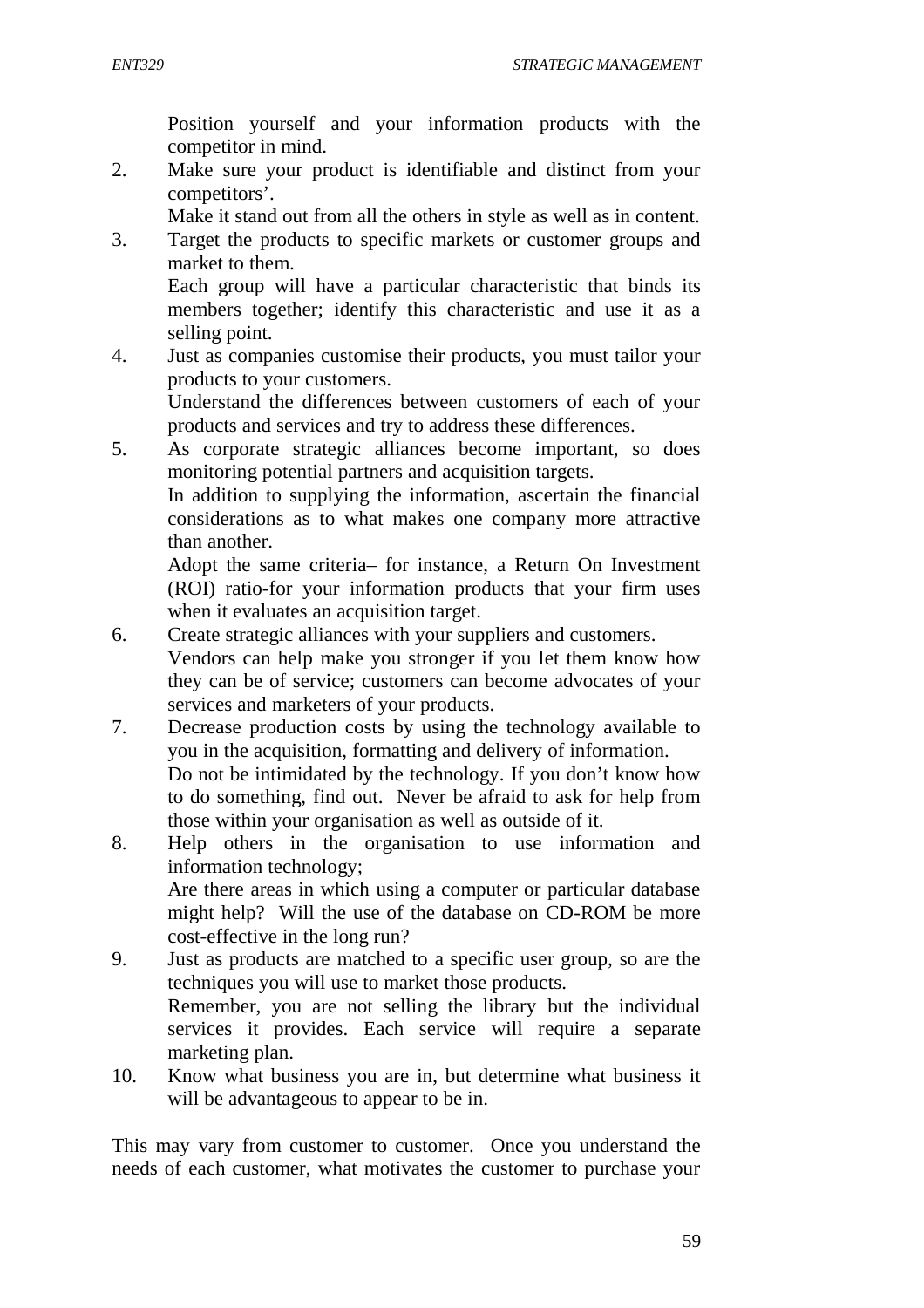Position yourself and your information products with the competitor in mind.

2. Make sure your product is identifiable and distinct from your competitors'.
   
   Make it stand out from all the others in style as well as in content.
3. Target the products to specific markets or customer groups and market to them.
   
   Each group will have a particular characteristic that binds its members together; identify this characteristic and use it as a selling point.
4. Just as companies customise their products, you must tailor your products to your customers.
   
   Understand the differences between customers of each of your products and services and try to address these differences.
5. As corporate strategic alliances become important, so does monitoring potential partners and acquisition targets.
   
   In addition to supplying the information, ascertain the financial considerations as to what makes one company more attractive than another.
   
   Adopt the same criteria– for instance, a Return On Investment (ROI) ratio-for your information products that your firm uses when it evaluates an acquisition target.
6. Create strategic alliances with your suppliers and customers.
   
   Vendors can help make you stronger if you let them know how they can be of service; customers can become advocates of your services and marketers of your products.
7. Decrease production costs by using the technology available to you in the acquisition, formatting and delivery of information.
   
   Do not be intimidated by the technology. If you don't know how to do something, find out. Never be afraid to ask for help from those within your organisation as well as outside of it.
8. Help others in the organisation to use information and information technology;
   
   Are there areas in which using a computer or particular database might help? Will the use of the database on CD-ROM be more cost-effective in the long run?
9. Just as products are matched to a specific user group, so are the techniques you will use to market those products.
   
   Remember, you are not selling the library but the individual services it provides. Each service will require a separate marketing plan.
10. Know what business you are in, but determine what business it will be advantageous to appear to be in.

This may vary from customer to customer. Once you understand the needs of each customer, what motivates the customer to purchase your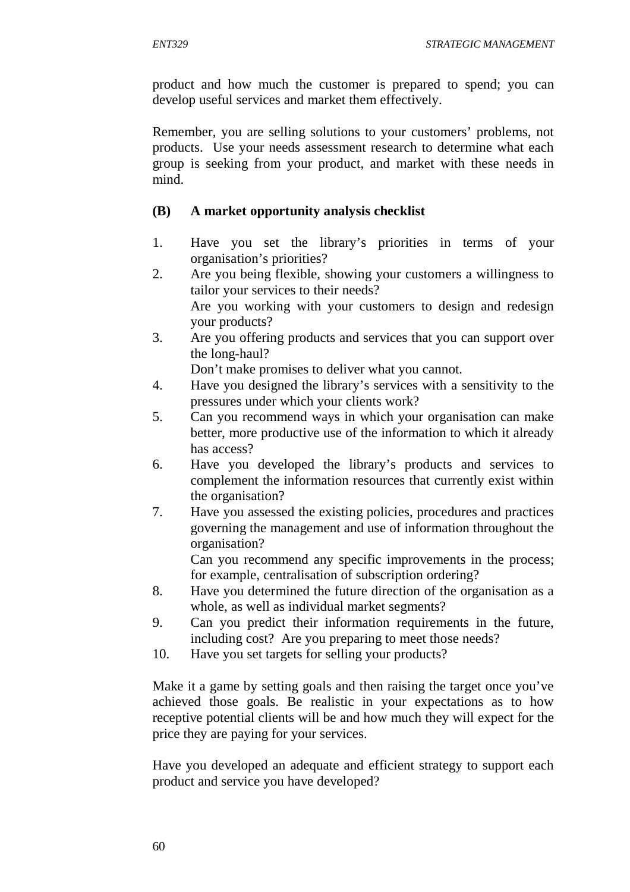product and how much the customer is prepared to spend; you can develop useful services and market them effectively.

Remember, you are selling solutions to your customers' problems, not products. Use your needs assessment research to determine what each group is seeking from your product, and market with these needs in mind.

**(B) A market opportunity analysis checklist**

1. Have you set the library's priorities in terms of your organisation's priorities?
2. Are you being flexible, showing your customers a willingness to tailor your services to their needs?
   Are you working with your customers to design and redesign your products?
3. Are you offering products and services that you can support over the long-haul?
   Don't make promises to deliver what you cannot.
4. Have you designed the library's services with a sensitivity to the pressures under which your clients work?
5. Can you recommend ways in which your organisation can make better, more productive use of the information to which it already has access?
6. Have you developed the library's products and services to complement the information resources that currently exist within the organisation?
7. Have you assessed the existing policies, procedures and practices governing the management and use of information throughout the organisation?
   Can you recommend any specific improvements in the process; for example, centralisation of subscription ordering?
8. Have you determined the future direction of the organisation as a whole, as well as individual market segments?
9. Can you predict their information requirements in the future, including cost? Are you preparing to meet those needs?
10. Have you set targets for selling your products?

Make it a game by setting goals and then raising the target once you've achieved those goals. Be realistic in your expectations as to how receptive potential clients will be and how much they will expect for the price they are paying for your services.

Have you developed an adequate and efficient strategy to support each product and service you have developed?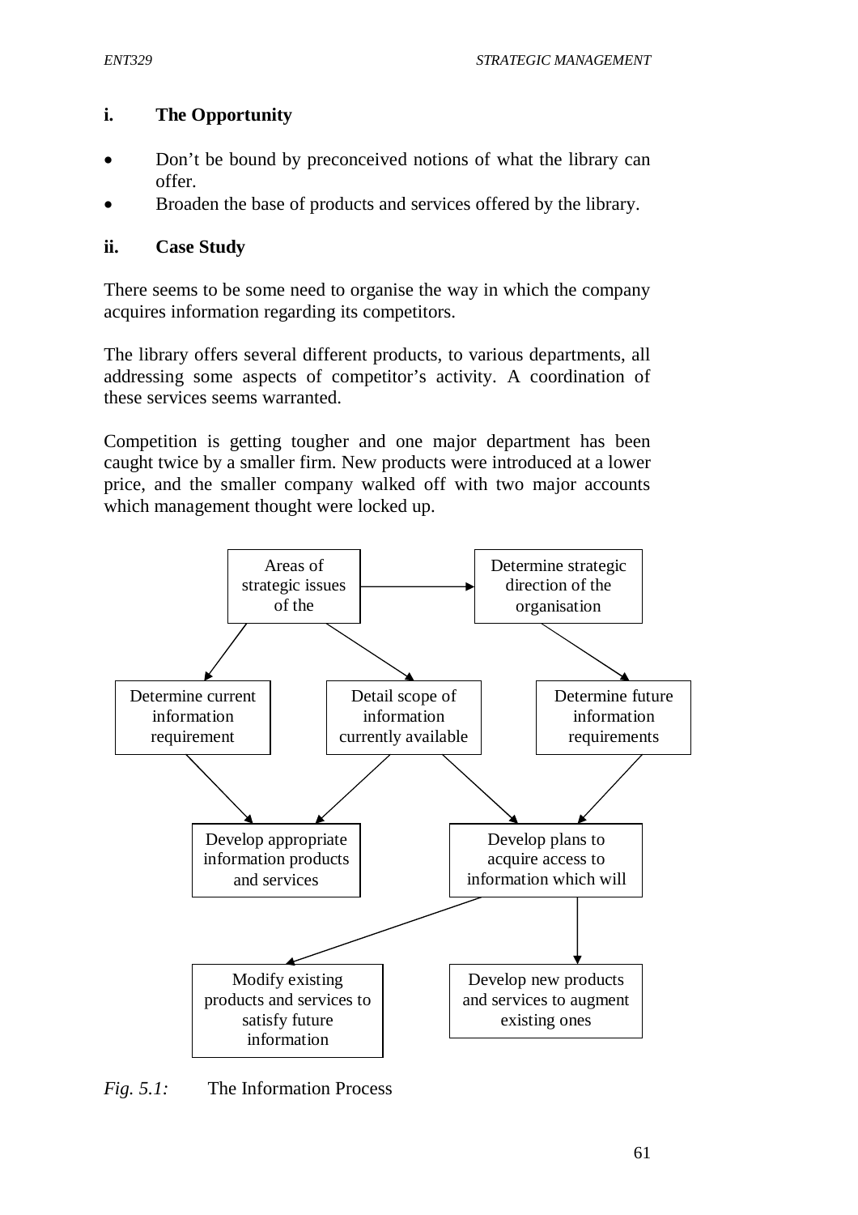### i. The Opportunity

- Don't be bound by preconceived notions of what the library can offer.
- Broaden the base of products and services offered by the library.

### ii. Case Study

There seems to be some need to organise the way in which the company acquires information regarding its competitors.

The library offers several different products, to various departments, all addressing some aspects of competitor's activity. A coordination of these services seems warranted.

Competition is getting tougher and one major department has been caught twice by a smaller firm. New products were introduced at a lower price, and the smaller company walked off with two major accounts which management thought were locked up.

Areas of strategic issues of the → Determine strategic direction of the organisation

Areas of strategic issues of the → Determine current information requirement

Areas of strategic issues of the → Detail scope of information currently available

Determine strategic direction of the organisation → Determine future information requirements

Determine current information requirement → Develop appropriate information products and services

Detail scope of information currently available → Develop appropriate information products and services

Detail scope of information currently available → Develop plans to acquire access to information which will

Determine future information requirements → Develop plans to acquire access to information which will

Develop plans to acquire access to information which will → Modify existing products and services to satisfy future information

Develop plans to acquire access to information which will → Develop new products and services to augment existing ones

*Fig. 5.1:* The Information Process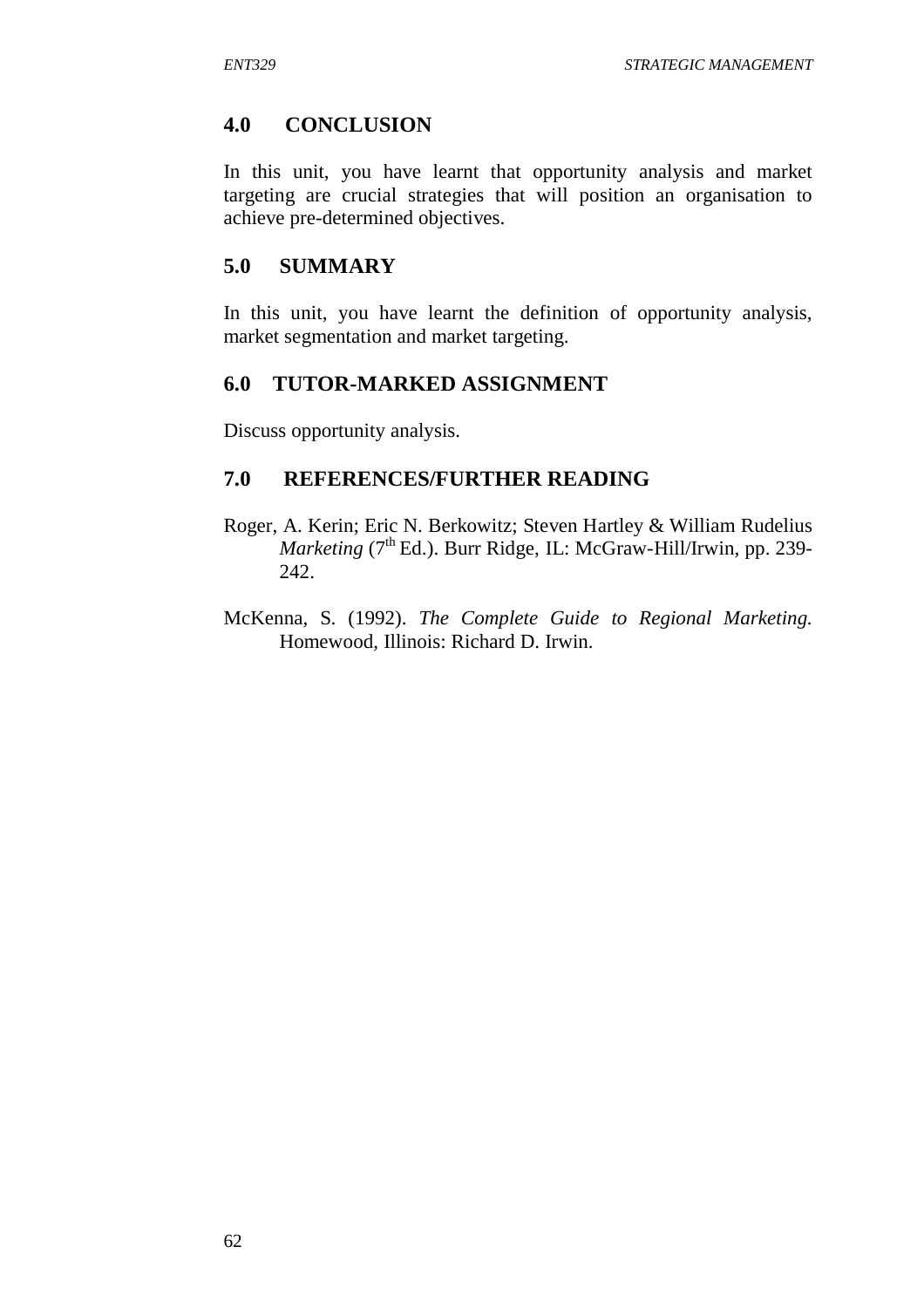## 4.0 CONCLUSION

In this unit, you have learnt that opportunity analysis and market targeting are crucial strategies that will position an organisation to achieve pre-determined objectives.

## 5.0 SUMMARY

In this unit, you have learnt the definition of opportunity analysis, market segmentation and market targeting.

## 6.0 TUTOR-MARKED ASSIGNMENT

Discuss opportunity analysis.

## 7.0 REFERENCES/FURTHER READING

Roger, A. Kerin; Eric N. Berkowitz; Steven Hartley & William Rudelius *Marketing* (7th Ed.). Burr Ridge, IL: McGraw-Hill/Irwin, pp. 239-242.

McKenna, S. (1992). *The Complete Guide to Regional Marketing.* Homewood, Illinois: Richard D. Irwin.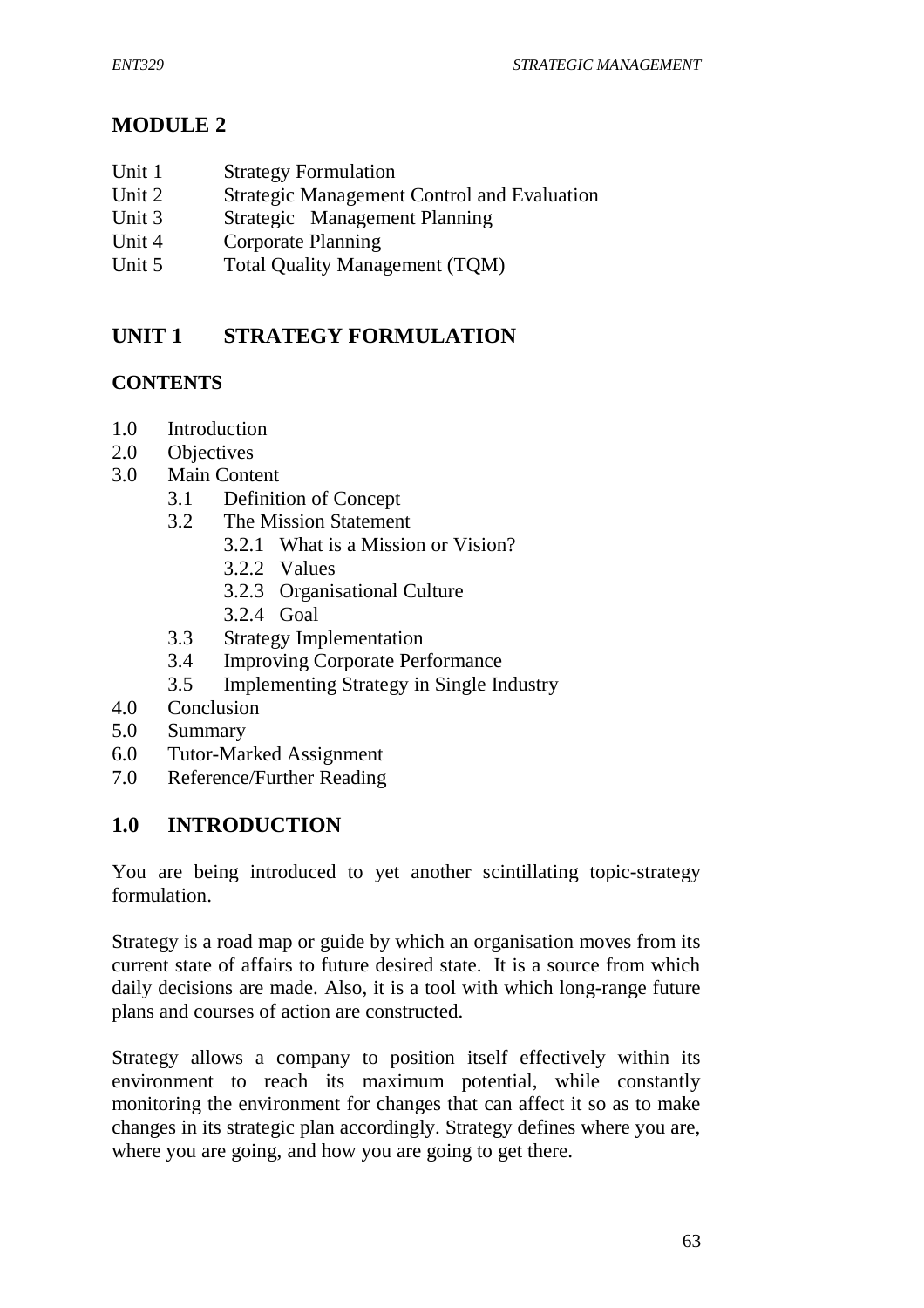# MODULE 2

Unit 1 Strategy Formulation
Unit 2 Strategic Management Control and Evaluation
Unit 3 Strategic Management Planning
Unit 4 Corporate Planning
Unit 5 Total Quality Management (TQM)

## UNIT 1 STRATEGY FORMULATION

**CONTENTS**

1.0 Introduction
2.0 Objectives
3.0 Main Content
  3.1 Definition of Concept
  3.2 The Mission Statement
    3.2.1 What is a Mission or Vision?
    3.2.2 Values
    3.2.3 Organisational Culture
    3.2.4 Goal
  3.3 Strategy Implementation
  3.4 Improving Corporate Performance
  3.5 Implementing Strategy in Single Industry
4.0 Conclusion
5.0 Summary
6.0 Tutor-Marked Assignment
7.0 Reference/Further Reading

## 1.0 INTRODUCTION

You are being introduced to yet another scintillating topic-strategy formulation.

Strategy is a road map or guide by which an organisation moves from its current state of affairs to future desired state. It is a source from which daily decisions are made. Also, it is a tool with which long-range future plans and courses of action are constructed.

Strategy allows a company to position itself effectively within its environment to reach its maximum potential, while constantly monitoring the environment for changes that can affect it so as to make changes in its strategic plan accordingly. Strategy defines where you are, where you are going, and how you are going to get there.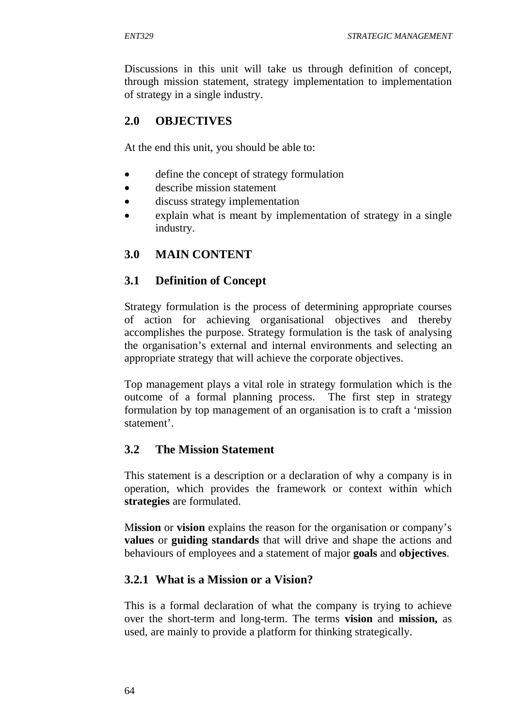Discussions in this unit will take us through definition of concept, through mission statement, strategy implementation to implementation of strategy in a single industry.

## 2.0 OBJECTIVES

At the end this unit, you should be able to:

- define the concept of strategy formulation
- describe mission statement
- discuss strategy implementation
- explain what is meant by implementation of strategy in a single industry.

## 3.0 MAIN CONTENT

### 3.1 Definition of Concept

Strategy formulation is the process of determining appropriate courses of action for achieving organisational objectives and thereby accomplishes the purpose. Strategy formulation is the task of analysing the organisation's external and internal environments and selecting an appropriate strategy that will achieve the corporate objectives.

Top management plays a vital role in strategy formulation which is the outcome of a formal planning process. The first step in strategy formulation by top management of an organisation is to craft a 'mission statement'.

### 3.2 The Mission Statement

This statement is a description or a declaration of why a company is in operation, which provides the framework or context within which **strategies** are formulated.

M**ission** or **vision** explains the reason for the organisation or company's **values** or **guiding standards** that will drive and shape the actions and behaviours of employees and a statement of major **goals** and **objectives**.

#### 3.2.1 What is a Mission or a Vision?

This is a formal declaration of what the company is trying to achieve over the short-term and long-term. The terms **vision** and **mission,** as used, are mainly to provide a platform for thinking strategically.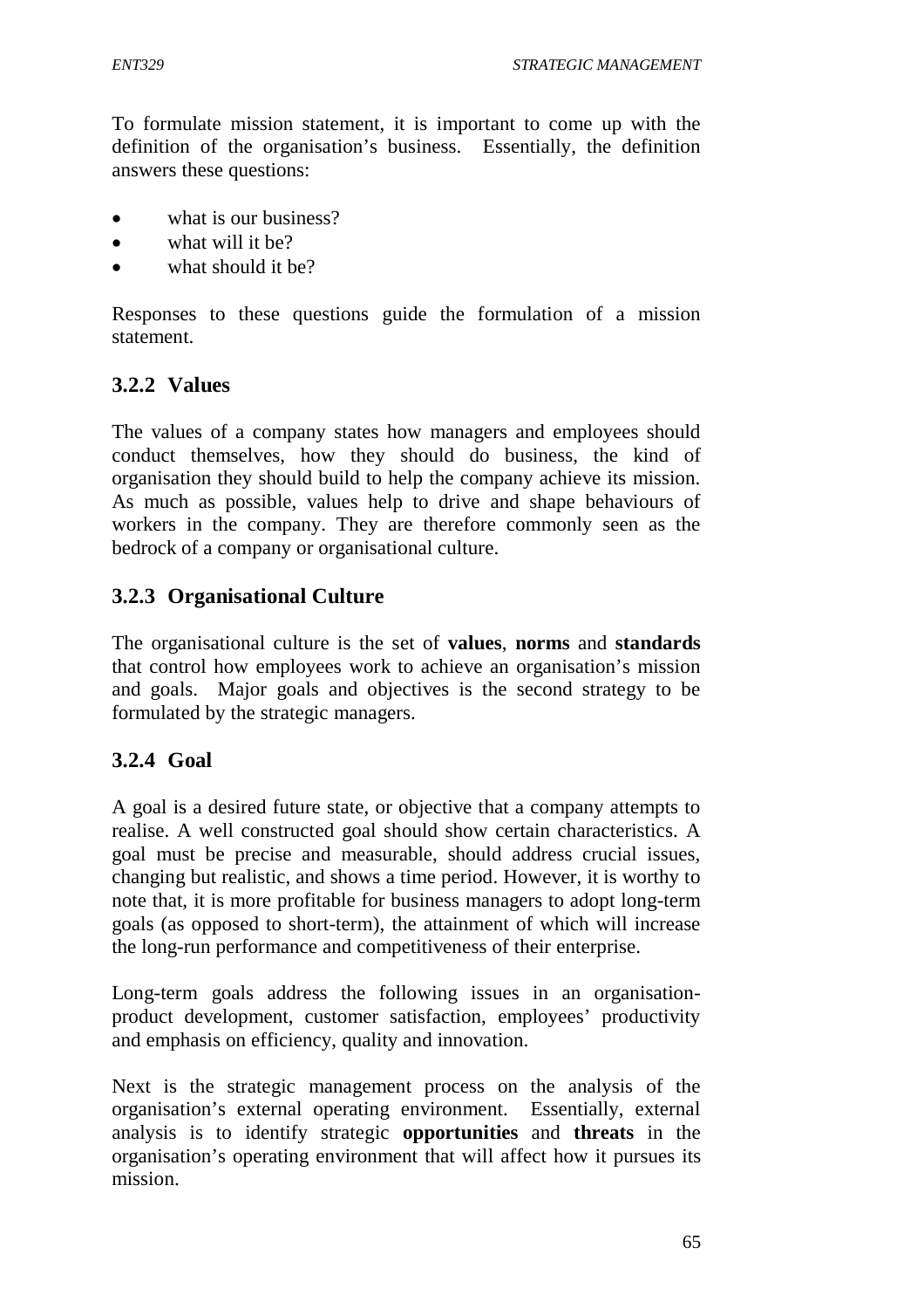To formulate mission statement, it is important to come up with the definition of the organisation's business. Essentially, the definition answers these questions:

- what is our business?
- what will it be?
- what should it be?

Responses to these questions guide the formulation of a mission statement.

### 3.2.2 Values

The values of a company states how managers and employees should conduct themselves, how they should do business, the kind of organisation they should build to help the company achieve its mission. As much as possible, values help to drive and shape behaviours of workers in the company. They are therefore commonly seen as the bedrock of a company or organisational culture.

### 3.2.3 Organisational Culture

The organisational culture is the set of **values**, **norms** and **standards** that control how employees work to achieve an organisation's mission and goals. Major goals and objectives is the second strategy to be formulated by the strategic managers.

### 3.2.4 Goal

A goal is a desired future state, or objective that a company attempts to realise. A well constructed goal should show certain characteristics. A goal must be precise and measurable, should address crucial issues, changing but realistic, and shows a time period. However, it is worthy to note that, it is more profitable for business managers to adopt long-term goals (as opposed to short-term), the attainment of which will increase the long-run performance and competitiveness of their enterprise.

Long-term goals address the following issues in an organisation-product development, customer satisfaction, employees' productivity and emphasis on efficiency, quality and innovation.

Next is the strategic management process on the analysis of the organisation's external operating environment. Essentially, external analysis is to identify strategic **opportunities** and **threats** in the organisation's operating environment that will affect how it pursues its mission.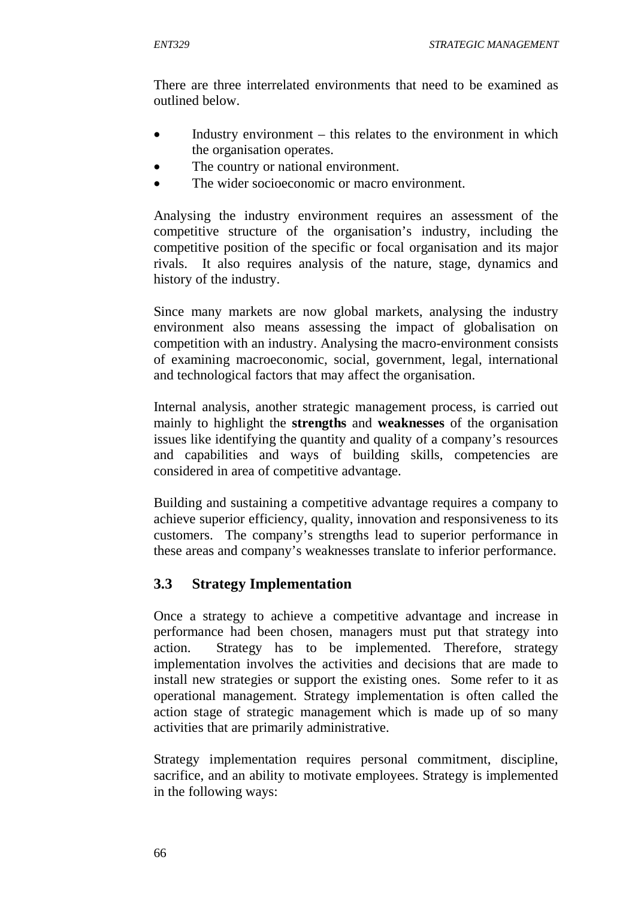There are three interrelated environments that need to be examined as outlined below.

- Industry environment – this relates to the environment in which the organisation operates.
- The country or national environment.
- The wider socioeconomic or macro environment.

Analysing the industry environment requires an assessment of the competitive structure of the organisation's industry, including the competitive position of the specific or focal organisation and its major rivals. It also requires analysis of the nature, stage, dynamics and history of the industry.

Since many markets are now global markets, analysing the industry environment also means assessing the impact of globalisation on competition with an industry. Analysing the macro-environment consists of examining macroeconomic, social, government, legal, international and technological factors that may affect the organisation.

Internal analysis, another strategic management process, is carried out mainly to highlight the **strengths** and **weaknesses** of the organisation issues like identifying the quantity and quality of a company's resources and capabilities and ways of building skills, competencies are considered in area of competitive advantage.

Building and sustaining a competitive advantage requires a company to achieve superior efficiency, quality, innovation and responsiveness to its customers. The company's strengths lead to superior performance in these areas and company's weaknesses translate to inferior performance.

## 3.3 Strategy Implementation

Once a strategy to achieve a competitive advantage and increase in performance had been chosen, managers must put that strategy into action. Strategy has to be implemented. Therefore, strategy implementation involves the activities and decisions that are made to install new strategies or support the existing ones. Some refer to it as operational management. Strategy implementation is often called the action stage of strategic management which is made up of so many activities that are primarily administrative.

Strategy implementation requires personal commitment, discipline, sacrifice, and an ability to motivate employees. Strategy is implemented in the following ways: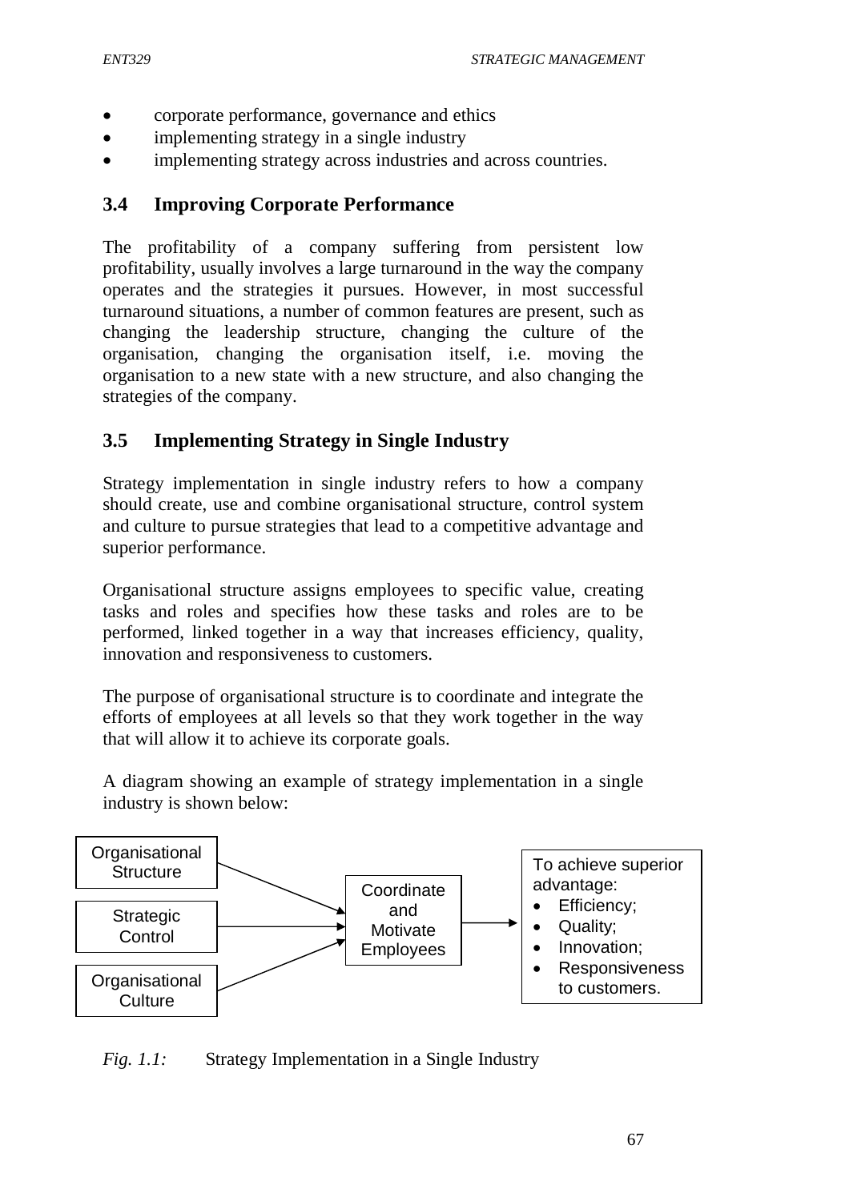- corporate performance, governance and ethics
- implementing strategy in a single industry
- implementing strategy across industries and across countries.

### 3.4 Improving Corporate Performance

The profitability of a company suffering from persistent low profitability, usually involves a large turnaround in the way the company operates and the strategies it pursues. However, in most successful turnaround situations, a number of common features are present, such as changing the leadership structure, changing the culture of the organisation, changing the organisation itself, i.e. moving the organisation to a new state with a new structure, and also changing the strategies of the company.

### 3.5 Implementing Strategy in Single Industry

Strategy implementation in single industry refers to how a company should create, use and combine organisational structure, control system and culture to pursue strategies that lead to a competitive advantage and superior performance.

Organisational structure assigns employees to specific value, creating tasks and roles and specifies how these tasks and roles are to be performed, linked together in a way that increases efficiency, quality, innovation and responsiveness to customers.

The purpose of organisational structure is to coordinate and integrate the efforts of employees at all levels so that they work together in the way that will allow it to achieve its corporate goals.

A diagram showing an example of strategy implementation in a single industry is shown below:

```
Organisational Structure  ──┐
                            ├──►  Coordinate and Motivate Employees  ──►  To achieve superior advantage:
Strategic Control  ─────────┤                                              • Efficiency;
                            │                                              • Quality;
Organisational Culture ─────┘                                              • Innovation;
                                                                           • Responsiveness to customers.
```

*Fig. 1.1:* Strategy Implementation in a Single Industry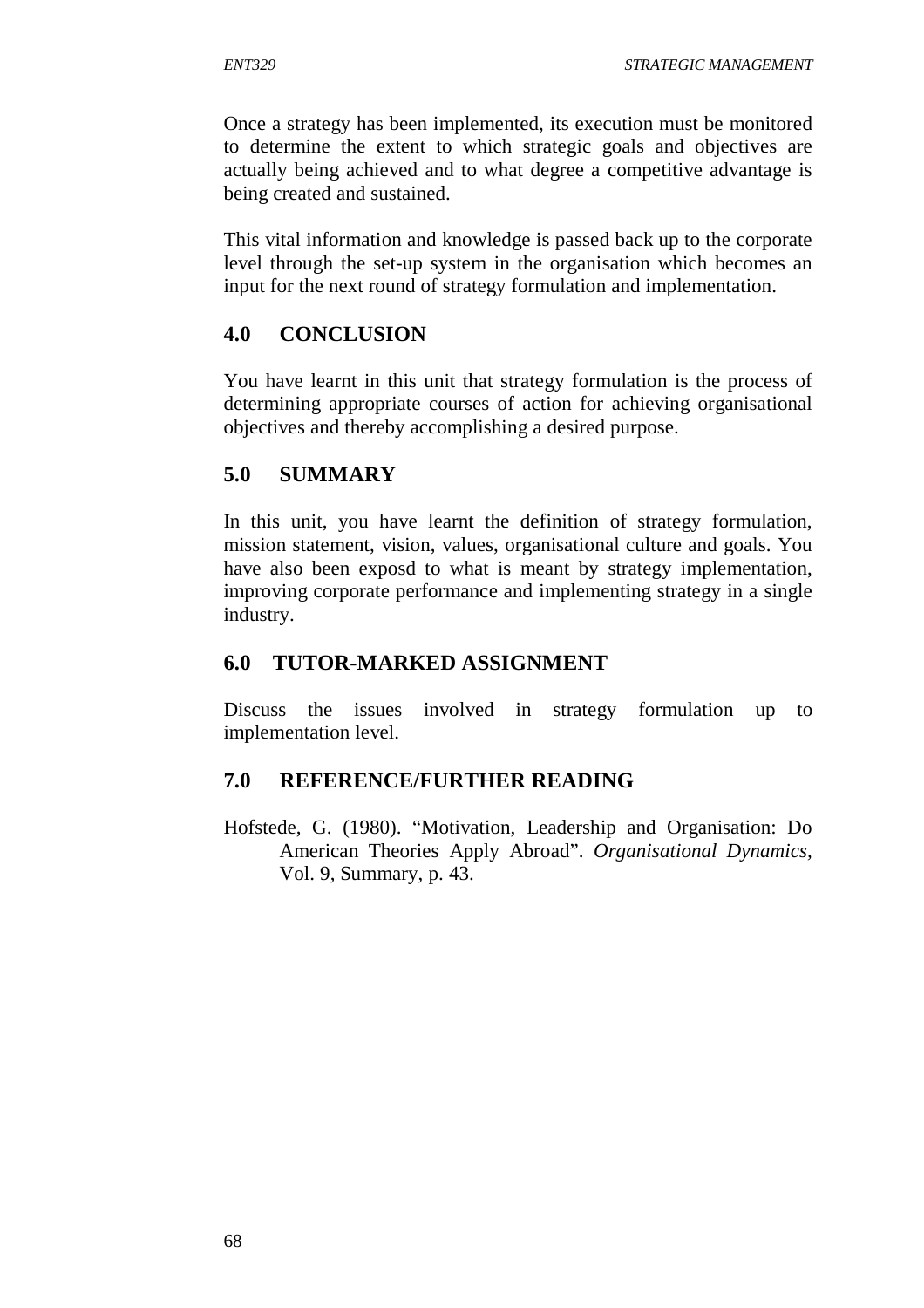Once a strategy has been implemented, its execution must be monitored to determine the extent to which strategic goals and objectives are actually being achieved and to what degree a competitive advantage is being created and sustained.

This vital information and knowledge is passed back up to the corporate level through the set-up system in the organisation which becomes an input for the next round of strategy formulation and implementation.

## 4.0 CONCLUSION

You have learnt in this unit that strategy formulation is the process of determining appropriate courses of action for achieving organisational objectives and thereby accomplishing a desired purpose.

## 5.0 SUMMARY

In this unit, you have learnt the definition of strategy formulation, mission statement, vision, values, organisational culture and goals. You have also been exposd to what is meant by strategy implementation, improving corporate performance and implementing strategy in a single industry.

## 6.0 TUTOR-MARKED ASSIGNMENT

Discuss the issues involved in strategy formulation up to implementation level.

## 7.0 REFERENCE/FURTHER READING

Hofstede, G. (1980). "Motivation, Leadership and Organisation: Do American Theories Apply Abroad". *Organisational Dynamics*, Vol. 9, Summary, p. 43.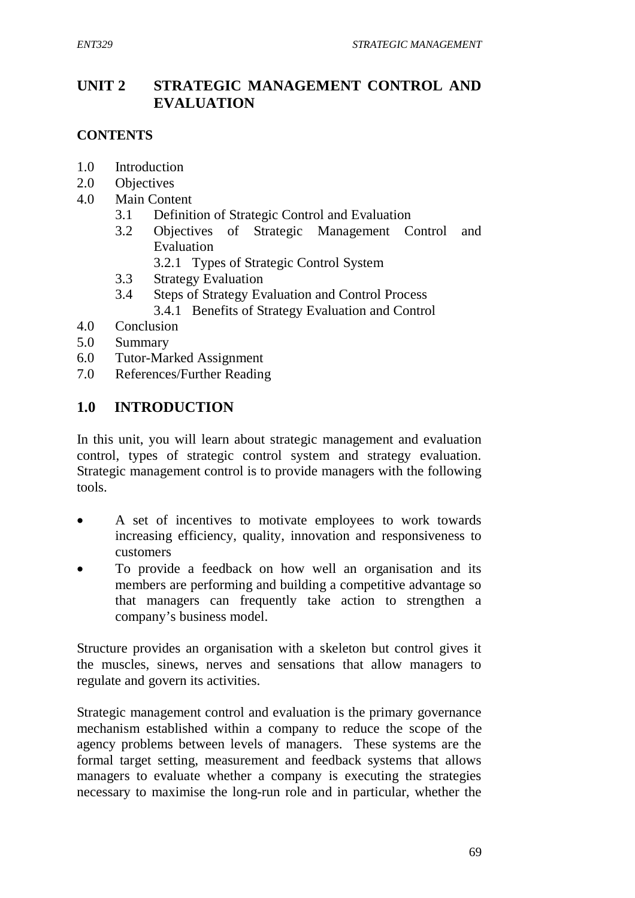# UNIT 2 STRATEGIC MANAGEMENT CONTROL AND EVALUATION

## CONTENTS

1.0 Introduction
2.0 Objectives
4.0 Main Content
    3.1 Definition of Strategic Control and Evaluation
    3.2 Objectives of Strategic Management Control and Evaluation
        3.2.1 Types of Strategic Control System
    3.3 Strategy Evaluation
    3.4 Steps of Strategy Evaluation and Control Process
        3.4.1 Benefits of Strategy Evaluation and Control
4.0 Conclusion
5.0 Summary
6.0 Tutor-Marked Assignment
7.0 References/Further Reading

## 1.0 INTRODUCTION

In this unit, you will learn about strategic management and evaluation control, types of strategic control system and strategy evaluation. Strategic management control is to provide managers with the following tools.

- A set of incentives to motivate employees to work towards increasing efficiency, quality, innovation and responsiveness to customers
- To provide a feedback on how well an organisation and its members are performing and building a competitive advantage so that managers can frequently take action to strengthen a company's business model.

Structure provides an organisation with a skeleton but control gives it the muscles, sinews, nerves and sensations that allow managers to regulate and govern its activities.

Strategic management control and evaluation is the primary governance mechanism established within a company to reduce the scope of the agency problems between levels of managers. These systems are the formal target setting, measurement and feedback systems that allows managers to evaluate whether a company is executing the strategies necessary to maximise the long-run role and in particular, whether the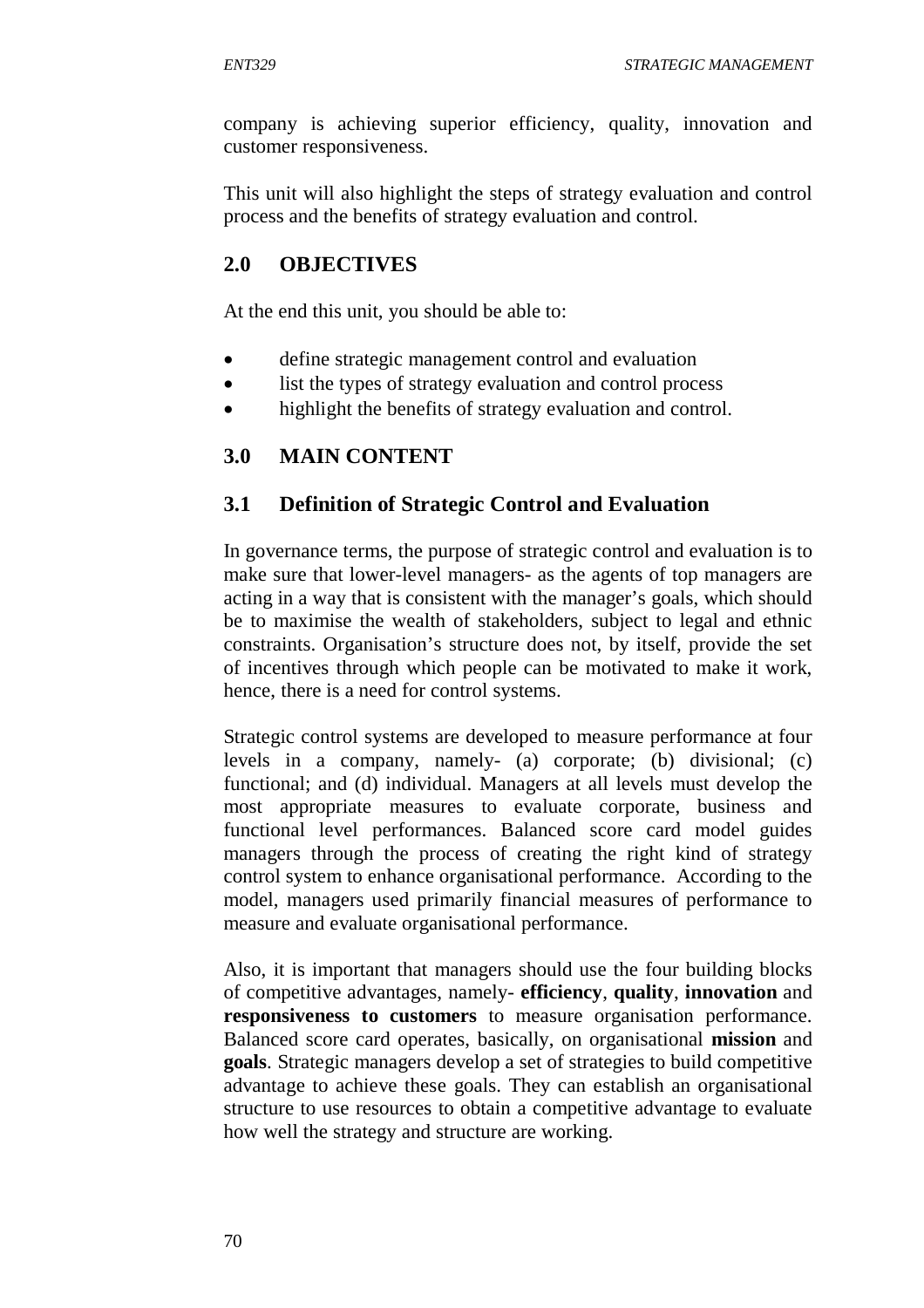company is achieving superior efficiency, quality, innovation and customer responsiveness.

This unit will also highlight the steps of strategy evaluation and control process and the benefits of strategy evaluation and control.

## 2.0 OBJECTIVES

At the end this unit, you should be able to:

- define strategic management control and evaluation
- list the types of strategy evaluation and control process
- highlight the benefits of strategy evaluation and control.

## 3.0 MAIN CONTENT

### 3.1 Definition of Strategic Control and Evaluation

In governance terms, the purpose of strategic control and evaluation is to make sure that lower-level managers- as the agents of top managers are acting in a way that is consistent with the manager's goals, which should be to maximise the wealth of stakeholders, subject to legal and ethnic constraints. Organisation's structure does not, by itself, provide the set of incentives through which people can be motivated to make it work, hence, there is a need for control systems.

Strategic control systems are developed to measure performance at four levels in a company, namely- (a) corporate; (b) divisional; (c) functional; and (d) individual. Managers at all levels must develop the most appropriate measures to evaluate corporate, business and functional level performances. Balanced score card model guides managers through the process of creating the right kind of strategy control system to enhance organisational performance. According to the model, managers used primarily financial measures of performance to measure and evaluate organisational performance.

Also, it is important that managers should use the four building blocks of competitive advantages, namely- **efficiency**, **quality**, **innovation** and **responsiveness to customers** to measure organisation performance. Balanced score card operates, basically, on organisational **mission** and **goals**. Strategic managers develop a set of strategies to build competitive advantage to achieve these goals. They can establish an organisational structure to use resources to obtain a competitive advantage to evaluate how well the strategy and structure are working.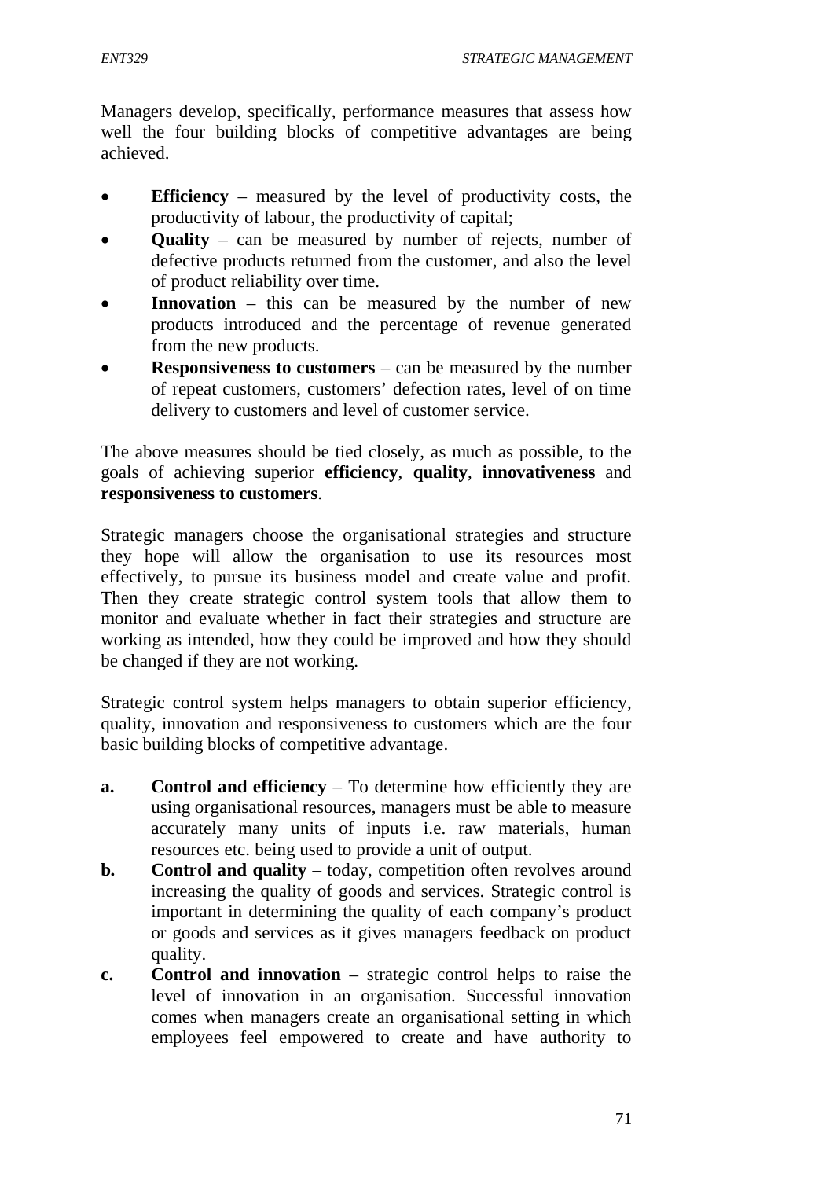Managers develop, specifically, performance measures that assess how well the four building blocks of competitive advantages are being achieved.

- **Efficiency** – measured by the level of productivity costs, the productivity of labour, the productivity of capital;
- **Quality** – can be measured by number of rejects, number of defective products returned from the customer, and also the level of product reliability over time.
- **Innovation** – this can be measured by the number of new products introduced and the percentage of revenue generated from the new products.
- **Responsiveness to customers** – can be measured by the number of repeat customers, customers' defection rates, level of on time delivery to customers and level of customer service.

The above measures should be tied closely, as much as possible, to the goals of achieving superior **efficiency**, **quality**, **innovativeness** and **responsiveness to customers**.

Strategic managers choose the organisational strategies and structure they hope will allow the organisation to use its resources most effectively, to pursue its business model and create value and profit. Then they create strategic control system tools that allow them to monitor and evaluate whether in fact their strategies and structure are working as intended, how they could be improved and how they should be changed if they are not working.

Strategic control system helps managers to obtain superior efficiency, quality, innovation and responsiveness to customers which are the four basic building blocks of competitive advantage.

a. **Control and efficiency** – To determine how efficiently they are using organisational resources, managers must be able to measure accurately many units of inputs i.e. raw materials, human resources etc. being used to provide a unit of output.

b. **Control and quality** – today, competition often revolves around increasing the quality of goods and services. Strategic control is important in determining the quality of each company's product or goods and services as it gives managers feedback on product quality.

c. **Control and innovation** – strategic control helps to raise the level of innovation in an organisation. Successful innovation comes when managers create an organisational setting in which employees feel empowered to create and have authority to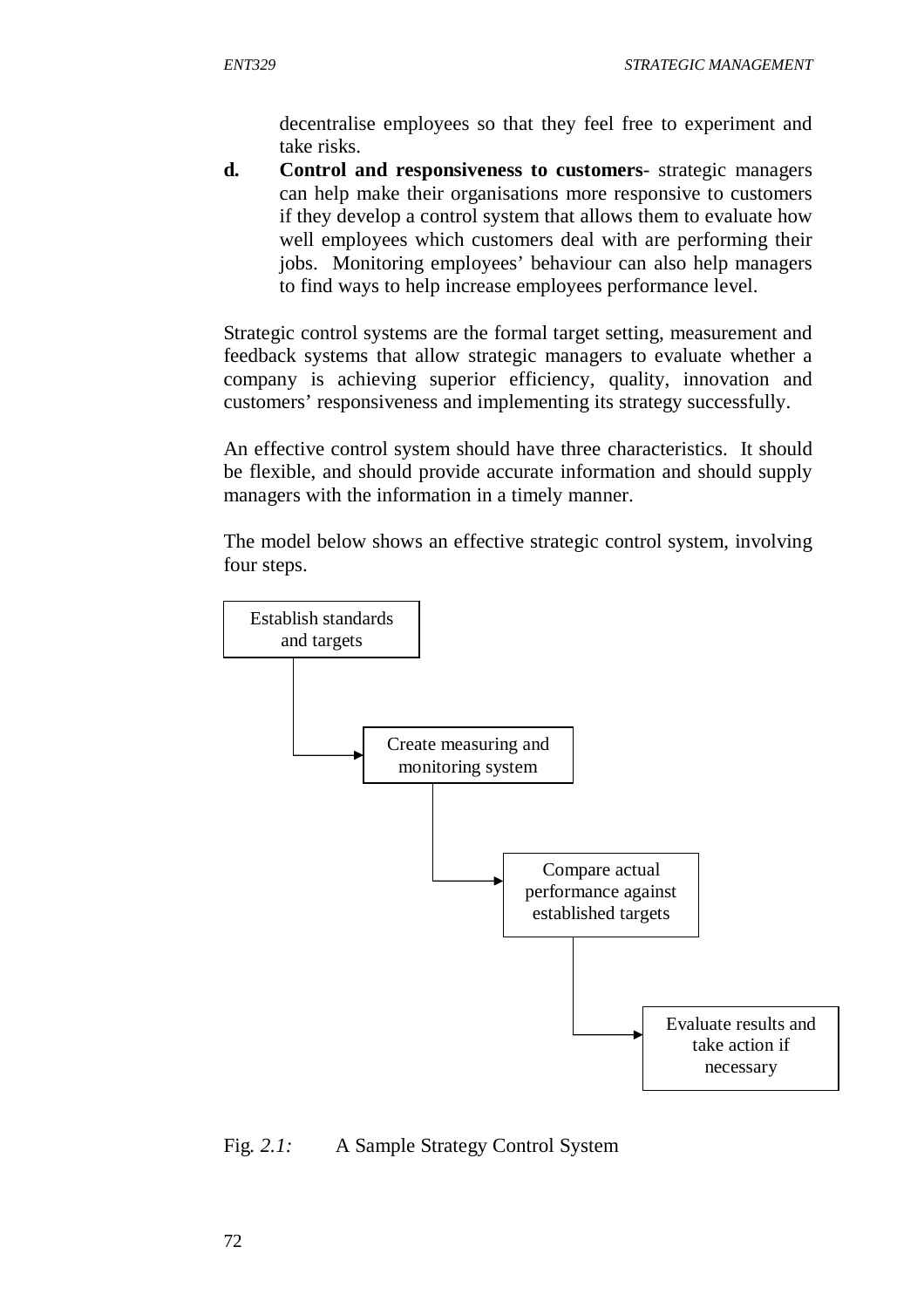decentralise employees so that they feel free to experiment and take risks.

**d. Control and responsiveness to customers**- strategic managers can help make their organisations more responsive to customers if they develop a control system that allows them to evaluate how well employees which customers deal with are performing their jobs. Monitoring employees' behaviour can also help managers to find ways to help increase employees performance level.

Strategic control systems are the formal target setting, measurement and feedback systems that allow strategic managers to evaluate whether a company is achieving superior efficiency, quality, innovation and customers' responsiveness and implementing its strategy successfully.

An effective control system should have three characteristics. It should be flexible, and should provide accurate information and should supply managers with the information in a timely manner.

The model below shows an effective strategic control system, involving four steps.

Establish standards and targets → Create measuring and monitoring system → Compare actual performance against established targets → Evaluate results and take action if necessary

Fig. *2.1:* A Sample Strategy Control System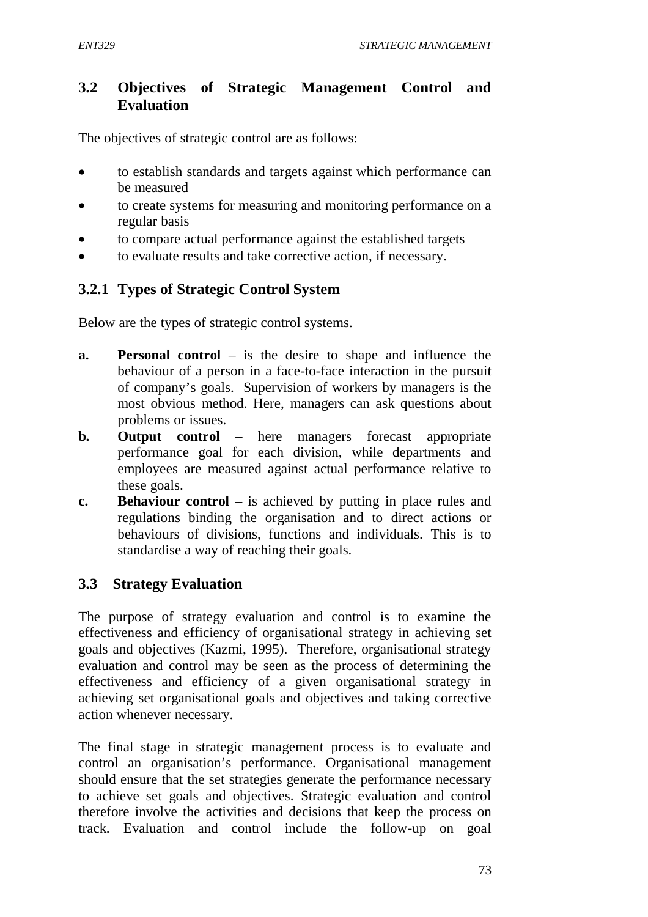## 3.2 Objectives of Strategic Management Control and Evaluation

The objectives of strategic control are as follows:

- to establish standards and targets against which performance can be measured
- to create systems for measuring and monitoring performance on a regular basis
- to compare actual performance against the established targets
- to evaluate results and take corrective action, if necessary.

### 3.2.1 Types of Strategic Control System

Below are the types of strategic control systems.

a. **Personal control** – is the desire to shape and influence the behaviour of a person in a face-to-face interaction in the pursuit of company's goals. Supervision of workers by managers is the most obvious method. Here, managers can ask questions about problems or issues.

b. **Output control** – here managers forecast appropriate performance goal for each division, while departments and employees are measured against actual performance relative to these goals.

c. **Behaviour control** – is achieved by putting in place rules and regulations binding the organisation and to direct actions or behaviours of divisions, functions and individuals. This is to standardise a way of reaching their goals.

## 3.3 Strategy Evaluation

The purpose of strategy evaluation and control is to examine the effectiveness and efficiency of organisational strategy in achieving set goals and objectives (Kazmi, 1995). Therefore, organisational strategy evaluation and control may be seen as the process of determining the effectiveness and efficiency of a given organisational strategy in achieving set organisational goals and objectives and taking corrective action whenever necessary.

The final stage in strategic management process is to evaluate and control an organisation's performance. Organisational management should ensure that the set strategies generate the performance necessary to achieve set goals and objectives. Strategic evaluation and control therefore involve the activities and decisions that keep the process on track. Evaluation and control include the follow-up on goal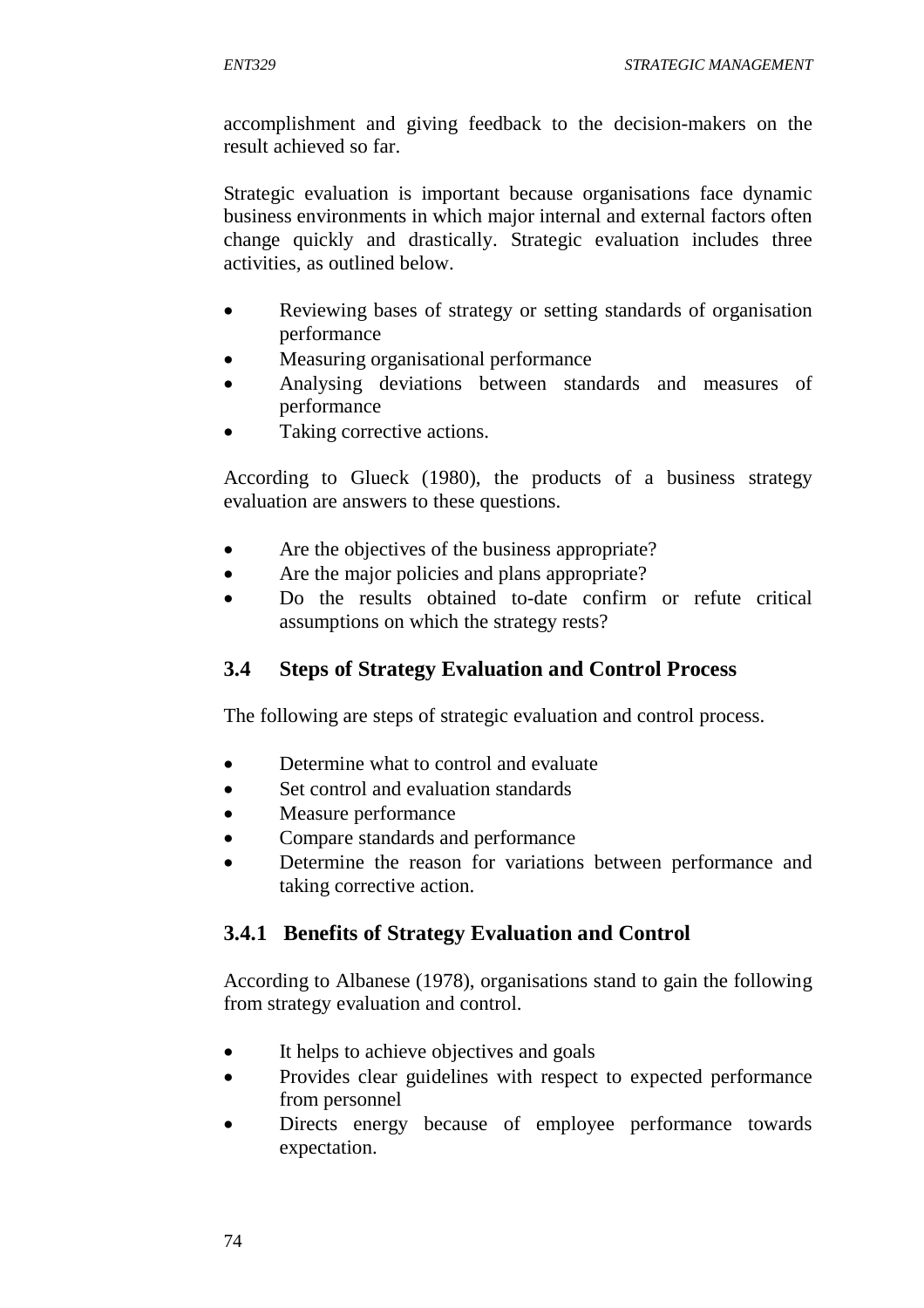accomplishment and giving feedback to the decision-makers on the result achieved so far.

Strategic evaluation is important because organisations face dynamic business environments in which major internal and external factors often change quickly and drastically. Strategic evaluation includes three activities, as outlined below.

- Reviewing bases of strategy or setting standards of organisation performance
- Measuring organisational performance
- Analysing deviations between standards and measures of performance
- Taking corrective actions.

According to Glueck (1980), the products of a business strategy evaluation are answers to these questions.

- Are the objectives of the business appropriate?
- Are the major policies and plans appropriate?
- Do the results obtained to-date confirm or refute critical assumptions on which the strategy rests?

## 3.4 Steps of Strategy Evaluation and Control Process

The following are steps of strategic evaluation and control process.

- Determine what to control and evaluate
- Set control and evaluation standards
- Measure performance
- Compare standards and performance
- Determine the reason for variations between performance and taking corrective action.

### 3.4.1 Benefits of Strategy Evaluation and Control

According to Albanese (1978), organisations stand to gain the following from strategy evaluation and control.

- It helps to achieve objectives and goals
- Provides clear guidelines with respect to expected performance from personnel
- Directs energy because of employee performance towards expectation.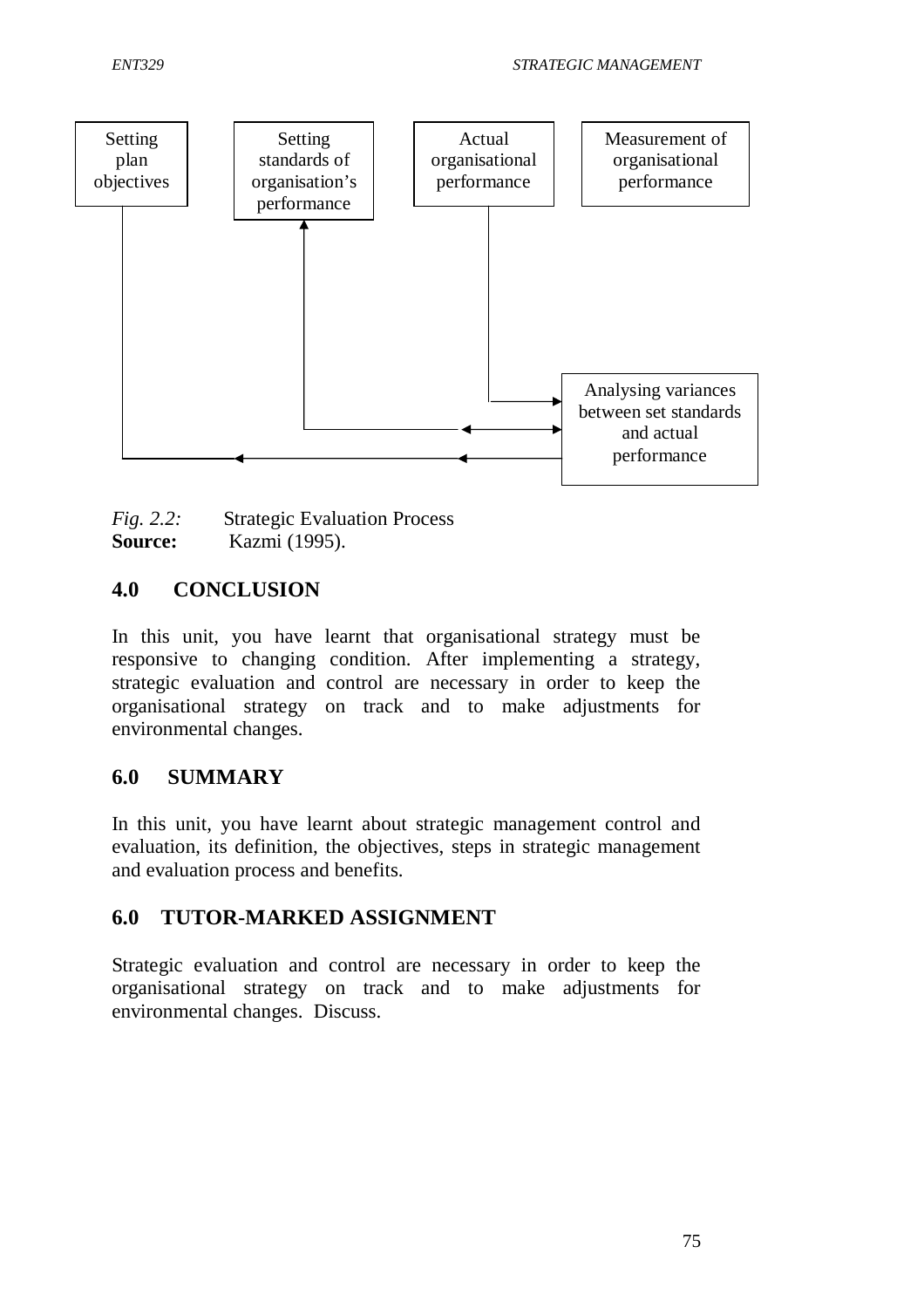Setting plan objectives

Setting standards of organisation's performance

Actual organisational performance

Measurement of organisational performance

Analysing variances between set standards and actual performance

*Fig. 2.2:* Strategic Evaluation Process
**Source:** Kazmi (1995).

## 4.0 CONCLUSION

In this unit, you have learnt that organisational strategy must be responsive to changing condition. After implementing a strategy, strategic evaluation and control are necessary in order to keep the organisational strategy on track and to make adjustments for environmental changes.

## 6.0 SUMMARY

In this unit, you have learnt about strategic management control and evaluation, its definition, the objectives, steps in strategic management and evaluation process and benefits.

## 6.0 TUTOR-MARKED ASSIGNMENT

Strategic evaluation and control are necessary in order to keep the organisational strategy on track and to make adjustments for environmental changes. Discuss.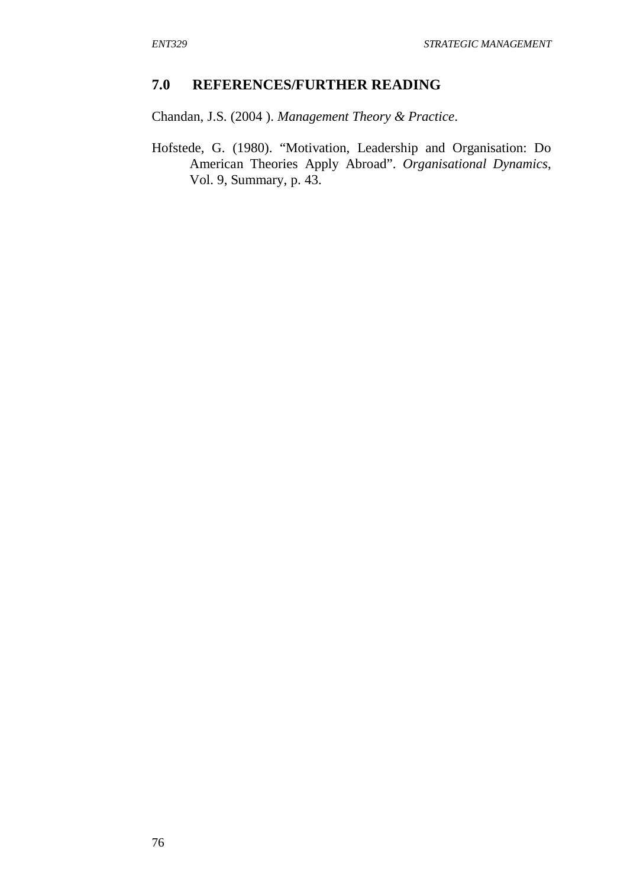## 7.0 REFERENCES/FURTHER READING

Chandan, J.S. (2004 ). *Management Theory & Practice*.

Hofstede, G. (1980). "Motivation, Leadership and Organisation: Do American Theories Apply Abroad". *Organisational Dynamics*, Vol. 9, Summary, p. 43.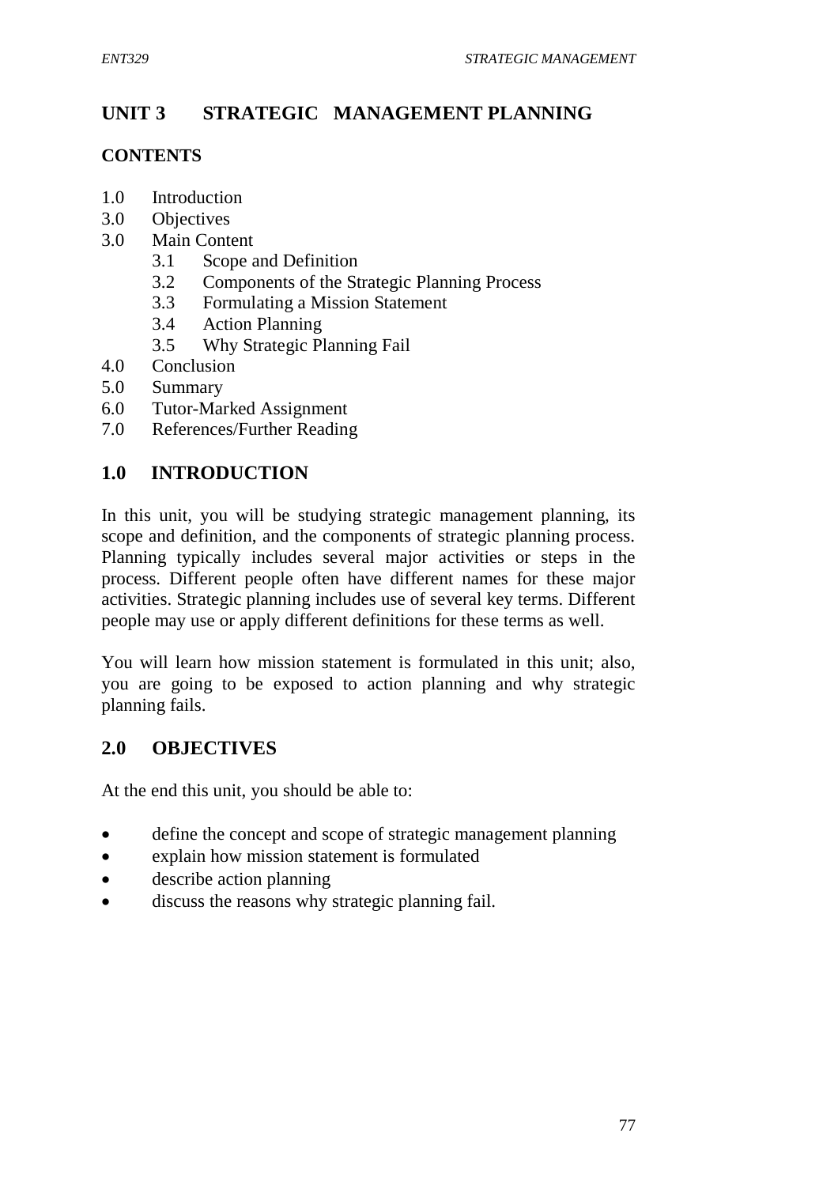# UNIT 3 STRATEGIC MANAGEMENT PLANNING

**CONTENTS**

1.0 Introduction
3.0 Objectives
3.0 Main Content
  3.1 Scope and Definition
  3.2 Components of the Strategic Planning Process
  3.3 Formulating a Mission Statement
  3.4 Action Planning
  3.5 Why Strategic Planning Fail
4.0 Conclusion
5.0 Summary
6.0 Tutor-Marked Assignment
7.0 References/Further Reading

## 1.0 INTRODUCTION

In this unit, you will be studying strategic management planning, its scope and definition, and the components of strategic planning process. Planning typically includes several major activities or steps in the process. Different people often have different names for these major activities. Strategic planning includes use of several key terms. Different people may use or apply different definitions for these terms as well.

You will learn how mission statement is formulated in this unit; also, you are going to be exposed to action planning and why strategic planning fails.

## 2.0 OBJECTIVES

At the end this unit, you should be able to:

- define the concept and scope of strategic management planning
- explain how mission statement is formulated
- describe action planning
- discuss the reasons why strategic planning fail.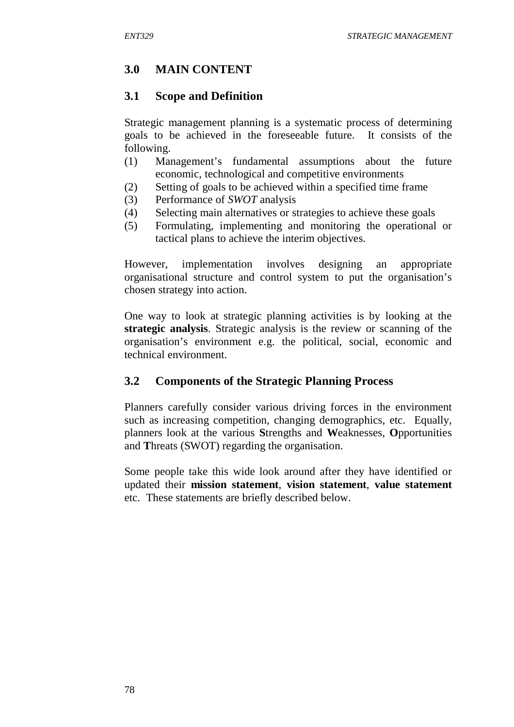## 3.0 MAIN CONTENT

### 3.1 Scope and Definition

Strategic management planning is a systematic process of determining goals to be achieved in the foreseeable future. It consists of the following.

(1) Management's fundamental assumptions about the future economic, technological and competitive environments
(2) Setting of goals to be achieved within a specified time frame
(3) Performance of *SWOT* analysis
(4) Selecting main alternatives or strategies to achieve these goals
(5) Formulating, implementing and monitoring the operational or tactical plans to achieve the interim objectives.

However, implementation involves designing an appropriate organisational structure and control system to put the organisation's chosen strategy into action.

One way to look at strategic planning activities is by looking at the **strategic analysis**. Strategic analysis is the review or scanning of the organisation's environment e.g. the political, social, economic and technical environment.

### 3.2 Components of the Strategic Planning Process

Planners carefully consider various driving forces in the environment such as increasing competition, changing demographics, etc. Equally, planners look at the various **S**trengths and **W**eaknesses, **O**pportunities and **T**hreats (SWOT) regarding the organisation.

Some people take this wide look around after they have identified or updated their **mission statement**, **vision statement**, **value statement** etc. These statements are briefly described below.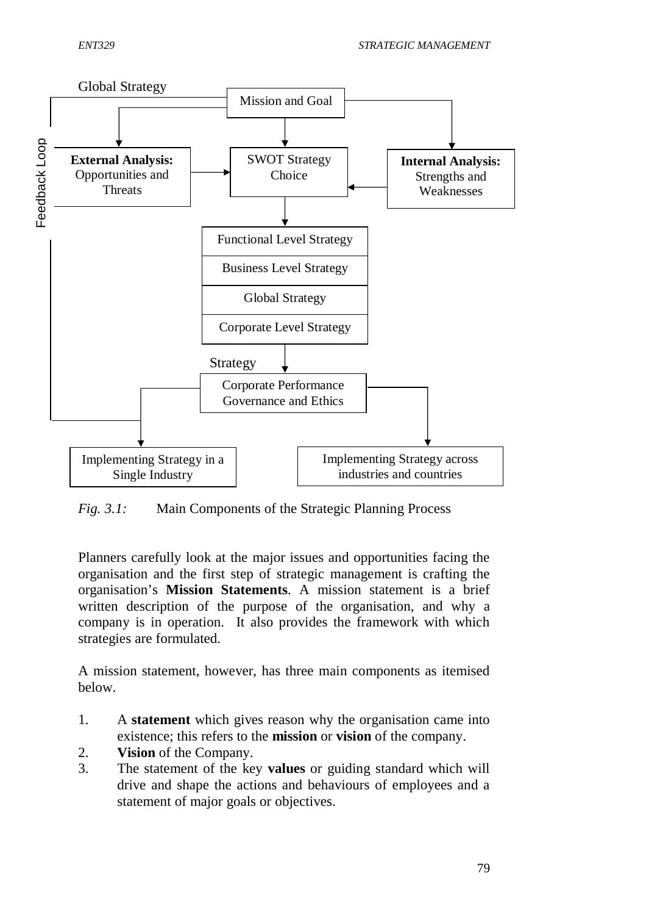Global Strategy

Mission and Goal

Feedback Loop

**External Analysis:** Opportunities and Threats

SWOT Strategy Choice

**Internal Analysis:** Strengths and Weaknesses

Functional Level Strategy

Business Level Strategy

Global Strategy

Corporate Level Strategy

Strategy

Corporate Performance Governance and Ethics

Implementing Strategy in a Single Industry

Implementing Strategy across industries and countries

*Fig. 3.1:* Main Components of the Strategic Planning Process

Planners carefully look at the major issues and opportunities facing the organisation and the first step of strategic management is crafting the organisation's **Mission Statements**. A mission statement is a brief written description of the purpose of the organisation, and why a company is in operation. It also provides the framework with which strategies are formulated.

A mission statement, however, has three main components as itemised below.

1. A **statement** which gives reason why the organisation came into existence; this refers to the **mission** or **vision** of the company.
2. **Vision** of the Company.
3. The statement of the key **values** or guiding standard which will drive and shape the actions and behaviours of employees and a statement of major goals or objectives.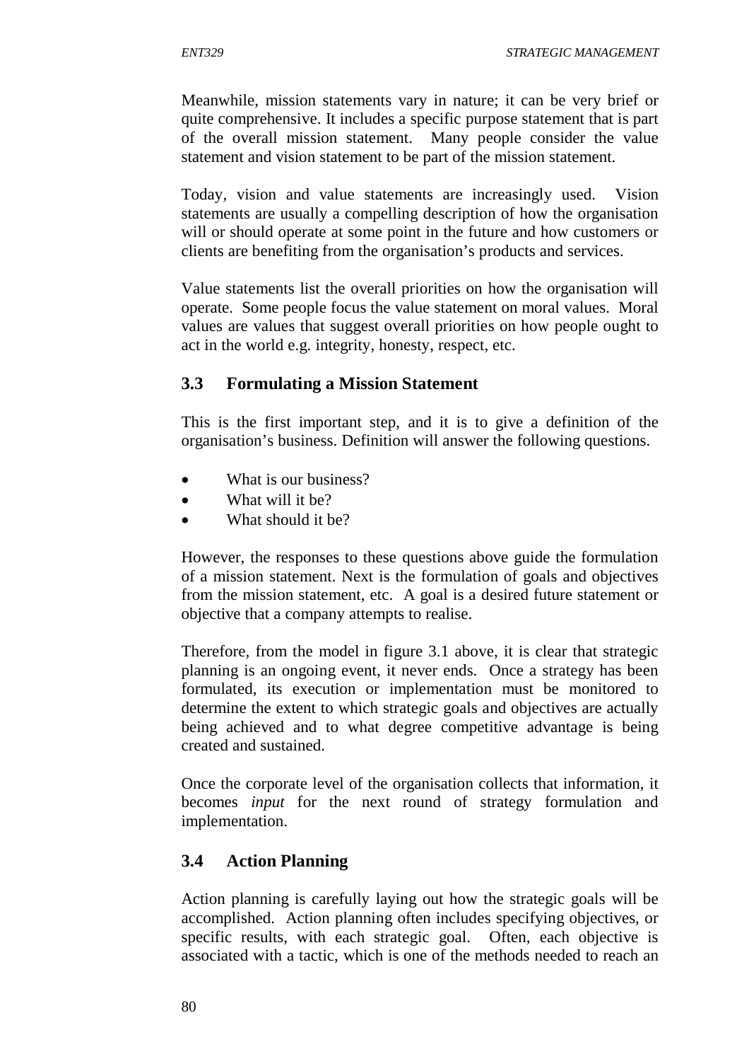Meanwhile, mission statements vary in nature; it can be very brief or quite comprehensive. It includes a specific purpose statement that is part of the overall mission statement. Many people consider the value statement and vision statement to be part of the mission statement.

Today, vision and value statements are increasingly used. Vision statements are usually a compelling description of how the organisation will or should operate at some point in the future and how customers or clients are benefiting from the organisation's products and services.

Value statements list the overall priorities on how the organisation will operate. Some people focus the value statement on moral values. Moral values are values that suggest overall priorities on how people ought to act in the world e.g. integrity, honesty, respect, etc.

## 3.3 Formulating a Mission Statement

This is the first important step, and it is to give a definition of the organisation's business. Definition will answer the following questions.

- What is our business?
- What will it be?
- What should it be?

However, the responses to these questions above guide the formulation of a mission statement. Next is the formulation of goals and objectives from the mission statement, etc. A goal is a desired future statement or objective that a company attempts to realise.

Therefore, from the model in figure 3.1 above, it is clear that strategic planning is an ongoing event, it never ends. Once a strategy has been formulated, its execution or implementation must be monitored to determine the extent to which strategic goals and objectives are actually being achieved and to what degree competitive advantage is being created and sustained.

Once the corporate level of the organisation collects that information, it becomes *input* for the next round of strategy formulation and implementation.

## 3.4 Action Planning

Action planning is carefully laying out how the strategic goals will be accomplished. Action planning often includes specifying objectives, or specific results, with each strategic goal. Often, each objective is associated with a tactic, which is one of the methods needed to reach an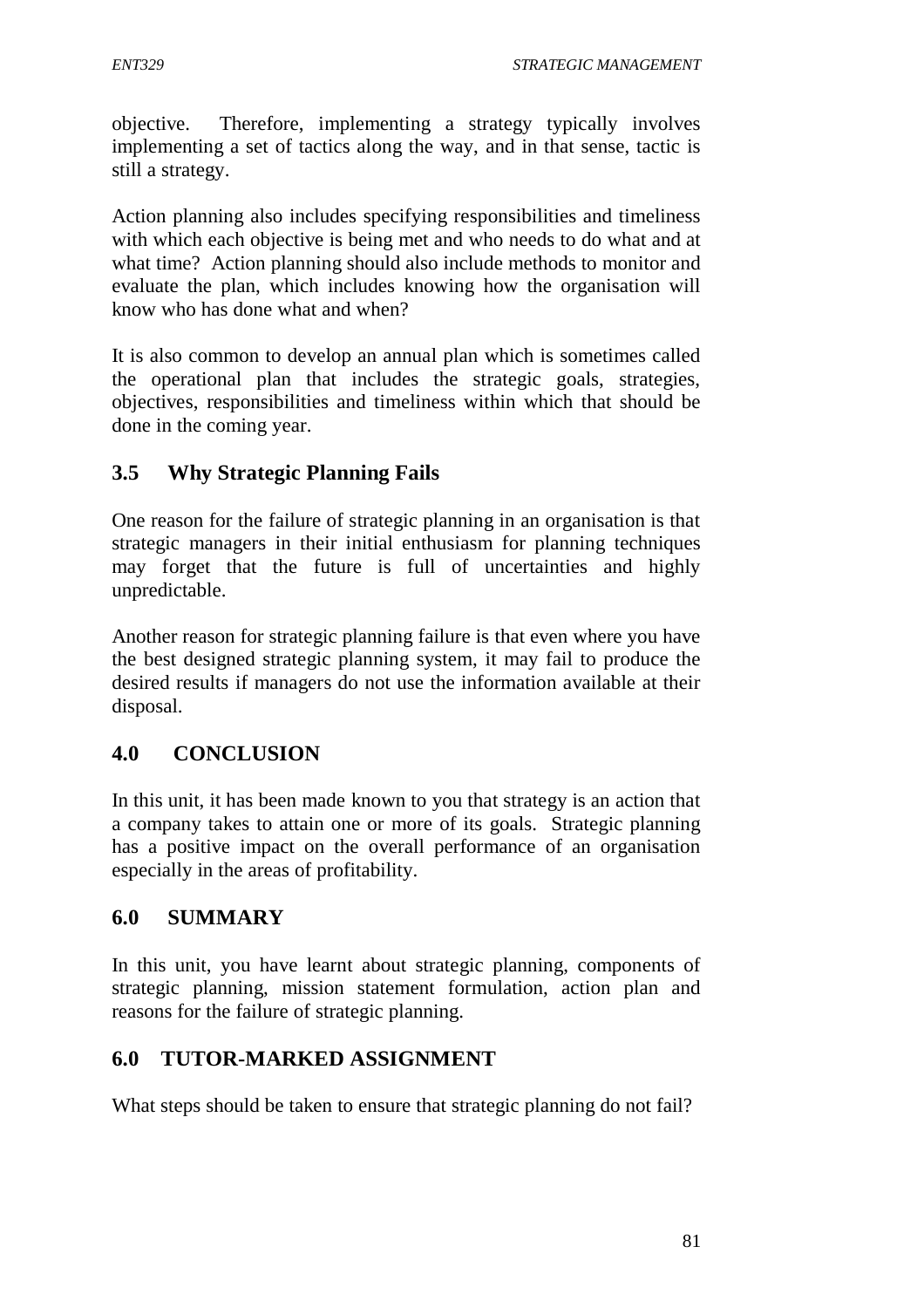objective. Therefore, implementing a strategy typically involves implementing a set of tactics along the way, and in that sense, tactic is still a strategy.

Action planning also includes specifying responsibilities and timeliness with which each objective is being met and who needs to do what and at what time? Action planning should also include methods to monitor and evaluate the plan, which includes knowing how the organisation will know who has done what and when?

It is also common to develop an annual plan which is sometimes called the operational plan that includes the strategic goals, strategies, objectives, responsibilities and timeliness within which that should be done in the coming year.

## 3.5 Why Strategic Planning Fails

One reason for the failure of strategic planning in an organisation is that strategic managers in their initial enthusiasm for planning techniques may forget that the future is full of uncertainties and highly unpredictable.

Another reason for strategic planning failure is that even where you have the best designed strategic planning system, it may fail to produce the desired results if managers do not use the information available at their disposal.

## 4.0 CONCLUSION

In this unit, it has been made known to you that strategy is an action that a company takes to attain one or more of its goals. Strategic planning has a positive impact on the overall performance of an organisation especially in the areas of profitability.

## 6.0 SUMMARY

In this unit, you have learnt about strategic planning, components of strategic planning, mission statement formulation, action plan and reasons for the failure of strategic planning.

## 6.0 TUTOR-MARKED ASSIGNMENT

What steps should be taken to ensure that strategic planning do not fail?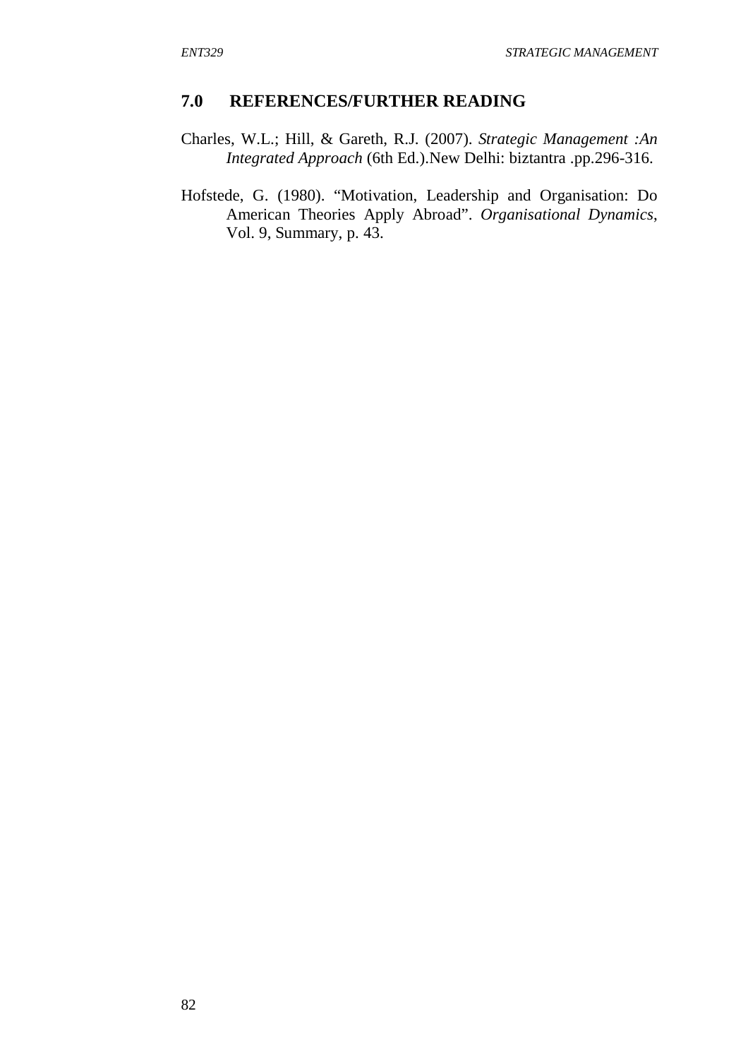## 7.0 REFERENCES/FURTHER READING

Charles, W.L.; Hill, & Gareth, R.J. (2007). *Strategic Management :An Integrated Approach* (6th Ed.).New Delhi: biztantra .pp.296-316.

Hofstede, G. (1980). "Motivation, Leadership and Organisation: Do American Theories Apply Abroad". *Organisational Dynamics*, Vol. 9, Summary, p. 43.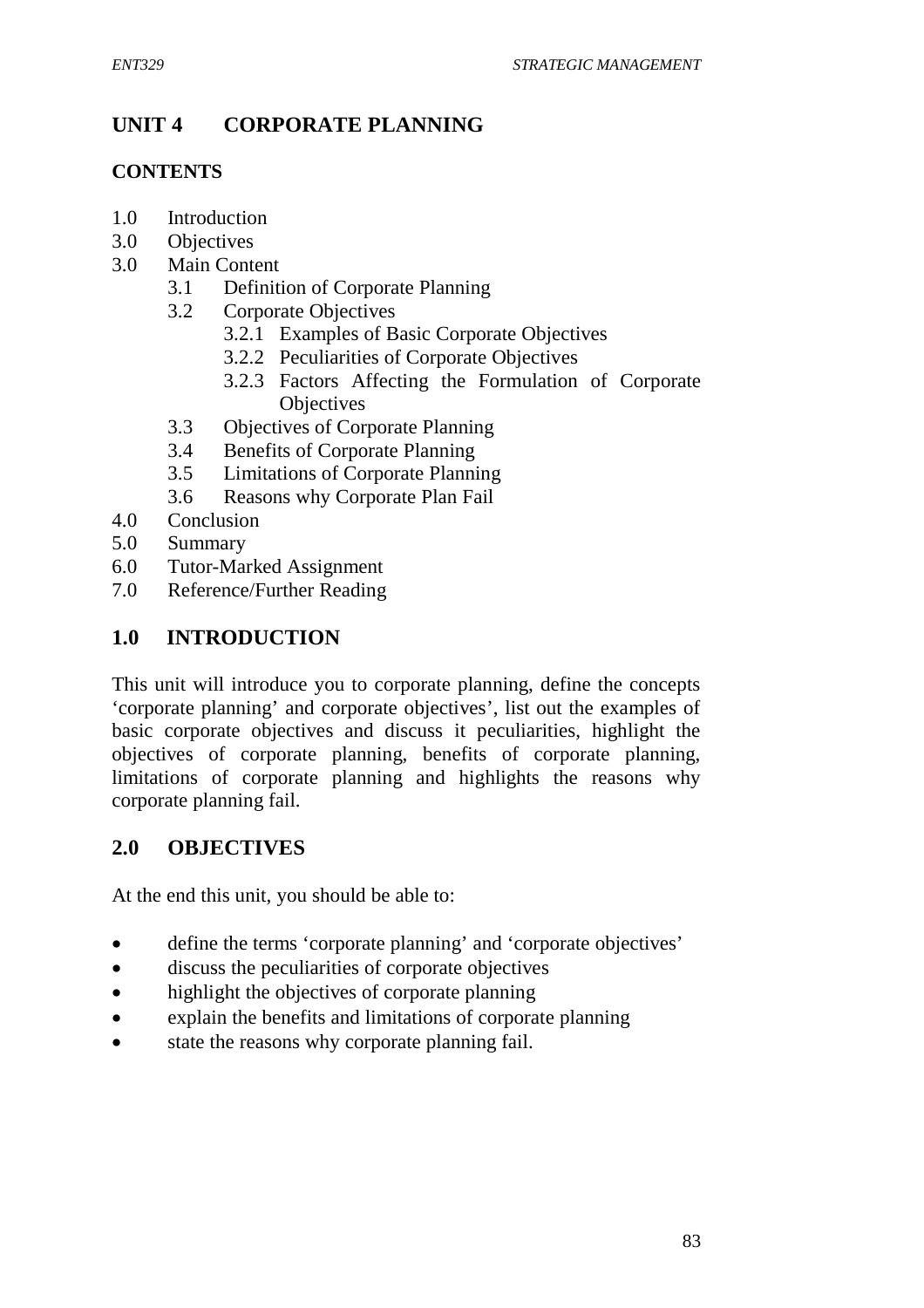# UNIT 4 CORPORATE PLANNING

**CONTENTS**

- 1.0 Introduction
- 3.0 Objectives
- 3.0 Main Content
  - 3.1 Definition of Corporate Planning
  - 3.2 Corporate Objectives
    - 3.2.1 Examples of Basic Corporate Objectives
    - 3.2.2 Peculiarities of Corporate Objectives
    - 3.2.3 Factors Affecting the Formulation of Corporate Objectives
  - 3.3 Objectives of Corporate Planning
  - 3.4 Benefits of Corporate Planning
  - 3.5 Limitations of Corporate Planning
  - 3.6 Reasons why Corporate Plan Fail
- 4.0 Conclusion
- 5.0 Summary
- 6.0 Tutor-Marked Assignment
- 7.0 Reference/Further Reading

## 1.0 INTRODUCTION

This unit will introduce you to corporate planning, define the concepts 'corporate planning' and corporate objectives', list out the examples of basic corporate objectives and discuss it peculiarities, highlight the objectives of corporate planning, benefits of corporate planning, limitations of corporate planning and highlights the reasons why corporate planning fail.

## 2.0 OBJECTIVES

At the end this unit, you should be able to:

- define the terms 'corporate planning' and 'corporate objectives'
- discuss the peculiarities of corporate objectives
- highlight the objectives of corporate planning
- explain the benefits and limitations of corporate planning
- state the reasons why corporate planning fail.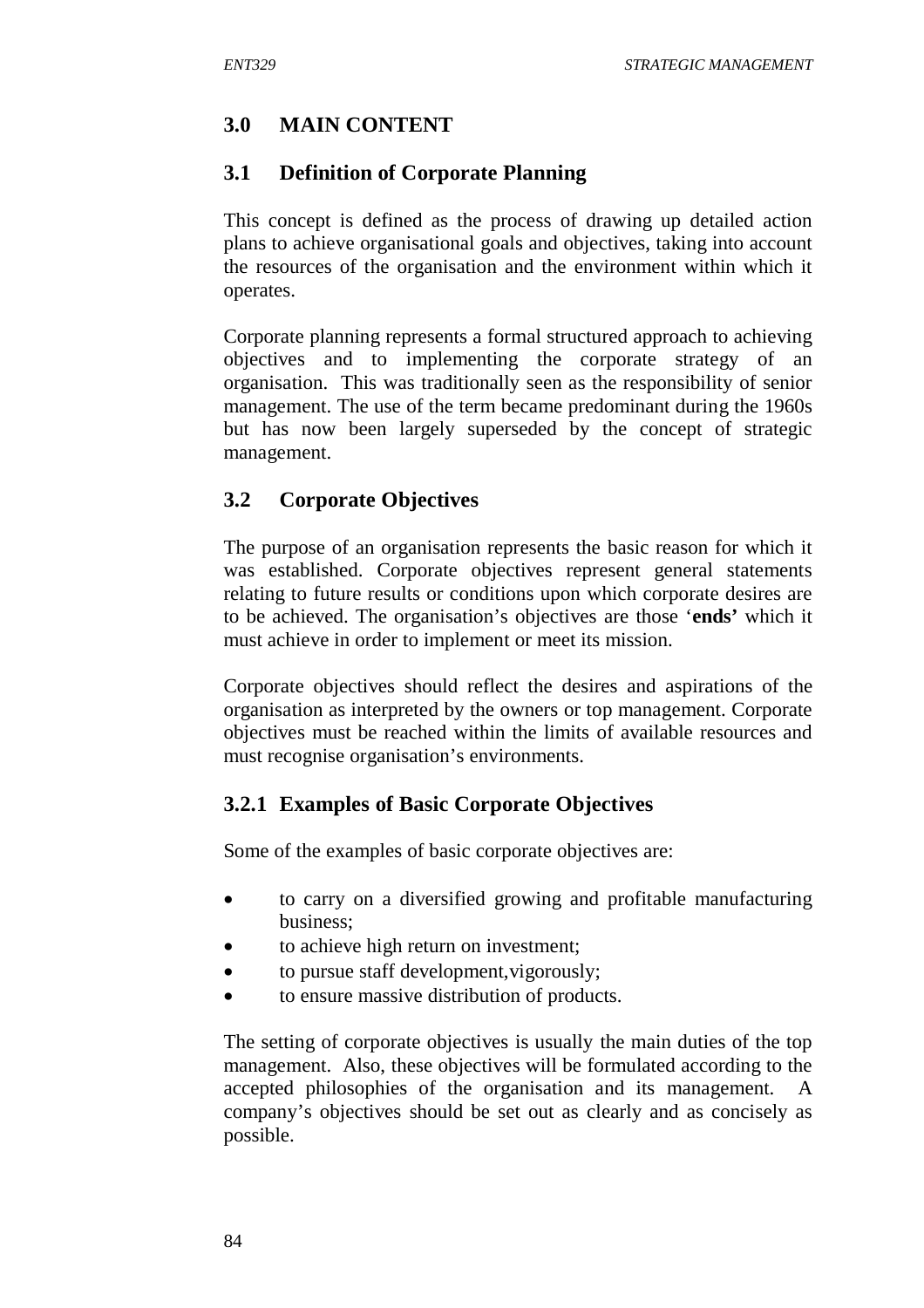## 3.0 MAIN CONTENT

### 3.1 Definition of Corporate Planning

This concept is defined as the process of drawing up detailed action plans to achieve organisational goals and objectives, taking into account the resources of the organisation and the environment within which it operates.

Corporate planning represents a formal structured approach to achieving objectives and to implementing the corporate strategy of an organisation. This was traditionally seen as the responsibility of senior management. The use of the term became predominant during the 1960s but has now been largely superseded by the concept of strategic management.

### 3.2 Corporate Objectives

The purpose of an organisation represents the basic reason for which it was established. Corporate objectives represent general statements relating to future results or conditions upon which corporate desires are to be achieved. The organisation's objectives are those '**ends'** which it must achieve in order to implement or meet its mission.

Corporate objectives should reflect the desires and aspirations of the organisation as interpreted by the owners or top management. Corporate objectives must be reached within the limits of available resources and must recognise organisation's environments.

#### 3.2.1 Examples of Basic Corporate Objectives

Some of the examples of basic corporate objectives are:

- to carry on a diversified growing and profitable manufacturing business;
- to achieve high return on investment;
- to pursue staff development,vigorously;
- to ensure massive distribution of products.

The setting of corporate objectives is usually the main duties of the top management. Also, these objectives will be formulated according to the accepted philosophies of the organisation and its management. A company's objectives should be set out as clearly and as concisely as possible.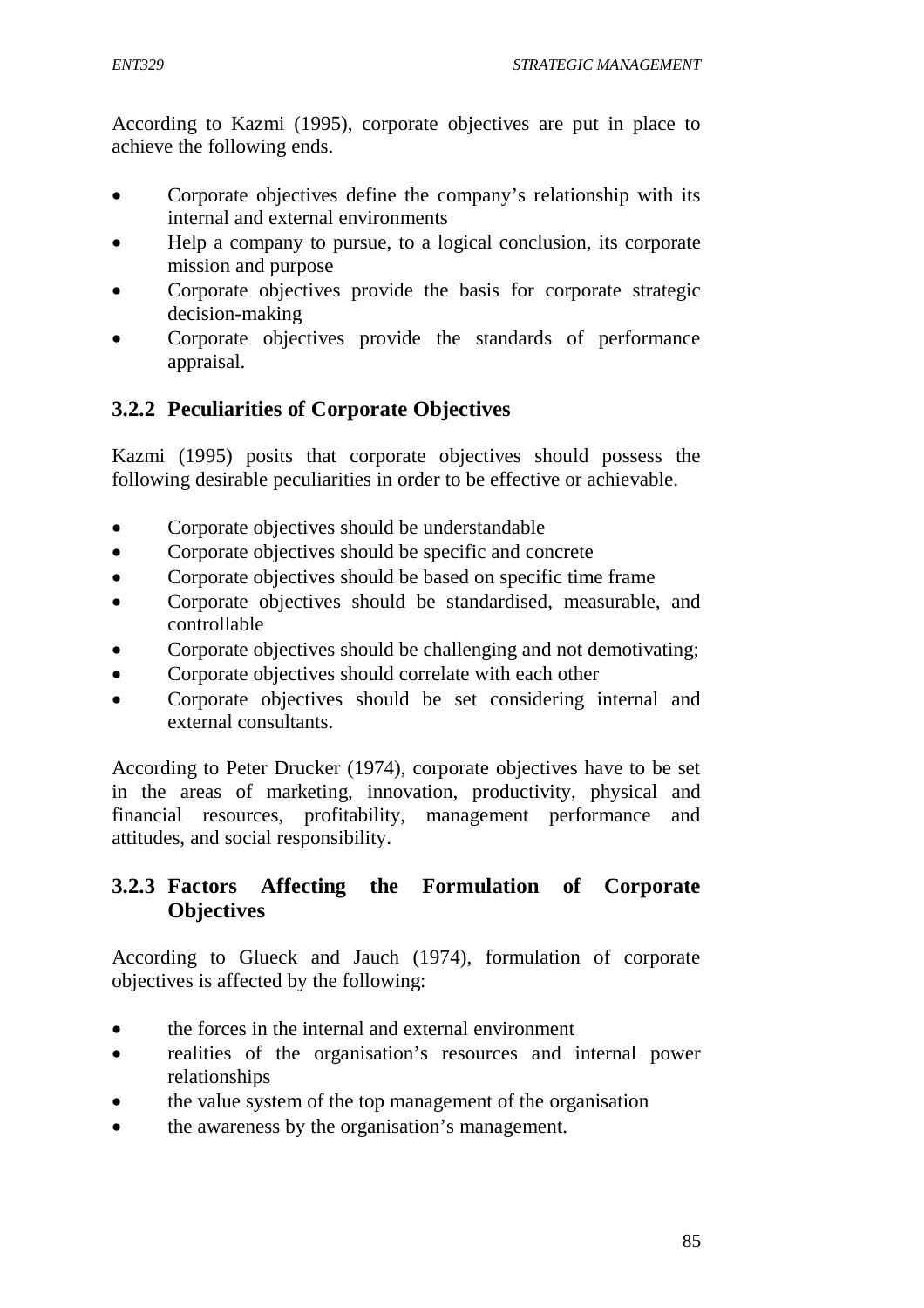According to Kazmi (1995), corporate objectives are put in place to achieve the following ends.

- Corporate objectives define the company's relationship with its internal and external environments
- Help a company to pursue, to a logical conclusion, its corporate mission and purpose
- Corporate objectives provide the basis for corporate strategic decision-making
- Corporate objectives provide the standards of performance appraisal.

### 3.2.2 Peculiarities of Corporate Objectives

Kazmi (1995) posits that corporate objectives should possess the following desirable peculiarities in order to be effective or achievable.

- Corporate objectives should be understandable
- Corporate objectives should be specific and concrete
- Corporate objectives should be based on specific time frame
- Corporate objectives should be standardised, measurable, and controllable
- Corporate objectives should be challenging and not demotivating;
- Corporate objectives should correlate with each other
- Corporate objectives should be set considering internal and external consultants.

According to Peter Drucker (1974), corporate objectives have to be set in the areas of marketing, innovation, productivity, physical and financial resources, profitability, management performance and attitudes, and social responsibility.

### 3.2.3 Factors Affecting the Formulation of Corporate Objectives

According to Glueck and Jauch (1974), formulation of corporate objectives is affected by the following:

- the forces in the internal and external environment
- realities of the organisation's resources and internal power relationships
- the value system of the top management of the organisation
- the awareness by the organisation's management.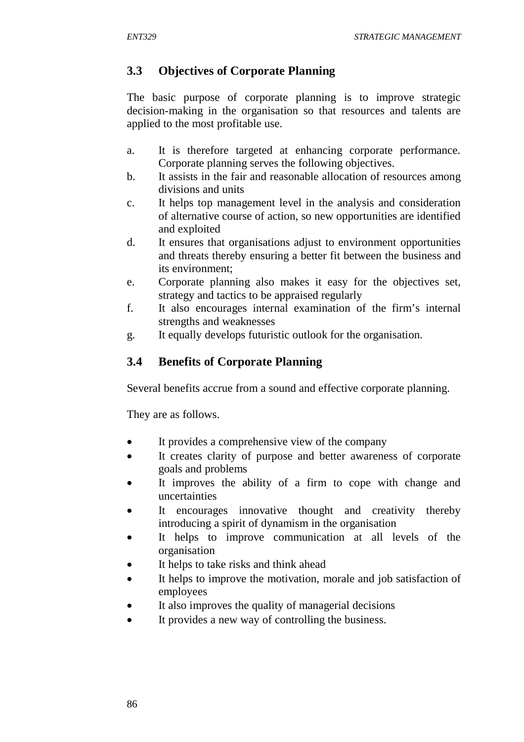## 3.3 Objectives of Corporate Planning

The basic purpose of corporate planning is to improve strategic decision-making in the organisation so that resources and talents are applied to the most profitable use.

a. It is therefore targeted at enhancing corporate performance. Corporate planning serves the following objectives.
b. It assists in the fair and reasonable allocation of resources among divisions and units
c. It helps top management level in the analysis and consideration of alternative course of action, so new opportunities are identified and exploited
d. It ensures that organisations adjust to environment opportunities and threats thereby ensuring a better fit between the business and its environment;
e. Corporate planning also makes it easy for the objectives set, strategy and tactics to be appraised regularly
f. It also encourages internal examination of the firm's internal strengths and weaknesses
g. It equally develops futuristic outlook for the organisation.

## 3.4 Benefits of Corporate Planning

Several benefits accrue from a sound and effective corporate planning.

They are as follows.

- It provides a comprehensive view of the company
- It creates clarity of purpose and better awareness of corporate goals and problems
- It improves the ability of a firm to cope with change and uncertainties
- It encourages innovative thought and creativity thereby introducing a spirit of dynamism in the organisation
- It helps to improve communication at all levels of the organisation
- It helps to take risks and think ahead
- It helps to improve the motivation, morale and job satisfaction of employees
- It also improves the quality of managerial decisions
- It provides a new way of controlling the business.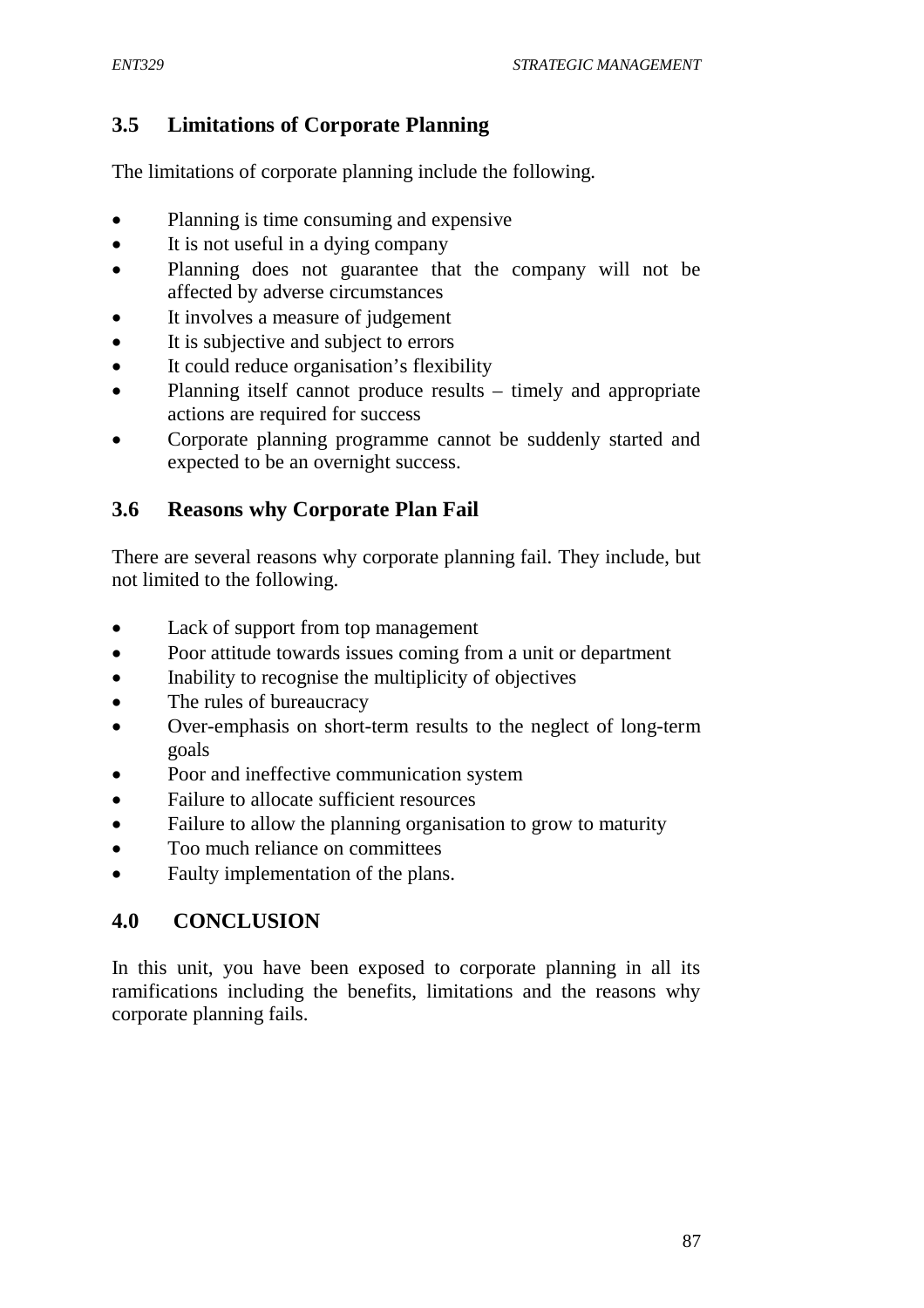## 3.5 Limitations of Corporate Planning

The limitations of corporate planning include the following.

- Planning is time consuming and expensive
- It is not useful in a dying company
- Planning does not guarantee that the company will not be affected by adverse circumstances
- It involves a measure of judgement
- It is subjective and subject to errors
- It could reduce organisation's flexibility
- Planning itself cannot produce results – timely and appropriate actions are required for success
- Corporate planning programme cannot be suddenly started and expected to be an overnight success.

## 3.6 Reasons why Corporate Plan Fail

There are several reasons why corporate planning fail. They include, but not limited to the following.

- Lack of support from top management
- Poor attitude towards issues coming from a unit or department
- Inability to recognise the multiplicity of objectives
- The rules of bureaucracy
- Over-emphasis on short-term results to the neglect of long-term goals
- Poor and ineffective communication system
- Failure to allocate sufficient resources
- Failure to allow the planning organisation to grow to maturity
- Too much reliance on committees
- Faulty implementation of the plans.

# 4.0 CONCLUSION

In this unit, you have been exposed to corporate planning in all its ramifications including the benefits, limitations and the reasons why corporate planning fails.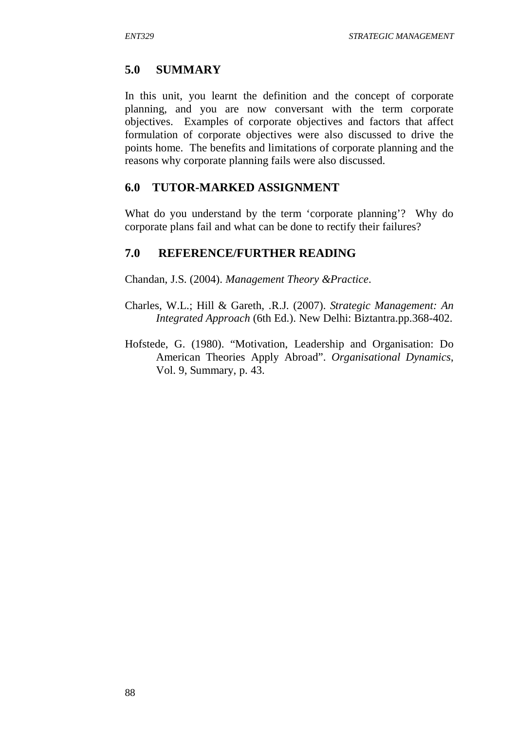## 5.0 SUMMARY

In this unit, you learnt the definition and the concept of corporate planning, and you are now conversant with the term corporate objectives. Examples of corporate objectives and factors that affect formulation of corporate objectives were also discussed to drive the points home. The benefits and limitations of corporate planning and the reasons why corporate planning fails were also discussed.

## 6.0 TUTOR-MARKED ASSIGNMENT

What do you understand by the term 'corporate planning'? Why do corporate plans fail and what can be done to rectify their failures?

## 7.0 REFERENCE/FURTHER READING

Chandan, J.S. (2004). *Management Theory &Practice*.

Charles, W.L.; Hill & Gareth, .R.J. (2007). *Strategic Management: An Integrated Approach* (6th Ed.). New Delhi: Biztantra.pp.368-402.

Hofstede, G. (1980). "Motivation, Leadership and Organisation: Do American Theories Apply Abroad". *Organisational Dynamics*, Vol. 9, Summary, p. 43.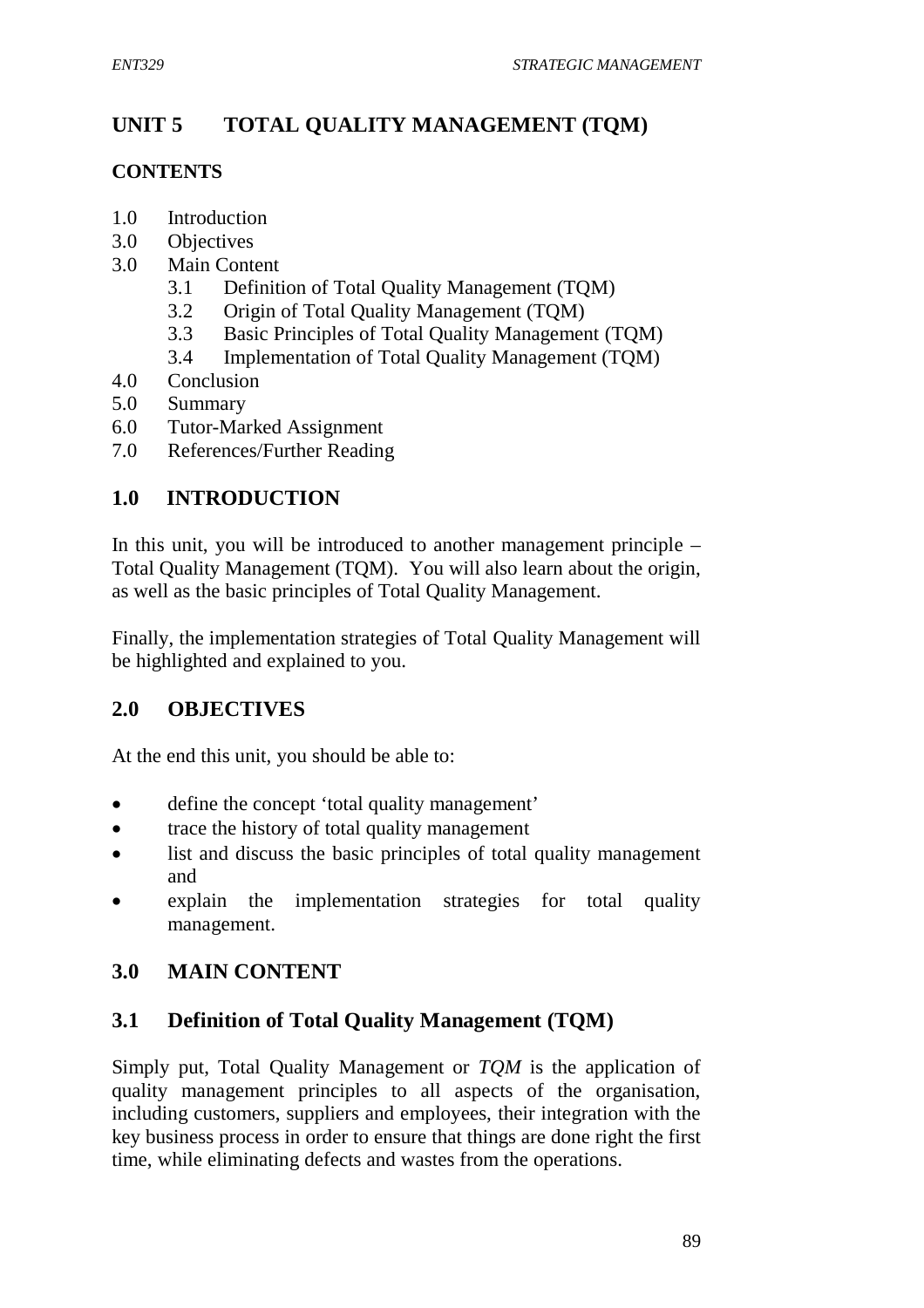# UNIT 5 TOTAL QUALITY MANAGEMENT (TQM)

## CONTENTS

1.0 Introduction
3.0 Objectives
3.0 Main Content
  3.1 Definition of Total Quality Management (TQM)
  3.2 Origin of Total Quality Management (TQM)
  3.3 Basic Principles of Total Quality Management (TQM)
  3.4 Implementation of Total Quality Management (TQM)
4.0 Conclusion
5.0 Summary
6.0 Tutor-Marked Assignment
7.0 References/Further Reading

## 1.0 INTRODUCTION

In this unit, you will be introduced to another management principle – Total Quality Management (TQM). You will also learn about the origin, as well as the basic principles of Total Quality Management.

Finally, the implementation strategies of Total Quality Management will be highlighted and explained to you.

## 2.0 OBJECTIVES

At the end this unit, you should be able to:

- define the concept 'total quality management'
- trace the history of total quality management
- list and discuss the basic principles of total quality management and
- explain the implementation strategies for total quality management.

## 3.0 MAIN CONTENT

### 3.1 Definition of Total Quality Management (TQM)

Simply put, Total Quality Management or *TQM* is the application of quality management principles to all aspects of the organisation, including customers, suppliers and employees, their integration with the key business process in order to ensure that things are done right the first time, while eliminating defects and wastes from the operations.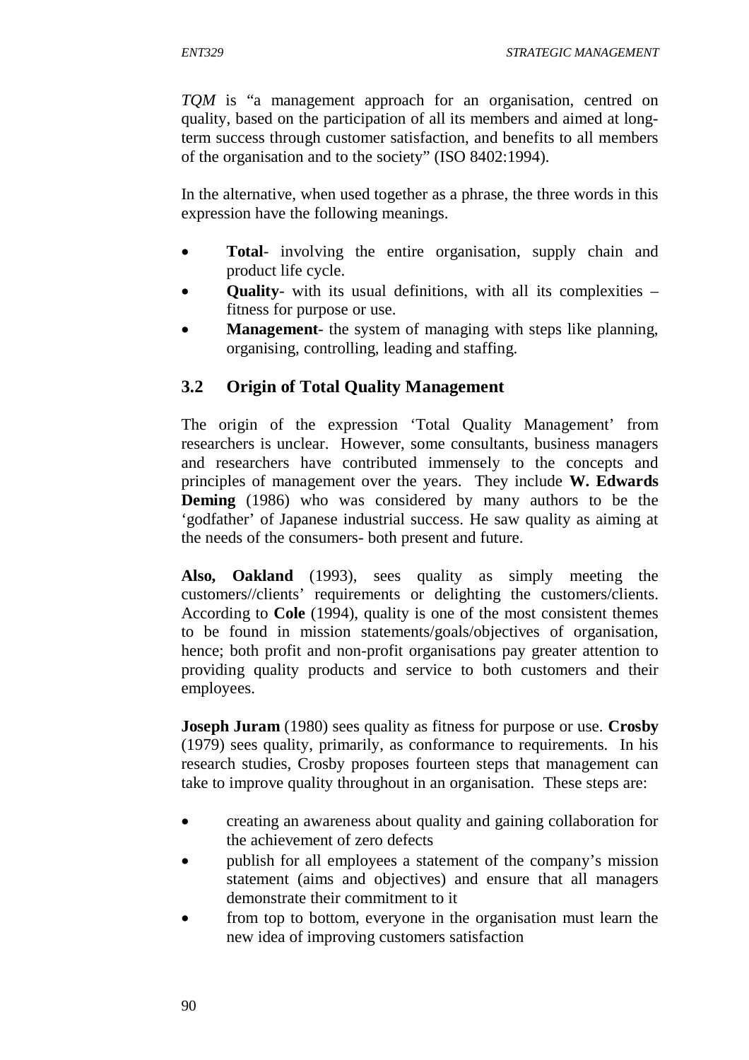*TQM* is "a management approach for an organisation, centred on quality, based on the participation of all its members and aimed at long-term success through customer satisfaction, and benefits to all members of the organisation and to the society" (ISO 8402:1994).

In the alternative, when used together as a phrase, the three words in this expression have the following meanings.

- **Total**- involving the entire organisation, supply chain and product life cycle.
- **Quality**- with its usual definitions, with all its complexities – fitness for purpose or use.
- **Management**- the system of managing with steps like planning, organising, controlling, leading and staffing.

## 3.2 Origin of Total Quality Management

The origin of the expression 'Total Quality Management' from researchers is unclear. However, some consultants, business managers and researchers have contributed immensely to the concepts and principles of management over the years. They include **W. Edwards Deming** (1986) who was considered by many authors to be the 'godfather' of Japanese industrial success. He saw quality as aiming at the needs of the consumers- both present and future.

**Also, Oakland** (1993), sees quality as simply meeting the customers//clients' requirements or delighting the customers/clients. According to **Cole** (1994), quality is one of the most consistent themes to be found in mission statements/goals/objectives of organisation, hence; both profit and non-profit organisations pay greater attention to providing quality products and service to both customers and their employees.

**Joseph Juram** (1980) sees quality as fitness for purpose or use. **Crosby** (1979) sees quality, primarily, as conformance to requirements. In his research studies, Crosby proposes fourteen steps that management can take to improve quality throughout in an organisation. These steps are:

- creating an awareness about quality and gaining collaboration for the achievement of zero defects
- publish for all employees a statement of the company's mission statement (aims and objectives) and ensure that all managers demonstrate their commitment to it
- from top to bottom, everyone in the organisation must learn the new idea of improving customers satisfaction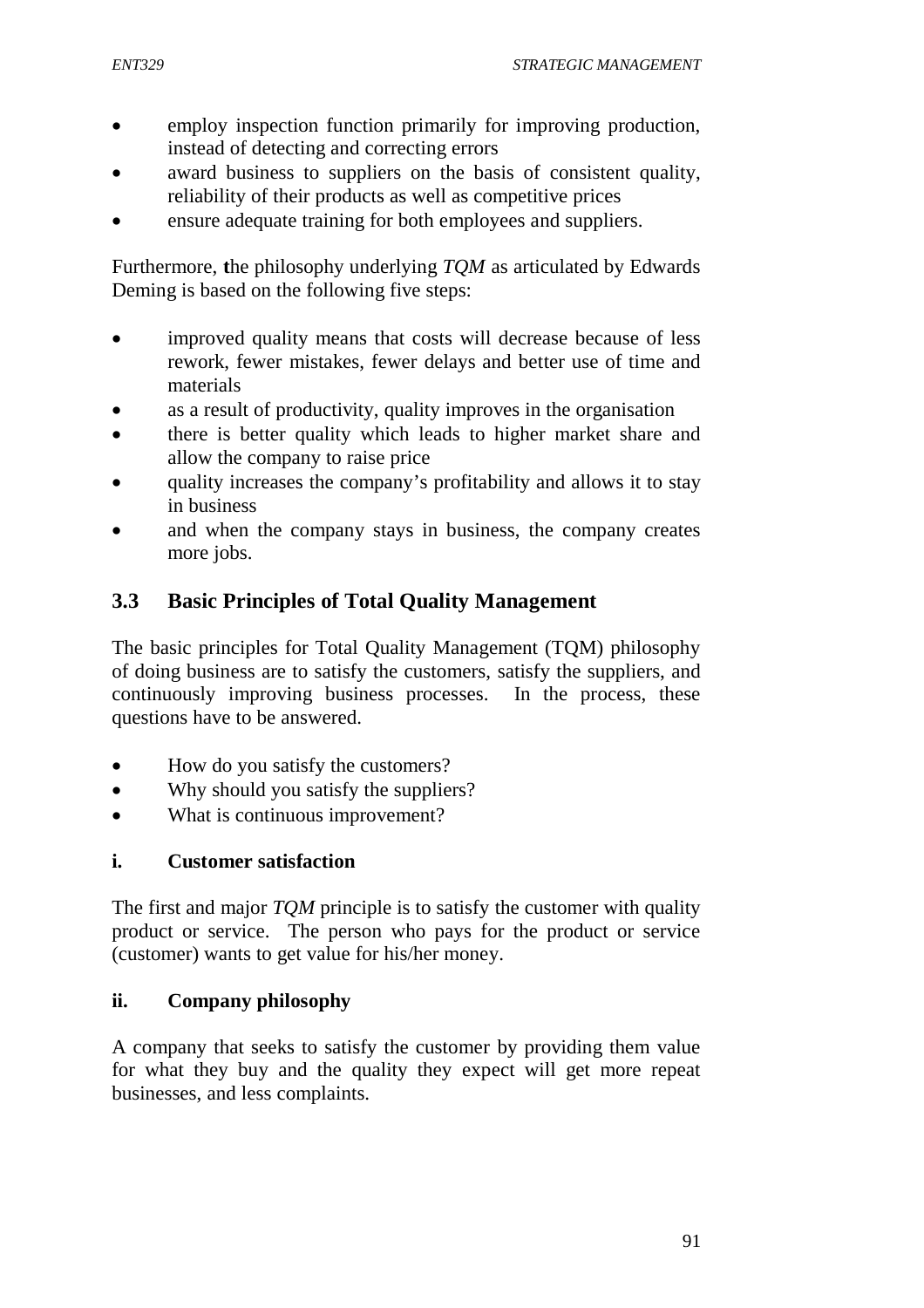- employ inspection function primarily for improving production, instead of detecting and correcting errors
- award business to suppliers on the basis of consistent quality, reliability of their products as well as competitive prices
- ensure adequate training for both employees and suppliers.

Furthermore, **t**he philosophy underlying *TQM* as articulated by Edwards Deming is based on the following five steps:

- improved quality means that costs will decrease because of less rework, fewer mistakes, fewer delays and better use of time and materials
- as a result of productivity, quality improves in the organisation
- there is better quality which leads to higher market share and allow the company to raise price
- quality increases the company's profitability and allows it to stay in business
- and when the company stays in business, the company creates more jobs.

## 3.3 Basic Principles of Total Quality Management

The basic principles for Total Quality Management (TQM) philosophy of doing business are to satisfy the customers, satisfy the suppliers, and continuously improving business processes. In the process, these questions have to be answered.

- How do you satisfy the customers?
- Why should you satisfy the suppliers?
- What is continuous improvement?

**i. Customer satisfaction**

The first and major *TQM* principle is to satisfy the customer with quality product or service. The person who pays for the product or service (customer) wants to get value for his/her money.

**ii. Company philosophy**

A company that seeks to satisfy the customer by providing them value for what they buy and the quality they expect will get more repeat businesses, and less complaints.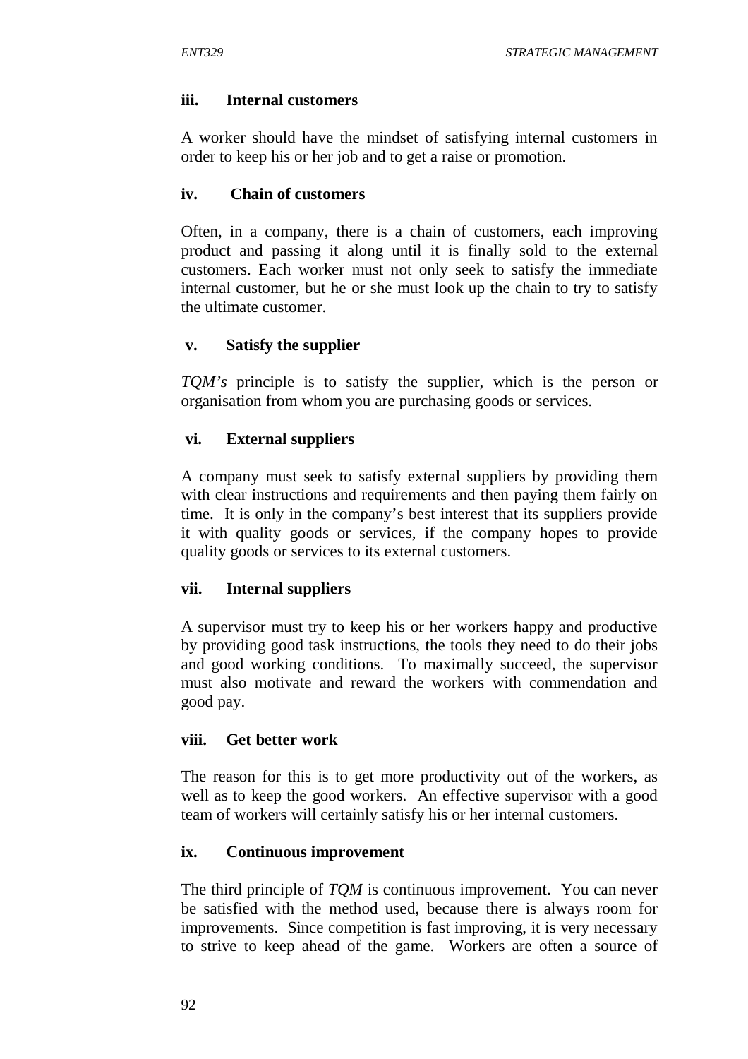**iii. Internal customers**

A worker should have the mindset of satisfying internal customers in order to keep his or her job and to get a raise or promotion.

**iv. Chain of customers**

Often, in a company, there is a chain of customers, each improving product and passing it along until it is finally sold to the external customers. Each worker must not only seek to satisfy the immediate internal customer, but he or she must look up the chain to try to satisfy the ultimate customer.

**v. Satisfy the supplier**

*TQM's* principle is to satisfy the supplier, which is the person or organisation from whom you are purchasing goods or services.

**vi. External suppliers**

A company must seek to satisfy external suppliers by providing them with clear instructions and requirements and then paying them fairly on time. It is only in the company's best interest that its suppliers provide it with quality goods or services, if the company hopes to provide quality goods or services to its external customers.

**vii. Internal suppliers**

A supervisor must try to keep his or her workers happy and productive by providing good task instructions, the tools they need to do their jobs and good working conditions. To maximally succeed, the supervisor must also motivate and reward the workers with commendation and good pay.

**viii. Get better work**

The reason for this is to get more productivity out of the workers, as well as to keep the good workers. An effective supervisor with a good team of workers will certainly satisfy his or her internal customers.

**ix. Continuous improvement**

The third principle of *TQM* is continuous improvement. You can never be satisfied with the method used, because there is always room for improvements. Since competition is fast improving, it is very necessary to strive to keep ahead of the game. Workers are often a source of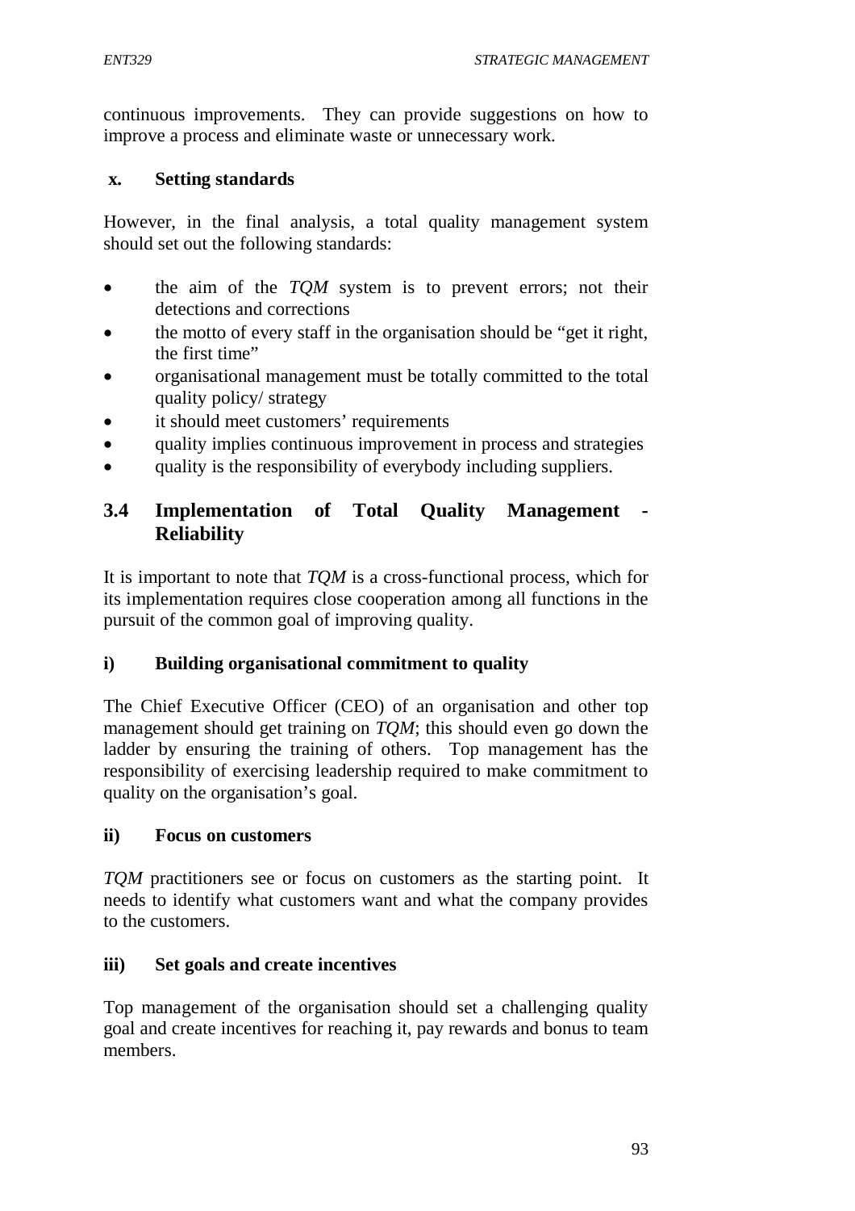continuous improvements. They can provide suggestions on how to improve a process and eliminate waste or unnecessary work.

**x. Setting standards**

However, in the final analysis, a total quality management system should set out the following standards:

- the aim of the *TQM* system is to prevent errors; not their detections and corrections
- the motto of every staff in the organisation should be "get it right, the first time"
- organisational management must be totally committed to the total quality policy/ strategy
- it should meet customers' requirements
- quality implies continuous improvement in process and strategies
- quality is the responsibility of everybody including suppliers.

## 3.4 Implementation of Total Quality Management - Reliability

It is important to note that *TQM* is a cross-functional process, which for its implementation requires close cooperation among all functions in the pursuit of the common goal of improving quality.

**i) Building organisational commitment to quality**

The Chief Executive Officer (CEO) of an organisation and other top management should get training on *TQM*; this should even go down the ladder by ensuring the training of others. Top management has the responsibility of exercising leadership required to make commitment to quality on the organisation's goal.

**ii) Focus on customers**

*TQM* practitioners see or focus on customers as the starting point. It needs to identify what customers want and what the company provides to the customers.

**iii) Set goals and create incentives**

Top management of the organisation should set a challenging quality goal and create incentives for reaching it, pay rewards and bonus to team members.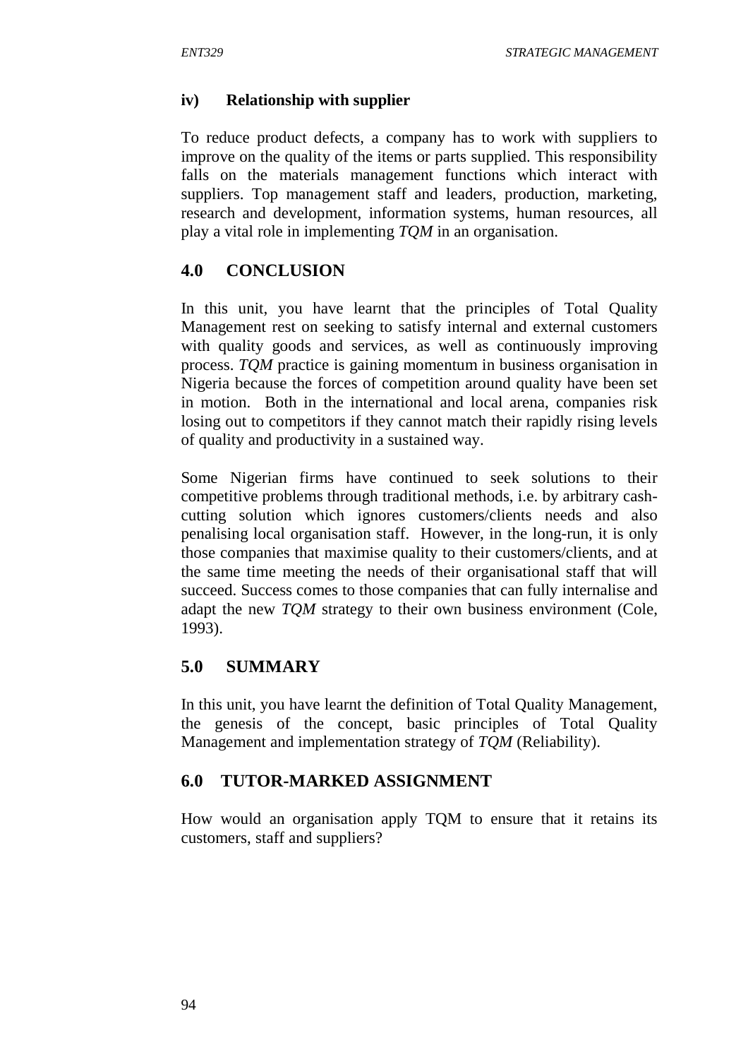**iv) Relationship with supplier**

To reduce product defects, a company has to work with suppliers to improve on the quality of the items or parts supplied. This responsibility falls on the materials management functions which interact with suppliers. Top management staff and leaders, production, marketing, research and development, information systems, human resources, all play a vital role in implementing *TQM* in an organisation.

## 4.0 CONCLUSION

In this unit, you have learnt that the principles of Total Quality Management rest on seeking to satisfy internal and external customers with quality goods and services, as well as continuously improving process. *TQM* practice is gaining momentum in business organisation in Nigeria because the forces of competition around quality have been set in motion. Both in the international and local arena, companies risk losing out to competitors if they cannot match their rapidly rising levels of quality and productivity in a sustained way.

Some Nigerian firms have continued to seek solutions to their competitive problems through traditional methods, i.e. by arbitrary cash-cutting solution which ignores customers/clients needs and also penalising local organisation staff. However, in the long-run, it is only those companies that maximise quality to their customers/clients, and at the same time meeting the needs of their organisational staff that will succeed. Success comes to those companies that can fully internalise and adapt the new *TQM* strategy to their own business environment (Cole, 1993).

## 5.0 SUMMARY

In this unit, you have learnt the definition of Total Quality Management, the genesis of the concept, basic principles of Total Quality Management and implementation strategy of *TQM* (Reliability).

## 6.0 TUTOR-MARKED ASSIGNMENT

How would an organisation apply TQM to ensure that it retains its customers, staff and suppliers?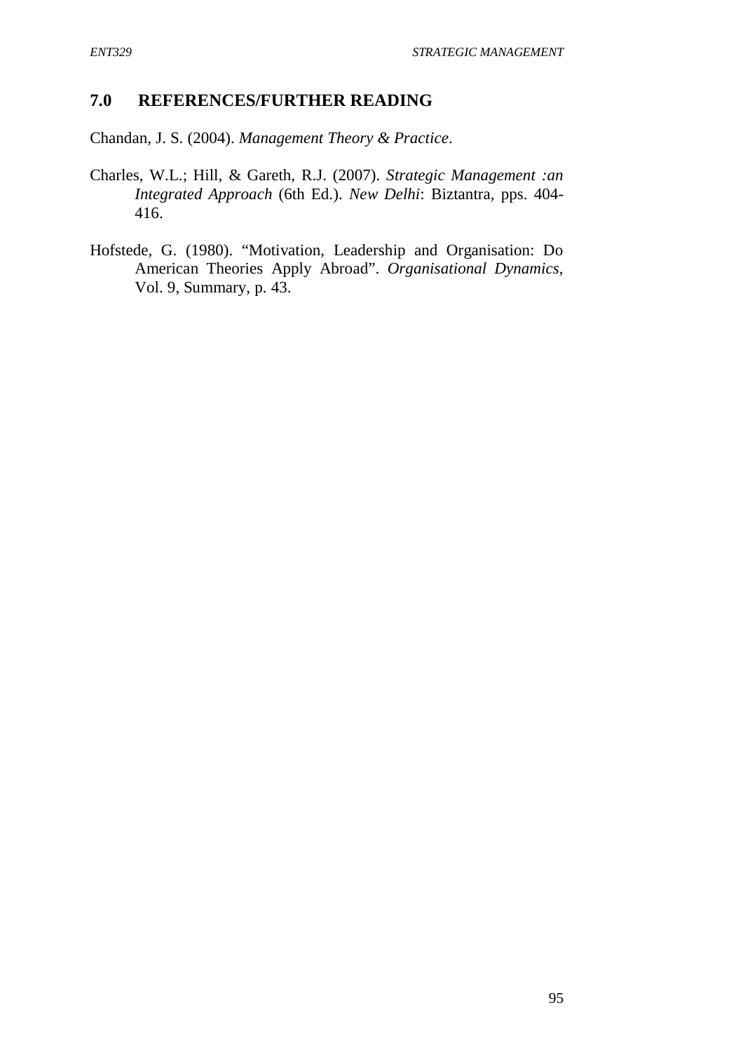## 7.0 REFERENCES/FURTHER READING

Chandan, J. S. (2004). *Management Theory & Practice*.

Charles, W.L.; Hill, & Gareth, R.J. (2007). *Strategic Management :an Integrated Approach* (6th Ed.). *New Delhi*: Biztantra, pps. 404-416.

Hofstede, G. (1980). "Motivation, Leadership and Organisation: Do American Theories Apply Abroad". *Organisational Dynamics*, Vol. 9, Summary, p. 43.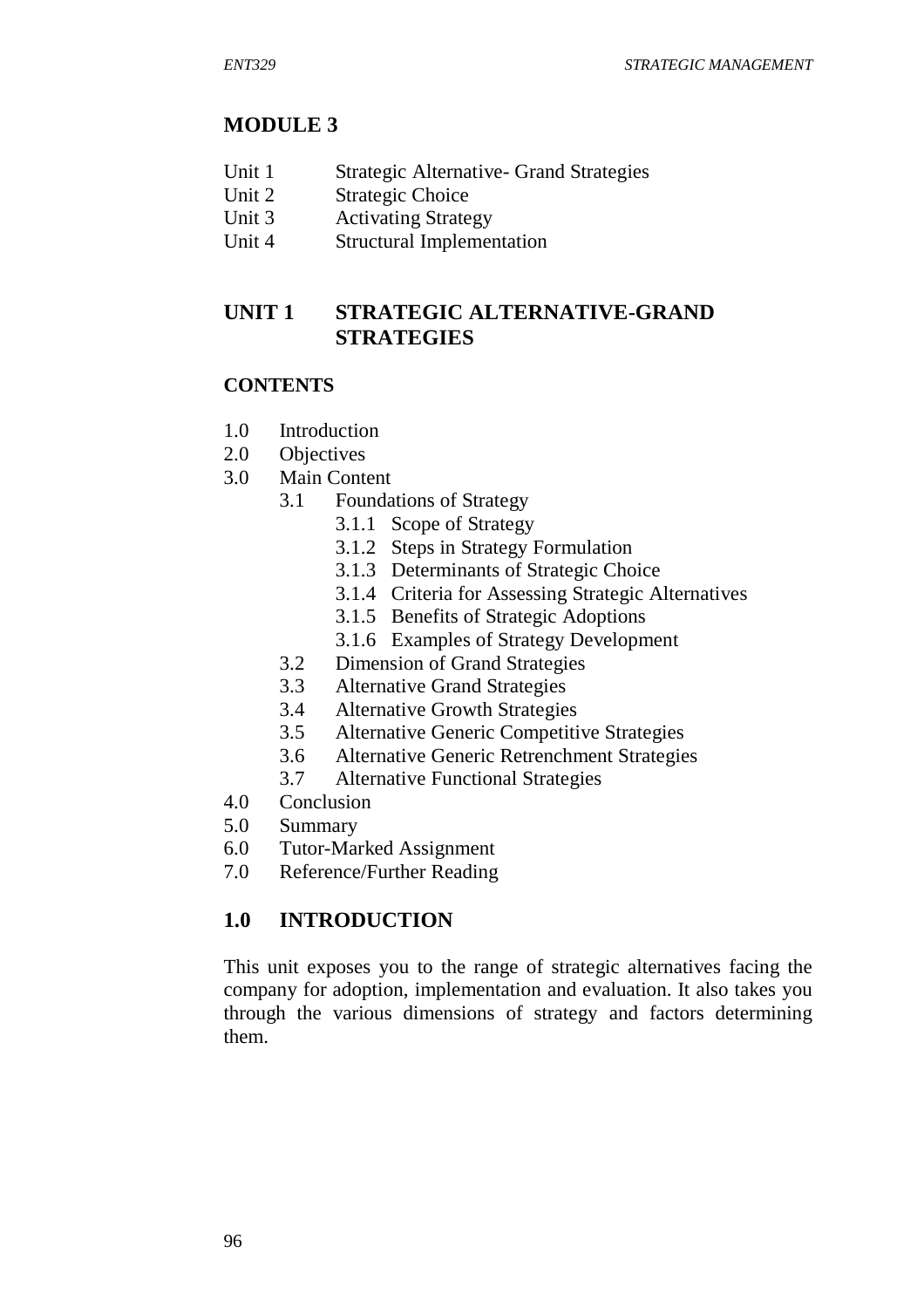# MODULE 3

| | |
|---|---|
| Unit 1 | Strategic Alternative- Grand Strategies |
| Unit 2 | Strategic Choice |
| Unit 3 | Activating Strategy |
| Unit 4 | Structural Implementation |

## UNIT 1 STRATEGIC ALTERNATIVE-GRAND STRATEGIES

### CONTENTS

- 1.0 Introduction
- 2.0 Objectives
- 3.0 Main Content
  - 3.1 Foundations of Strategy
    - 3.1.1 Scope of Strategy
    - 3.1.2 Steps in Strategy Formulation
    - 3.1.3 Determinants of Strategic Choice
    - 3.1.4 Criteria for Assessing Strategic Alternatives
    - 3.1.5 Benefits of Strategic Adoptions
    - 3.1.6 Examples of Strategy Development
  - 3.2 Dimension of Grand Strategies
  - 3.3 Alternative Grand Strategies
  - 3.4 Alternative Growth Strategies
  - 3.5 Alternative Generic Competitive Strategies
  - 3.6 Alternative Generic Retrenchment Strategies
  - 3.7 Alternative Functional Strategies
- 4.0 Conclusion
- 5.0 Summary
- 6.0 Tutor-Marked Assignment
- 7.0 Reference/Further Reading

## 1.0 INTRODUCTION

This unit exposes you to the range of strategic alternatives facing the company for adoption, implementation and evaluation. It also takes you through the various dimensions of strategy and factors determining them.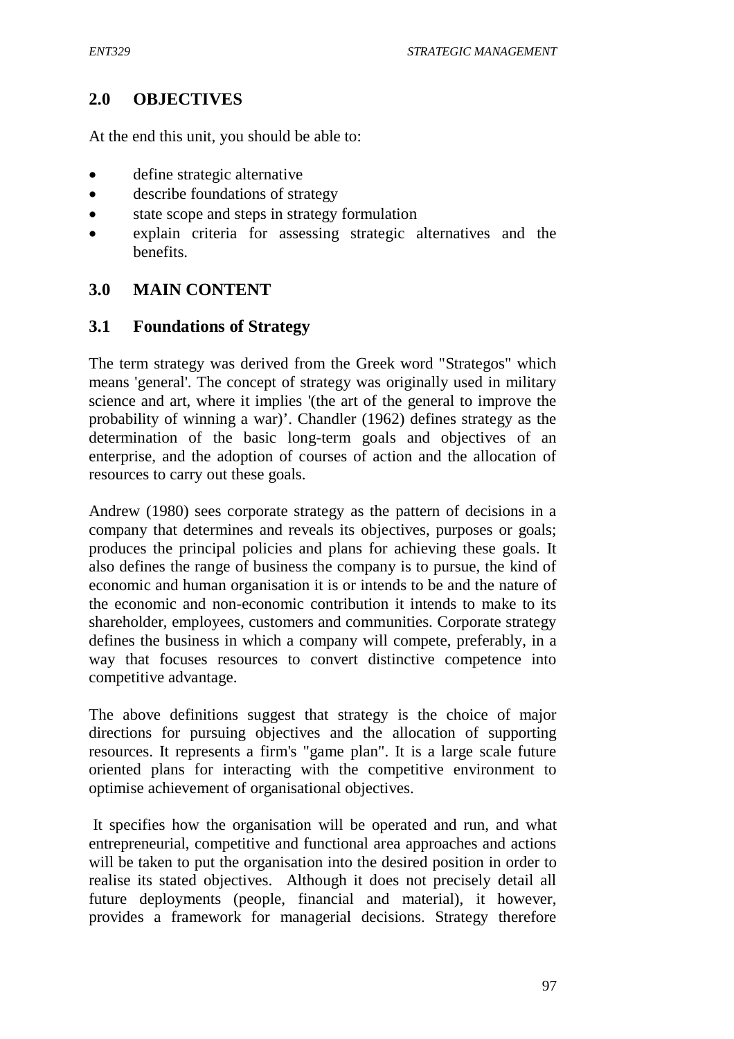## 2.0 OBJECTIVES

At the end this unit, you should be able to:

- define strategic alternative
- describe foundations of strategy
- state scope and steps in strategy formulation
- explain criteria for assessing strategic alternatives and the benefits.

## 3.0 MAIN CONTENT

### 3.1 Foundations of Strategy

The term strategy was derived from the Greek word "Strategos" which means 'general'. The concept of strategy was originally used in military science and art, where it implies '(the art of the general to improve the probability of winning a war)'. Chandler (1962) defines strategy as the determination of the basic long-term goals and objectives of an enterprise, and the adoption of courses of action and the allocation of resources to carry out these goals.

Andrew (1980) sees corporate strategy as the pattern of decisions in a company that determines and reveals its objectives, purposes or goals; produces the principal policies and plans for achieving these goals. It also defines the range of business the company is to pursue, the kind of economic and human organisation it is or intends to be and the nature of the economic and non-economic contribution it intends to make to its shareholder, employees, customers and communities. Corporate strategy defines the business in which a company will compete, preferably, in a way that focuses resources to convert distinctive competence into competitive advantage.

The above definitions suggest that strategy is the choice of major directions for pursuing objectives and the allocation of supporting resources. It represents a firm's "game plan". It is a large scale future oriented plans for interacting with the competitive environment to optimise achievement of organisational objectives.

It specifies how the organisation will be operated and run, and what entrepreneurial, competitive and functional area approaches and actions will be taken to put the organisation into the desired position in order to realise its stated objectives. Although it does not precisely detail all future deployments (people, financial and material), it however, provides a framework for managerial decisions. Strategy therefore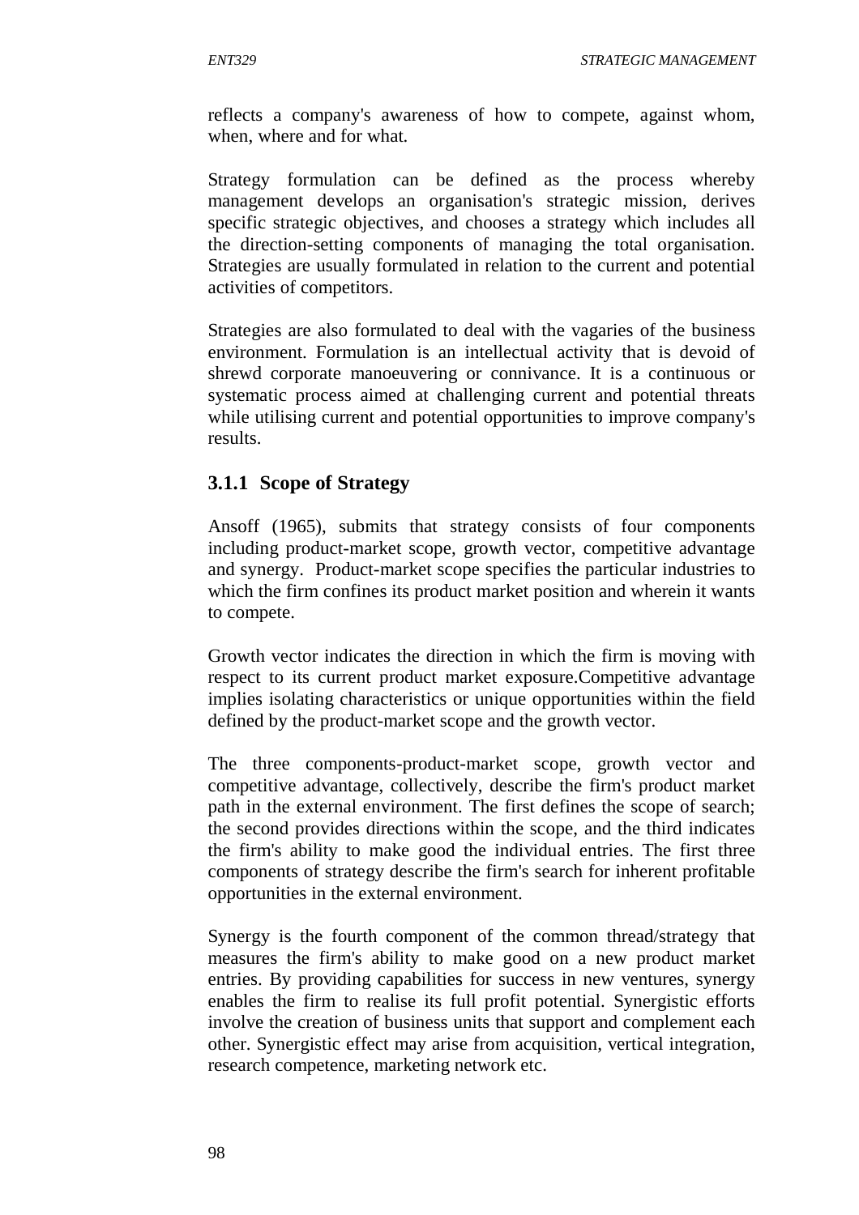reflects a company's awareness of how to compete, against whom, when, where and for what.

Strategy formulation can be defined as the process whereby management develops an organisation's strategic mission, derives specific strategic objectives, and chooses a strategy which includes all the direction-setting components of managing the total organisation. Strategies are usually formulated in relation to the current and potential activities of competitors.

Strategies are also formulated to deal with the vagaries of the business environment. Formulation is an intellectual activity that is devoid of shrewd corporate manoeuvering or connivance. It is a continuous or systematic process aimed at challenging current and potential threats while utilising current and potential opportunities to improve company's results.

### 3.1.1 Scope of Strategy

Ansoff (1965), submits that strategy consists of four components including product-market scope, growth vector, competitive advantage and synergy. Product-market scope specifies the particular industries to which the firm confines its product market position and wherein it wants to compete.

Growth vector indicates the direction in which the firm is moving with respect to its current product market exposure.Competitive advantage implies isolating characteristics or unique opportunities within the field defined by the product-market scope and the growth vector.

The three components-product-market scope, growth vector and competitive advantage, collectively, describe the firm's product market path in the external environment. The first defines the scope of search; the second provides directions within the scope, and the third indicates the firm's ability to make good the individual entries. The first three components of strategy describe the firm's search for inherent profitable opportunities in the external environment.

Synergy is the fourth component of the common thread/strategy that measures the firm's ability to make good on a new product market entries. By providing capabilities for success in new ventures, synergy enables the firm to realise its full profit potential. Synergistic efforts involve the creation of business units that support and complement each other. Synergistic effect may arise from acquisition, vertical integration, research competence, marketing network etc.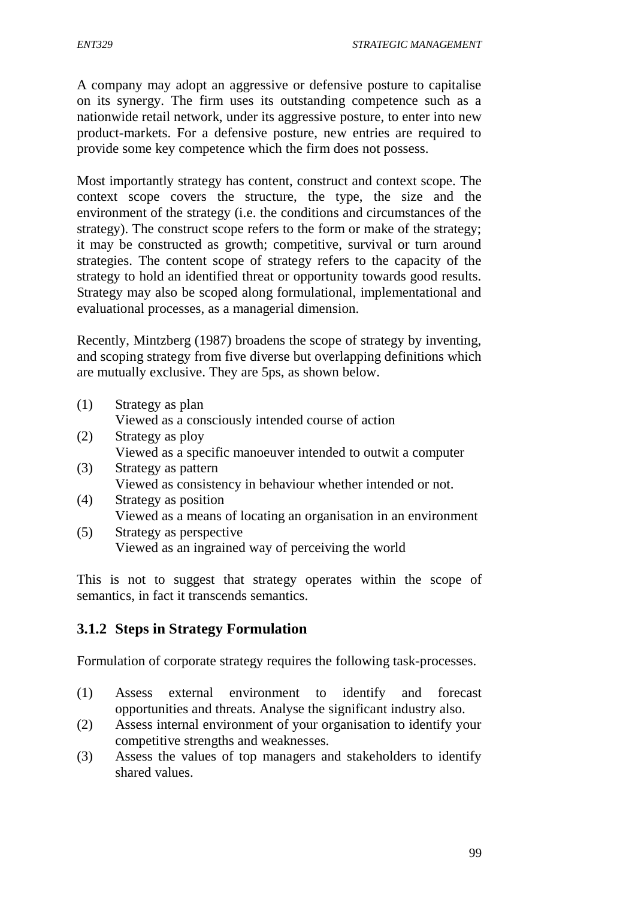A company may adopt an aggressive or defensive posture to capitalise on its synergy. The firm uses its outstanding competence such as a nationwide retail network, under its aggressive posture, to enter into new product-markets. For a defensive posture, new entries are required to provide some key competence which the firm does not possess.

Most importantly strategy has content, construct and context scope. The context scope covers the structure, the type, the size and the environment of the strategy (i.e. the conditions and circumstances of the strategy). The construct scope refers to the form or make of the strategy; it may be constructed as growth; competitive, survival or turn around strategies. The content scope of strategy refers to the capacity of the strategy to hold an identified threat or opportunity towards good results. Strategy may also be scoped along formulational, implementational and evaluational processes, as a managerial dimension.

Recently, Mintzberg (1987) broadens the scope of strategy by inventing, and scoping strategy from five diverse but overlapping definitions which are mutually exclusive. They are 5ps, as shown below.

(1) Strategy as plan
 Viewed as a consciously intended course of action
(2) Strategy as ploy
 Viewed as a specific manoeuver intended to outwit a computer
(3) Strategy as pattern
 Viewed as consistency in behaviour whether intended or not.
(4) Strategy as position
 Viewed as a means of locating an organisation in an environment
(5) Strategy as perspective
 Viewed as an ingrained way of perceiving the world

This is not to suggest that strategy operates within the scope of semantics, in fact it transcends semantics.

### 3.1.2 Steps in Strategy Formulation

Formulation of corporate strategy requires the following task-processes.

(1) Assess external environment to identify and forecast opportunities and threats. Analyse the significant industry also.
(2) Assess internal environment of your organisation to identify your competitive strengths and weaknesses.
(3) Assess the values of top managers and stakeholders to identify shared values.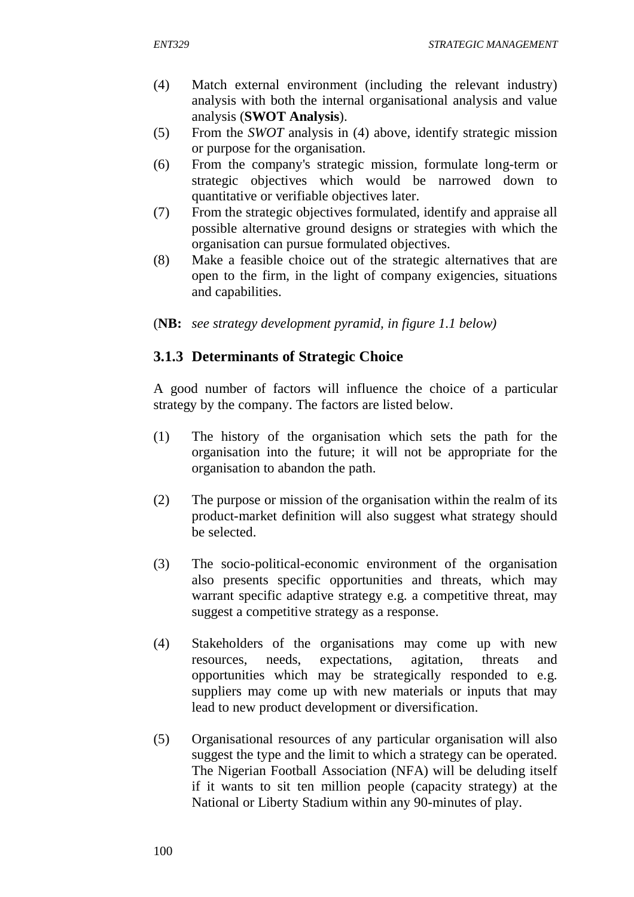(4) Match external environment (including the relevant industry) analysis with both the internal organisational analysis and value analysis (**SWOT Analysis**).

(5) From the *SWOT* analysis in (4) above, identify strategic mission or purpose for the organisation.

(6) From the company's strategic mission, formulate long-term or strategic objectives which would be narrowed down to quantitative or verifiable objectives later.

(7) From the strategic objectives formulated, identify and appraise all possible alternative ground designs or strategies with which the organisation can pursue formulated objectives.

(8) Make a feasible choice out of the strategic alternatives that are open to the firm, in the light of company exigencies, situations and capabilities.

(**NB:** *see strategy development pyramid, in figure 1.1 below)*

### 3.1.3 Determinants of Strategic Choice

A good number of factors will influence the choice of a particular strategy by the company. The factors are listed below.

(1) The history of the organisation which sets the path for the organisation into the future; it will not be appropriate for the organisation to abandon the path.

(2) The purpose or mission of the organisation within the realm of its product-market definition will also suggest what strategy should be selected.

(3) The socio-political-economic environment of the organisation also presents specific opportunities and threats, which may warrant specific adaptive strategy e.g. a competitive threat, may suggest a competitive strategy as a response.

(4) Stakeholders of the organisations may come up with new resources, needs, expectations, agitation, threats and opportunities which may be strategically responded to e.g. suppliers may come up with new materials or inputs that may lead to new product development or diversification.

(5) Organisational resources of any particular organisation will also suggest the type and the limit to which a strategy can be operated. The Nigerian Football Association (NFA) will be deluding itself if it wants to sit ten million people (capacity strategy) at the National or Liberty Stadium within any 90-minutes of play.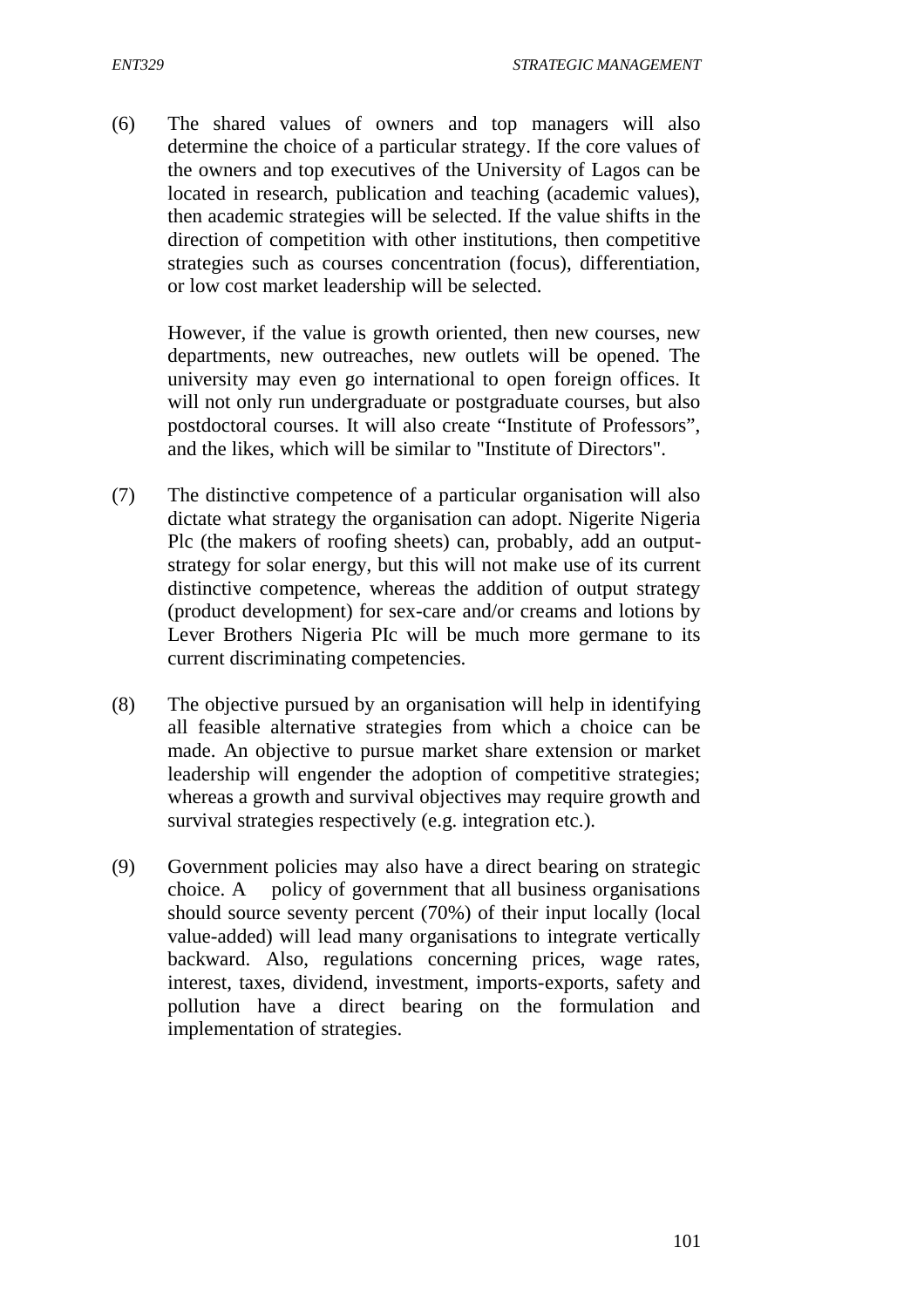(6) The shared values of owners and top managers will also determine the choice of a particular strategy. If the core values of the owners and top executives of the University of Lagos can be located in research, publication and teaching (academic values), then academic strategies will be selected. If the value shifts in the direction of competition with other institutions, then competitive strategies such as courses concentration (focus), differentiation, or low cost market leadership will be selected.

    However, if the value is growth oriented, then new courses, new departments, new outreaches, new outlets will be opened. The university may even go international to open foreign offices. It will not only run undergraduate or postgraduate courses, but also postdoctoral courses. It will also create "Institute of Professors", and the likes, which will be similar to "Institute of Directors".

(7) The distinctive competence of a particular organisation will also dictate what strategy the organisation can adopt. Nigerite Nigeria Plc (the makers of roofing sheets) can, probably, add an output-strategy for solar energy, but this will not make use of its current distinctive competence, whereas the addition of output strategy (product development) for sex-care and/or creams and lotions by Lever Brothers Nigeria PIc will be much more germane to its current discriminating competencies.

(8) The objective pursued by an organisation will help in identifying all feasible alternative strategies from which a choice can be made. An objective to pursue market share extension or market leadership will engender the adoption of competitive strategies; whereas a growth and survival objectives may require growth and survival strategies respectively (e.g. integration etc.).

(9) Government policies may also have a direct bearing on strategic choice. A policy of government that all business organisations should source seventy percent (70%) of their input locally (local value-added) will lead many organisations to integrate vertically backward. Also, regulations concerning prices, wage rates, interest, taxes, dividend, investment, imports-exports, safety and pollution have a direct bearing on the formulation and implementation of strategies.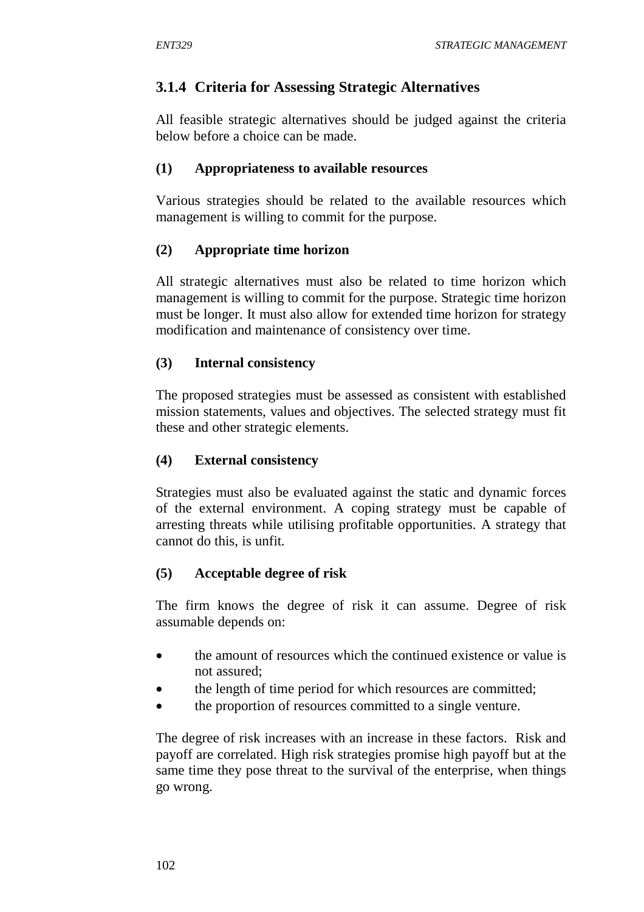### 3.1.4 Criteria for Assessing Strategic Alternatives

All feasible strategic alternatives should be judged against the criteria below before a choice can be made.

**(1) Appropriateness to available resources**

Various strategies should be related to the available resources which management is willing to commit for the purpose.

**(2) Appropriate time horizon**

All strategic alternatives must also be related to time horizon which management is willing to commit for the purpose. Strategic time horizon must be longer. It must also allow for extended time horizon for strategy modification and maintenance of consistency over time.

**(3) Internal consistency**

The proposed strategies must be assessed as consistent with established mission statements, values and objectives. The selected strategy must fit these and other strategic elements.

**(4) External consistency**

Strategies must also be evaluated against the static and dynamic forces of the external environment. A coping strategy must be capable of arresting threats while utilising profitable opportunities. A strategy that cannot do this, is unfit.

**(5) Acceptable degree of risk**

The firm knows the degree of risk it can assume. Degree of risk assumable depends on:

- the amount of resources which the continued existence or value is not assured;
- the length of time period for which resources are committed;
- the proportion of resources committed to a single venture.

The degree of risk increases with an increase in these factors. Risk and payoff are correlated. High risk strategies promise high payoff but at the same time they pose threat to the survival of the enterprise, when things go wrong.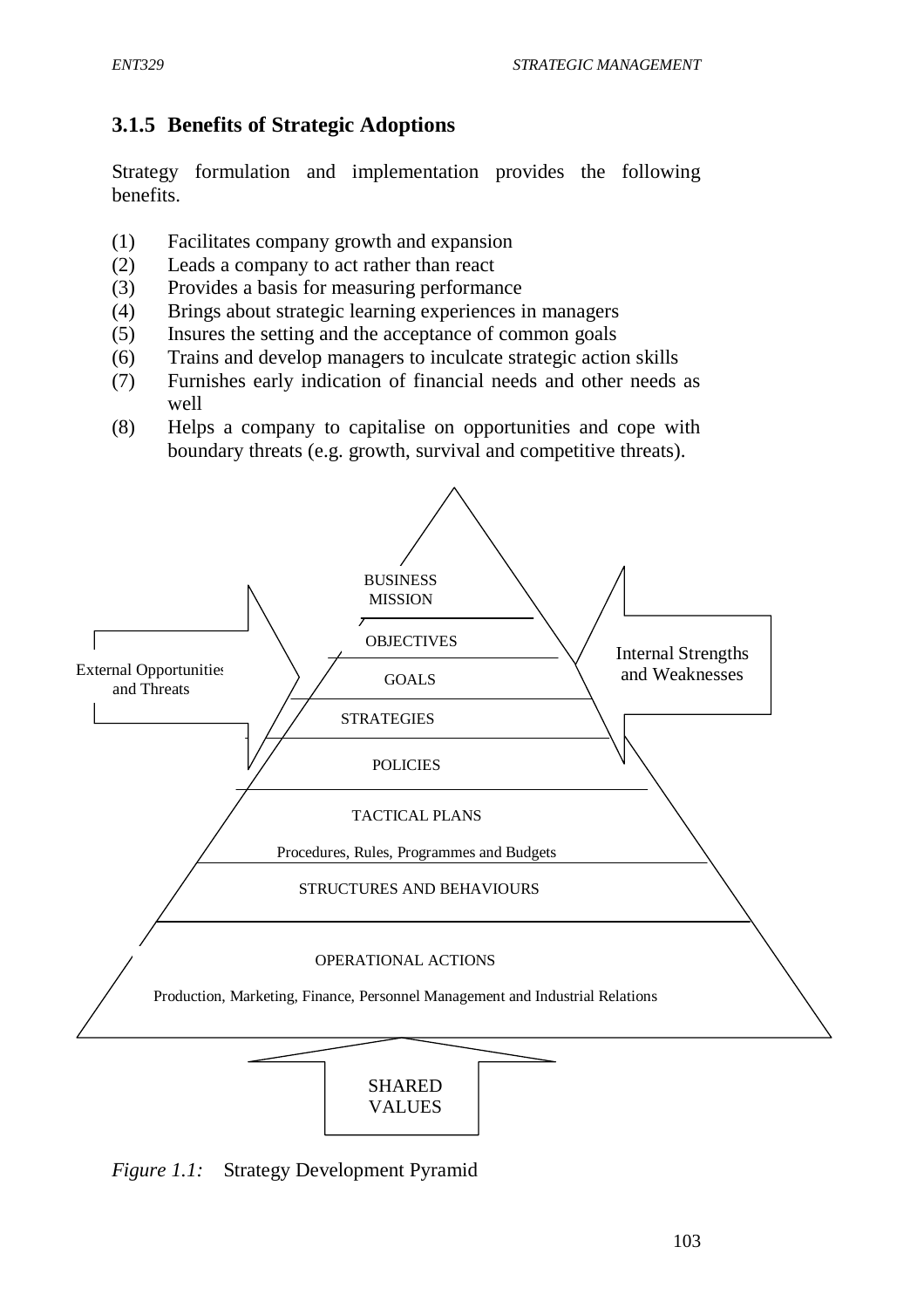### 3.1.5 Benefits of Strategic Adoptions

Strategy formulation and implementation provides the following benefits.

(1) Facilitates company growth and expansion
(2) Leads a company to act rather than react
(3) Provides a basis for measuring performance
(4) Brings about strategic learning experiences in managers
(5) Insures the setting and the acceptance of common goals
(6) Trains and develop managers to inculcate strategic action skills
(7) Furnishes early indication of financial needs and other needs as well
(8) Helps a company to capitalise on opportunities and cope with boundary threats (e.g. growth, survival and competitive threats).

External Opportunities and Threats

Internal Strengths and Weaknesses

BUSINESS MISSION

OBJECTIVES

GOALS

STRATEGIES

POLICIES

TACTICAL PLANS

Procedures, Rules, Programmes and Budgets

STRUCTURES AND BEHAVIOURS

OPERATIONAL ACTIONS

Production, Marketing, Finance, Personnel Management and Industrial Relations

SHARED VALUES

*Figure 1.1:* Strategy Development Pyramid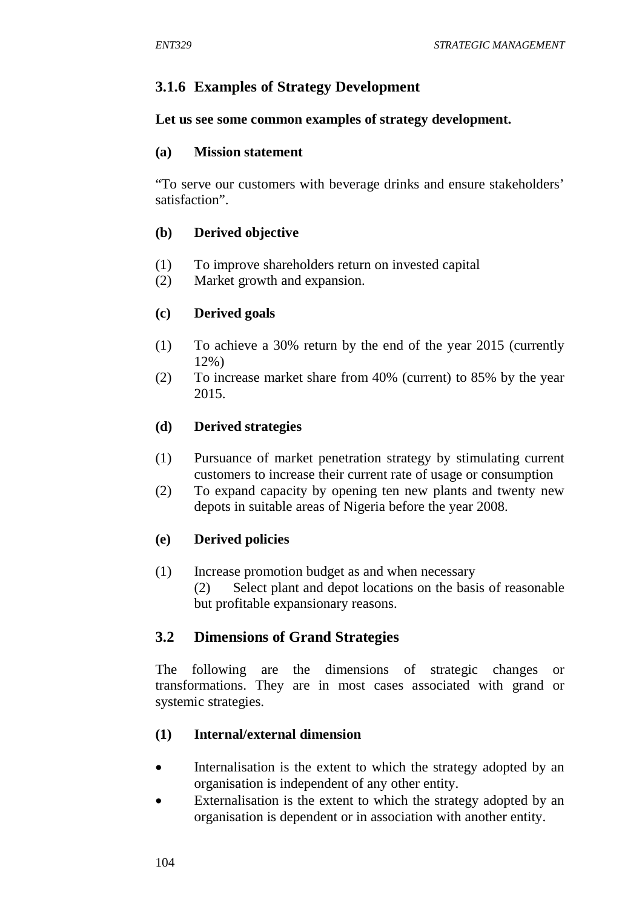### 3.1.6 Examples of Strategy Development

**Let us see some common examples of strategy development.**

**(a) Mission statement**

"To serve our customers with beverage drinks and ensure stakeholders' satisfaction".

**(b) Derived objective**

(1) To improve shareholders return on invested capital
(2) Market growth and expansion.

**(c) Derived goals**

(1) To achieve a 30% return by the end of the year 2015 (currently 12%)
(2) To increase market share from 40% (current) to 85% by the year 2015.

**(d) Derived strategies**

(1) Pursuance of market penetration strategy by stimulating current customers to increase their current rate of usage or consumption
(2) To expand capacity by opening ten new plants and twenty new depots in suitable areas of Nigeria before the year 2008.

**(e) Derived policies**

(1) Increase promotion budget as and when necessary
(2) Select plant and depot locations on the basis of reasonable but profitable expansionary reasons.

## 3.2 Dimensions of Grand Strategies

The following are the dimensions of strategic changes or transformations. They are in most cases associated with grand or systemic strategies.

**(1) Internal/external dimension**

- Internalisation is the extent to which the strategy adopted by an organisation is independent of any other entity.
- Externalisation is the extent to which the strategy adopted by an organisation is dependent or in association with another entity.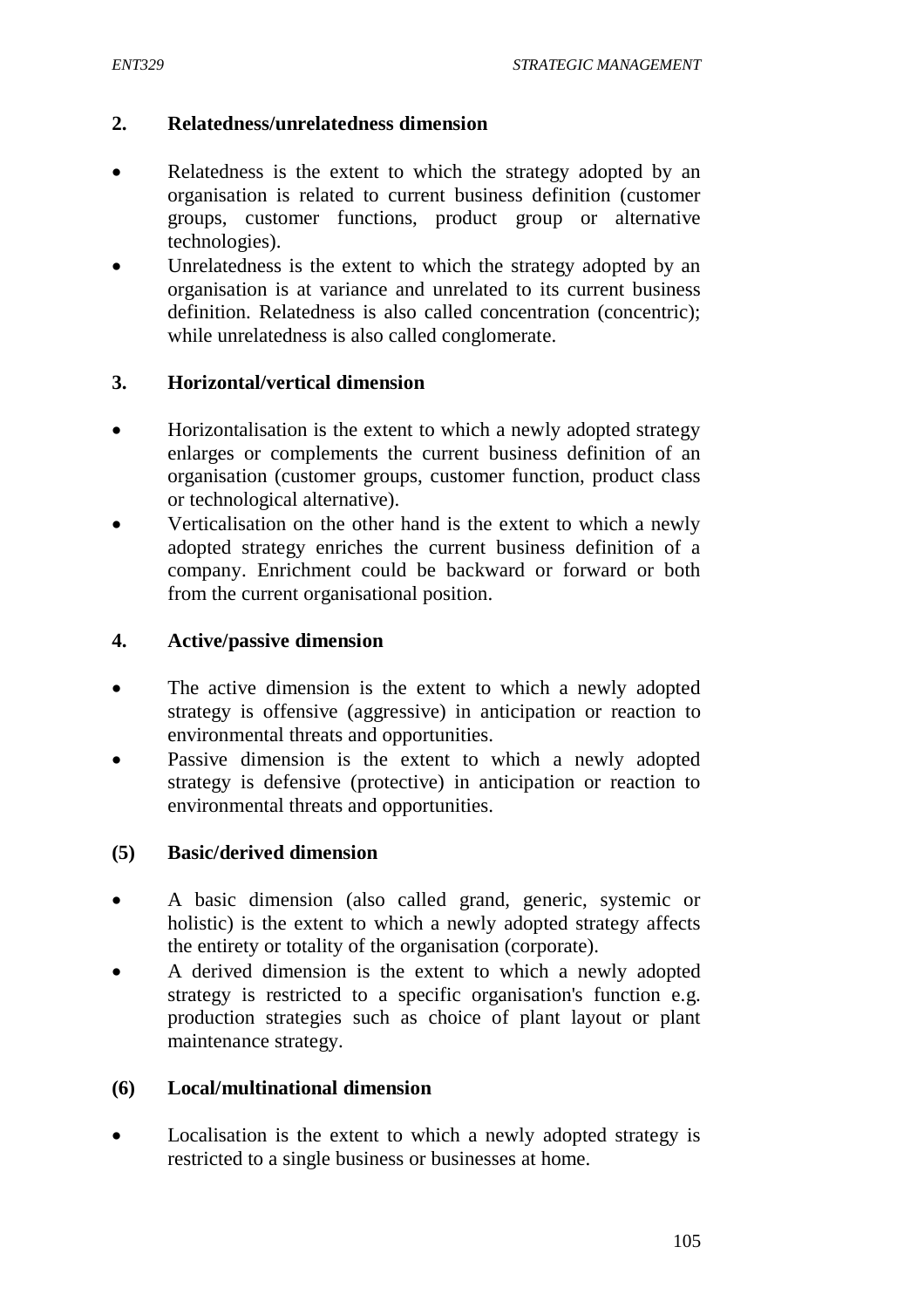### 2. Relatedness/unrelatedness dimension

- Relatedness is the extent to which the strategy adopted by an organisation is related to current business definition (customer groups, customer functions, product group or alternative technologies).
- Unrelatedness is the extent to which the strategy adopted by an organisation is at variance and unrelated to its current business definition. Relatedness is also called concentration (concentric); while unrelatedness is also called conglomerate.

### 3. Horizontal/vertical dimension

- Horizontalisation is the extent to which a newly adopted strategy enlarges or complements the current business definition of an organisation (customer groups, customer function, product class or technological alternative).
- Verticalisation on the other hand is the extent to which a newly adopted strategy enriches the current business definition of a company. Enrichment could be backward or forward or both from the current organisational position.

### 4. Active/passive dimension

- The active dimension is the extent to which a newly adopted strategy is offensive (aggressive) in anticipation or reaction to environmental threats and opportunities.
- Passive dimension is the extent to which a newly adopted strategy is defensive (protective) in anticipation or reaction to environmental threats and opportunities.

### (5) Basic/derived dimension

- A basic dimension (also called grand, generic, systemic or holistic) is the extent to which a newly adopted strategy affects the entirety or totality of the organisation (corporate).
- A derived dimension is the extent to which a newly adopted strategy is restricted to a specific organisation's function e.g. production strategies such as choice of plant layout or plant maintenance strategy.

### (6) Local/multinational dimension

- Localisation is the extent to which a newly adopted strategy is restricted to a single business or businesses at home.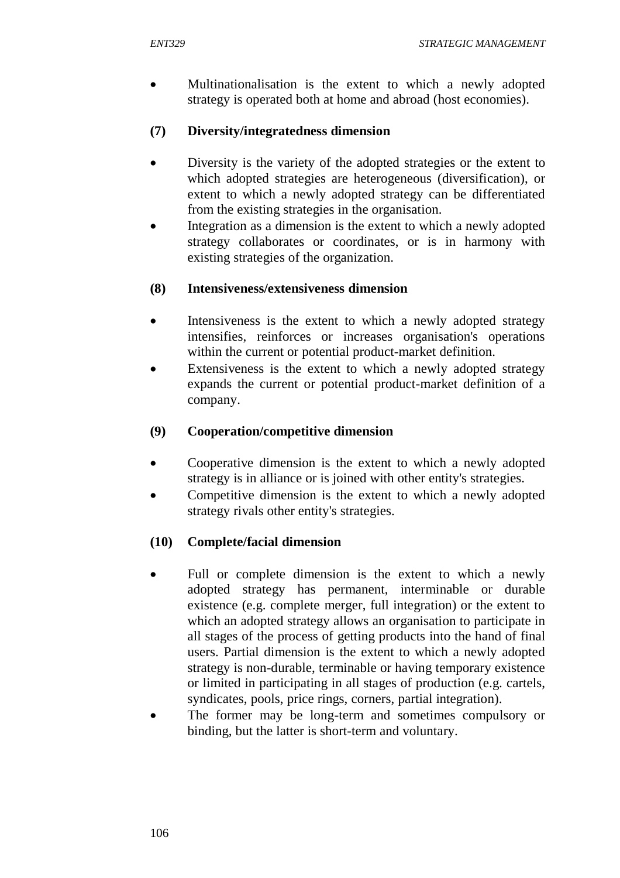- Multinationalisation is the extent to which a newly adopted strategy is operated both at home and abroad (host economies).

**(7) Diversity/integratedness dimension**

- Diversity is the variety of the adopted strategies or the extent to which adopted strategies are heterogeneous (diversification), or extent to which a newly adopted strategy can be differentiated from the existing strategies in the organisation.
- Integration as a dimension is the extent to which a newly adopted strategy collaborates or coordinates, or is in harmony with existing strategies of the organization.

**(8) Intensiveness/extensiveness dimension**

- Intensiveness is the extent to which a newly adopted strategy intensifies, reinforces or increases organisation's operations within the current or potential product-market definition.
- Extensiveness is the extent to which a newly adopted strategy expands the current or potential product-market definition of a company.

**(9) Cooperation/competitive dimension**

- Cooperative dimension is the extent to which a newly adopted strategy is in alliance or is joined with other entity's strategies.
- Competitive dimension is the extent to which a newly adopted strategy rivals other entity's strategies.

**(10) Complete/facial dimension**

- Full or complete dimension is the extent to which a newly adopted strategy has permanent, interminable or durable existence (e.g. complete merger, full integration) or the extent to which an adopted strategy allows an organisation to participate in all stages of the process of getting products into the hand of final users. Partial dimension is the extent to which a newly adopted strategy is non-durable, terminable or having temporary existence or limited in participating in all stages of production (e.g. cartels, syndicates, pools, price rings, corners, partial integration).
- The former may be long-term and sometimes compulsory or binding, but the latter is short-term and voluntary.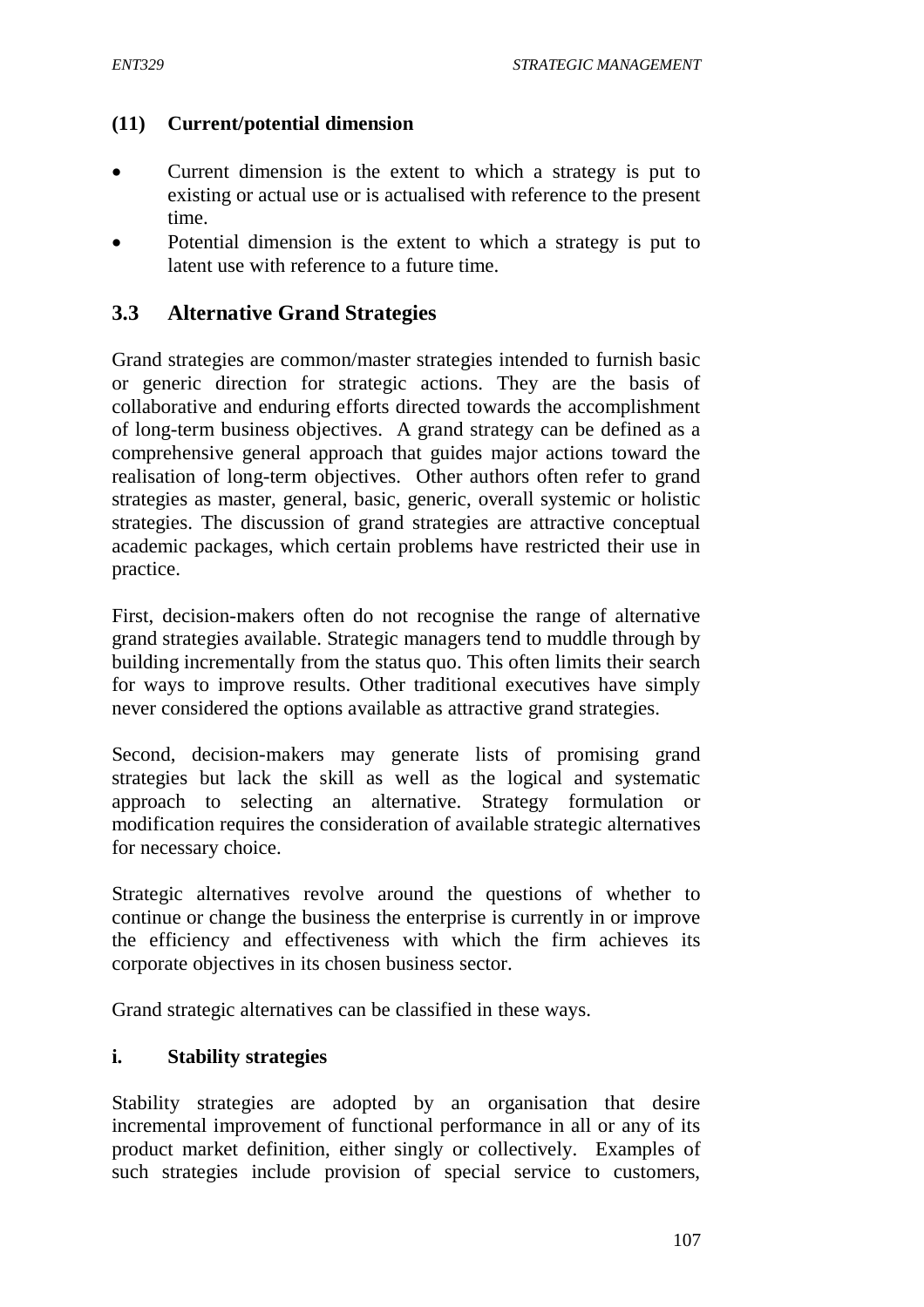**(11) Current/potential dimension**

- Current dimension is the extent to which a strategy is put to existing or actual use or is actualised with reference to the present time.
- Potential dimension is the extent to which a strategy is put to latent use with reference to a future time.

## 3.3 Alternative Grand Strategies

Grand strategies are common/master strategies intended to furnish basic or generic direction for strategic actions. They are the basis of collaborative and enduring efforts directed towards the accomplishment of long-term business objectives. A grand strategy can be defined as a comprehensive general approach that guides major actions toward the realisation of long-term objectives. Other authors often refer to grand strategies as master, general, basic, generic, overall systemic or holistic strategies. The discussion of grand strategies are attractive conceptual academic packages, which certain problems have restricted their use in practice.

First, decision-makers often do not recognise the range of alternative grand strategies available. Strategic managers tend to muddle through by building incrementally from the status quo. This often limits their search for ways to improve results. Other traditional executives have simply never considered the options available as attractive grand strategies.

Second, decision-makers may generate lists of promising grand strategies but lack the skill as well as the logical and systematic approach to selecting an alternative. Strategy formulation or modification requires the consideration of available strategic alternatives for necessary choice.

Strategic alternatives revolve around the questions of whether to continue or change the business the enterprise is currently in or improve the efficiency and effectiveness with which the firm achieves its corporate objectives in its chosen business sector.

Grand strategic alternatives can be classified in these ways.

**i. Stability strategies**

Stability strategies are adopted by an organisation that desire incremental improvement of functional performance in all or any of its product market definition, either singly or collectively. Examples of such strategies include provision of special service to customers,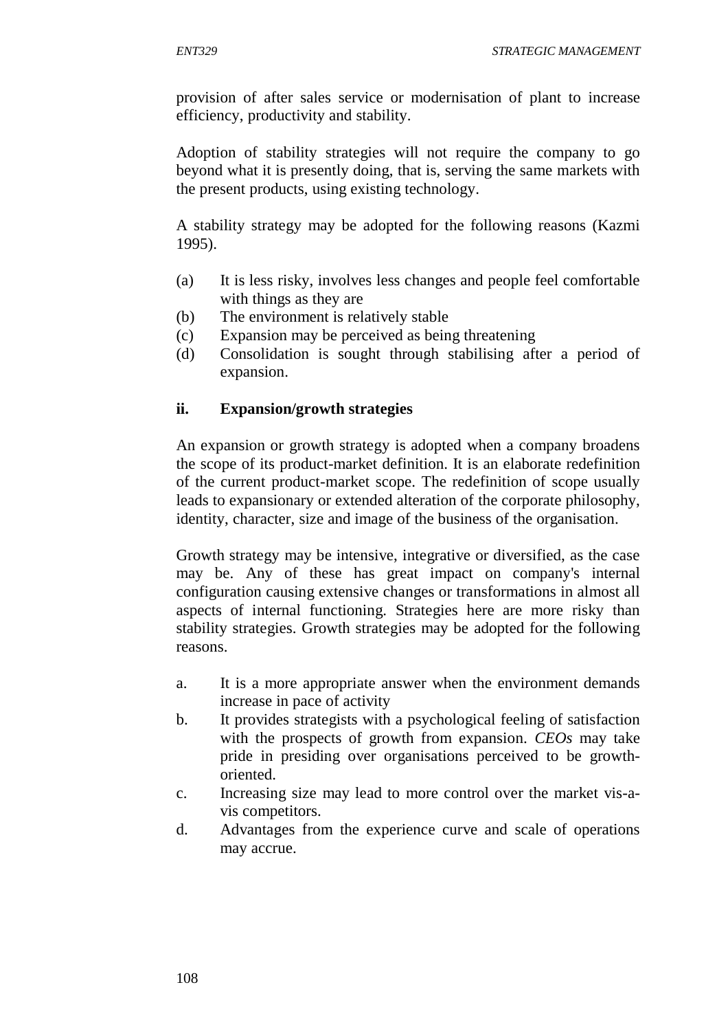provision of after sales service or modernisation of plant to increase efficiency, productivity and stability.

Adoption of stability strategies will not require the company to go beyond what it is presently doing, that is, serving the same markets with the present products, using existing technology.

A stability strategy may be adopted for the following reasons (Kazmi 1995).

(a) It is less risky, involves less changes and people feel comfortable with things as they are
(b) The environment is relatively stable
(c) Expansion may be perceived as being threatening
(d) Consolidation is sought through stabilising after a period of expansion.

### ii. Expansion/growth strategies

An expansion or growth strategy is adopted when a company broadens the scope of its product-market definition. It is an elaborate redefinition of the current product-market scope. The redefinition of scope usually leads to expansionary or extended alteration of the corporate philosophy, identity, character, size and image of the business of the organisation.

Growth strategy may be intensive, integrative or diversified, as the case may be. Any of these has great impact on company's internal configuration causing extensive changes or transformations in almost all aspects of internal functioning. Strategies here are more risky than stability strategies. Growth strategies may be adopted for the following reasons.

a. It is a more appropriate answer when the environment demands increase in pace of activity
b. It provides strategists with a psychological feeling of satisfaction with the prospects of growth from expansion. *CEOs* may take pride in presiding over organisations perceived to be growth-oriented.
c. Increasing size may lead to more control over the market vis-a-vis competitors.
d. Advantages from the experience curve and scale of operations may accrue.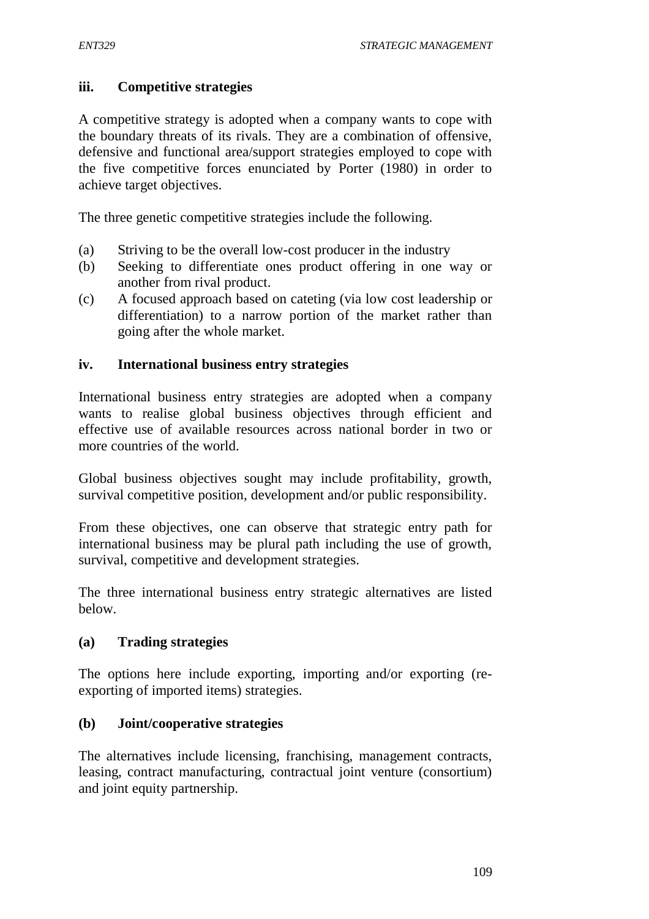### iii. Competitive strategies

A competitive strategy is adopted when a company wants to cope with the boundary threats of its rivals. They are a combination of offensive, defensive and functional area/support strategies employed to cope with the five competitive forces enunciated by Porter (1980) in order to achieve target objectives.

The three genetic competitive strategies include the following.

(a) Striving to be the overall low-cost producer in the industry
(b) Seeking to differentiate ones product offering in one way or another from rival product.
(c) A focused approach based on cateting (via low cost leadership or differentiation) to a narrow portion of the market rather than going after the whole market.

### iv. International business entry strategies

International business entry strategies are adopted when a company wants to realise global business objectives through efficient and effective use of available resources across national border in two or more countries of the world.

Global business objectives sought may include profitability, growth, survival competitive position, development and/or public responsibility.

From these objectives, one can observe that strategic entry path for international business may be plural path including the use of growth, survival, competitive and development strategies.

The three international business entry strategic alternatives are listed below.

#### (a) Trading strategies

The options here include exporting, importing and/or exporting (re-exporting of imported items) strategies.

#### (b) Joint/cooperative strategies

The alternatives include licensing, franchising, management contracts, leasing, contract manufacturing, contractual joint venture (consortium) and joint equity partnership.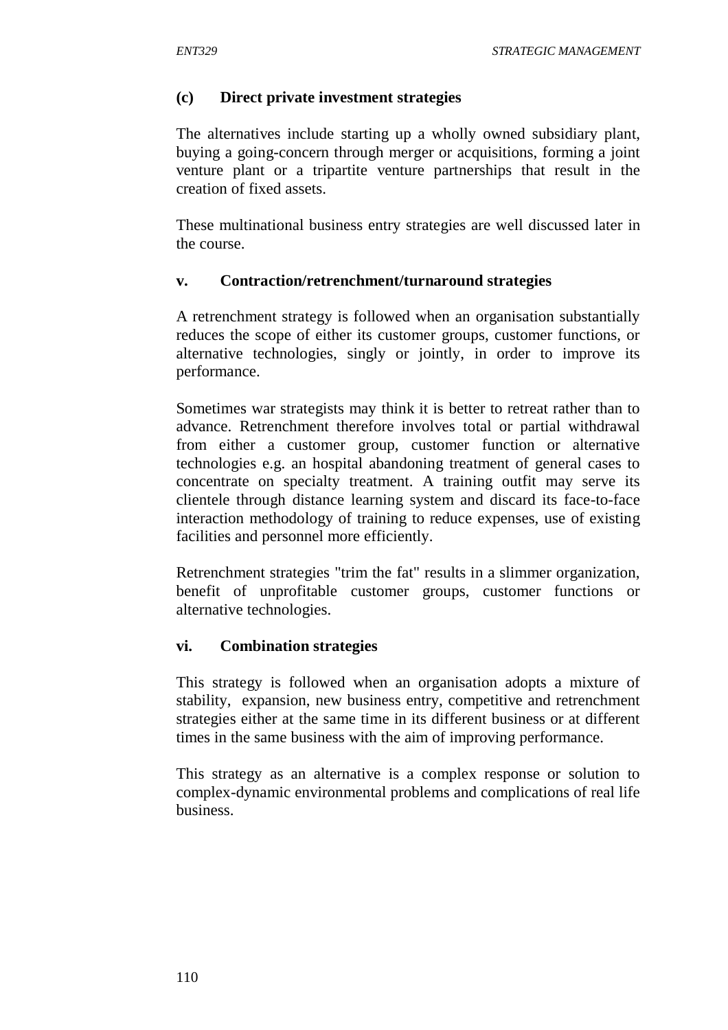#### (c) Direct private investment strategies

The alternatives include starting up a wholly owned subsidiary plant, buying a going-concern through merger or acquisitions, forming a joint venture plant or a tripartite venture partnerships that result in the creation of fixed assets.

These multinational business entry strategies are well discussed later in the course.

### v. Contraction/retrenchment/turnaround strategies

A retrenchment strategy is followed when an organisation substantially reduces the scope of either its customer groups, customer functions, or alternative technologies, singly or jointly, in order to improve its performance.

Sometimes war strategists may think it is better to retreat rather than to advance. Retrenchment therefore involves total or partial withdrawal from either a customer group, customer function or alternative technologies e.g. an hospital abandoning treatment of general cases to concentrate on specialty treatment. A training outfit may serve its clientele through distance learning system and discard its face-to-face interaction methodology of training to reduce expenses, use of existing facilities and personnel more efficiently.

Retrenchment strategies "trim the fat" results in a slimmer organization, benefit of unprofitable customer groups, customer functions or alternative technologies.

### vi. Combination strategies

This strategy is followed when an organisation adopts a mixture of stability, expansion, new business entry, competitive and retrenchment strategies either at the same time in its different business or at different times in the same business with the aim of improving performance.

This strategy as an alternative is a complex response or solution to complex-dynamic environmental problems and complications of real life business.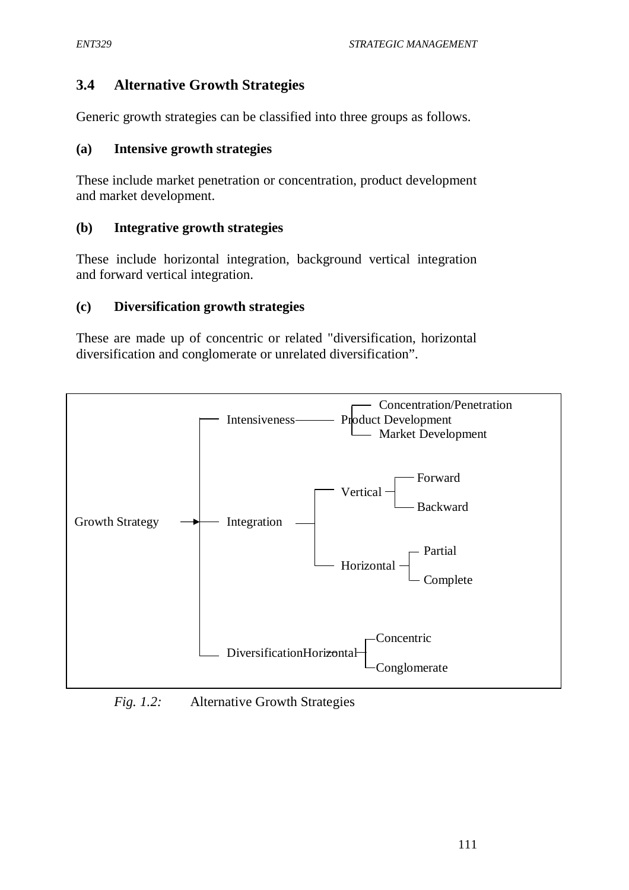## 3.4 Alternative Growth Strategies

Generic growth strategies can be classified into three groups as follows.

**(a) Intensive growth strategies**

These include market penetration or concentration, product development and market development.

**(b) Integrative growth strategies**

These include horizontal integration, background vertical integration and forward vertical integration.

**(c) Diversification growth strategies**

These are made up of concentric or related "diversification, horizontal diversification and conglomerate or unrelated diversification".

```
                          ┌─ Intensiveness ──── Product Development ─┬─ Concentration/Penetration
                          │                                          ├─ Product Development
                          │                                          └─ Market Development
                          │
                          │                      ┌─ Vertical ─┬─ Forward
                          │                      │            └─ Backward
Growth Strategy ────────► ├─ Integration ────────┤
                          │                      │
                          │                      └─ Horizontal ─┬─ Partial
                          │                                     └─ Complete
                          │
                          │                            ┌─ Concentric
                          └─ Diversification ─ Horizontal ─┤
                                                       └─ Conglomerate
```

*Fig. 1.2:* Alternative Growth Strategies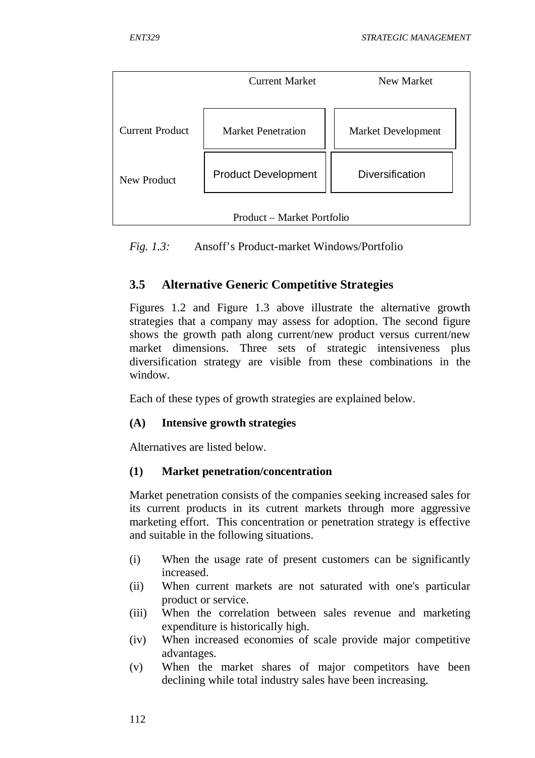| | Current Market | New Market |
|---|---|---|
| Current Product | Market Penetration | Market Development |
| New Product | Product Development | Diversification |

Product – Market Portfolio

*Fig. 1.3:* Ansoff's Product-market Windows/Portfolio

## 3.5 Alternative Generic Competitive Strategies

Figures 1.2 and Figure 1.3 above illustrate the alternative growth strategies that a company may assess for adoption. The second figure shows the growth path along current/new product versus current/new market dimensions. Three sets of strategic intensiveness plus diversification strategy are visible from these combinations in the window.

Each of these types of growth strategies are explained below.

**(A) Intensive growth strategies**

Alternatives are listed below.

**(1) Market penetration/concentration**

Market penetration consists of the companies seeking increased sales for its current products in its cutrent markets through more aggressive marketing effort. This concentration or penetration strategy is effective and suitable in the following situations.

(i) When the usage rate of present customers can be significantly increased.
(ii) When current markets are not saturated with one's particular product or service.
(iii) When the correlation between sales revenue and marketing expenditure is historically high.
(iv) When increased economies of scale provide major competitive advantages.
(v) When the market shares of major competitors have been declining while total industry sales have been increasing.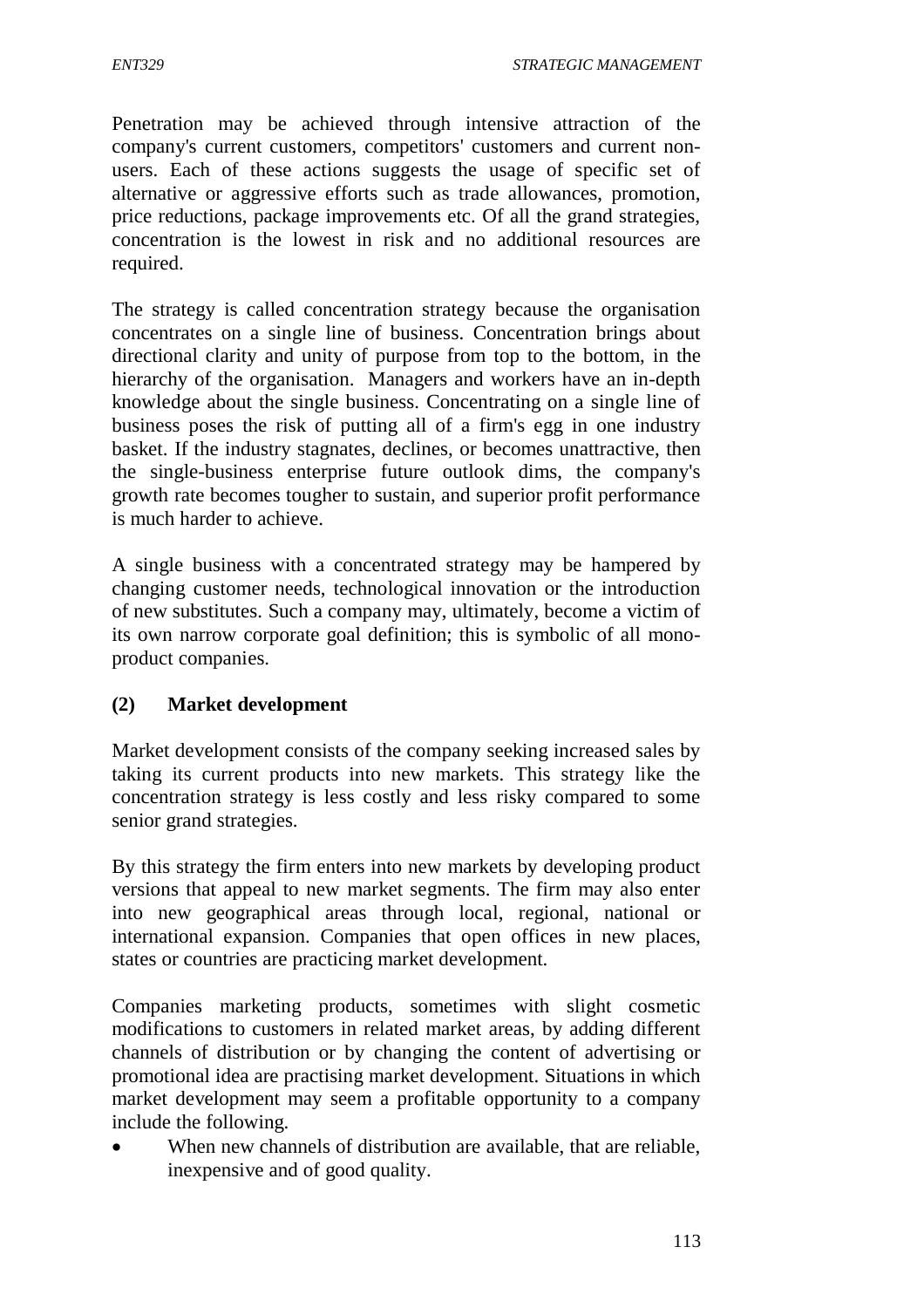Penetration may be achieved through intensive attraction of the company's current customers, competitors' customers and current non-users. Each of these actions suggests the usage of specific set of alternative or aggressive efforts such as trade allowances, promotion, price reductions, package improvements etc. Of all the grand strategies, concentration is the lowest in risk and no additional resources are required.

The strategy is called concentration strategy because the organisation concentrates on a single line of business. Concentration brings about directional clarity and unity of purpose from top to the bottom, in the hierarchy of the organisation. Managers and workers have an in-depth knowledge about the single business. Concentrating on a single line of business poses the risk of putting all of a firm's egg in one industry basket. If the industry stagnates, declines, or becomes unattractive, then the single-business enterprise future outlook dims, the company's growth rate becomes tougher to sustain, and superior profit performance is much harder to achieve.

A single business with a concentrated strategy may be hampered by changing customer needs, technological innovation or the introduction of new substitutes. Such a company may, ultimately, become a victim of its own narrow corporate goal definition; this is symbolic of all mono-product companies.

**(2) Market development**

Market development consists of the company seeking increased sales by taking its current products into new markets. This strategy like the concentration strategy is less costly and less risky compared to some senior grand strategies.

By this strategy the firm enters into new markets by developing product versions that appeal to new market segments. The firm may also enter into new geographical areas through local, regional, national or international expansion. Companies that open offices in new places, states or countries are practicing market development.

Companies marketing products, sometimes with slight cosmetic modifications to customers in related market areas, by adding different channels of distribution or by changing the content of advertising or promotional idea are practising market development. Situations in which market development may seem a profitable opportunity to a company include the following.

- When new channels of distribution are available, that are reliable, inexpensive and of good quality.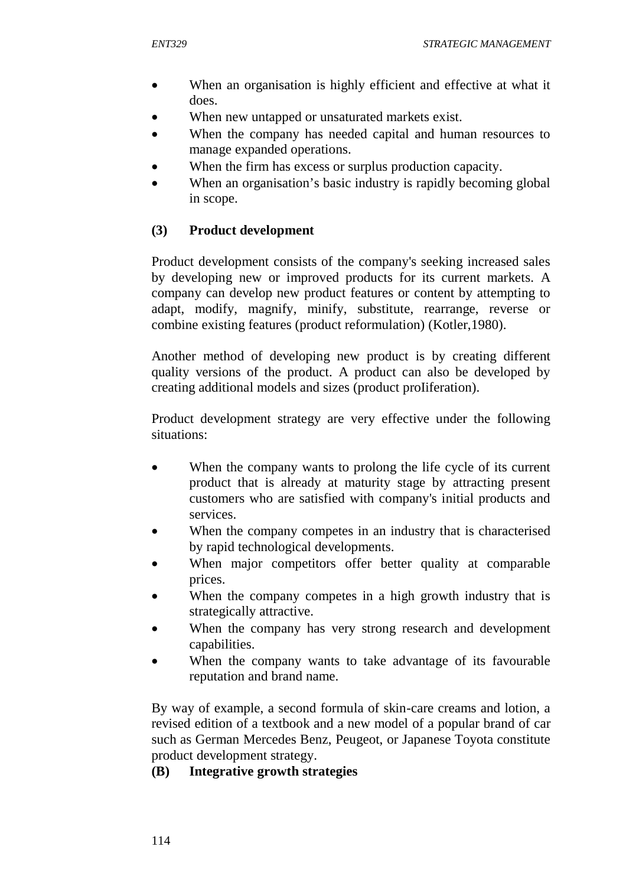- When an organisation is highly efficient and effective at what it does.
- When new untapped or unsaturated markets exist.
- When the company has needed capital and human resources to manage expanded operations.
- When the firm has excess or surplus production capacity.
- When an organisation's basic industry is rapidly becoming global in scope.

**(3) Product development**

Product development consists of the company's seeking increased sales by developing new or improved products for its current markets. A company can develop new product features or content by attempting to adapt, modify, magnify, minify, substitute, rearrange, reverse or combine existing features (product reformulation) (Kotler,1980).

Another method of developing new product is by creating different quality versions of the product. A product can also be developed by creating additional models and sizes (product proIiferation).

Product development strategy are very effective under the following situations:

- When the company wants to prolong the life cycle of its current product that is already at maturity stage by attracting present customers who are satisfied with company's initial products and services.
- When the company competes in an industry that is characterised by rapid technological developments.
- When major competitors offer better quality at comparable prices.
- When the company competes in a high growth industry that is strategically attractive.
- When the company has very strong research and development capabilities.
- When the company wants to take advantage of its favourable reputation and brand name.

By way of example, a second formula of skin-care creams and lotion, a revised edition of a textbook and a new model of a popular brand of car such as German Mercedes Benz, Peugeot, or Japanese Toyota constitute product development strategy.

**(B) Integrative growth strategies**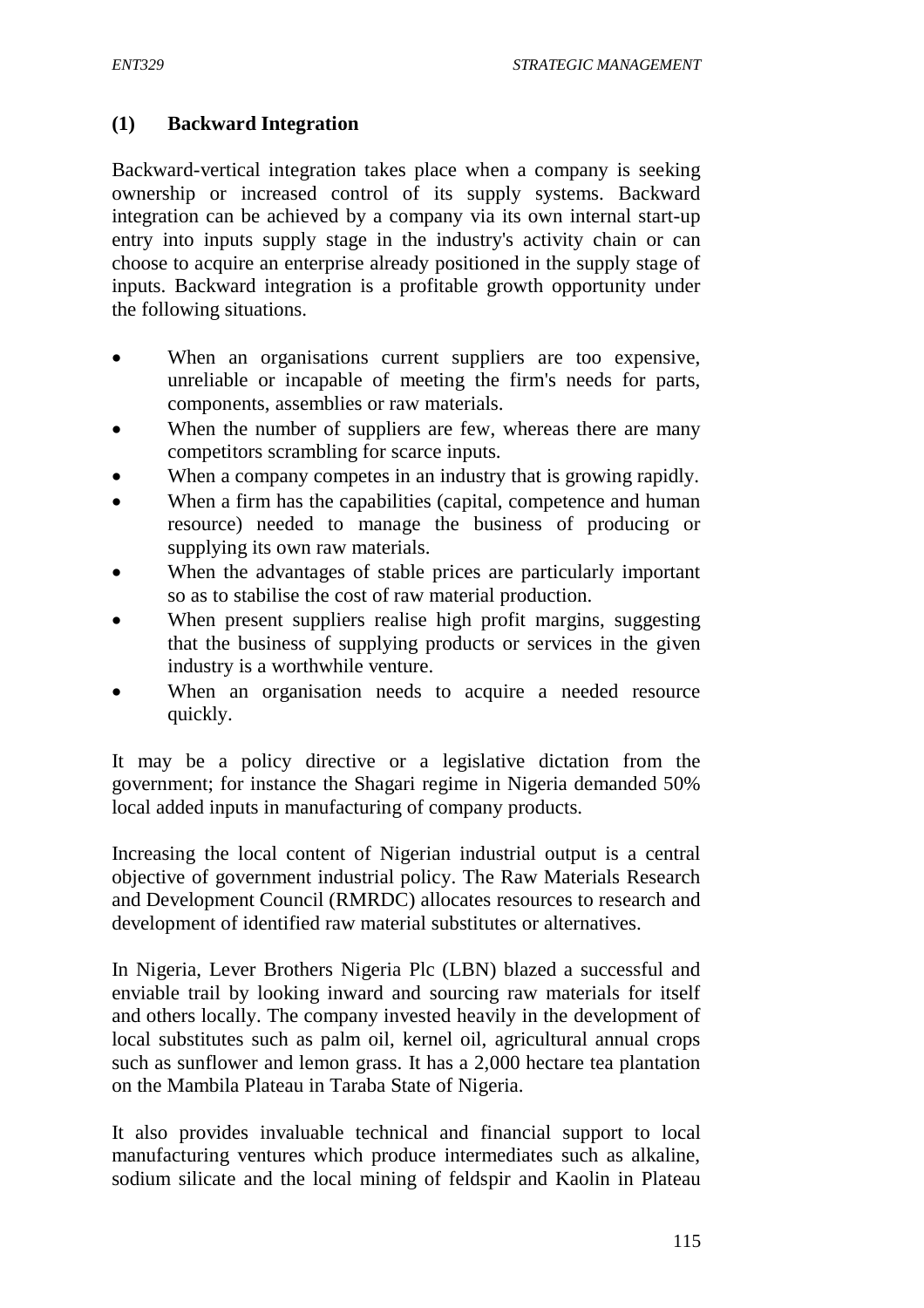### (1) Backward Integration

Backward-vertical integration takes place when a company is seeking ownership or increased control of its supply systems. Backward integration can be achieved by a company via its own internal start-up entry into inputs supply stage in the industry's activity chain or can choose to acquire an enterprise already positioned in the supply stage of inputs. Backward integration is a profitable growth opportunity under the following situations.

- When an organisations current suppliers are too expensive, unreliable or incapable of meeting the firm's needs for parts, components, assemblies or raw materials.
- When the number of suppliers are few, whereas there are many competitors scrambling for scarce inputs.
- When a company competes in an industry that is growing rapidly.
- When a firm has the capabilities (capital, competence and human resource) needed to manage the business of producing or supplying its own raw materials.
- When the advantages of stable prices are particularly important so as to stabilise the cost of raw material production.
- When present suppliers realise high profit margins, suggesting that the business of supplying products or services in the given industry is a worthwhile venture.
- When an organisation needs to acquire a needed resource quickly.

It may be a policy directive or a legislative dictation from the government; for instance the Shagari regime in Nigeria demanded 50% local added inputs in manufacturing of company products.

Increasing the local content of Nigerian industrial output is a central objective of government industrial policy. The Raw Materials Research and Development Council (RMRDC) allocates resources to research and development of identified raw material substitutes or alternatives.

In Nigeria, Lever Brothers Nigeria Plc (LBN) blazed a successful and enviable trail by looking inward and sourcing raw materials for itself and others locally. The company invested heavily in the development of local substitutes such as palm oil, kernel oil, agricultural annual crops such as sunflower and lemon grass. It has a 2,000 hectare tea plantation on the Mambila Plateau in Taraba State of Nigeria.

It also provides invaluable technical and financial support to local manufacturing ventures which produce intermediates such as alkaline, sodium silicate and the local mining of feldspir and Kaolin in Plateau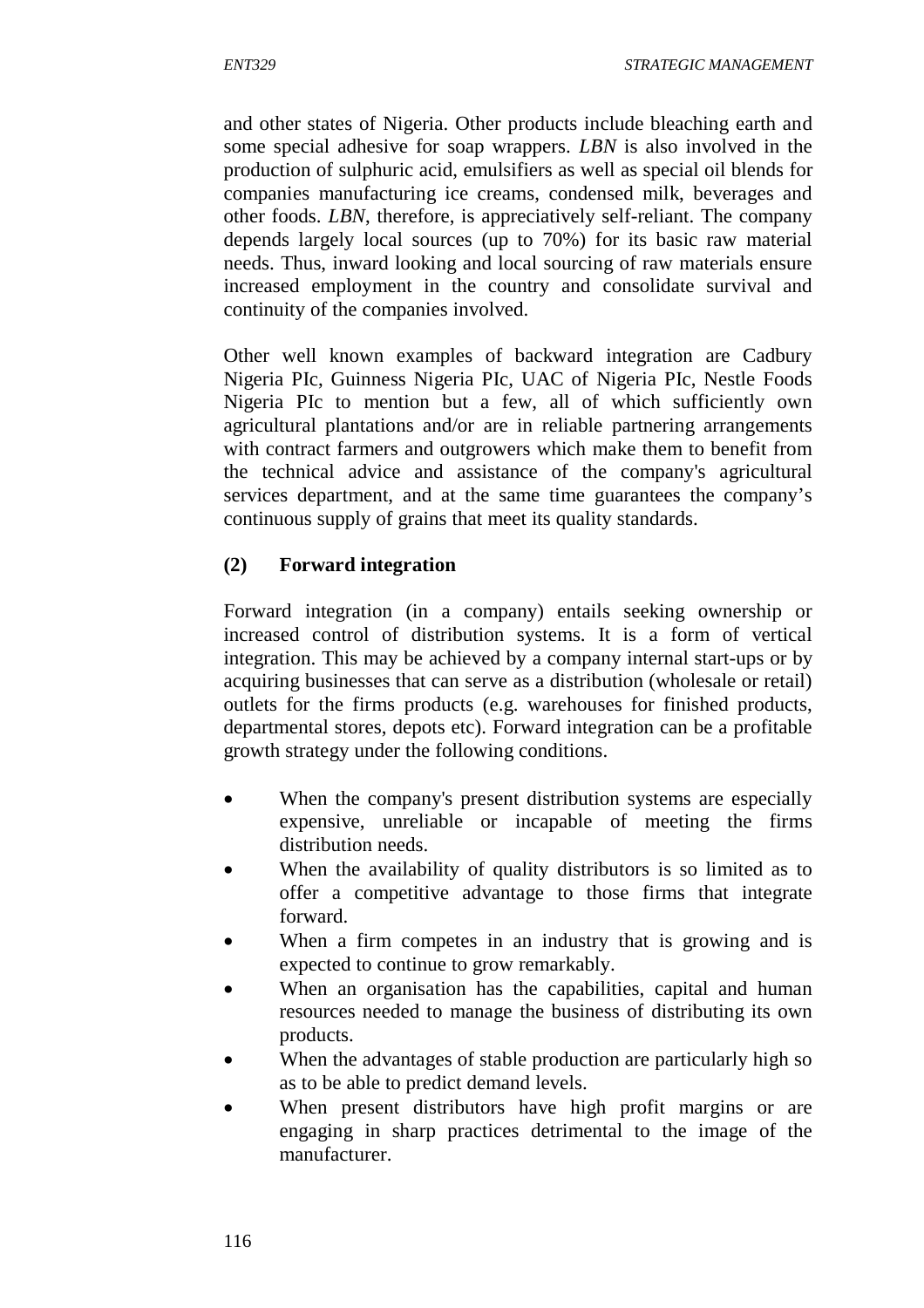and other states of Nigeria. Other products include bleaching earth and some special adhesive for soap wrappers. *LBN* is also involved in the production of sulphuric acid, emulsifiers as well as special oil blends for companies manufacturing ice creams, condensed milk, beverages and other foods. *LBN*, therefore, is appreciatively self-reliant. The company depends largely local sources (up to 70%) for its basic raw material needs. Thus, inward looking and local sourcing of raw materials ensure increased employment in the country and consolidate survival and continuity of the companies involved.

Other well known examples of backward integration are Cadbury Nigeria PIc, Guinness Nigeria PIc, UAC of Nigeria PIc, Nestle Foods Nigeria PIc to mention but a few, all of which sufficiently own agricultural plantations and/or are in reliable partnering arrangements with contract farmers and outgrowers which make them to benefit from the technical advice and assistance of the company's agricultural services department, and at the same time guarantees the company's continuous supply of grains that meet its quality standards.

**(2) Forward integration**

Forward integration (in a company) entails seeking ownership or increased control of distribution systems. It is a form of vertical integration. This may be achieved by a company internal start-ups or by acquiring businesses that can serve as a distribution (wholesale or retail) outlets for the firms products (e.g. warehouses for finished products, departmental stores, depots etc). Forward integration can be a profitable growth strategy under the following conditions.

- When the company's present distribution systems are especially expensive, unreliable or incapable of meeting the firms distribution needs.
- When the availability of quality distributors is so limited as to offer a competitive advantage to those firms that integrate forward.
- When a firm competes in an industry that is growing and is expected to continue to grow remarkably.
- When an organisation has the capabilities, capital and human resources needed to manage the business of distributing its own products.
- When the advantages of stable production are particularly high so as to be able to predict demand levels.
- When present distributors have high profit margins or are engaging in sharp practices detrimental to the image of the manufacturer.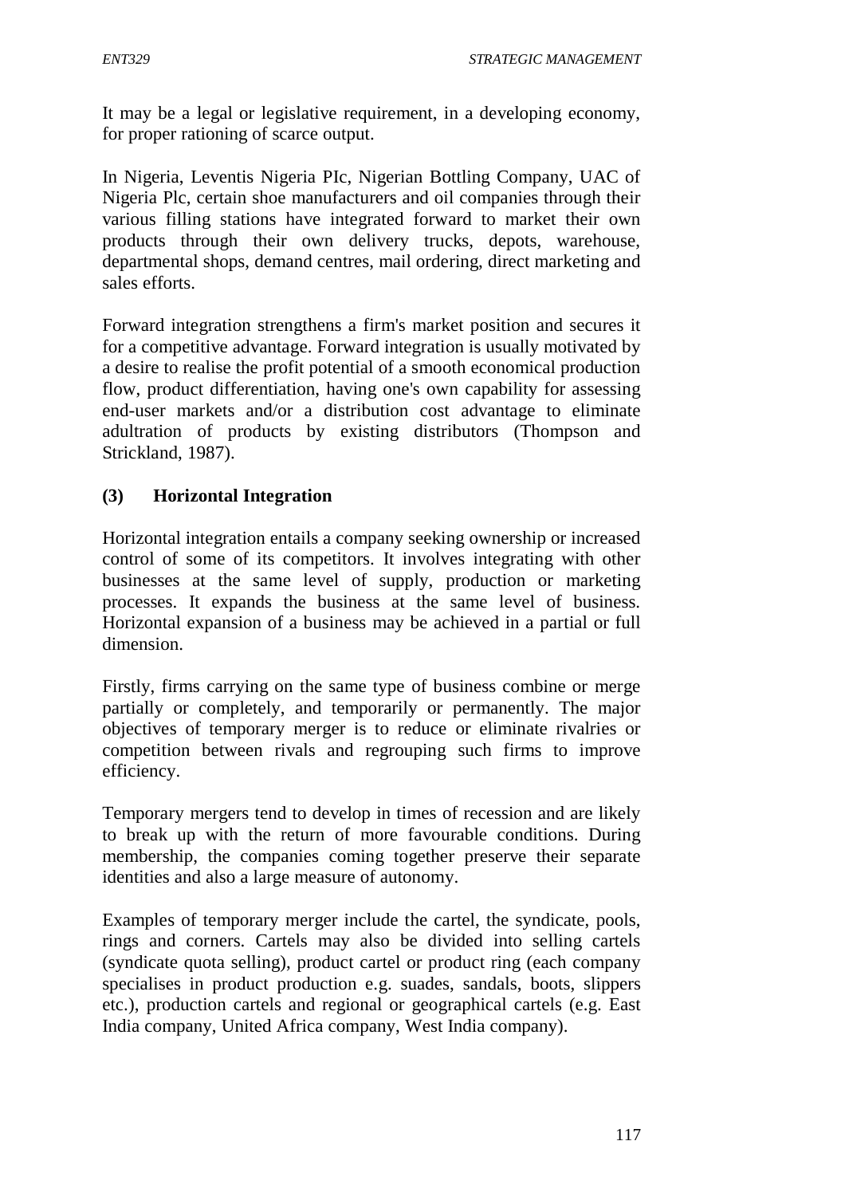It may be a legal or legislative requirement, in a developing economy, for proper rationing of scarce output.

In Nigeria, Leventis Nigeria PIc, Nigerian Bottling Company, UAC of Nigeria Plc, certain shoe manufacturers and oil companies through their various filling stations have integrated forward to market their own products through their own delivery trucks, depots, warehouse, departmental shops, demand centres, mail ordering, direct marketing and sales efforts.

Forward integration strengthens a firm's market position and secures it for a competitive advantage. Forward integration is usually motivated by a desire to realise the profit potential of a smooth economical production flow, product differentiation, having one's own capability for assessing end-user markets and/or a distribution cost advantage to eliminate adultration of products by existing distributors (Thompson and Strickland, 1987).

### (3) Horizontal Integration

Horizontal integration entails a company seeking ownership or increased control of some of its competitors. It involves integrating with other businesses at the same level of supply, production or marketing processes. It expands the business at the same level of business. Horizontal expansion of a business may be achieved in a partial or full dimension.

Firstly, firms carrying on the same type of business combine or merge partially or completely, and temporarily or permanently. The major objectives of temporary merger is to reduce or eliminate rivalries or competition between rivals and regrouping such firms to improve efficiency.

Temporary mergers tend to develop in times of recession and are likely to break up with the return of more favourable conditions. During membership, the companies coming together preserve their separate identities and also a large measure of autonomy.

Examples of temporary merger include the cartel, the syndicate, pools, rings and corners. Cartels may also be divided into selling cartels (syndicate quota selling), product cartel or product ring (each company specialises in product production e.g. suades, sandals, boots, slippers etc.), production cartels and regional or geographical cartels (e.g. East India company, United Africa company, West India company).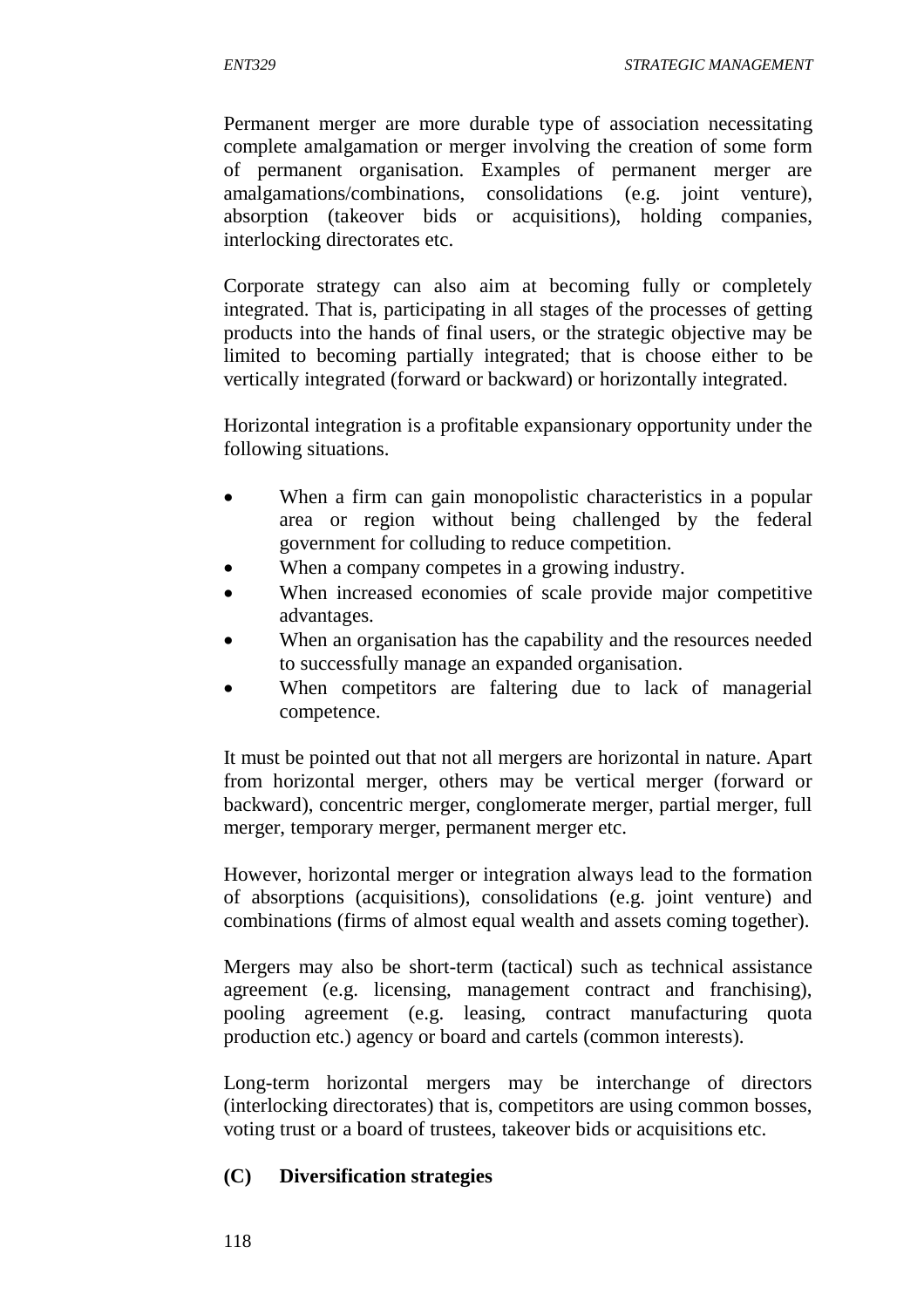Permanent merger are more durable type of association necessitating complete amalgamation or merger involving the creation of some form of permanent organisation. Examples of permanent merger are amalgamations/combinations, consolidations (e.g. joint venture), absorption (takeover bids or acquisitions), holding companies, interlocking directorates etc.

Corporate strategy can also aim at becoming fully or completely integrated. That is, participating in all stages of the processes of getting products into the hands of final users, or the strategic objective may be limited to becoming partially integrated; that is choose either to be vertically integrated (forward or backward) or horizontally integrated.

Horizontal integration is a profitable expansionary opportunity under the following situations.

- When a firm can gain monopolistic characteristics in a popular area or region without being challenged by the federal government for colluding to reduce competition.
- When a company competes in a growing industry.
- When increased economies of scale provide major competitive advantages.
- When an organisation has the capability and the resources needed to successfully manage an expanded organisation.
- When competitors are faltering due to lack of managerial competence.

It must be pointed out that not all mergers are horizontal in nature. Apart from horizontal merger, others may be vertical merger (forward or backward), concentric merger, conglomerate merger, partial merger, full merger, temporary merger, permanent merger etc.

However, horizontal merger or integration always lead to the formation of absorptions (acquisitions), consolidations (e.g. joint venture) and combinations (firms of almost equal wealth and assets coming together).

Mergers may also be short-term (tactical) such as technical assistance agreement (e.g. licensing, management contract and franchising), pooling agreement (e.g. leasing, contract manufacturing quota production etc.) agency or board and cartels (common interests).

Long-term horizontal mergers may be interchange of directors (interlocking directorates) that is, competitors are using common bosses, voting trust or a board of trustees, takeover bids or acquisitions etc.

**(C) Diversification strategies**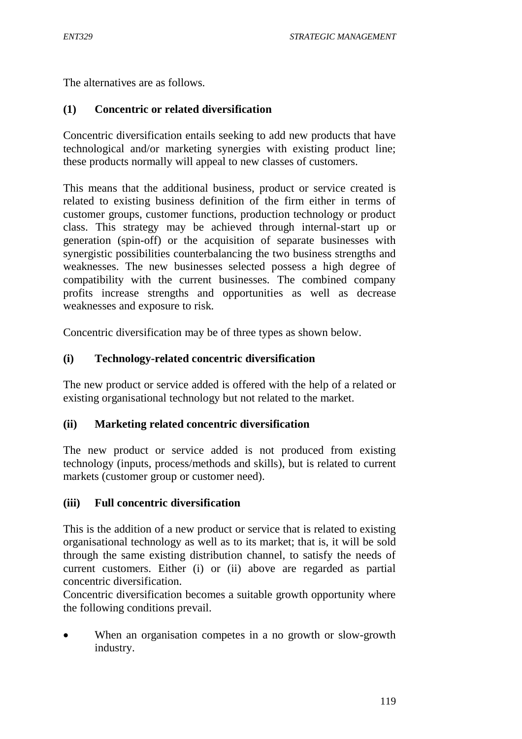The alternatives are as follows.

### (1) Concentric or related diversification

Concentric diversification entails seeking to add new products that have technological and/or marketing synergies with existing product line; these products normally will appeal to new classes of customers.

This means that the additional business, product or service created is related to existing business definition of the firm either in terms of customer groups, customer functions, production technology or product class. This strategy may be achieved through internal-start up or generation (spin-off) or the acquisition of separate businesses with synergistic possibilities counterbalancing the two business strengths and weaknesses. The new businesses selected possess a high degree of compatibility with the current businesses. The combined company profits increase strengths and opportunities as well as decrease weaknesses and exposure to risk.

Concentric diversification may be of three types as shown below.

#### (i) Technology-related concentric diversification

The new product or service added is offered with the help of a related or existing organisational technology but not related to the market.

#### (ii) Marketing related concentric diversification

The new product or service added is not produced from existing technology (inputs, process/methods and skills), but is related to current markets (customer group or customer need).

#### (iii) Full concentric diversification

This is the addition of a new product or service that is related to existing organisational technology as well as to its market; that is, it will be sold through the same existing distribution channel, to satisfy the needs of current customers. Either (i) or (ii) above are regarded as partial concentric diversification.

Concentric diversification becomes a suitable growth opportunity where the following conditions prevail.

- When an organisation competes in a no growth or slow-growth industry.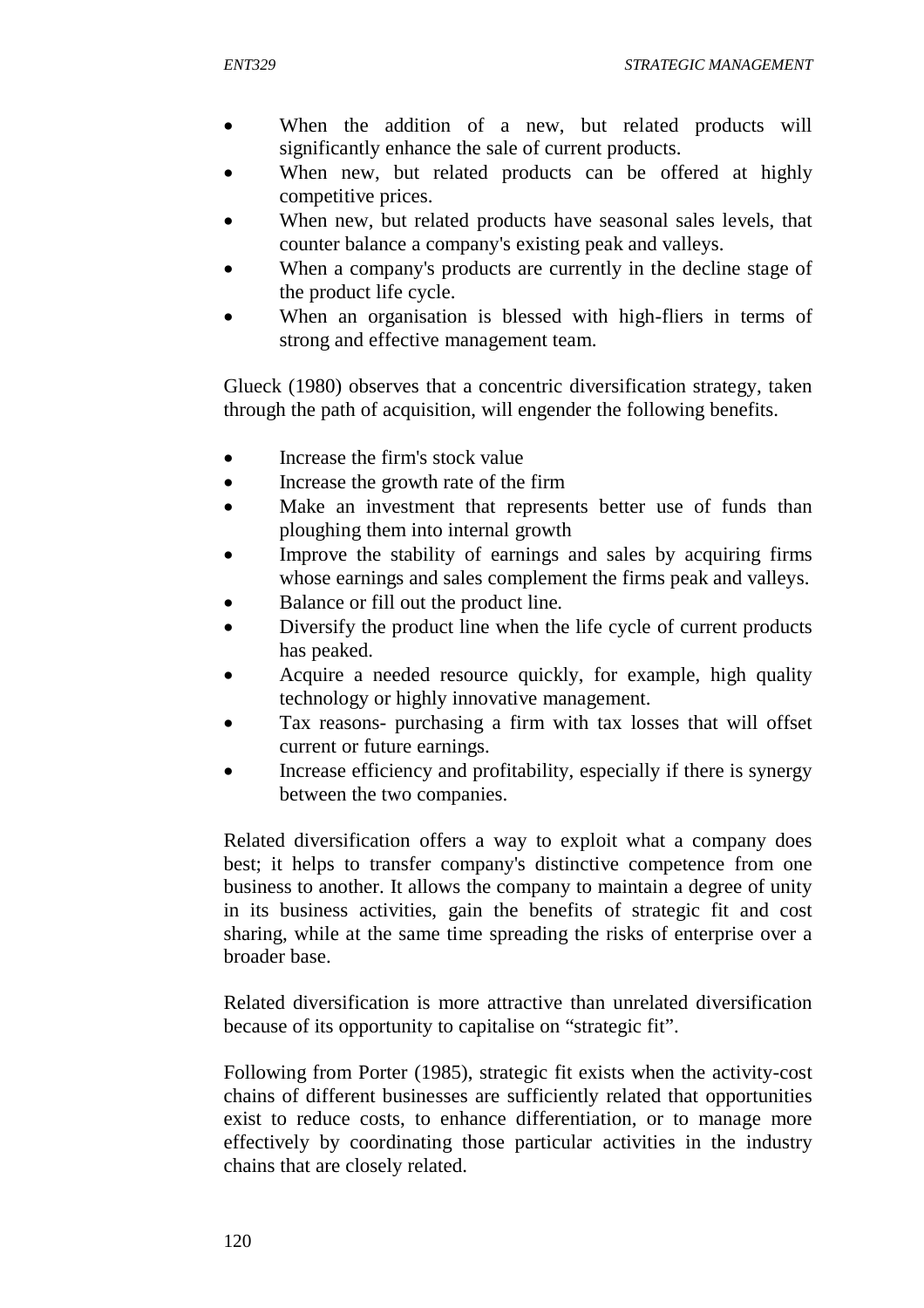- When the addition of a new, but related products will significantly enhance the sale of current products.
- When new, but related products can be offered at highly competitive prices.
- When new, but related products have seasonal sales levels, that counter balance a company's existing peak and valleys.
- When a company's products are currently in the decline stage of the product life cycle.
- When an organisation is blessed with high-fliers in terms of strong and effective management team.

Glueck (1980) observes that a concentric diversification strategy, taken through the path of acquisition, will engender the following benefits.

- Increase the firm's stock value
- Increase the growth rate of the firm
- Make an investment that represents better use of funds than ploughing them into internal growth
- Improve the stability of earnings and sales by acquiring firms whose earnings and sales complement the firms peak and valleys.
- Balance or fill out the product line.
- Diversify the product line when the life cycle of current products has peaked.
- Acquire a needed resource quickly, for example, high quality technology or highly innovative management.
- Tax reasons- purchasing a firm with tax losses that will offset current or future earnings.
- Increase efficiency and profitability, especially if there is synergy between the two companies.

Related diversification offers a way to exploit what a company does best; it helps to transfer company's distinctive competence from one business to another. It allows the company to maintain a degree of unity in its business activities, gain the benefits of strategic fit and cost sharing, while at the same time spreading the risks of enterprise over a broader base.

Related diversification is more attractive than unrelated diversification because of its opportunity to capitalise on "strategic fit".

Following from Porter (1985), strategic fit exists when the activity-cost chains of different businesses are sufficiently related that opportunities exist to reduce costs, to enhance differentiation, or to manage more effectively by coordinating those particular activities in the industry chains that are closely related.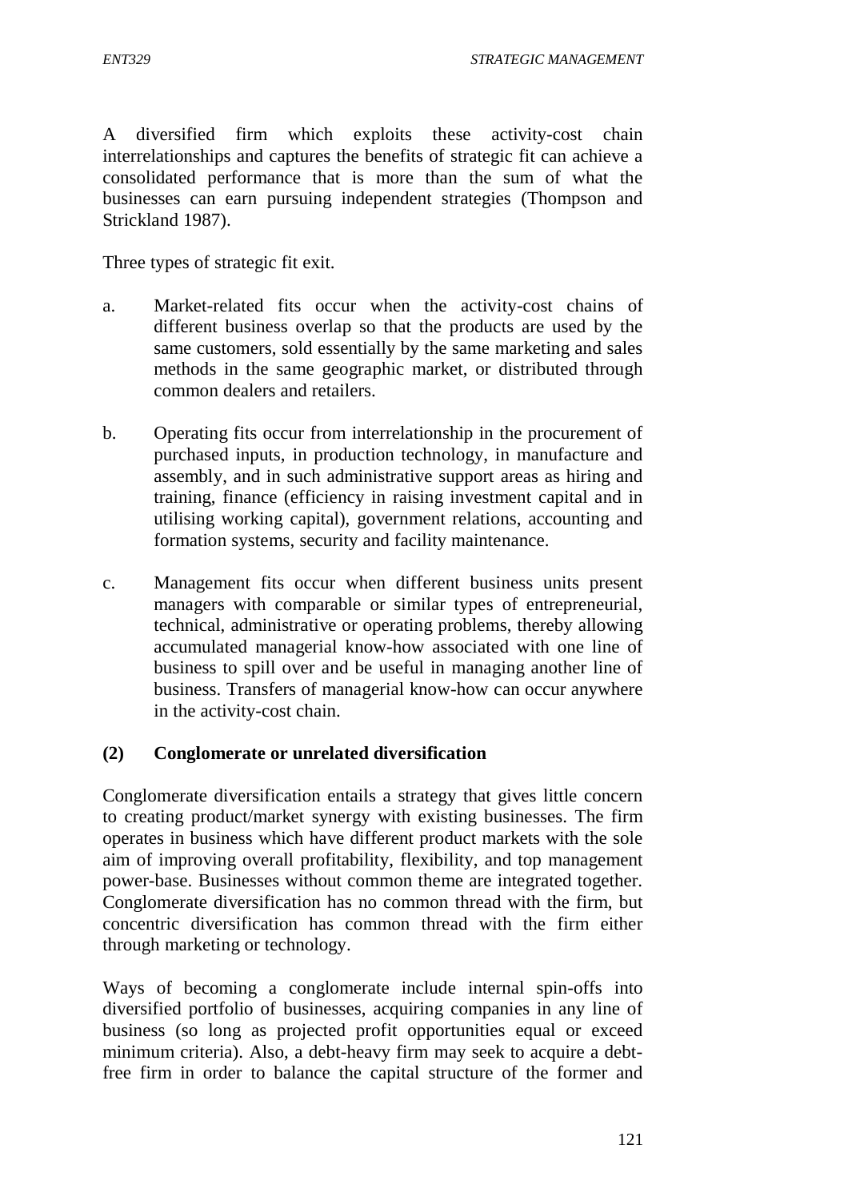A diversified firm which exploits these activity-cost chain interrelationships and captures the benefits of strategic fit can achieve a consolidated performance that is more than the sum of what the businesses can earn pursuing independent strategies (Thompson and Strickland 1987).

Three types of strategic fit exit.

a. Market-related fits occur when the activity-cost chains of different business overlap so that the products are used by the same customers, sold essentially by the same marketing and sales methods in the same geographic market, or distributed through common dealers and retailers.

b. Operating fits occur from interrelationship in the procurement of purchased inputs, in production technology, in manufacture and assembly, and in such administrative support areas as hiring and training, finance (efficiency in raising investment capital and in utilising working capital), government relations, accounting and formation systems, security and facility maintenance.

c. Management fits occur when different business units present managers with comparable or similar types of entrepreneurial, technical, administrative or operating problems, thereby allowing accumulated managerial know-how associated with one line of business to spill over and be useful in managing another line of business. Transfers of managerial know-how can occur anywhere in the activity-cost chain.

**(2) Conglomerate or unrelated diversification**

Conglomerate diversification entails a strategy that gives little concern to creating product/market synergy with existing businesses. The firm operates in business which have different product markets with the sole aim of improving overall profitability, flexibility, and top management power-base. Businesses without common theme are integrated together. Conglomerate diversification has no common thread with the firm, but concentric diversification has common thread with the firm either through marketing or technology.

Ways of becoming a conglomerate include internal spin-offs into diversified portfolio of businesses, acquiring companies in any line of business (so long as projected profit opportunities equal or exceed minimum criteria). Also, a debt-heavy firm may seek to acquire a debt-free firm in order to balance the capital structure of the former and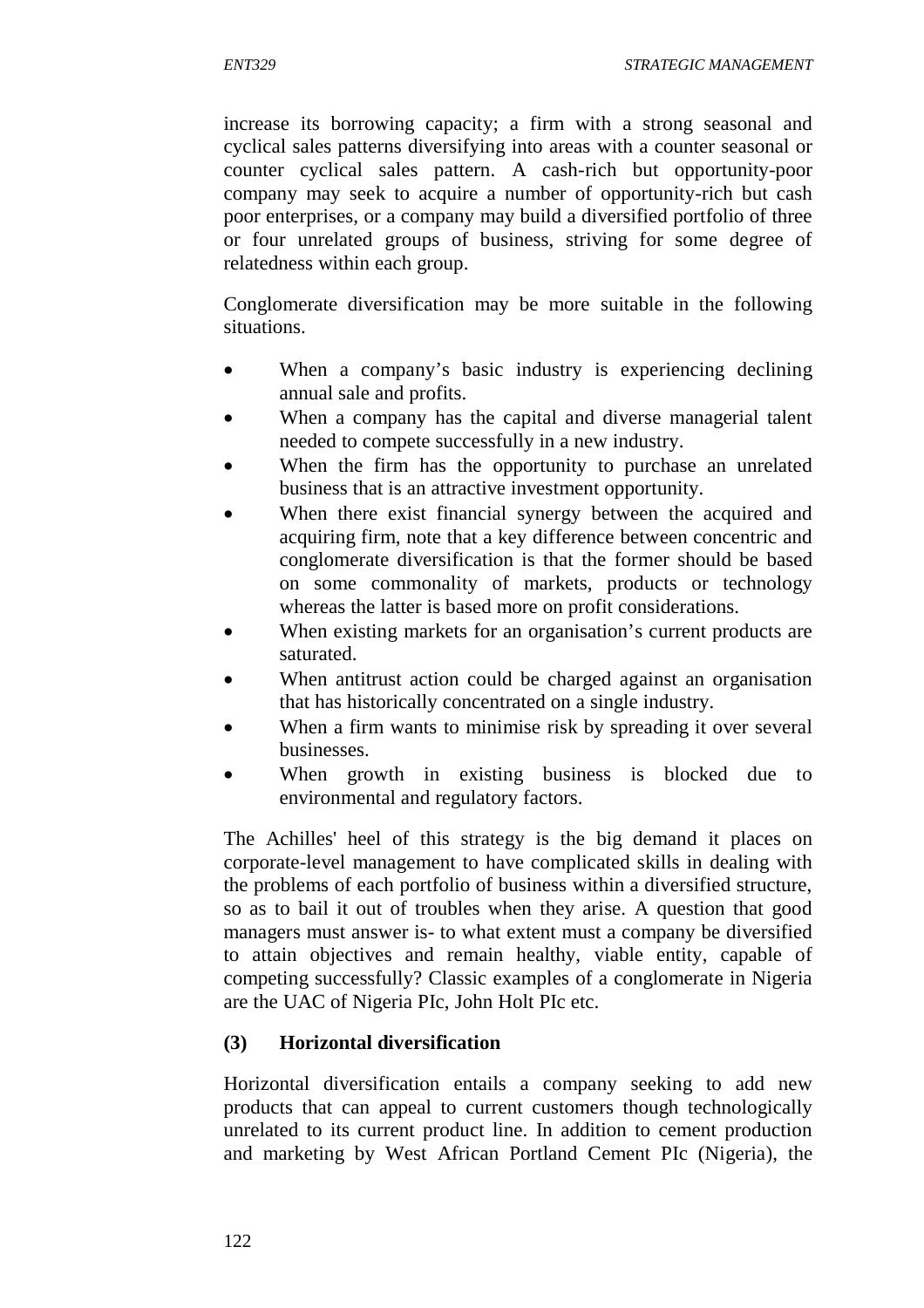increase its borrowing capacity; a firm with a strong seasonal and cyclical sales patterns diversifying into areas with a counter seasonal or counter cyclical sales pattern. A cash-rich but opportunity-poor company may seek to acquire a number of opportunity-rich but cash poor enterprises, or a company may build a diversified portfolio of three or four unrelated groups of business, striving for some degree of relatedness within each group.

Conglomerate diversification may be more suitable in the following situations.

- When a company's basic industry is experiencing declining annual sale and profits.
- When a company has the capital and diverse managerial talent needed to compete successfully in a new industry.
- When the firm has the opportunity to purchase an unrelated business that is an attractive investment opportunity.
- When there exist financial synergy between the acquired and acquiring firm, note that a key difference between concentric and conglomerate diversification is that the former should be based on some commonality of markets, products or technology whereas the latter is based more on profit considerations.
- When existing markets for an organisation's current products are saturated.
- When antitrust action could be charged against an organisation that has historically concentrated on a single industry.
- When a firm wants to minimise risk by spreading it over several businesses.
- When growth in existing business is blocked due to environmental and regulatory factors.

The Achilles' heel of this strategy is the big demand it places on corporate-level management to have complicated skills in dealing with the problems of each portfolio of business within a diversified structure, so as to bail it out of troubles when they arise. A question that good managers must answer is- to what extent must a company be diversified to attain objectives and remain healthy, viable entity, capable of competing successfully? Classic examples of a conglomerate in Nigeria are the UAC of Nigeria PIc, John Holt PIc etc.

**(3) Horizontal diversification**

Horizontal diversification entails a company seeking to add new products that can appeal to current customers though technologically unrelated to its current product line. In addition to cement production and marketing by West African Portland Cement PIc (Nigeria), the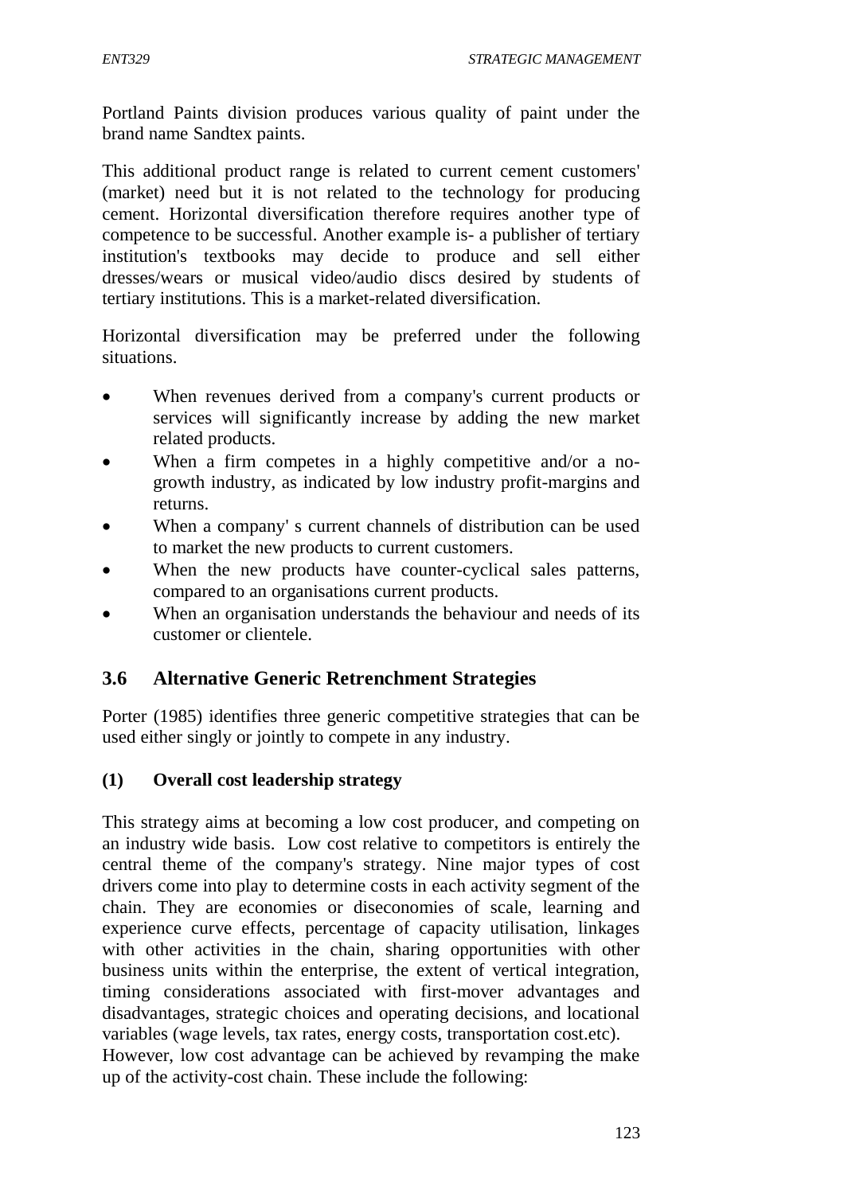Portland Paints division produces various quality of paint under the brand name Sandtex paints.

This additional product range is related to current cement customers' (market) need but it is not related to the technology for producing cement. Horizontal diversification therefore requires another type of competence to be successful. Another example is- a publisher of tertiary institution's textbooks may decide to produce and sell either dresses/wears or musical video/audio discs desired by students of tertiary institutions. This is a market-related diversification.

Horizontal diversification may be preferred under the following situations.

- When revenues derived from a company's current products or services will significantly increase by adding the new market related products.
- When a firm competes in a highly competitive and/or a no-growth industry, as indicated by low industry profit-margins and returns.
- When a company' s current channels of distribution can be used to market the new products to current customers.
- When the new products have counter-cyclical sales patterns, compared to an organisations current products.
- When an organisation understands the behaviour and needs of its customer or clientele.

## 3.6 Alternative Generic Retrenchment Strategies

Porter (1985) identifies three generic competitive strategies that can be used either singly or jointly to compete in any industry.

### (1) Overall cost leadership strategy

This strategy aims at becoming a low cost producer, and competing on an industry wide basis. Low cost relative to competitors is entirely the central theme of the company's strategy. Nine major types of cost drivers come into play to determine costs in each activity segment of the chain. They are economies or diseconomies of scale, learning and experience curve effects, percentage of capacity utilisation, linkages with other activities in the chain, sharing opportunities with other business units within the enterprise, the extent of vertical integration, timing considerations associated with first-mover advantages and disadvantages, strategic choices and operating decisions, and locational variables (wage levels, tax rates, energy costs, transportation cost.etc). However, low cost advantage can be achieved by revamping the make up of the activity-cost chain. These include the following: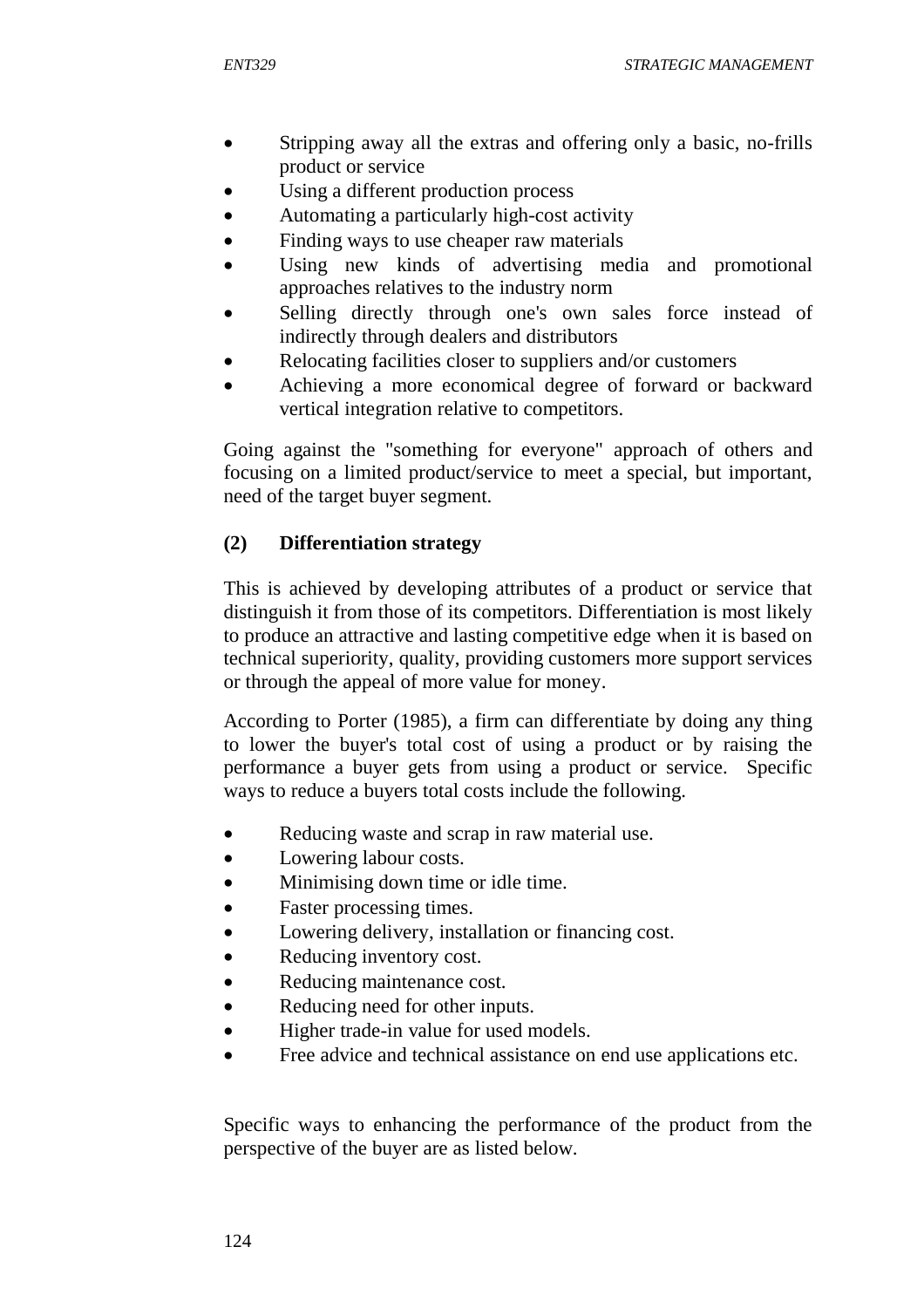- Stripping away all the extras and offering only a basic, no-frills product or service
- Using a different production process
- Automating a particularly high-cost activity
- Finding ways to use cheaper raw materials
- Using new kinds of advertising media and promotional approaches relatives to the industry norm
- Selling directly through one's own sales force instead of indirectly through dealers and distributors
- Relocating facilities closer to suppliers and/or customers
- Achieving a more economical degree of forward or backward vertical integration relative to competitors.

Going against the "something for everyone" approach of others and focusing on a limited product/service to meet a special, but important, need of the target buyer segment.

**(2) Differentiation strategy**

This is achieved by developing attributes of a product or service that distinguish it from those of its competitors. Differentiation is most likely to produce an attractive and lasting competitive edge when it is based on technical superiority, quality, providing customers more support services or through the appeal of more value for money.

According to Porter (1985), a firm can differentiate by doing any thing to lower the buyer's total cost of using a product or by raising the performance a buyer gets from using a product or service. Specific ways to reduce a buyers total costs include the following.

- Reducing waste and scrap in raw material use.
- Lowering labour costs.
- Minimising down time or idle time.
- Faster processing times.
- Lowering delivery, installation or financing cost.
- Reducing inventory cost.
- Reducing maintenance cost.
- Reducing need for other inputs.
- Higher trade-in value for used models.
- Free advice and technical assistance on end use applications etc.

Specific ways to enhancing the performance of the product from the perspective of the buyer are as listed below.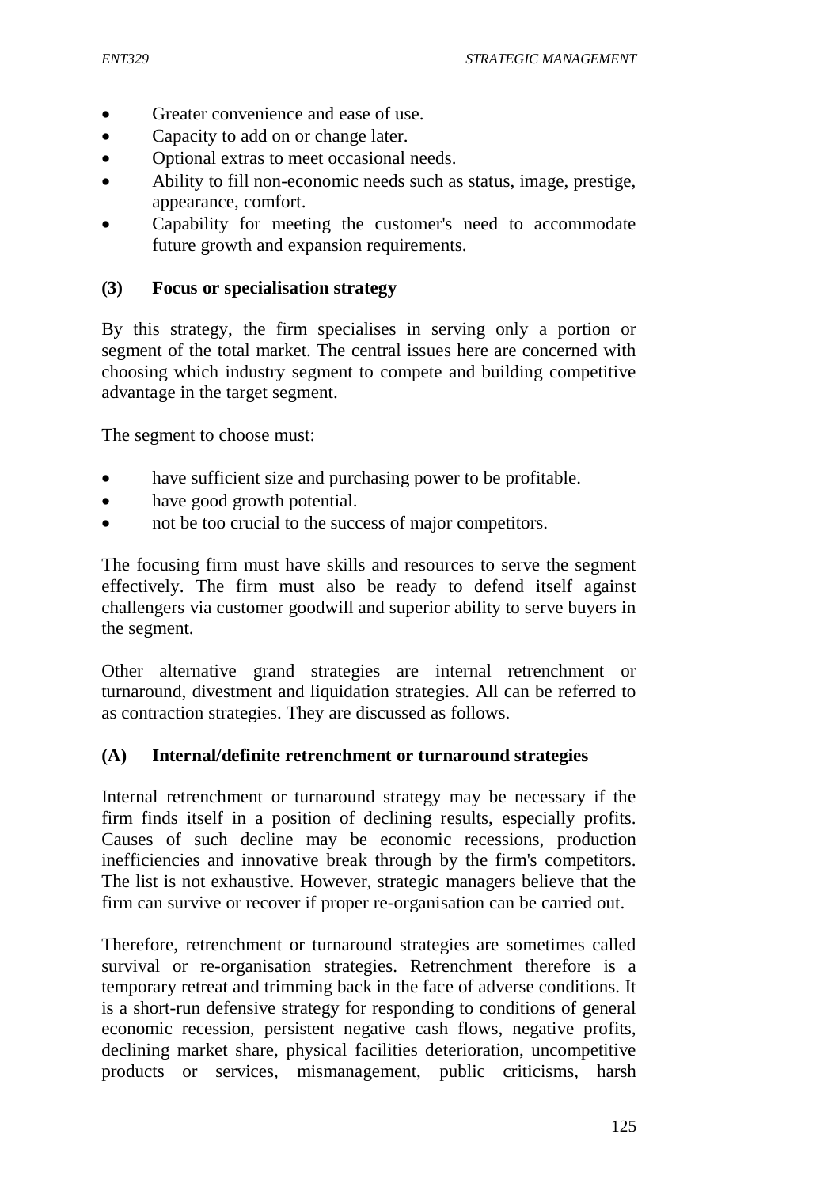- Greater convenience and ease of use.
- Capacity to add on or change later.
- Optional extras to meet occasional needs.
- Ability to fill non-economic needs such as status, image, prestige, appearance, comfort.
- Capability for meeting the customer's need to accommodate future growth and expansion requirements.

**(3) Focus or specialisation strategy**

By this strategy, the firm specialises in serving only a portion or segment of the total market. The central issues here are concerned with choosing which industry segment to compete and building competitive advantage in the target segment.

The segment to choose must:

- have sufficient size and purchasing power to be profitable.
- have good growth potential.
- not be too crucial to the success of major competitors.

The focusing firm must have skills and resources to serve the segment effectively. The firm must also be ready to defend itself against challengers via customer goodwill and superior ability to serve buyers in the segment.

Other alternative grand strategies are internal retrenchment or turnaround, divestment and liquidation strategies. All can be referred to as contraction strategies. They are discussed as follows.

**(A) Internal/definite retrenchment or turnaround strategies**

Internal retrenchment or turnaround strategy may be necessary if the firm finds itself in a position of declining results, especially profits. Causes of such decline may be economic recessions, production inefficiencies and innovative break through by the firm's competitors. The list is not exhaustive. However, strategic managers believe that the firm can survive or recover if proper re-organisation can be carried out.

Therefore, retrenchment or turnaround strategies are sometimes called survival or re-organisation strategies. Retrenchment therefore is a temporary retreat and trimming back in the face of adverse conditions. It is a short-run defensive strategy for responding to conditions of general economic recession, persistent negative cash flows, negative profits, declining market share, physical facilities deterioration, uncompetitive products or services, mismanagement, public criticisms, harsh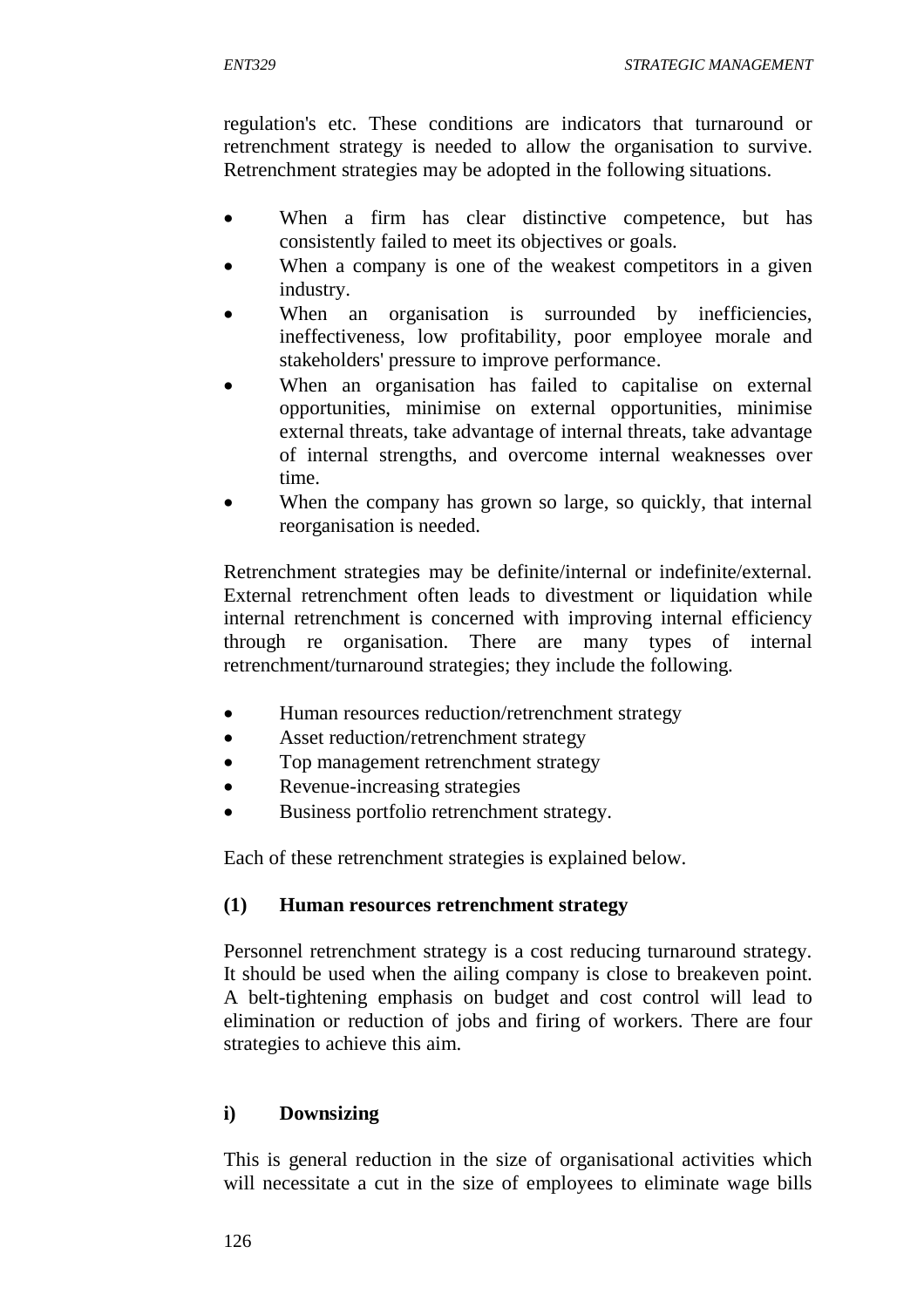regulation's etc. These conditions are indicators that turnaround or retrenchment strategy is needed to allow the organisation to survive. Retrenchment strategies may be adopted in the following situations.

- When a firm has clear distinctive competence, but has consistently failed to meet its objectives or goals.
- When a company is one of the weakest competitors in a given industry.
- When an organisation is surrounded by inefficiencies, ineffectiveness, low profitability, poor employee morale and stakeholders' pressure to improve performance.
- When an organisation has failed to capitalise on external opportunities, minimise on external opportunities, minimise external threats, take advantage of internal threats, take advantage of internal strengths, and overcome internal weaknesses over time.
- When the company has grown so large, so quickly, that internal reorganisation is needed.

Retrenchment strategies may be definite/internal or indefinite/external. External retrenchment often leads to divestment or liquidation while internal retrenchment is concerned with improving internal efficiency through re organisation. There are many types of internal retrenchment/turnaround strategies; they include the following.

- Human resources reduction/retrenchment strategy
- Asset reduction/retrenchment strategy
- Top management retrenchment strategy
- Revenue-increasing strategies
- Business portfolio retrenchment strategy.

Each of these retrenchment strategies is explained below.

**(1) Human resources retrenchment strategy**

Personnel retrenchment strategy is a cost reducing turnaround strategy. It should be used when the ailing company is close to breakeven point. A belt-tightening emphasis on budget and cost control will lead to elimination or reduction of jobs and firing of workers. There are four strategies to achieve this aim.

**i) Downsizing**

This is general reduction in the size of organisational activities which will necessitate a cut in the size of employees to eliminate wage bills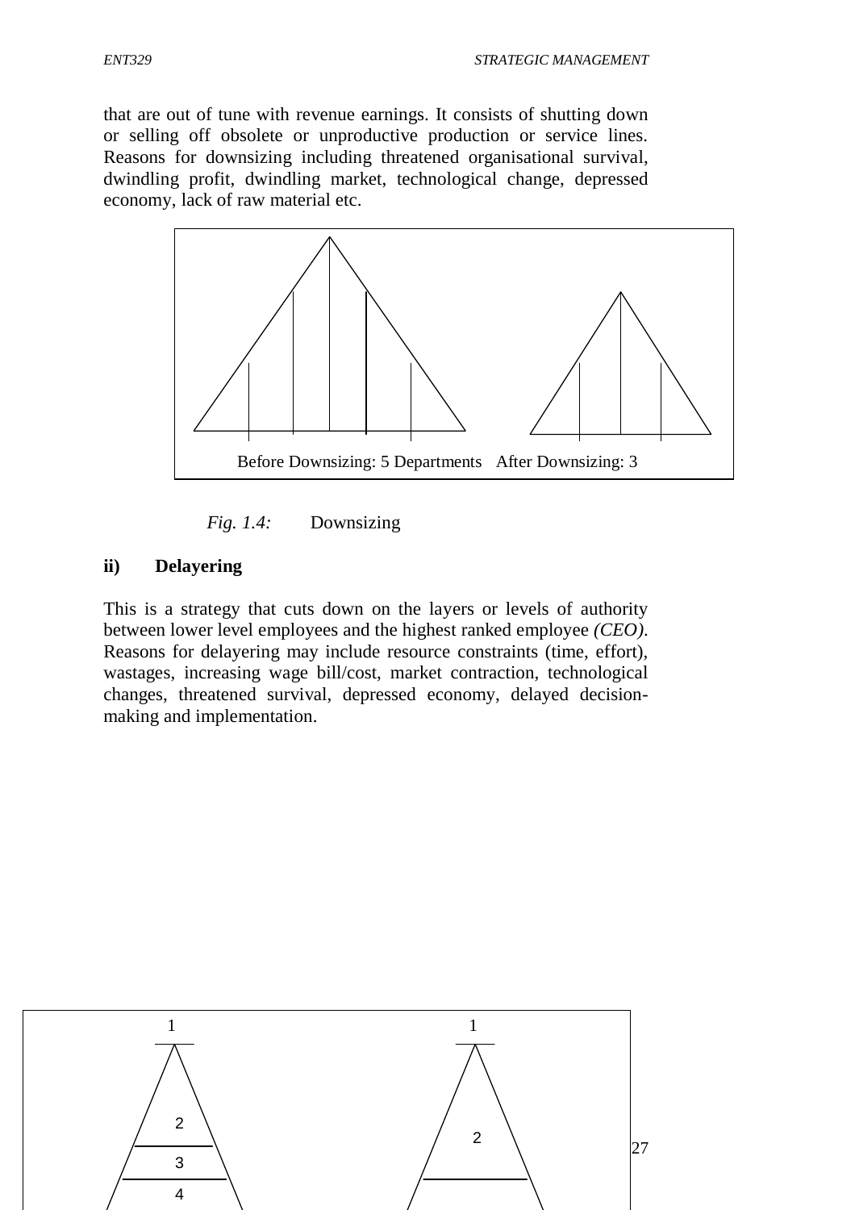that are out of tune with revenue earnings. It consists of shutting down or selling off obsolete or unproductive production or service lines. Reasons for downsizing including threatened organisational survival, dwindling profit, dwindling market, technological change, depressed economy, lack of raw material etc.

Before Downsizing: 5 Departments   After Downsizing: 3

*Fig. 1.4:* Downsizing

**ii) Delayering**

This is a strategy that cuts down on the layers or levels of authority between lower level employees and the highest ranked employee *(CEO)*. Reasons for delayering may include resource constraints (time, effort), wastages, increasing wage bill/cost, market contraction, technological changes, threatened survival, depressed economy, delayed decision-making and implementation.

1 2 3 4   1 2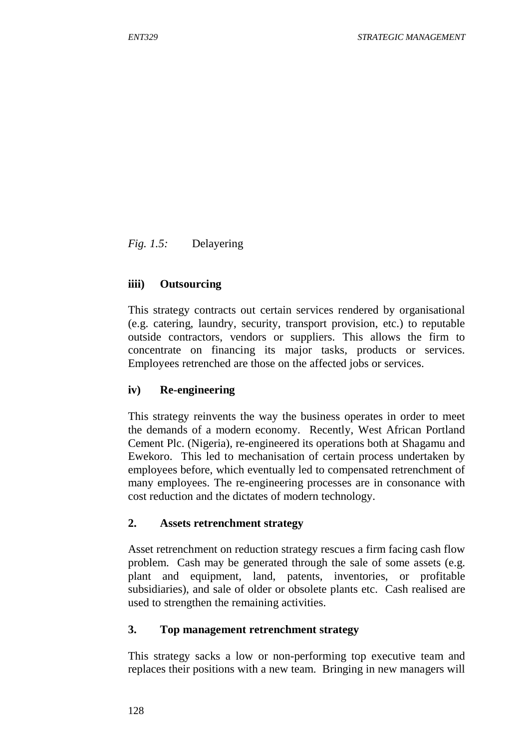*Fig. 1.5:* Delayering

**iiii) Outsourcing**

This strategy contracts out certain services rendered by organisational (e.g. catering, laundry, security, transport provision, etc.) to reputable outside contractors, vendors or suppliers. This allows the firm to concentrate on financing its major tasks, products or services. Employees retrenched are those on the affected jobs or services.

**iv) Re-engineering**

This strategy reinvents the way the business operates in order to meet the demands of a modern economy. Recently, West African Portland Cement Plc. (Nigeria), re-engineered its operations both at Shagamu and Ewekoro. This led to mechanisation of certain process undertaken by employees before, which eventually led to compensated retrenchment of many employees. The re-engineering processes are in consonance with cost reduction and the dictates of modern technology.

**2. Assets retrenchment strategy**

Asset retrenchment on reduction strategy rescues a firm facing cash flow problem. Cash may be generated through the sale of some assets (e.g. plant and equipment, land, patents, inventories, or profitable subsidiaries), and sale of older or obsolete plants etc. Cash realised are used to strengthen the remaining activities.

**3. Top management retrenchment strategy**

This strategy sacks a low or non-performing top executive team and replaces their positions with a new team. Bringing in new managers will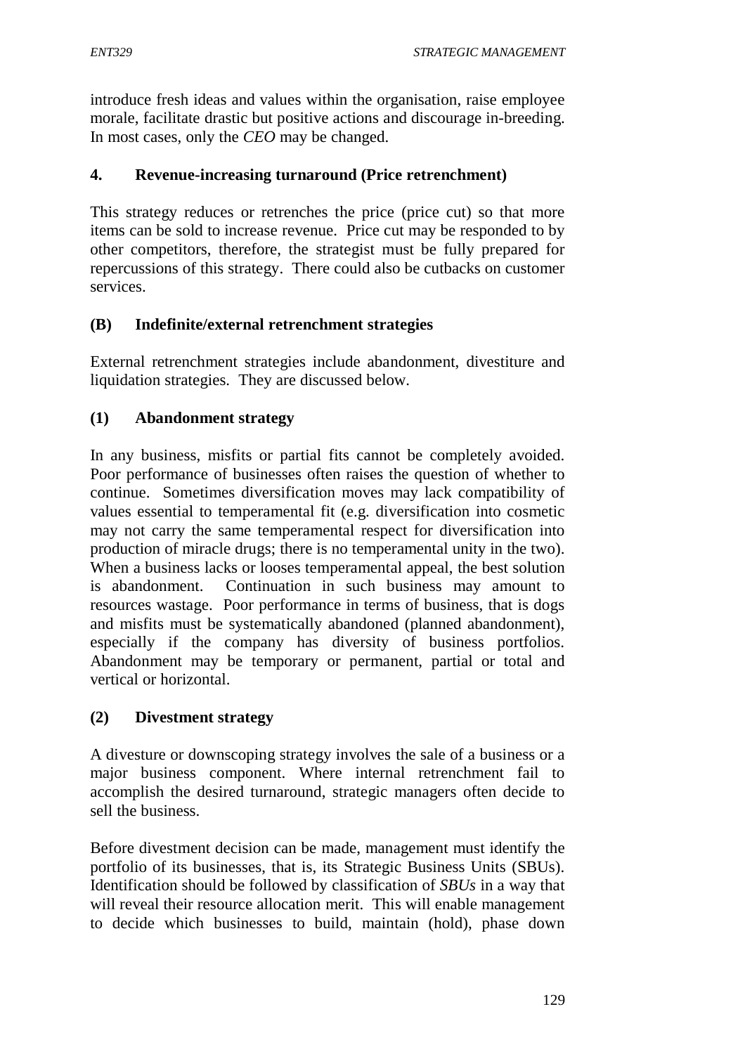introduce fresh ideas and values within the organisation, raise employee morale, facilitate drastic but positive actions and discourage in-breeding. In most cases, only the *CEO* may be changed.

### 4. Revenue-increasing turnaround (Price retrenchment)

This strategy reduces or retrenches the price (price cut) so that more items can be sold to increase revenue. Price cut may be responded to by other competitors, therefore, the strategist must be fully prepared for repercussions of this strategy. There could also be cutbacks on customer services.

## (B) Indefinite/external retrenchment strategies

External retrenchment strategies include abandonment, divestiture and liquidation strategies. They are discussed below.

### (1) Abandonment strategy

In any business, misfits or partial fits cannot be completely avoided. Poor performance of businesses often raises the question of whether to continue. Sometimes diversification moves may lack compatibility of values essential to temperamental fit (e.g. diversification into cosmetic may not carry the same temperamental respect for diversification into production of miracle drugs; there is no temperamental unity in the two). When a business lacks or looses temperamental appeal, the best solution is abandonment. Continuation in such business may amount to resources wastage. Poor performance in terms of business, that is dogs and misfits must be systematically abandoned (planned abandonment), especially if the company has diversity of business portfolios. Abandonment may be temporary or permanent, partial or total and vertical or horizontal.

### (2) Divestment strategy

A divesture or downscoping strategy involves the sale of a business or a major business component. Where internal retrenchment fail to accomplish the desired turnaround, strategic managers often decide to sell the business.

Before divestment decision can be made, management must identify the portfolio of its businesses, that is, its Strategic Business Units (SBUs). Identification should be followed by classification of *SBUs* in a way that will reveal their resource allocation merit. This will enable management to decide which businesses to build, maintain (hold), phase down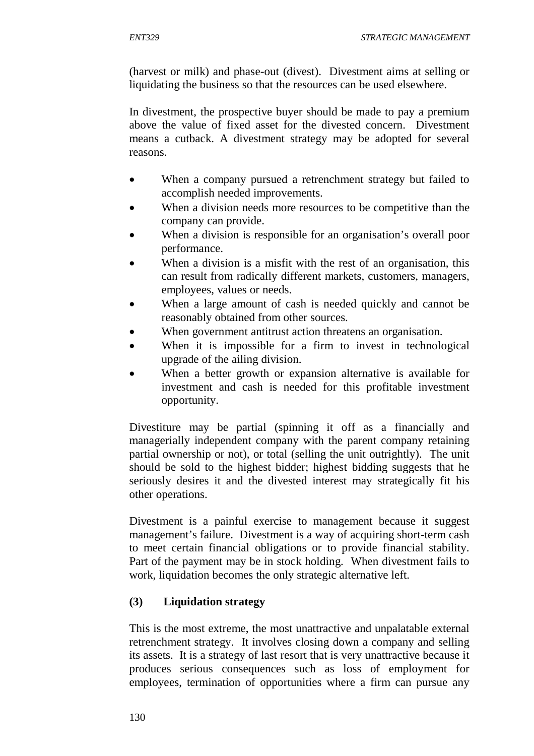(harvest or milk) and phase-out (divest). Divestment aims at selling or liquidating the business so that the resources can be used elsewhere.

In divestment, the prospective buyer should be made to pay a premium above the value of fixed asset for the divested concern. Divestment means a cutback. A divestment strategy may be adopted for several reasons.

- When a company pursued a retrenchment strategy but failed to accomplish needed improvements.
- When a division needs more resources to be competitive than the company can provide.
- When a division is responsible for an organisation's overall poor performance.
- When a division is a misfit with the rest of an organisation, this can result from radically different markets, customers, managers, employees, values or needs.
- When a large amount of cash is needed quickly and cannot be reasonably obtained from other sources.
- When government antitrust action threatens an organisation.
- When it is impossible for a firm to invest in technological upgrade of the ailing division.
- When a better growth or expansion alternative is available for investment and cash is needed for this profitable investment opportunity.

Divestiture may be partial (spinning it off as a financially and managerially independent company with the parent company retaining partial ownership or not), or total (selling the unit outrightly). The unit should be sold to the highest bidder; highest bidding suggests that he seriously desires it and the divested interest may strategically fit his other operations.

Divestment is a painful exercise to management because it suggest management's failure. Divestment is a way of acquiring short-term cash to meet certain financial obligations or to provide financial stability. Part of the payment may be in stock holding. When divestment fails to work, liquidation becomes the only strategic alternative left.

**(3) Liquidation strategy**

This is the most extreme, the most unattractive and unpalatable external retrenchment strategy. It involves closing down a company and selling its assets. It is a strategy of last resort that is very unattractive because it produces serious consequences such as loss of employment for employees, termination of opportunities where a firm can pursue any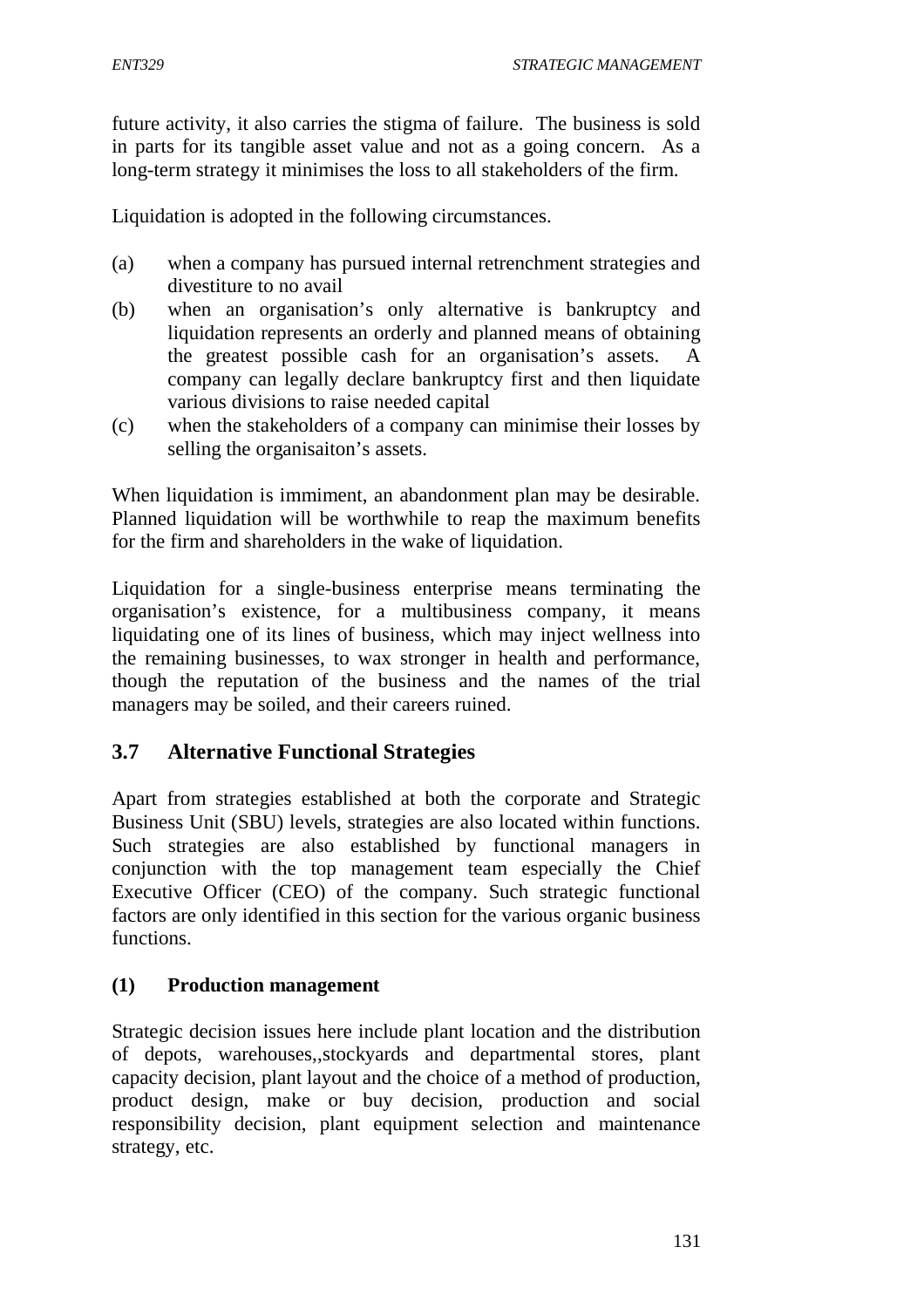future activity, it also carries the stigma of failure. The business is sold in parts for its tangible asset value and not as a going concern. As a long-term strategy it minimises the loss to all stakeholders of the firm.

Liquidation is adopted in the following circumstances.

(a) when a company has pursued internal retrenchment strategies and divestiture to no avail
(b) when an organisation's only alternative is bankruptcy and liquidation represents an orderly and planned means of obtaining the greatest possible cash for an organisation's assets. A company can legally declare bankruptcy first and then liquidate various divisions to raise needed capital
(c) when the stakeholders of a company can minimise their losses by selling the organisaiton's assets.

When liquidation is immiment, an abandonment plan may be desirable. Planned liquidation will be worthwhile to reap the maximum benefits for the firm and shareholders in the wake of liquidation.

Liquidation for a single-business enterprise means terminating the organisation's existence, for a multibusiness company, it means liquidating one of its lines of business, which may inject wellness into the remaining businesses, to wax stronger in health and performance, though the reputation of the business and the names of the trial managers may be soiled, and their careers ruined.

## 3.7 Alternative Functional Strategies

Apart from strategies established at both the corporate and Strategic Business Unit (SBU) levels, strategies are also located within functions. Such strategies are also established by functional managers in conjunction with the top management team especially the Chief Executive Officer (CEO) of the company. Such strategic functional factors are only identified in this section for the various organic business functions.

### (1) Production management

Strategic decision issues here include plant location and the distribution of depots, warehouses,,stockyards and departmental stores, plant capacity decision, plant layout and the choice of a method of production, product design, make or buy decision, production and social responsibility decision, plant equipment selection and maintenance strategy, etc.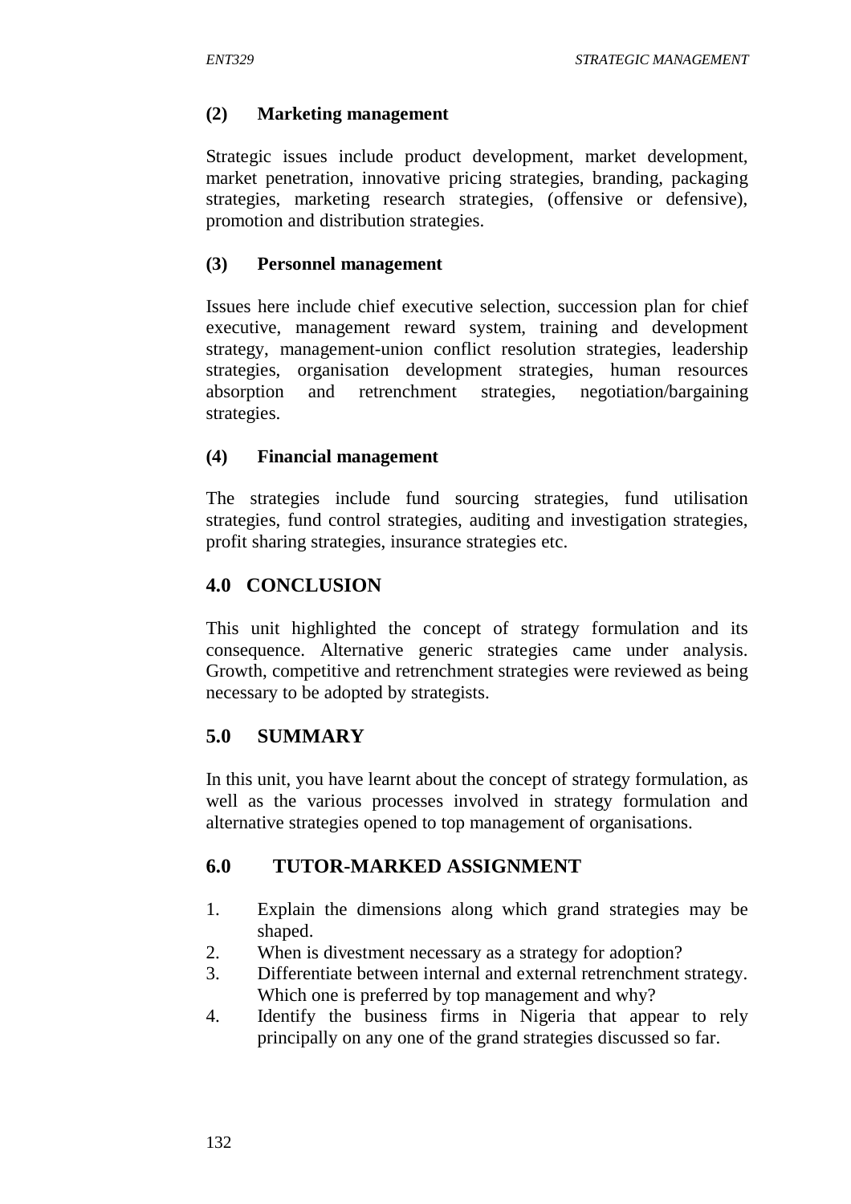**(2) Marketing management**

Strategic issues include product development, market development, market penetration, innovative pricing strategies, branding, packaging strategies, marketing research strategies, (offensive or defensive), promotion and distribution strategies.

**(3) Personnel management**

Issues here include chief executive selection, succession plan for chief executive, management reward system, training and development strategy, management-union conflict resolution strategies, leadership strategies, organisation development strategies, human resources absorption and retrenchment strategies, negotiation/bargaining strategies.

**(4) Financial management**

The strategies include fund sourcing strategies, fund utilisation strategies, fund control strategies, auditing and investigation strategies, profit sharing strategies, insurance strategies etc.

## 4.0 CONCLUSION

This unit highlighted the concept of strategy formulation and its consequence. Alternative generic strategies came under analysis. Growth, competitive and retrenchment strategies were reviewed as being necessary to be adopted by strategists.

## 5.0 SUMMARY

In this unit, you have learnt about the concept of strategy formulation, as well as the various processes involved in strategy formulation and alternative strategies opened to top management of organisations.

## 6.0 TUTOR-MARKED ASSIGNMENT

1. Explain the dimensions along which grand strategies may be shaped.
2. When is divestment necessary as a strategy for adoption?
3. Differentiate between internal and external retrenchment strategy. Which one is preferred by top management and why?
4. Identify the business firms in Nigeria that appear to rely principally on any one of the grand strategies discussed so far.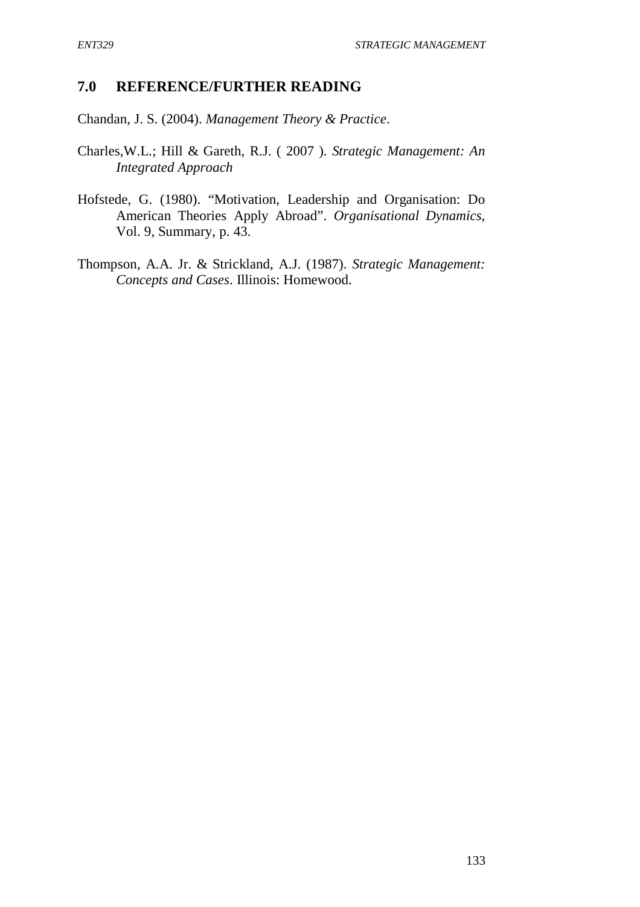## 7.0 REFERENCE/FURTHER READING

Chandan, J. S. (2004). *Management Theory & Practice*.

Charles,W.L.; Hill & Gareth, R.J. ( 2007 ). *Strategic Management: An Integrated Approach*

Hofstede, G. (1980). "Motivation, Leadership and Organisation: Do American Theories Apply Abroad". *Organisational Dynamics*, Vol. 9, Summary, p. 43.

Thompson, A.A. Jr. & Strickland, A.J. (1987). *Strategic Management: Concepts and Cases*. Illinois: Homewood.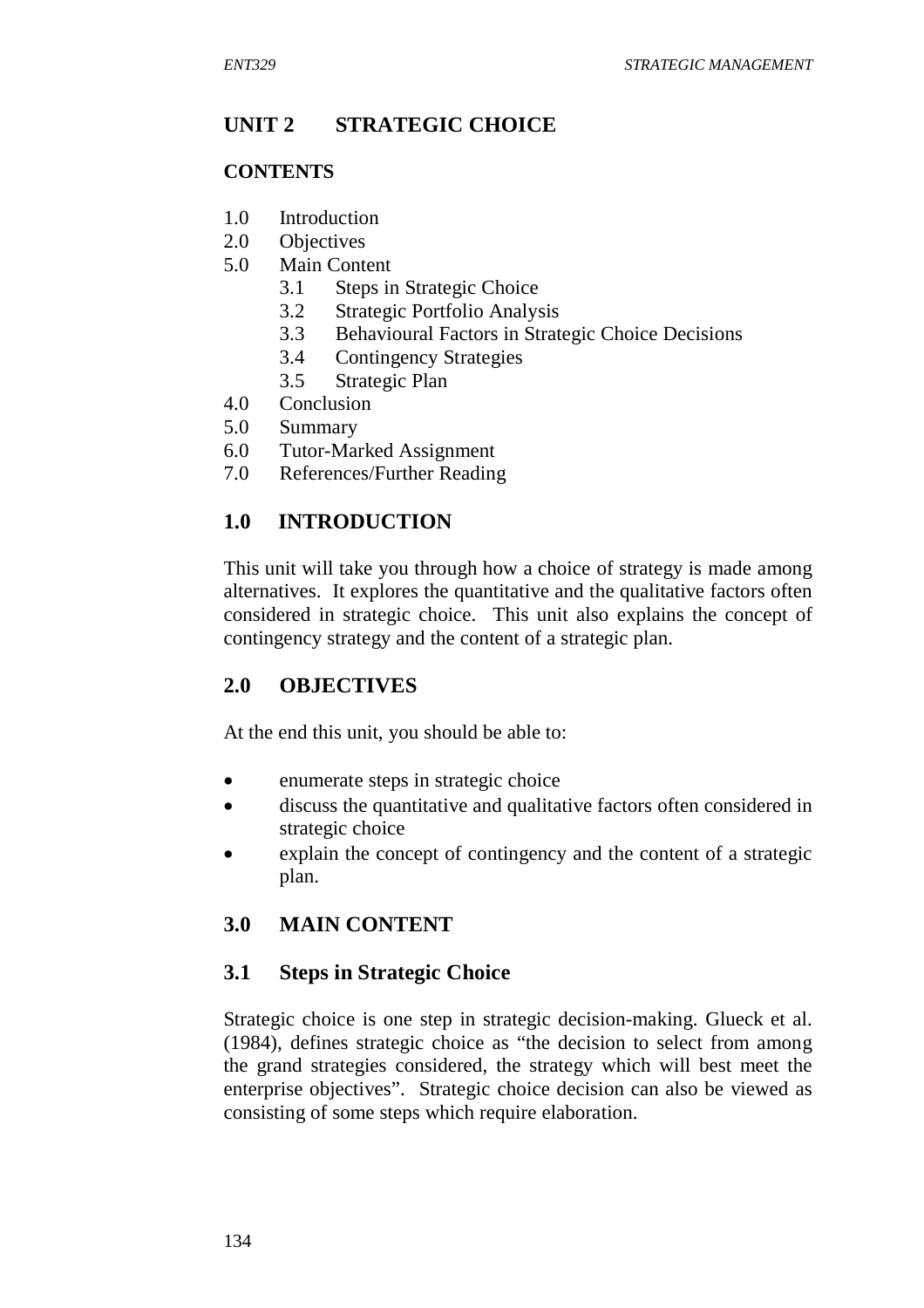## UNIT 2 STRATEGIC CHOICE

### CONTENTS

1.0 Introduction
2.0 Objectives
5.0 Main Content
 3.1 Steps in Strategic Choice
 3.2 Strategic Portfolio Analysis
 3.3 Behavioural Factors in Strategic Choice Decisions
 3.4 Contingency Strategies
 3.5 Strategic Plan
4.0 Conclusion
5.0 Summary
6.0 Tutor-Marked Assignment
7.0 References/Further Reading

## 1.0 INTRODUCTION

This unit will take you through how a choice of strategy is made among alternatives. It explores the quantitative and the qualitative factors often considered in strategic choice. This unit also explains the concept of contingency strategy and the content of a strategic plan.

## 2.0 OBJECTIVES

At the end this unit, you should be able to:

- enumerate steps in strategic choice
- discuss the quantitative and qualitative factors often considered in strategic choice
- explain the concept of contingency and the content of a strategic plan.

## 3.0 MAIN CONTENT

### 3.1 Steps in Strategic Choice

Strategic choice is one step in strategic decision-making. Glueck et al. (1984), defines strategic choice as "the decision to select from among the grand strategies considered, the strategy which will best meet the enterprise objectives". Strategic choice decision can also be viewed as consisting of some steps which require elaboration.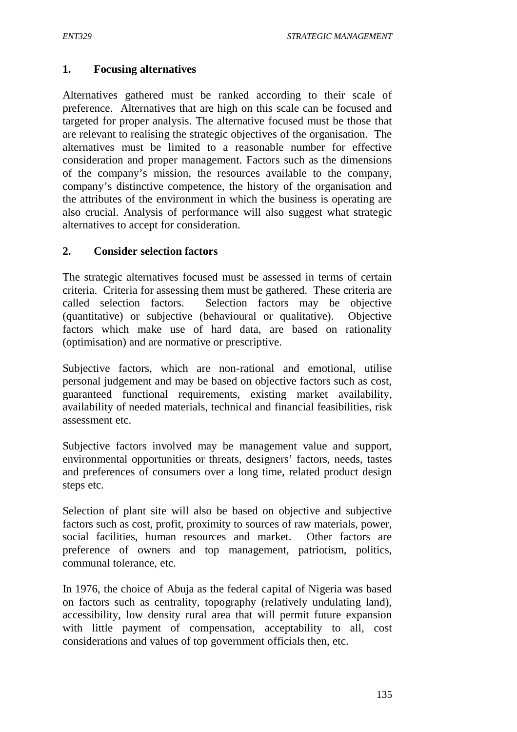### 1. Focusing alternatives

Alternatives gathered must be ranked according to their scale of preference. Alternatives that are high on this scale can be focused and targeted for proper analysis. The alternative focused must be those that are relevant to realising the strategic objectives of the organisation. The alternatives must be limited to a reasonable number for effective consideration and proper management. Factors such as the dimensions of the company's mission, the resources available to the company, company's distinctive competence, the history of the organisation and the attributes of the environment in which the business is operating are also crucial. Analysis of performance will also suggest what strategic alternatives to accept for consideration.

### 2. Consider selection factors

The strategic alternatives focused must be assessed in terms of certain criteria. Criteria for assessing them must be gathered. These criteria are called selection factors. Selection factors may be objective (quantitative) or subjective (behavioural or qualitative). Objective factors which make use of hard data, are based on rationality (optimisation) and are normative or prescriptive.

Subjective factors, which are non-rational and emotional, utilise personal judgement and may be based on objective factors such as cost, guaranteed functional requirements, existing market availability, availability of needed materials, technical and financial feasibilities, risk assessment etc.

Subjective factors involved may be management value and support, environmental opportunities or threats, designers' factors, needs, tastes and preferences of consumers over a long time, related product design steps etc.

Selection of plant site will also be based on objective and subjective factors such as cost, profit, proximity to sources of raw materials, power, social facilities, human resources and market. Other factors are preference of owners and top management, patriotism, politics, communal tolerance, etc.

In 1976, the choice of Abuja as the federal capital of Nigeria was based on factors such as centrality, topography (relatively undulating land), accessibility, low density rural area that will permit future expansion with little payment of compensation, acceptability to all, cost considerations and values of top government officials then, etc.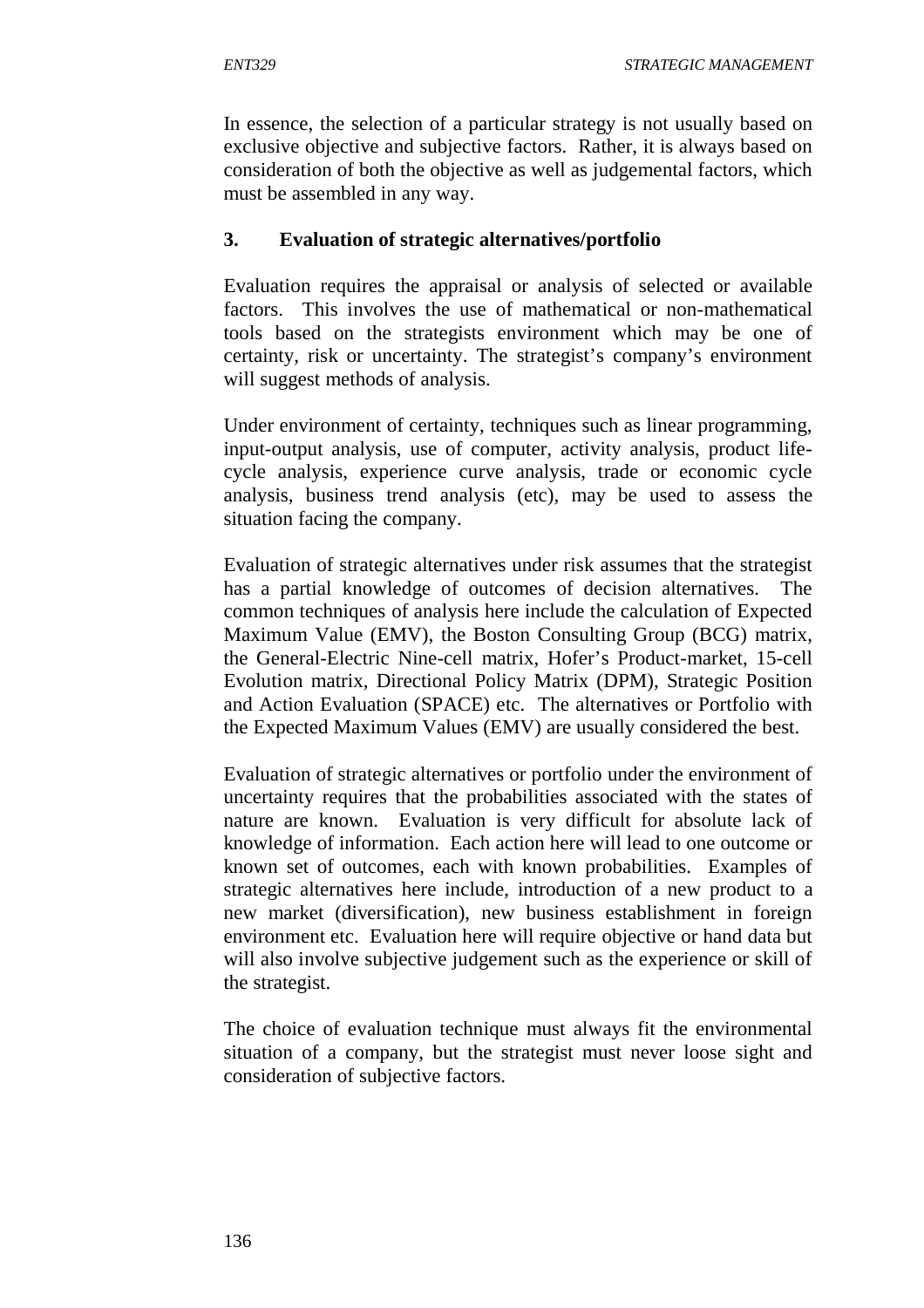In essence, the selection of a particular strategy is not usually based on exclusive objective and subjective factors. Rather, it is always based on consideration of both the objective as well as judgemental factors, which must be assembled in any way.

### 3. Evaluation of strategic alternatives/portfolio

Evaluation requires the appraisal or analysis of selected or available factors. This involves the use of mathematical or non-mathematical tools based on the strategists environment which may be one of certainty, risk or uncertainty. The strategist's company's environment will suggest methods of analysis.

Under environment of certainty, techniques such as linear programming, input-output analysis, use of computer, activity analysis, product life-cycle analysis, experience curve analysis, trade or economic cycle analysis, business trend analysis (etc), may be used to assess the situation facing the company.

Evaluation of strategic alternatives under risk assumes that the strategist has a partial knowledge of outcomes of decision alternatives. The common techniques of analysis here include the calculation of Expected Maximum Value (EMV), the Boston Consulting Group (BCG) matrix, the General-Electric Nine-cell matrix, Hofer's Product-market, 15-cell Evolution matrix, Directional Policy Matrix (DPM), Strategic Position and Action Evaluation (SPACE) etc. The alternatives or Portfolio with the Expected Maximum Values (EMV) are usually considered the best.

Evaluation of strategic alternatives or portfolio under the environment of uncertainty requires that the probabilities associated with the states of nature are known. Evaluation is very difficult for absolute lack of knowledge of information. Each action here will lead to one outcome or known set of outcomes, each with known probabilities. Examples of strategic alternatives here include, introduction of a new product to a new market (diversification), new business establishment in foreign environment etc. Evaluation here will require objective or hand data but will also involve subjective judgement such as the experience or skill of the strategist.

The choice of evaluation technique must always fit the environmental situation of a company, but the strategist must never loose sight and consideration of subjective factors.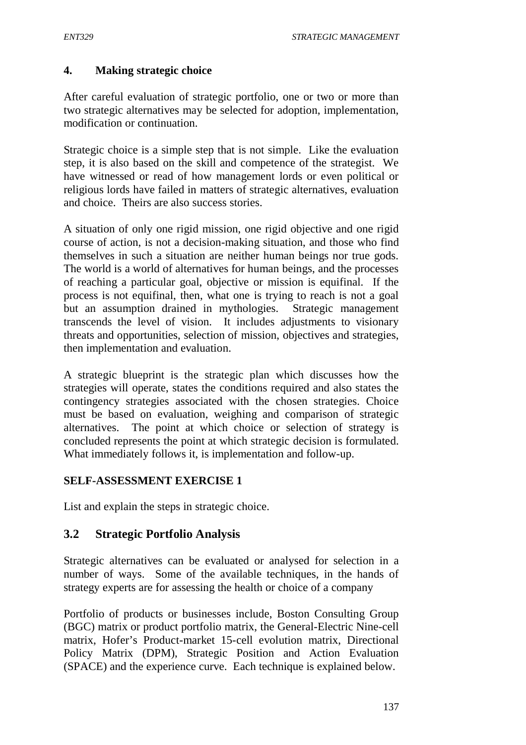### 4. Making strategic choice

After careful evaluation of strategic portfolio, one or two or more than two strategic alternatives may be selected for adoption, implementation, modification or continuation.

Strategic choice is a simple step that is not simple. Like the evaluation step, it is also based on the skill and competence of the strategist. We have witnessed or read of how management lords or even political or religious lords have failed in matters of strategic alternatives, evaluation and choice. Theirs are also success stories.

A situation of only one rigid mission, one rigid objective and one rigid course of action, is not a decision-making situation, and those who find themselves in such a situation are neither human beings nor true gods. The world is a world of alternatives for human beings, and the processes of reaching a particular goal, objective or mission is equifinal. If the process is not equifinal, then, what one is trying to reach is not a goal but an assumption drained in mythologies. Strategic management transcends the level of vision. It includes adjustments to visionary threats and opportunities, selection of mission, objectives and strategies, then implementation and evaluation.

A strategic blueprint is the strategic plan which discusses how the strategies will operate, states the conditions required and also states the contingency strategies associated with the chosen strategies. Choice must be based on evaluation, weighing and comparison of strategic alternatives. The point at which choice or selection of strategy is concluded represents the point at which strategic decision is formulated. What immediately follows it, is implementation and follow-up.

**SELF-ASSESSMENT EXERCISE 1**

List and explain the steps in strategic choice.

## 3.2 Strategic Portfolio Analysis

Strategic alternatives can be evaluated or analysed for selection in a number of ways. Some of the available techniques, in the hands of strategy experts are for assessing the health or choice of a company

Portfolio of products or businesses include, Boston Consulting Group (BGC) matrix or product portfolio matrix, the General-Electric Nine-cell matrix, Hofer's Product-market 15-cell evolution matrix, Directional Policy Matrix (DPM), Strategic Position and Action Evaluation (SPACE) and the experience curve. Each technique is explained below.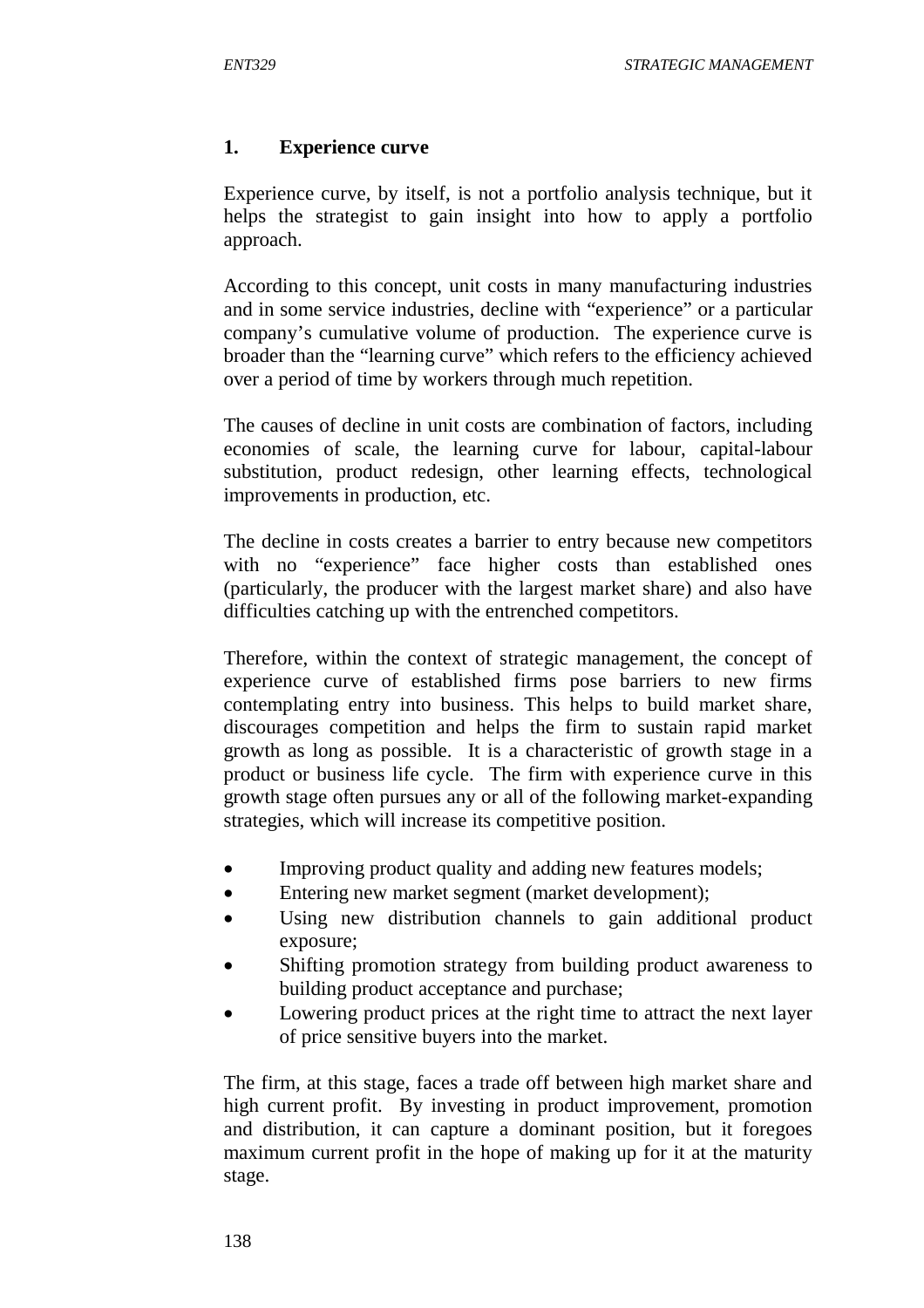### 1. Experience curve

Experience curve, by itself, is not a portfolio analysis technique, but it helps the strategist to gain insight into how to apply a portfolio approach.

According to this concept, unit costs in many manufacturing industries and in some service industries, decline with "experience" or a particular company's cumulative volume of production. The experience curve is broader than the "learning curve" which refers to the efficiency achieved over a period of time by workers through much repetition.

The causes of decline in unit costs are combination of factors, including economies of scale, the learning curve for labour, capital-labour substitution, product redesign, other learning effects, technological improvements in production, etc.

The decline in costs creates a barrier to entry because new competitors with no "experience" face higher costs than established ones (particularly, the producer with the largest market share) and also have difficulties catching up with the entrenched competitors.

Therefore, within the context of strategic management, the concept of experience curve of established firms pose barriers to new firms contemplating entry into business. This helps to build market share, discourages competition and helps the firm to sustain rapid market growth as long as possible. It is a characteristic of growth stage in a product or business life cycle. The firm with experience curve in this growth stage often pursues any or all of the following market-expanding strategies, which will increase its competitive position.

- Improving product quality and adding new features models;
- Entering new market segment (market development);
- Using new distribution channels to gain additional product exposure;
- Shifting promotion strategy from building product awareness to building product acceptance and purchase;
- Lowering product prices at the right time to attract the next layer of price sensitive buyers into the market.

The firm, at this stage, faces a trade off between high market share and high current profit. By investing in product improvement, promotion and distribution, it can capture a dominant position, but it foregoes maximum current profit in the hope of making up for it at the maturity stage.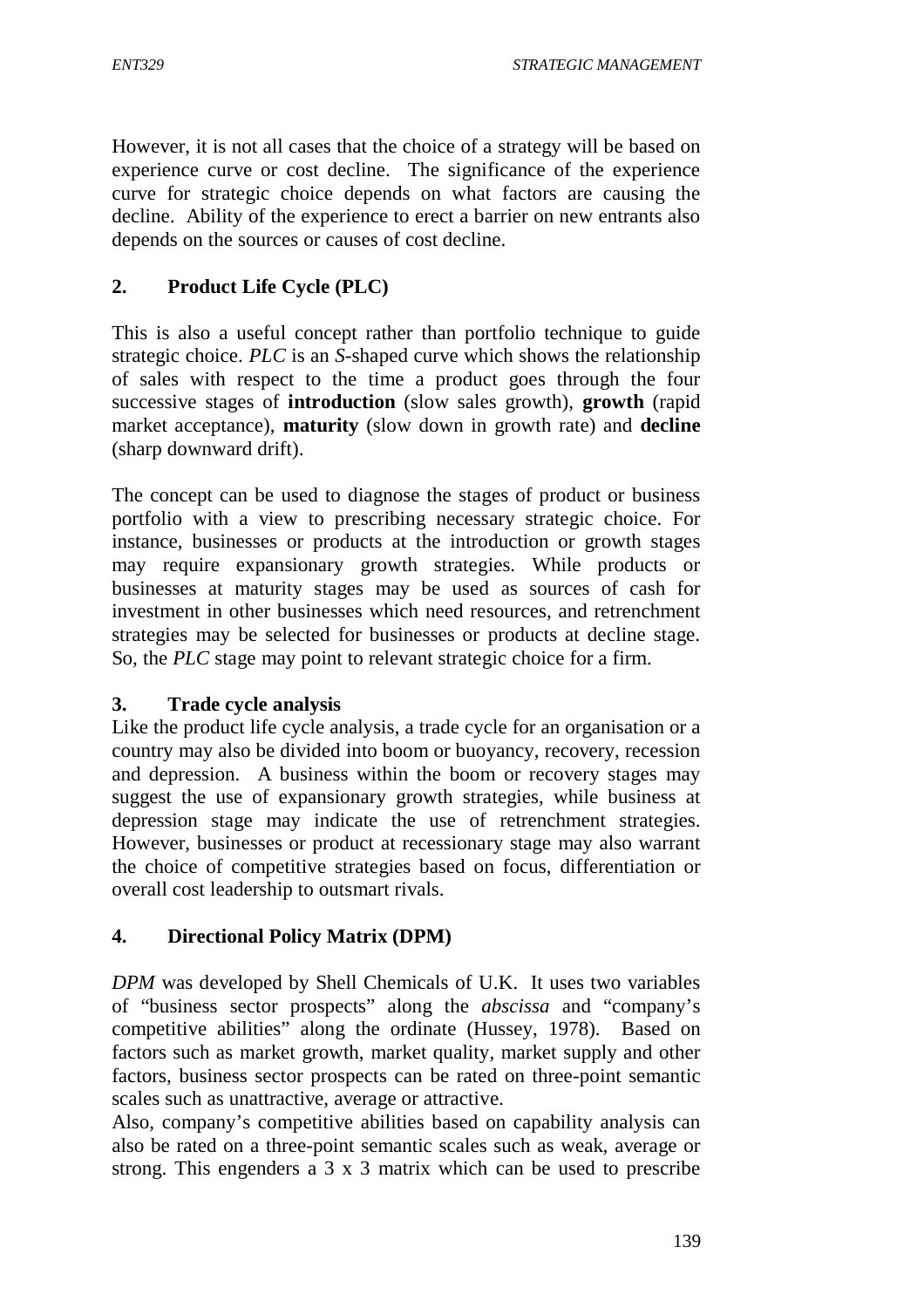However, it is not all cases that the choice of a strategy will be based on experience curve or cost decline. The significance of the experience curve for strategic choice depends on what factors are causing the decline. Ability of the experience to erect a barrier on new entrants also depends on the sources or causes of cost decline.

## 2. Product Life Cycle (PLC)

This is also a useful concept rather than portfolio technique to guide strategic choice. *PLC* is an *S*-shaped curve which shows the relationship of sales with respect to the time a product goes through the four successive stages of **introduction** (slow sales growth), **growth** (rapid market acceptance), **maturity** (slow down in growth rate) and **decline** (sharp downward drift).

The concept can be used to diagnose the stages of product or business portfolio with a view to prescribing necessary strategic choice. For instance, businesses or products at the introduction or growth stages may require expansionary growth strategies. While products or businesses at maturity stages may be used as sources of cash for investment in other businesses which need resources, and retrenchment strategies may be selected for businesses or products at decline stage. So, the *PLC* stage may point to relevant strategic choice for a firm.

## 3. Trade cycle analysis

Like the product life cycle analysis, a trade cycle for an organisation or a country may also be divided into boom or buoyancy, recovery, recession and depression. A business within the boom or recovery stages may suggest the use of expansionary growth strategies, while business at depression stage may indicate the use of retrenchment strategies. However, businesses or product at recessionary stage may also warrant the choice of competitive strategies based on focus, differentiation or overall cost leadership to outsmart rivals.

## 4. Directional Policy Matrix (DPM)

*DPM* was developed by Shell Chemicals of U.K. It uses two variables of "business sector prospects" along the *abscissa* and "company's competitive abilities" along the ordinate (Hussey, 1978). Based on factors such as market growth, market quality, market supply and other factors, business sector prospects can be rated on three-point semantic scales such as unattractive, average or attractive.

Also, company's competitive abilities based on capability analysis can also be rated on a three-point semantic scales such as weak, average or strong. This engenders a 3 x 3 matrix which can be used to prescribe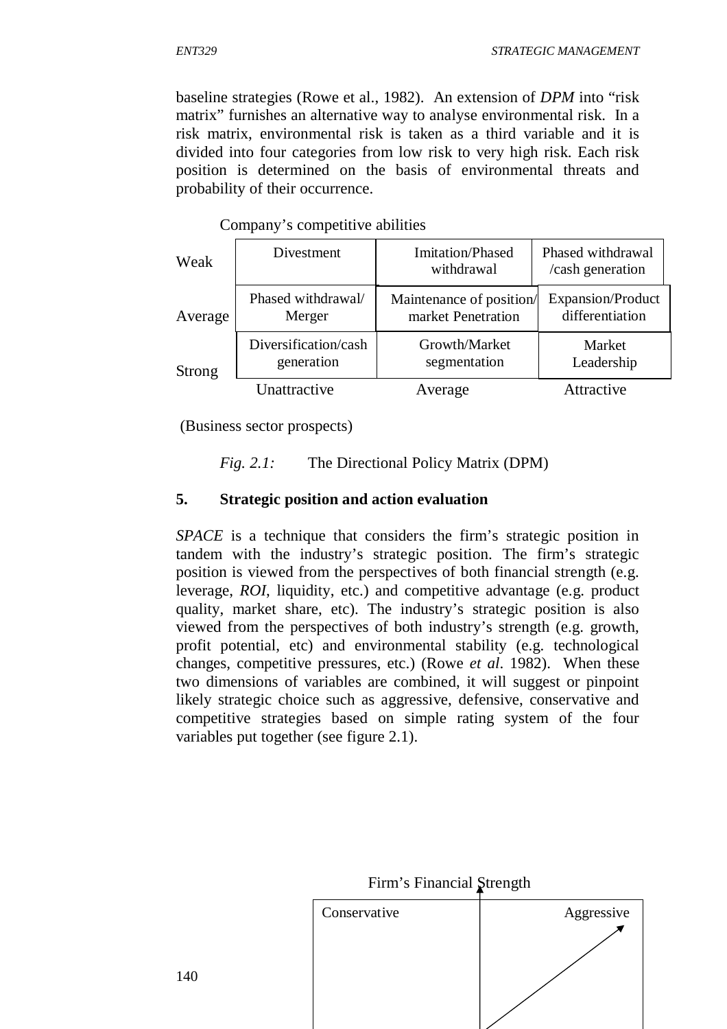baseline strategies (Rowe et al., 1982). An extension of *DPM* into "risk matrix" furnishes an alternative way to analyse environmental risk. In a risk matrix, environmental risk is taken as a third variable and it is divided into four categories from low risk to very high risk. Each risk position is determined on the basis of environmental threats and probability of their occurrence.

Company's competitive abilities

| | Unattractive | Average | Attractive |
|---|---|---|---|
| Weak | Divestment | Imitation/Phased withdrawal | Phased withdrawal /cash generation |
| Average | Phased withdrawal/ Merger | Maintenance of position/ market Penetration | Expansion/Product differentiation |
| Strong | Diversification/cash generation | Growth/Market segmentation | Market Leadership |

(Business sector prospects)

*Fig. 2.1:* The Directional Policy Matrix (DPM)

**5. Strategic position and action evaluation**

*SPACE* is a technique that considers the firm's strategic position in tandem with the industry's strategic position. The firm's strategic position is viewed from the perspectives of both financial strength (e.g. leverage, *ROI*, liquidity, etc.) and competitive advantage (e.g. product quality, market share, etc). The industry's strategic position is also viewed from the perspectives of both industry's strength (e.g. growth, profit potential, etc) and environmental stability (e.g. technological changes, competitive pressures, etc.) (Rowe *et al*. 1982). When these two dimensions of variables are combined, it will suggest or pinpoint likely strategic choice such as aggressive, defensive, conservative and competitive strategies based on simple rating system of the four variables put together (see figure 2.1).

Firm's Financial Strength

Conservative

Aggressive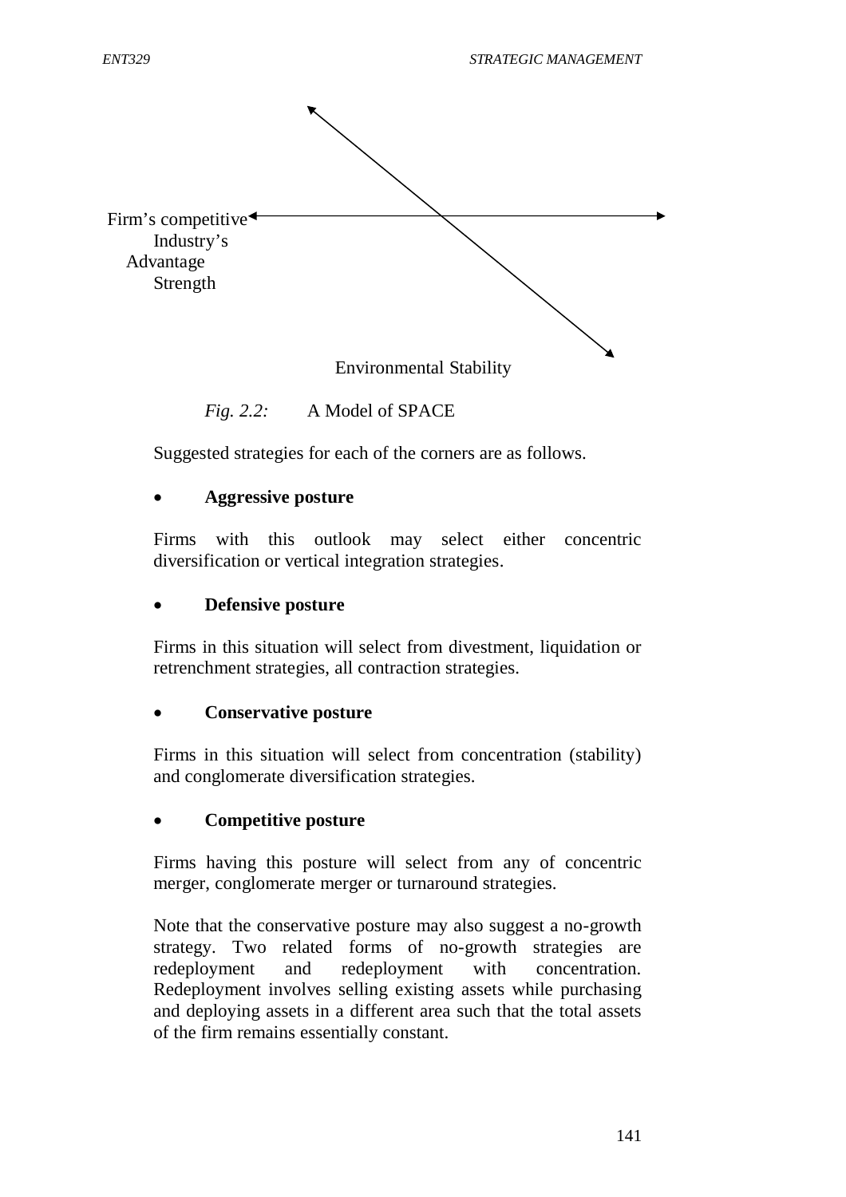Firm's competitive Industry's Advantage Strength

Environmental Stability

*Fig. 2.2:* A Model of SPACE

Suggested strategies for each of the corners are as follows.

- **Aggressive posture**

Firms with this outlook may select either concentric diversification or vertical integration strategies.

- **Defensive posture**

Firms in this situation will select from divestment, liquidation or retrenchment strategies, all contraction strategies.

- **Conservative posture**

Firms in this situation will select from concentration (stability) and conglomerate diversification strategies.

- **Competitive posture**

Firms having this posture will select from any of concentric merger, conglomerate merger or turnaround strategies.

Note that the conservative posture may also suggest a no-growth strategy. Two related forms of no-growth strategies are redeployment and redeployment with concentration. Redeployment involves selling existing assets while purchasing and deploying assets in a different area such that the total assets of the firm remains essentially constant.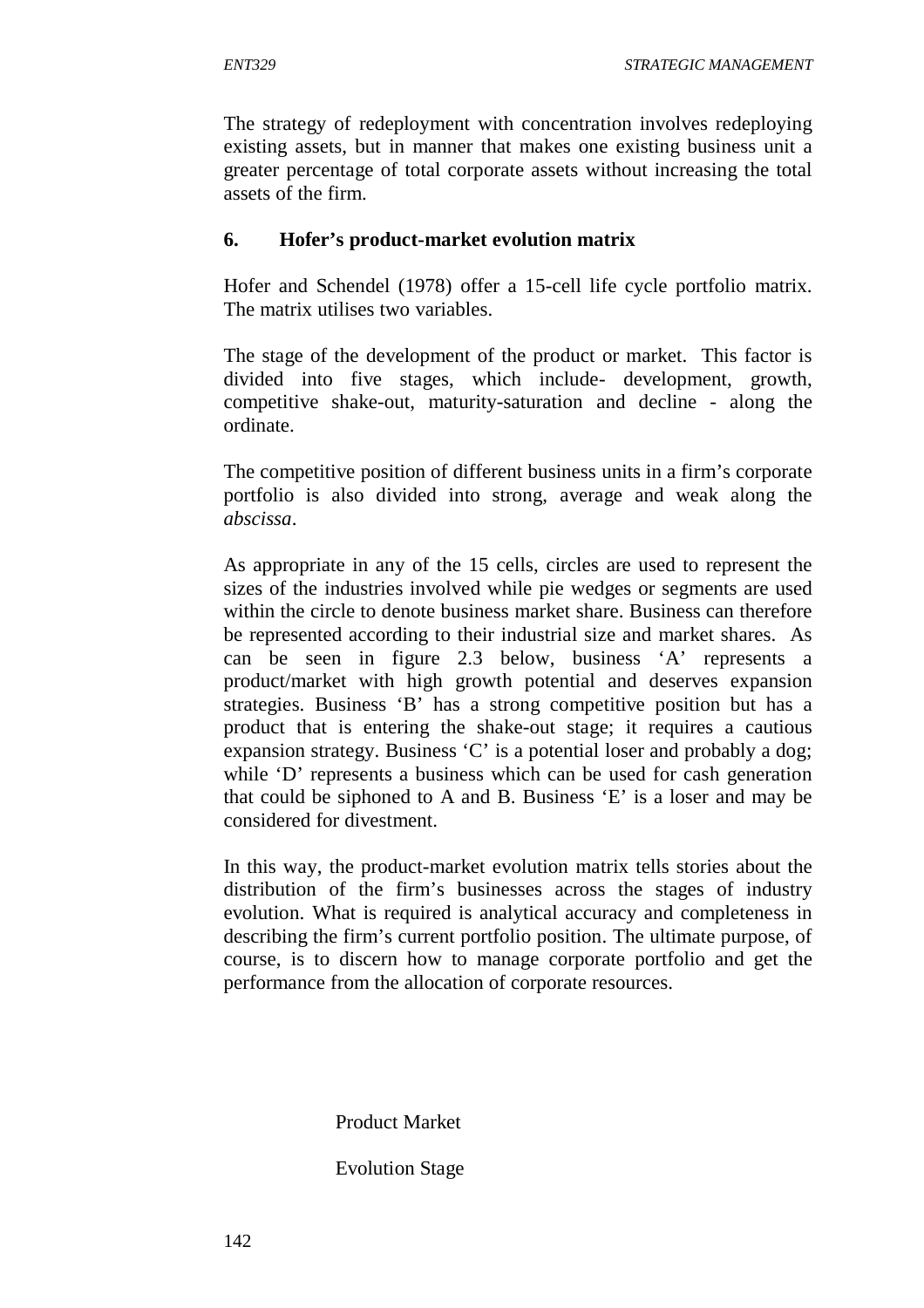The strategy of redeployment with concentration involves redeploying existing assets, but in manner that makes one existing business unit a greater percentage of total corporate assets without increasing the total assets of the firm.

### 6. Hofer's product-market evolution matrix

Hofer and Schendel (1978) offer a 15-cell life cycle portfolio matrix. The matrix utilises two variables.

The stage of the development of the product or market. This factor is divided into five stages, which include- development, growth, competitive shake-out, maturity-saturation and decline - along the ordinate.

The competitive position of different business units in a firm's corporate portfolio is also divided into strong, average and weak along the *abscissa*.

As appropriate in any of the 15 cells, circles are used to represent the sizes of the industries involved while pie wedges or segments are used within the circle to denote business market share. Business can therefore be represented according to their industrial size and market shares. As can be seen in figure 2.3 below, business 'A' represents a product/market with high growth potential and deserves expansion strategies. Business 'B' has a strong competitive position but has a product that is entering the shake-out stage; it requires a cautious expansion strategy. Business 'C' is a potential loser and probably a dog; while 'D' represents a business which can be used for cash generation that could be siphoned to A and B. Business 'E' is a loser and may be considered for divestment.

In this way, the product-market evolution matrix tells stories about the distribution of the firm's businesses across the stages of industry evolution. What is required is analytical accuracy and completeness in describing the firm's current portfolio position. The ultimate purpose, of course, is to discern how to manage corporate portfolio and get the performance from the allocation of corporate resources.

Product Market

Evolution Stage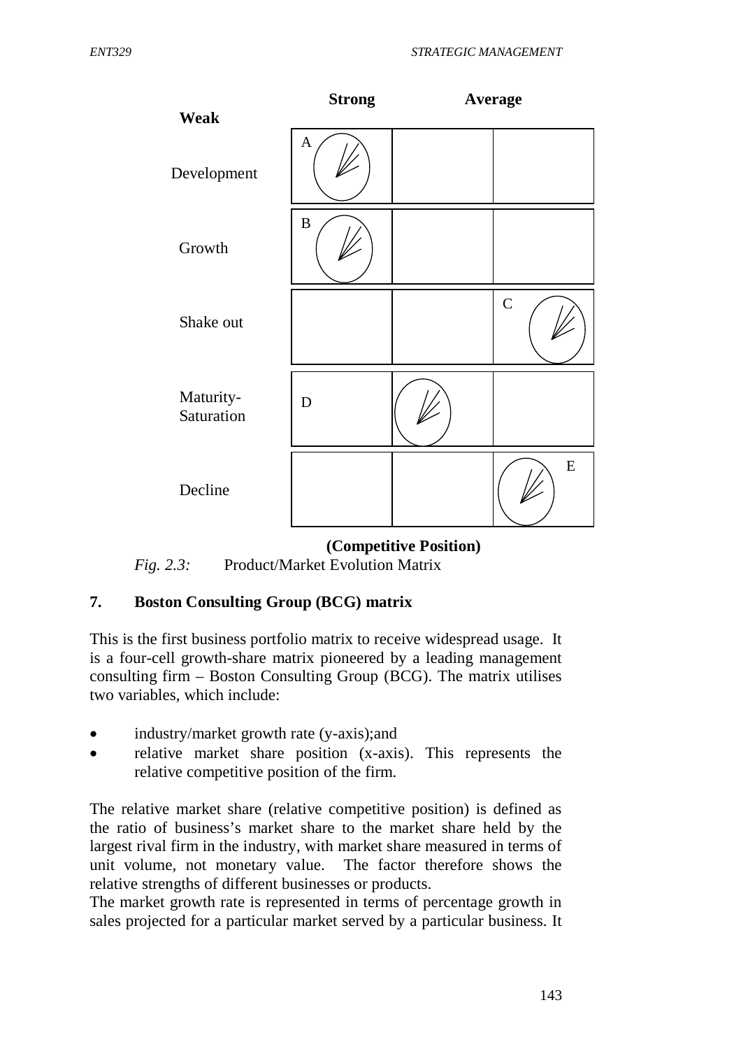| | Strong | Average | Weak |
|---|---|---|---|
| Development | A (circle) | | |
| Growth | B (circle) | | |
| Shake out | | | C (circle) |
| Maturity-Saturation | D | (circle) | |
| Decline | | | E (circle) |

**(Competitive Position)**

*Fig. 2.3:* Product/Market Evolution Matrix

## 7. Boston Consulting Group (BCG) matrix

This is the first business portfolio matrix to receive widespread usage. It is a four-cell growth-share matrix pioneered by a leading management consulting firm – Boston Consulting Group (BCG). The matrix utilises two variables, which include:

- industry/market growth rate (y-axis);and
- relative market share position (x-axis). This represents the relative competitive position of the firm.

The relative market share (relative competitive position) is defined as the ratio of business's market share to the market share held by the largest rival firm in the industry, with market share measured in terms of unit volume, not monetary value. The factor therefore shows the relative strengths of different businesses or products.

The market growth rate is represented in terms of percentage growth in sales projected for a particular market served by a particular business. It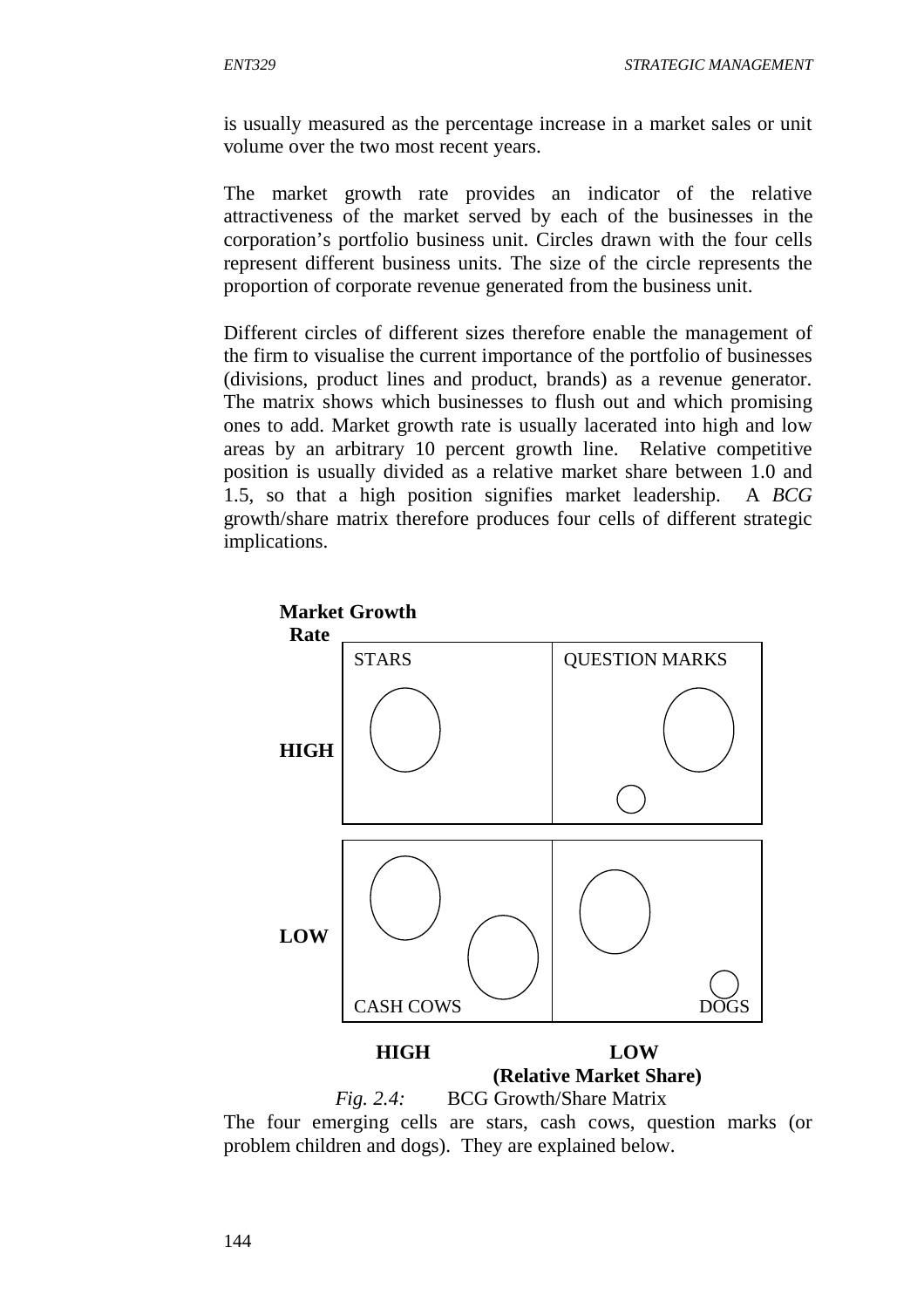is usually measured as the percentage increase in a market sales or unit volume over the two most recent years.

The market growth rate provides an indicator of the relative attractiveness of the market served by each of the businesses in the corporation's portfolio business unit. Circles drawn with the four cells represent different business units. The size of the circle represents the proportion of corporate revenue generated from the business unit.

Different circles of different sizes therefore enable the management of the firm to visualise the current importance of the portfolio of businesses (divisions, product lines and product, brands) as a revenue generator. The matrix shows which businesses to flush out and which promising ones to add. Market growth rate is usually lacerated into high and low areas by an arbitrary 10 percent growth line. Relative competitive position is usually divided as a relative market share between 1.0 and 1.5, so that a high position signifies market leadership. A *BCG* growth/share matrix therefore produces four cells of different strategic implications.

| **Market Growth Rate** | **HIGH** (Relative Market Share) | **LOW** (Relative Market Share) |
|---|---|---|
| **HIGH** | STARS | QUESTION MARKS |
| **LOW** | CASH COWS | DOGS |

*Fig. 2.4:* BCG Growth/Share Matrix

The four emerging cells are stars, cash cows, question marks (or problem children and dogs). They are explained below.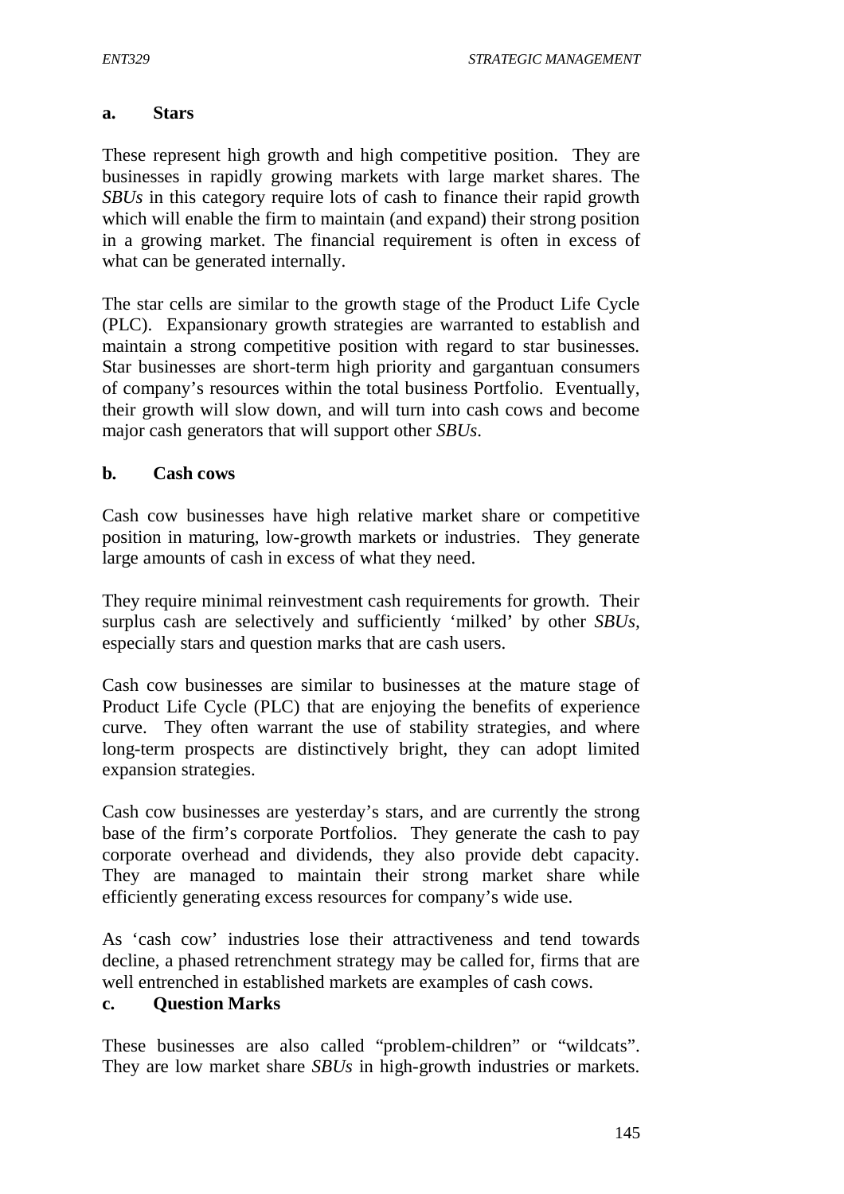**a. Stars**

These represent high growth and high competitive position. They are businesses in rapidly growing markets with large market shares. The *SBUs* in this category require lots of cash to finance their rapid growth which will enable the firm to maintain (and expand) their strong position in a growing market. The financial requirement is often in excess of what can be generated internally.

The star cells are similar to the growth stage of the Product Life Cycle (PLC). Expansionary growth strategies are warranted to establish and maintain a strong competitive position with regard to star businesses. Star businesses are short-term high priority and gargantuan consumers of company's resources within the total business Portfolio. Eventually, their growth will slow down, and will turn into cash cows and become major cash generators that will support other *SBUs*.

**b. Cash cows**

Cash cow businesses have high relative market share or competitive position in maturing, low-growth markets or industries. They generate large amounts of cash in excess of what they need.

They require minimal reinvestment cash requirements for growth. Their surplus cash are selectively and sufficiently 'milked' by other *SBUs*, especially stars and question marks that are cash users.

Cash cow businesses are similar to businesses at the mature stage of Product Life Cycle (PLC) that are enjoying the benefits of experience curve. They often warrant the use of stability strategies, and where long-term prospects are distinctively bright, they can adopt limited expansion strategies.

Cash cow businesses are yesterday's stars, and are currently the strong base of the firm's corporate Portfolios. They generate the cash to pay corporate overhead and dividends, they also provide debt capacity. They are managed to maintain their strong market share while efficiently generating excess resources for company's wide use.

As 'cash cow' industries lose their attractiveness and tend towards decline, a phased retrenchment strategy may be called for, firms that are well entrenched in established markets are examples of cash cows.

**c. Question Marks**

These businesses are also called "problem-children" or "wildcats". They are low market share *SBUs* in high-growth industries or markets.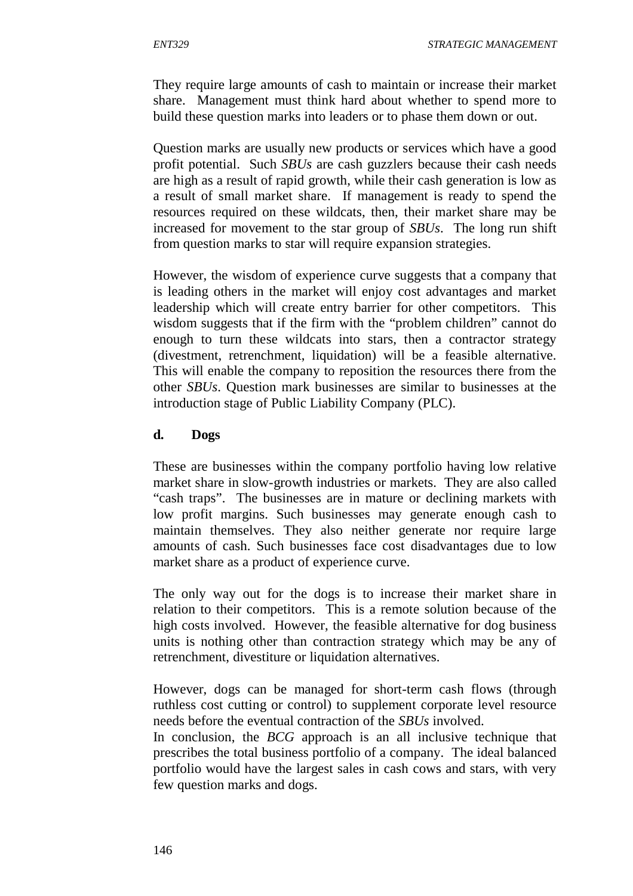They require large amounts of cash to maintain or increase their market share. Management must think hard about whether to spend more to build these question marks into leaders or to phase them down or out.

Question marks are usually new products or services which have a good profit potential. Such *SBUs* are cash guzzlers because their cash needs are high as a result of rapid growth, while their cash generation is low as a result of small market share. If management is ready to spend the resources required on these wildcats, then, their market share may be increased for movement to the star group of *SBUs*. The long run shift from question marks to star will require expansion strategies.

However, the wisdom of experience curve suggests that a company that is leading others in the market will enjoy cost advantages and market leadership which will create entry barrier for other competitors. This wisdom suggests that if the firm with the "problem children" cannot do enough to turn these wildcats into stars, then a contractor strategy (divestment, retrenchment, liquidation) will be a feasible alternative. This will enable the company to reposition the resources there from the other *SBUs*. Question mark businesses are similar to businesses at the introduction stage of Public Liability Company (PLC).

**d. Dogs**

These are businesses within the company portfolio having low relative market share in slow-growth industries or markets. They are also called "cash traps". The businesses are in mature or declining markets with low profit margins. Such businesses may generate enough cash to maintain themselves. They also neither generate nor require large amounts of cash. Such businesses face cost disadvantages due to low market share as a product of experience curve.

The only way out for the dogs is to increase their market share in relation to their competitors. This is a remote solution because of the high costs involved. However, the feasible alternative for dog business units is nothing other than contraction strategy which may be any of retrenchment, divestiture or liquidation alternatives.

However, dogs can be managed for short-term cash flows (through ruthless cost cutting or control) to supplement corporate level resource needs before the eventual contraction of the *SBUs* involved.

In conclusion, the *BCG* approach is an all inclusive technique that prescribes the total business portfolio of a company. The ideal balanced portfolio would have the largest sales in cash cows and stars, with very few question marks and dogs.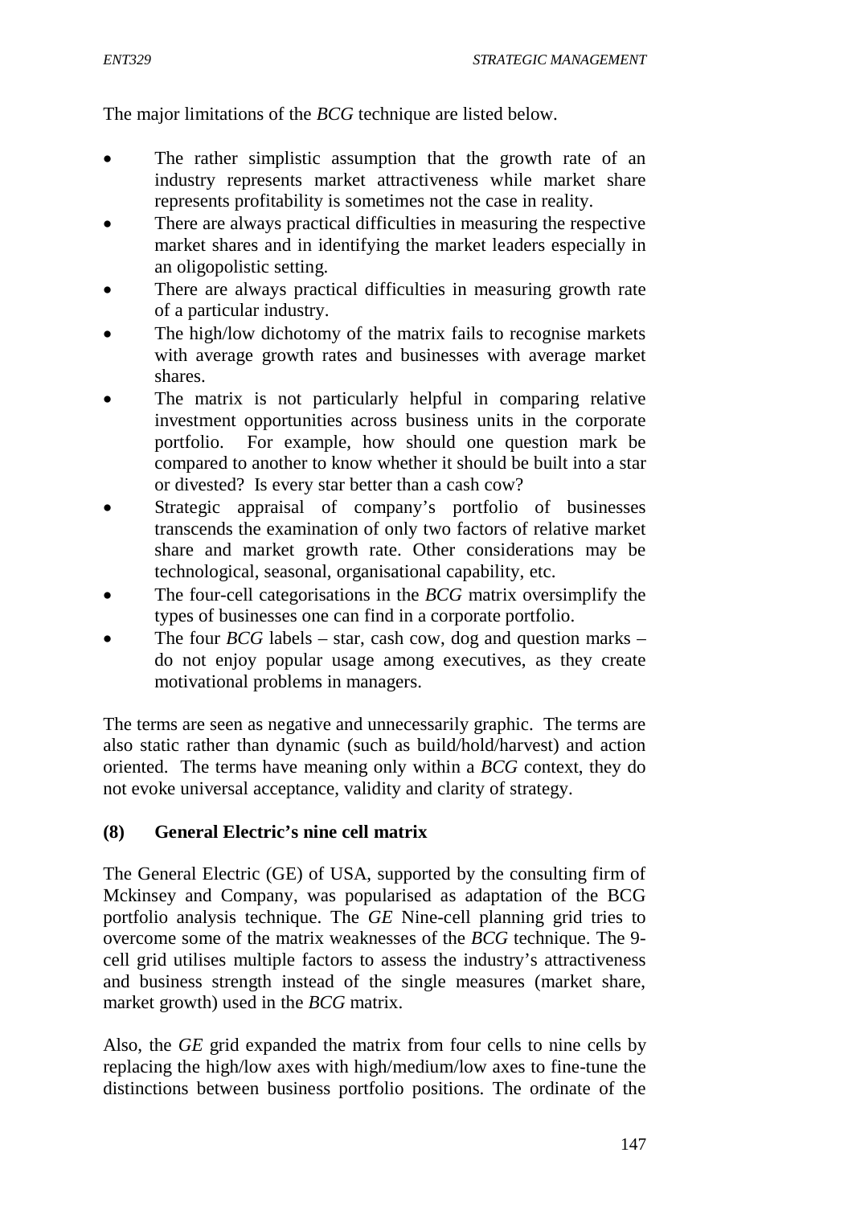The major limitations of the *BCG* technique are listed below.

- The rather simplistic assumption that the growth rate of an industry represents market attractiveness while market share represents profitability is sometimes not the case in reality.
- There are always practical difficulties in measuring the respective market shares and in identifying the market leaders especially in an oligopolistic setting.
- There are always practical difficulties in measuring growth rate of a particular industry.
- The high/low dichotomy of the matrix fails to recognise markets with average growth rates and businesses with average market shares.
- The matrix is not particularly helpful in comparing relative investment opportunities across business units in the corporate portfolio. For example, how should one question mark be compared to another to know whether it should be built into a star or divested? Is every star better than a cash cow?
- Strategic appraisal of company's portfolio of businesses transcends the examination of only two factors of relative market share and market growth rate. Other considerations may be technological, seasonal, organisational capability, etc.
- The four-cell categorisations in the *BCG* matrix oversimplify the types of businesses one can find in a corporate portfolio.
- The four *BCG* labels – star, cash cow, dog and question marks – do not enjoy popular usage among executives, as they create motivational problems in managers.

The terms are seen as negative and unnecessarily graphic. The terms are also static rather than dynamic (such as build/hold/harvest) and action oriented. The terms have meaning only within a *BCG* context, they do not evoke universal acceptance, validity and clarity of strategy.

### (8) General Electric's nine cell matrix

The General Electric (GE) of USA, supported by the consulting firm of Mckinsey and Company, was popularised as adaptation of the BCG portfolio analysis technique. The *GE* Nine-cell planning grid tries to overcome some of the matrix weaknesses of the *BCG* technique. The 9-cell grid utilises multiple factors to assess the industry's attractiveness and business strength instead of the single measures (market share, market growth) used in the *BCG* matrix.

Also, the *GE* grid expanded the matrix from four cells to nine cells by replacing the high/low axes with high/medium/low axes to fine-tune the distinctions between business portfolio positions. The ordinate of the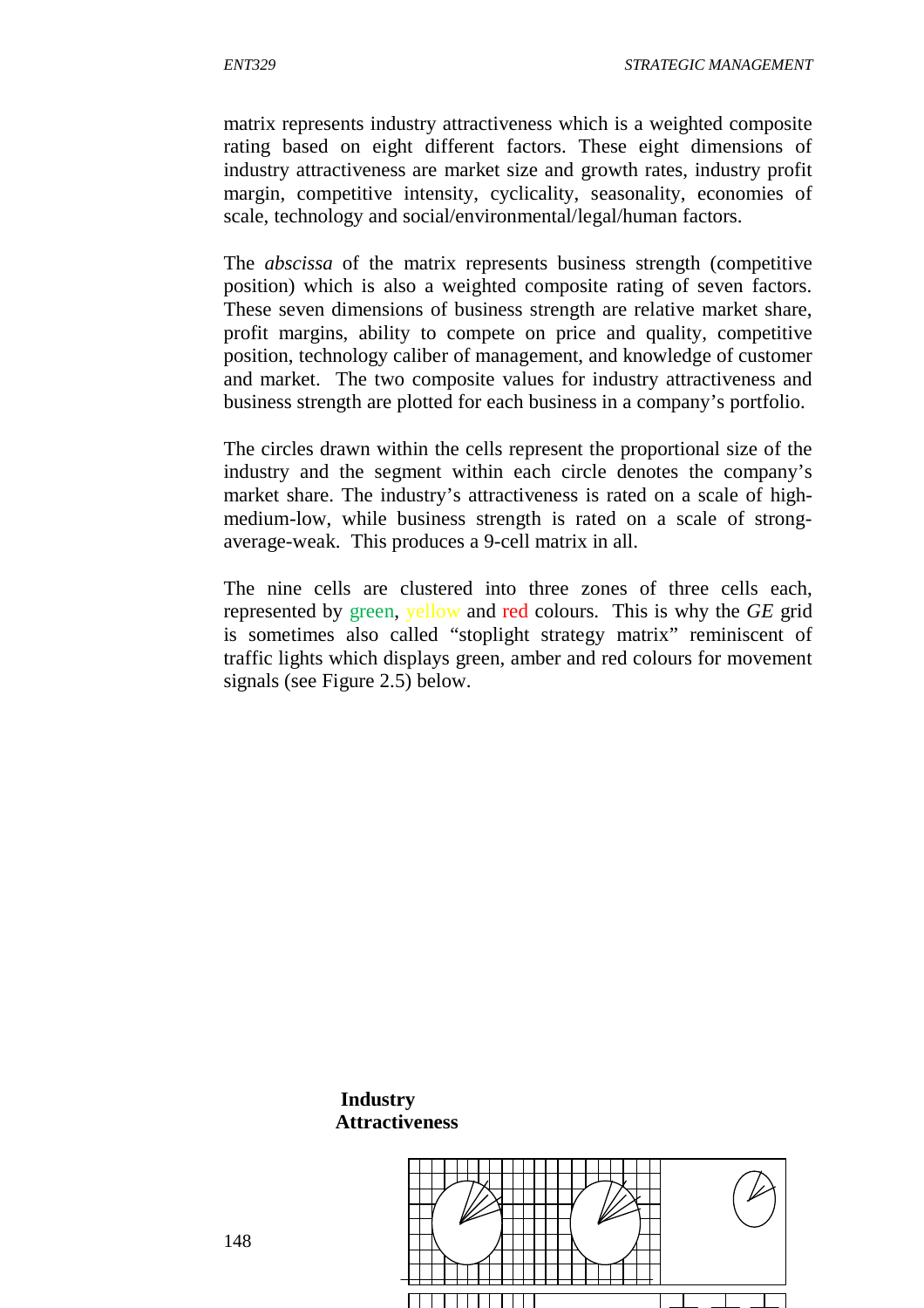matrix represents industry attractiveness which is a weighted composite rating based on eight different factors. These eight dimensions of industry attractiveness are market size and growth rates, industry profit margin, competitive intensity, cyclicality, seasonality, economies of scale, technology and social/environmental/legal/human factors.

The *abscissa* of the matrix represents business strength (competitive position) which is also a weighted composite rating of seven factors. These seven dimensions of business strength are relative market share, profit margins, ability to compete on price and quality, competitive position, technology caliber of management, and knowledge of customer and market. The two composite values for industry attractiveness and business strength are plotted for each business in a company's portfolio.

The circles drawn within the cells represent the proportional size of the industry and the segment within each circle denotes the company's market share. The industry's attractiveness is rated on a scale of high-medium-low, while business strength is rated on a scale of strong-average-weak. This produces a 9-cell matrix in all.

The nine cells are clustered into three zones of three cells each, represented by green, yellow and red colours. This is why the *GE* grid is sometimes also called "stoplight strategy matrix" reminiscent of traffic lights which displays green, amber and red colours for movement signals (see Figure 2.5) below.

**Industry Attractiveness**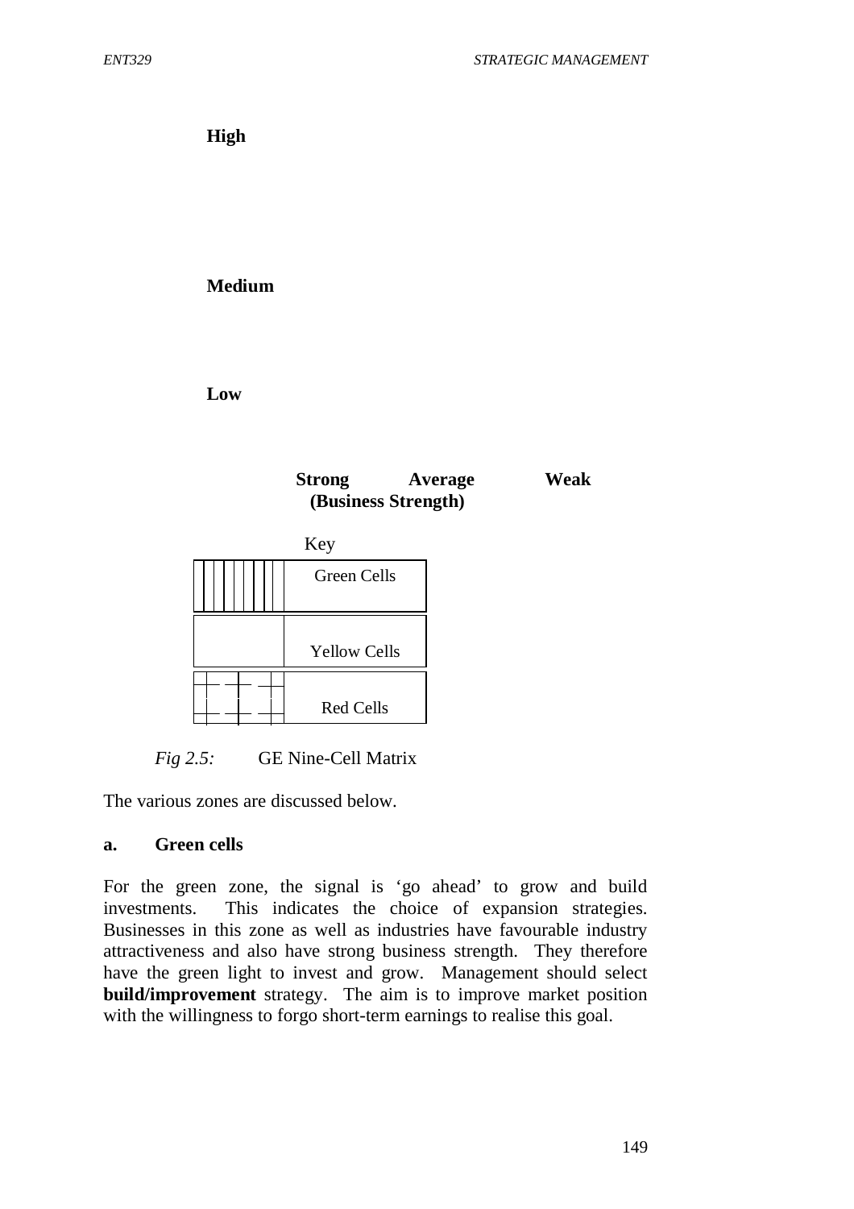**High**

**Medium**

**Low**

**Strong Average Weak**
**(Business Strength)**

Key

| | |
|---|---|
| (vertical lines) | Green Cells |
| | Yellow Cells |
| (grid pattern) | Red Cells |

*Fig 2.5:* GE Nine-Cell Matrix

The various zones are discussed below.

### a. Green cells

For the green zone, the signal is 'go ahead' to grow and build investments. This indicates the choice of expansion strategies. Businesses in this zone as well as industries have favourable industry attractiveness and also have strong business strength. They therefore have the green light to invest and grow. Management should select **build/improvement** strategy. The aim is to improve market position with the willingness to forgo short-term earnings to realise this goal.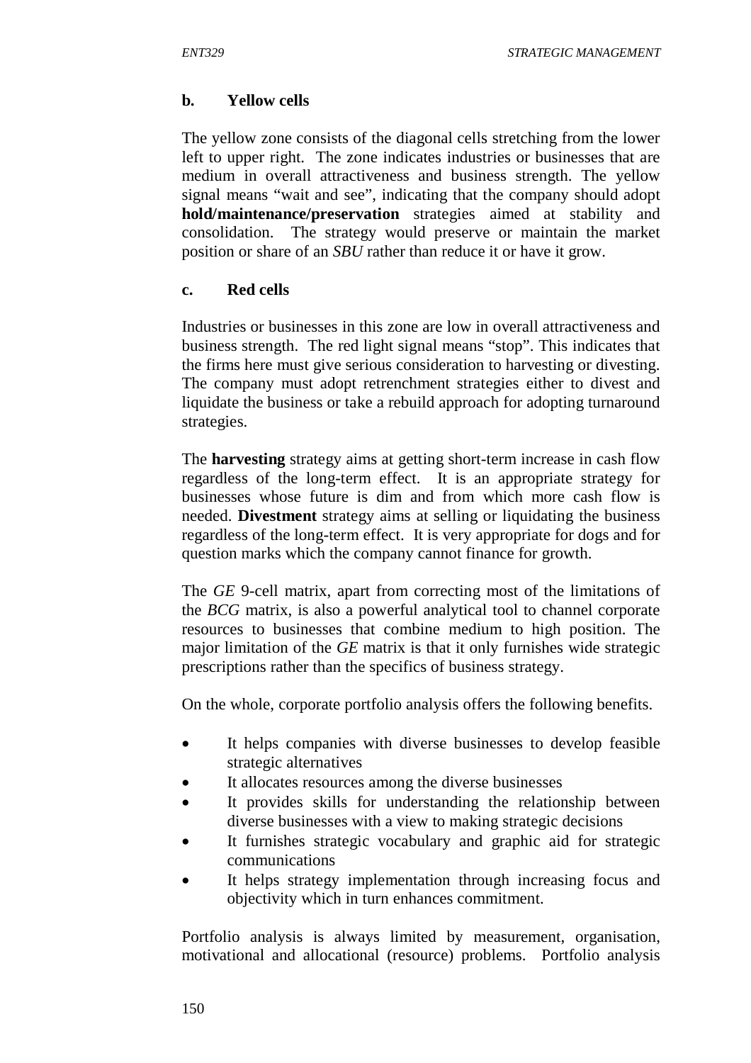**b. Yellow cells**

The yellow zone consists of the diagonal cells stretching from the lower left to upper right. The zone indicates industries or businesses that are medium in overall attractiveness and business strength. The yellow signal means "wait and see", indicating that the company should adopt **hold/maintenance/preservation** strategies aimed at stability and consolidation. The strategy would preserve or maintain the market position or share of an *SBU* rather than reduce it or have it grow.

**c. Red cells**

Industries or businesses in this zone are low in overall attractiveness and business strength. The red light signal means "stop". This indicates that the firms here must give serious consideration to harvesting or divesting. The company must adopt retrenchment strategies either to divest and liquidate the business or take a rebuild approach for adopting turnaround strategies.

The **harvesting** strategy aims at getting short-term increase in cash flow regardless of the long-term effect. It is an appropriate strategy for businesses whose future is dim and from which more cash flow is needed. **Divestment** strategy aims at selling or liquidating the business regardless of the long-term effect. It is very appropriate for dogs and for question marks which the company cannot finance for growth.

The *GE* 9-cell matrix, apart from correcting most of the limitations of the *BCG* matrix, is also a powerful analytical tool to channel corporate resources to businesses that combine medium to high position. The major limitation of the *GE* matrix is that it only furnishes wide strategic prescriptions rather than the specifics of business strategy.

On the whole, corporate portfolio analysis offers the following benefits.

- It helps companies with diverse businesses to develop feasible strategic alternatives
- It allocates resources among the diverse businesses
- It provides skills for understanding the relationship between diverse businesses with a view to making strategic decisions
- It furnishes strategic vocabulary and graphic aid for strategic communications
- It helps strategy implementation through increasing focus and objectivity which in turn enhances commitment.

Portfolio analysis is always limited by measurement, organisation, motivational and allocational (resource) problems. Portfolio analysis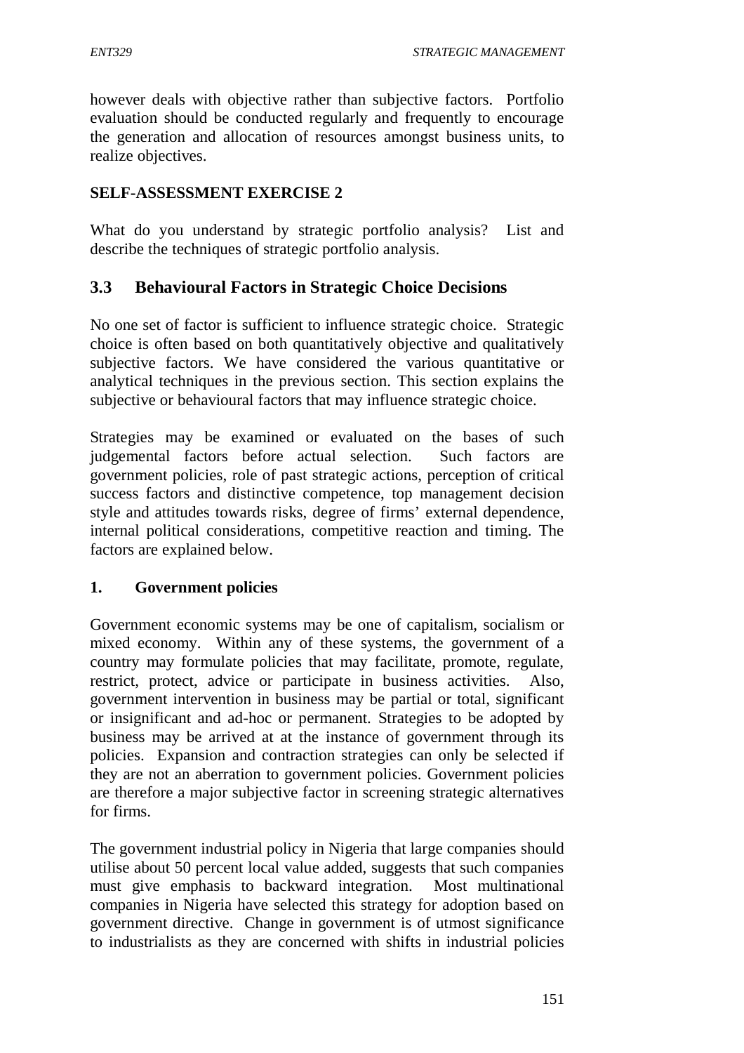however deals with objective rather than subjective factors. Portfolio evaluation should be conducted regularly and frequently to encourage the generation and allocation of resources amongst business units, to realize objectives.

**SELF-ASSESSMENT EXERCISE 2**

What do you understand by strategic portfolio analysis? List and describe the techniques of strategic portfolio analysis.

## 3.3 Behavioural Factors in Strategic Choice Decisions

No one set of factor is sufficient to influence strategic choice. Strategic choice is often based on both quantitatively objective and qualitatively subjective factors. We have considered the various quantitative or analytical techniques in the previous section. This section explains the subjective or behavioural factors that may influence strategic choice.

Strategies may be examined or evaluated on the bases of such judgemental factors before actual selection. Such factors are government policies, role of past strategic actions, perception of critical success factors and distinctive competence, top management decision style and attitudes towards risks, degree of firms' external dependence, internal political considerations, competitive reaction and timing. The factors are explained below.

**1. Government policies**

Government economic systems may be one of capitalism, socialism or mixed economy. Within any of these systems, the government of a country may formulate policies that may facilitate, promote, regulate, restrict, protect, advice or participate in business activities. Also, government intervention in business may be partial or total, significant or insignificant and ad-hoc or permanent. Strategies to be adopted by business may be arrived at at the instance of government through its policies. Expansion and contraction strategies can only be selected if they are not an aberration to government policies. Government policies are therefore a major subjective factor in screening strategic alternatives for firms.

The government industrial policy in Nigeria that large companies should utilise about 50 percent local value added, suggests that such companies must give emphasis to backward integration. Most multinational companies in Nigeria have selected this strategy for adoption based on government directive. Change in government is of utmost significance to industrialists as they are concerned with shifts in industrial policies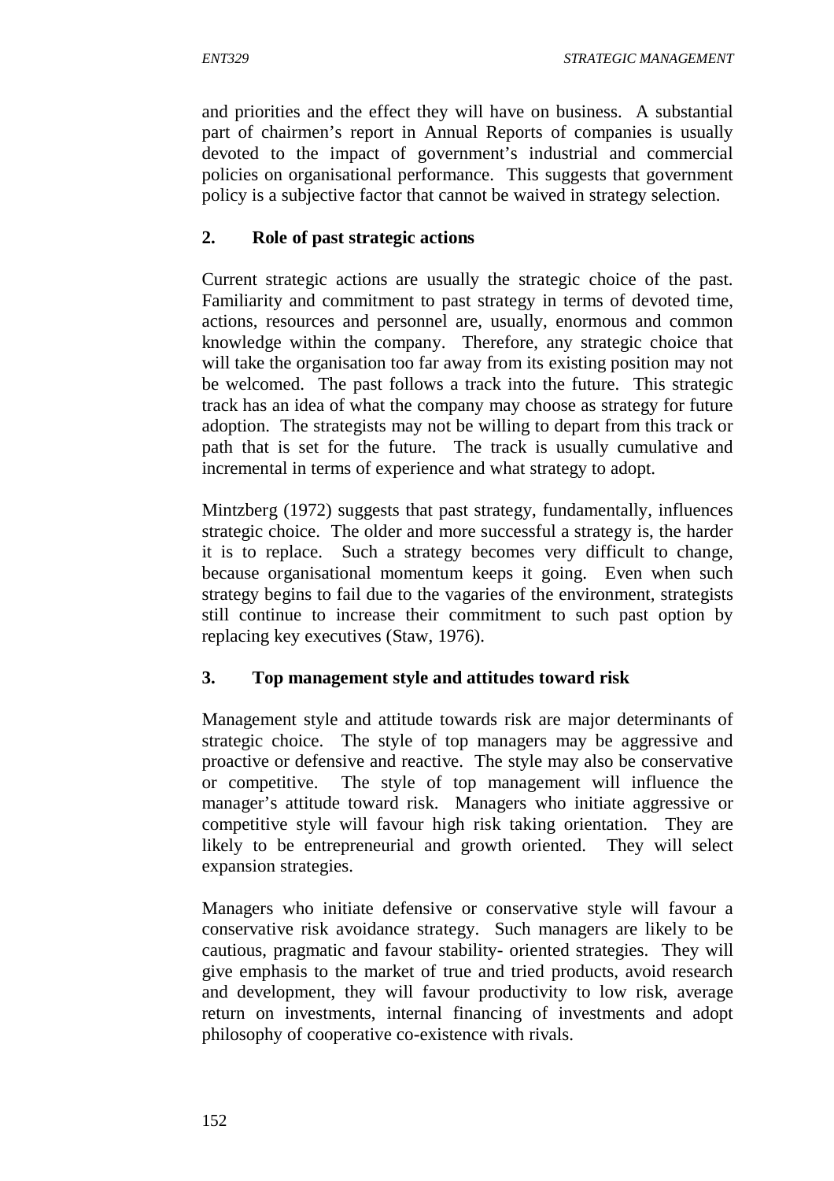and priorities and the effect they will have on business. A substantial part of chairmen's report in Annual Reports of companies is usually devoted to the impact of government's industrial and commercial policies on organisational performance. This suggests that government policy is a subjective factor that cannot be waived in strategy selection.

### 2. Role of past strategic actions

Current strategic actions are usually the strategic choice of the past. Familiarity and commitment to past strategy in terms of devoted time, actions, resources and personnel are, usually, enormous and common knowledge within the company. Therefore, any strategic choice that will take the organisation too far away from its existing position may not be welcomed. The past follows a track into the future. This strategic track has an idea of what the company may choose as strategy for future adoption. The strategists may not be willing to depart from this track or path that is set for the future. The track is usually cumulative and incremental in terms of experience and what strategy to adopt.

Mintzberg (1972) suggests that past strategy, fundamentally, influences strategic choice. The older and more successful a strategy is, the harder it is to replace. Such a strategy becomes very difficult to change, because organisational momentum keeps it going. Even when such strategy begins to fail due to the vagaries of the environment, strategists still continue to increase their commitment to such past option by replacing key executives (Staw, 1976).

### 3. Top management style and attitudes toward risk

Management style and attitude towards risk are major determinants of strategic choice. The style of top managers may be aggressive and proactive or defensive and reactive. The style may also be conservative or competitive. The style of top management will influence the manager's attitude toward risk. Managers who initiate aggressive or competitive style will favour high risk taking orientation. They are likely to be entrepreneurial and growth oriented. They will select expansion strategies.

Managers who initiate defensive or conservative style will favour a conservative risk avoidance strategy. Such managers are likely to be cautious, pragmatic and favour stability- oriented strategies. They will give emphasis to the market of true and tried products, avoid research and development, they will favour productivity to low risk, average return on investments, internal financing of investments and adopt philosophy of cooperative co-existence with rivals.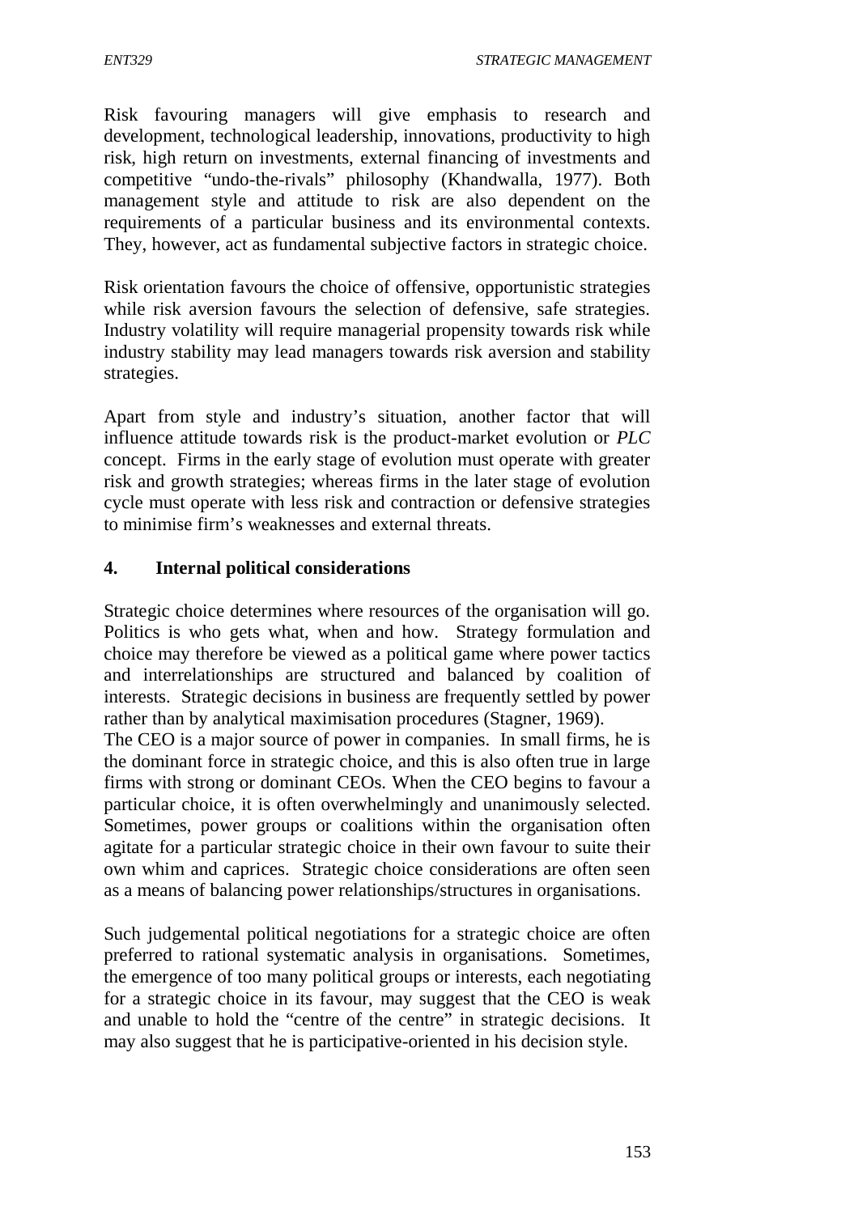Risk favouring managers will give emphasis to research and development, technological leadership, innovations, productivity to high risk, high return on investments, external financing of investments and competitive "undo-the-rivals" philosophy (Khandwalla, 1977). Both management style and attitude to risk are also dependent on the requirements of a particular business and its environmental contexts. They, however, act as fundamental subjective factors in strategic choice.

Risk orientation favours the choice of offensive, opportunistic strategies while risk aversion favours the selection of defensive, safe strategies. Industry volatility will require managerial propensity towards risk while industry stability may lead managers towards risk aversion and stability strategies.

Apart from style and industry's situation, another factor that will influence attitude towards risk is the product-market evolution or *PLC* concept. Firms in the early stage of evolution must operate with greater risk and growth strategies; whereas firms in the later stage of evolution cycle must operate with less risk and contraction or defensive strategies to minimise firm's weaknesses and external threats.

**4. Internal political considerations**

Strategic choice determines where resources of the organisation will go. Politics is who gets what, when and how. Strategy formulation and choice may therefore be viewed as a political game where power tactics and interrelationships are structured and balanced by coalition of interests. Strategic decisions in business are frequently settled by power rather than by analytical maximisation procedures (Stagner, 1969).

The CEO is a major source of power in companies. In small firms, he is the dominant force in strategic choice, and this is also often true in large firms with strong or dominant CEOs. When the CEO begins to favour a particular choice, it is often overwhelmingly and unanimously selected. Sometimes, power groups or coalitions within the organisation often agitate for a particular strategic choice in their own favour to suite their own whim and caprices. Strategic choice considerations are often seen as a means of balancing power relationships/structures in organisations.

Such judgemental political negotiations for a strategic choice are often preferred to rational systematic analysis in organisations. Sometimes, the emergence of too many political groups or interests, each negotiating for a strategic choice in its favour, may suggest that the CEO is weak and unable to hold the "centre of the centre" in strategic decisions. It may also suggest that he is participative-oriented in his decision style.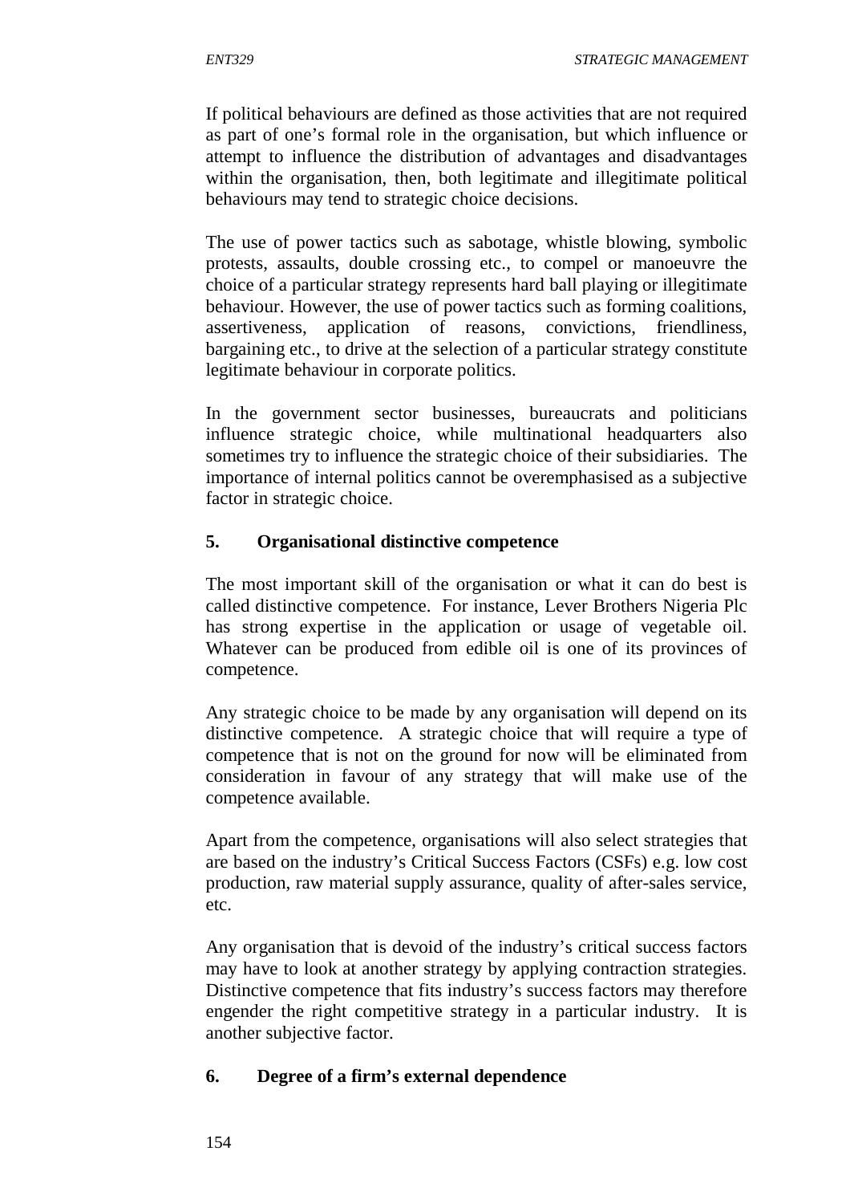If political behaviours are defined as those activities that are not required as part of one's formal role in the organisation, but which influence or attempt to influence the distribution of advantages and disadvantages within the organisation, then, both legitimate and illegitimate political behaviours may tend to strategic choice decisions.

The use of power tactics such as sabotage, whistle blowing, symbolic protests, assaults, double crossing etc., to compel or manoeuvre the choice of a particular strategy represents hard ball playing or illegitimate behaviour. However, the use of power tactics such as forming coalitions, assertiveness, application of reasons, convictions, friendliness, bargaining etc., to drive at the selection of a particular strategy constitute legitimate behaviour in corporate politics.

In the government sector businesses, bureaucrats and politicians influence strategic choice, while multinational headquarters also sometimes try to influence the strategic choice of their subsidiaries. The importance of internal politics cannot be overemphasised as a subjective factor in strategic choice.

**5. Organisational distinctive competence**

The most important skill of the organisation or what it can do best is called distinctive competence. For instance, Lever Brothers Nigeria Plc has strong expertise in the application or usage of vegetable oil. Whatever can be produced from edible oil is one of its provinces of competence.

Any strategic choice to be made by any organisation will depend on its distinctive competence. A strategic choice that will require a type of competence that is not on the ground for now will be eliminated from consideration in favour of any strategy that will make use of the competence available.

Apart from the competence, organisations will also select strategies that are based on the industry's Critical Success Factors (CSFs) e.g. low cost production, raw material supply assurance, quality of after-sales service, etc.

Any organisation that is devoid of the industry's critical success factors may have to look at another strategy by applying contraction strategies. Distinctive competence that fits industry's success factors may therefore engender the right competitive strategy in a particular industry. It is another subjective factor.

**6. Degree of a firm's external dependence**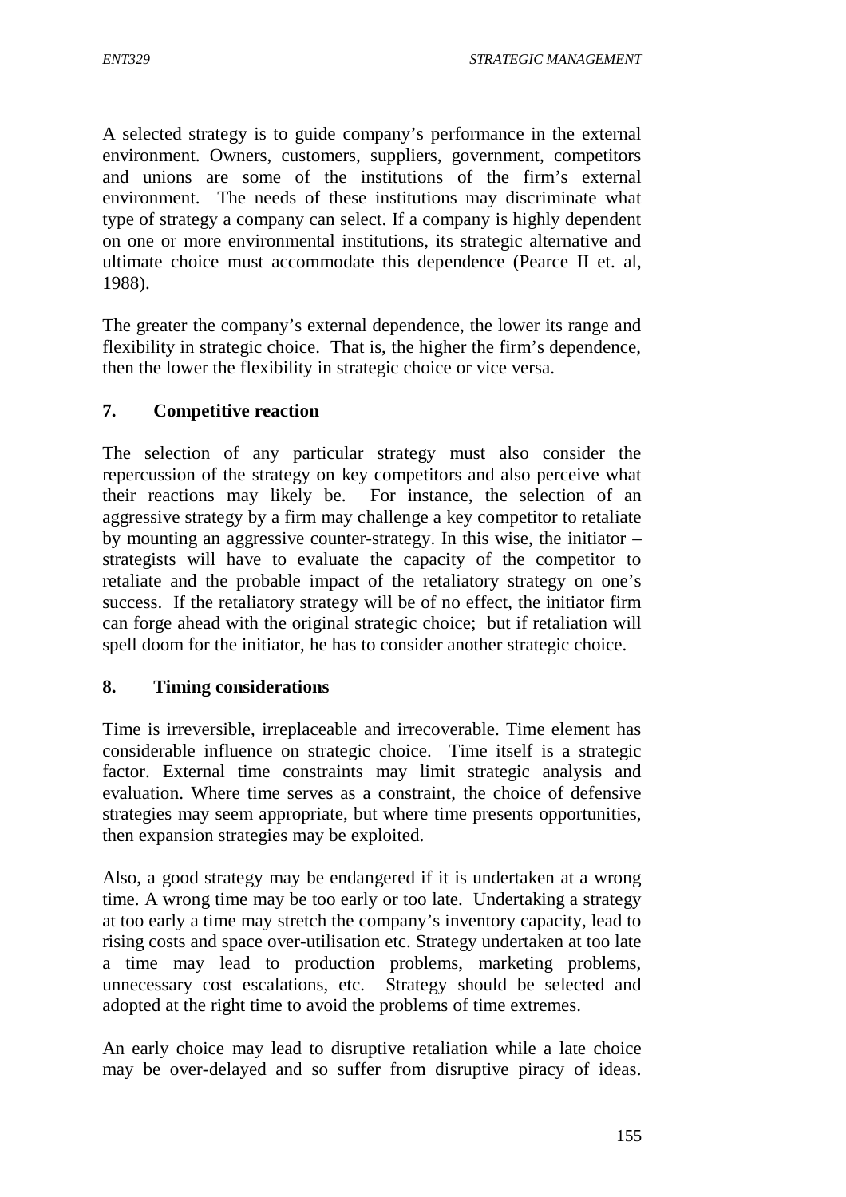A selected strategy is to guide company's performance in the external environment. Owners, customers, suppliers, government, competitors and unions are some of the institutions of the firm's external environment. The needs of these institutions may discriminate what type of strategy a company can select. If a company is highly dependent on one or more environmental institutions, its strategic alternative and ultimate choice must accommodate this dependence (Pearce II et. al, 1988).

The greater the company's external dependence, the lower its range and flexibility in strategic choice. That is, the higher the firm's dependence, then the lower the flexibility in strategic choice or vice versa.

### 7. Competitive reaction

The selection of any particular strategy must also consider the repercussion of the strategy on key competitors and also perceive what their reactions may likely be. For instance, the selection of an aggressive strategy by a firm may challenge a key competitor to retaliate by mounting an aggressive counter-strategy. In this wise, the initiator – strategists will have to evaluate the capacity of the competitor to retaliate and the probable impact of the retaliatory strategy on one's success. If the retaliatory strategy will be of no effect, the initiator firm can forge ahead with the original strategic choice; but if retaliation will spell doom for the initiator, he has to consider another strategic choice.

### 8. Timing considerations

Time is irreversible, irreplaceable and irrecoverable. Time element has considerable influence on strategic choice. Time itself is a strategic factor. External time constraints may limit strategic analysis and evaluation. Where time serves as a constraint, the choice of defensive strategies may seem appropriate, but where time presents opportunities, then expansion strategies may be exploited.

Also, a good strategy may be endangered if it is undertaken at a wrong time. A wrong time may be too early or too late. Undertaking a strategy at too early a time may stretch the company's inventory capacity, lead to rising costs and space over-utilisation etc. Strategy undertaken at too late a time may lead to production problems, marketing problems, unnecessary cost escalations, etc. Strategy should be selected and adopted at the right time to avoid the problems of time extremes.

An early choice may lead to disruptive retaliation while a late choice may be over-delayed and so suffer from disruptive piracy of ideas.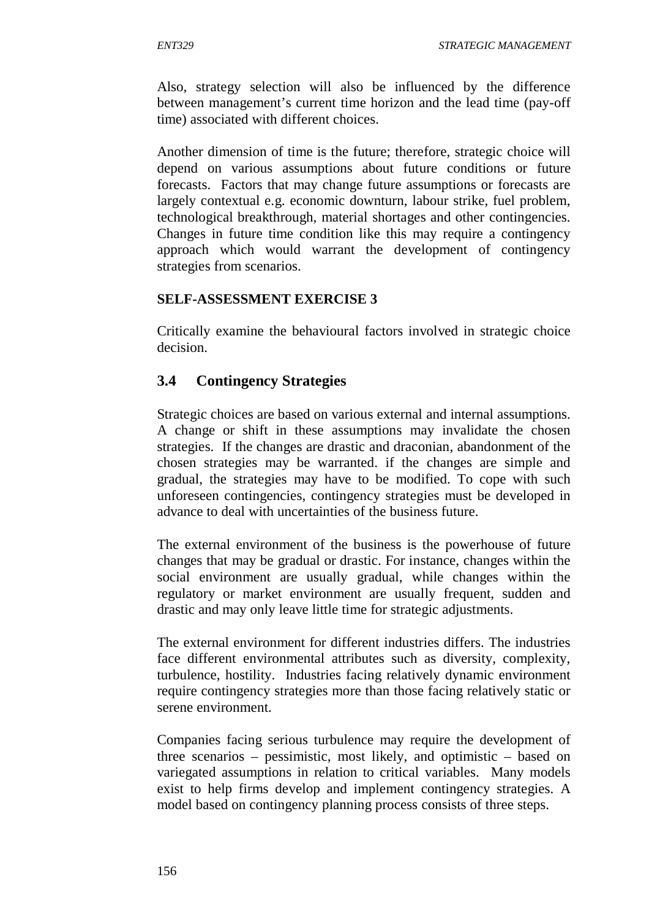Also, strategy selection will also be influenced by the difference between management's current time horizon and the lead time (pay-off time) associated with different choices.

Another dimension of time is the future; therefore, strategic choice will depend on various assumptions about future conditions or future forecasts. Factors that may change future assumptions or forecasts are largely contextual e.g. economic downturn, labour strike, fuel problem, technological breakthrough, material shortages and other contingencies. Changes in future time condition like this may require a contingency approach which would warrant the development of contingency strategies from scenarios.

**SELF-ASSESSMENT EXERCISE 3**

Critically examine the behavioural factors involved in strategic choice decision.

## 3.4 Contingency Strategies

Strategic choices are based on various external and internal assumptions. A change or shift in these assumptions may invalidate the chosen strategies. If the changes are drastic and draconian, abandonment of the chosen strategies may be warranted. if the changes are simple and gradual, the strategies may have to be modified. To cope with such unforeseen contingencies, contingency strategies must be developed in advance to deal with uncertainties of the business future.

The external environment of the business is the powerhouse of future changes that may be gradual or drastic. For instance, changes within the social environment are usually gradual, while changes within the regulatory or market environment are usually frequent, sudden and drastic and may only leave little time for strategic adjustments.

The external environment for different industries differs. The industries face different environmental attributes such as diversity, complexity, turbulence, hostility. Industries facing relatively dynamic environment require contingency strategies more than those facing relatively static or serene environment.

Companies facing serious turbulence may require the development of three scenarios – pessimistic, most likely, and optimistic – based on variegated assumptions in relation to critical variables. Many models exist to help firms develop and implement contingency strategies. A model based on contingency planning process consists of three steps.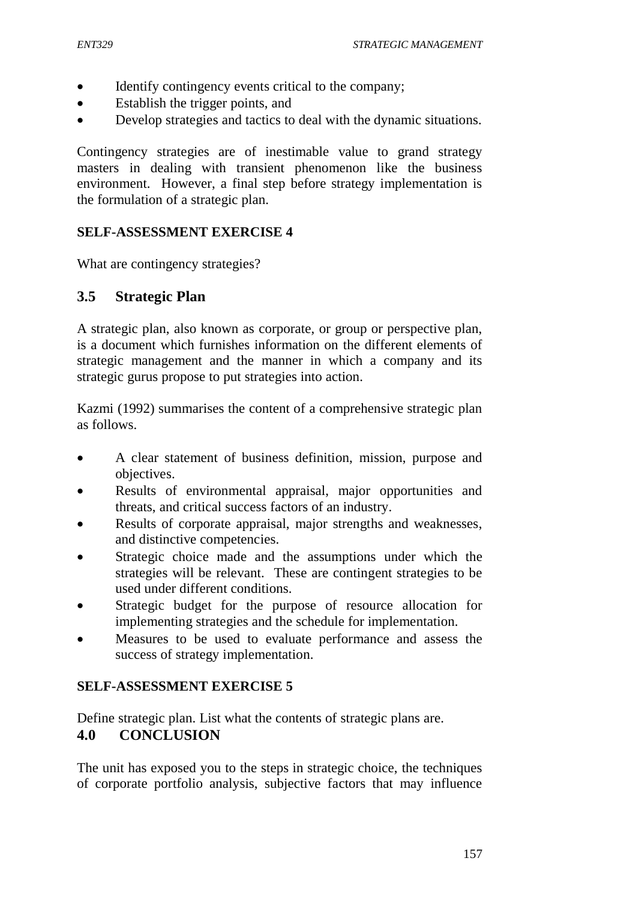- Identify contingency events critical to the company;
- Establish the trigger points, and
- Develop strategies and tactics to deal with the dynamic situations.

Contingency strategies are of inestimable value to grand strategy masters in dealing with transient phenomenon like the business environment. However, a final step before strategy implementation is the formulation of a strategic plan.

**SELF-ASSESSMENT EXERCISE 4**

What are contingency strategies?

## 3.5 Strategic Plan

A strategic plan, also known as corporate, or group or perspective plan, is a document which furnishes information on the different elements of strategic management and the manner in which a company and its strategic gurus propose to put strategies into action.

Kazmi (1992) summarises the content of a comprehensive strategic plan as follows.

- A clear statement of business definition, mission, purpose and objectives.
- Results of environmental appraisal, major opportunities and threats, and critical success factors of an industry.
- Results of corporate appraisal, major strengths and weaknesses, and distinctive competencies.
- Strategic choice made and the assumptions under which the strategies will be relevant. These are contingent strategies to be used under different conditions.
- Strategic budget for the purpose of resource allocation for implementing strategies and the schedule for implementation.
- Measures to be used to evaluate performance and assess the success of strategy implementation.

**SELF-ASSESSMENT EXERCISE 5**

Define strategic plan. List what the contents of strategic plans are.

# 4.0 CONCLUSION

The unit has exposed you to the steps in strategic choice, the techniques of corporate portfolio analysis, subjective factors that may influence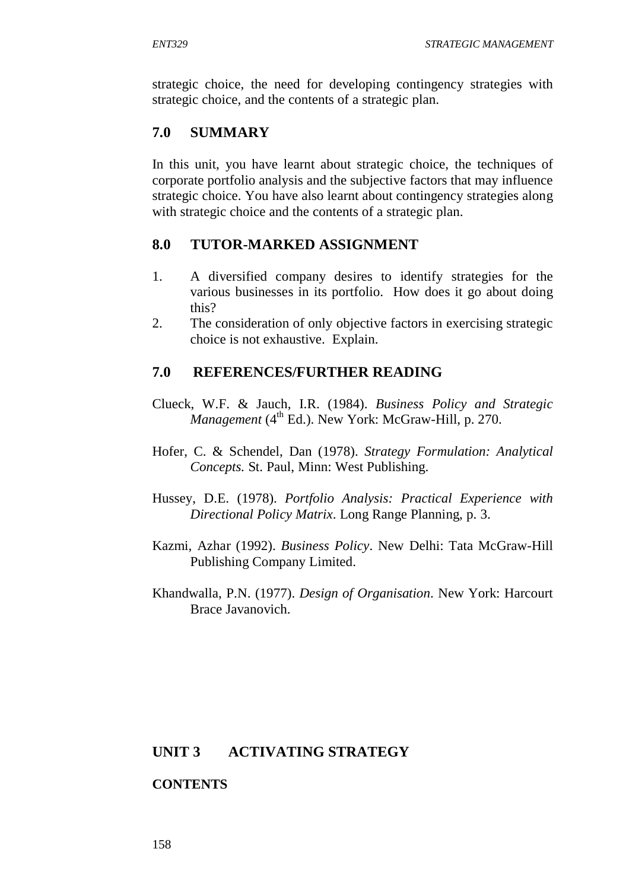strategic choice, the need for developing contingency strategies with strategic choice, and the contents of a strategic plan.

## 7.0 SUMMARY

In this unit, you have learnt about strategic choice, the techniques of corporate portfolio analysis and the subjective factors that may influence strategic choice. You have also learnt about contingency strategies along with strategic choice and the contents of a strategic plan.

## 8.0 TUTOR-MARKED ASSIGNMENT

1. A diversified company desires to identify strategies for the various businesses in its portfolio. How does it go about doing this?
2. The consideration of only objective factors in exercising strategic choice is not exhaustive. Explain.

## 7.0 REFERENCES/FURTHER READING

Clueck, W.F. & Jauch, I.R. (1984). *Business Policy and Strategic Management* (4th Ed.). New York: McGraw-Hill, p. 270.

Hofer, C. & Schendel, Dan (1978). *Strategy Formulation: Analytical Concepts.* St. Paul, Minn: West Publishing.

Hussey, D.E. (1978). *Portfolio Analysis: Practical Experience with Directional Policy Matrix*. Long Range Planning, p. 3.

Kazmi, Azhar (1992). *Business Policy*. New Delhi: Tata McGraw-Hill Publishing Company Limited.

Khandwalla, P.N. (1977). *Design of Organisation*. New York: Harcourt Brace Javanovich.

# UNIT 3 ACTIVATING STRATEGY

**CONTENTS**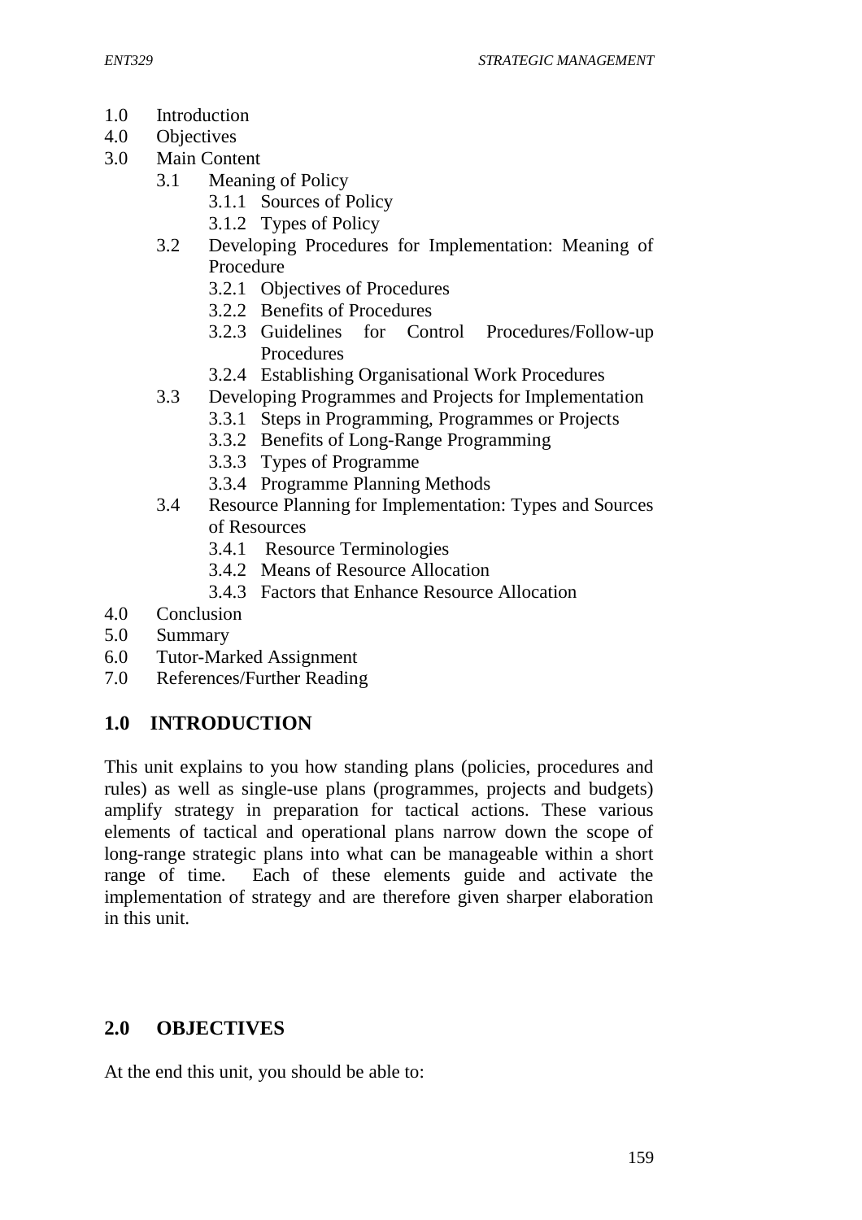1.0 Introduction
4.0 Objectives
3.0 Main Content
    3.1 Meaning of Policy
        3.1.1 Sources of Policy
        3.1.2 Types of Policy
    3.2 Developing Procedures for Implementation: Meaning of Procedure
        3.2.1 Objectives of Procedures
        3.2.2 Benefits of Procedures
        3.2.3 Guidelines for Control Procedures/Follow-up Procedures
        3.2.4 Establishing Organisational Work Procedures
    3.3 Developing Programmes and Projects for Implementation
        3.3.1 Steps in Programming, Programmes or Projects
        3.3.2 Benefits of Long-Range Programming
        3.3.3 Types of Programme
        3.3.4 Programme Planning Methods
    3.4 Resource Planning for Implementation: Types and Sources of Resources
        3.4.1 Resource Terminologies
        3.4.2 Means of Resource Allocation
        3.4.3 Factors that Enhance Resource Allocation
4.0 Conclusion
5.0 Summary
6.0 Tutor-Marked Assignment
7.0 References/Further Reading

## 1.0 INTRODUCTION

This unit explains to you how standing plans (policies, procedures and rules) as well as single-use plans (programmes, projects and budgets) amplify strategy in preparation for tactical actions. These various elements of tactical and operational plans narrow down the scope of long-range strategic plans into what can be manageable within a short range of time. Each of these elements guide and activate the implementation of strategy and are therefore given sharper elaboration in this unit.

## 2.0 OBJECTIVES

At the end this unit, you should be able to: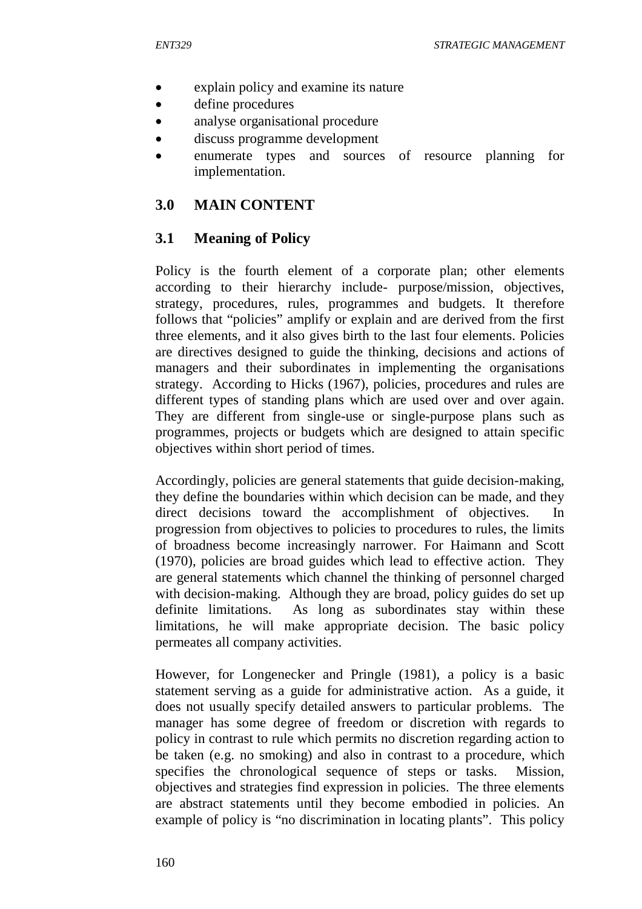- explain policy and examine its nature
- define procedures
- analyse organisational procedure
- discuss programme development
- enumerate types and sources of resource planning for implementation.

## 3.0 MAIN CONTENT

### 3.1 Meaning of Policy

Policy is the fourth element of a corporate plan; other elements according to their hierarchy include- purpose/mission, objectives, strategy, procedures, rules, programmes and budgets. It therefore follows that "policies" amplify or explain and are derived from the first three elements, and it also gives birth to the last four elements. Policies are directives designed to guide the thinking, decisions and actions of managers and their subordinates in implementing the organisations strategy. According to Hicks (1967), policies, procedures and rules are different types of standing plans which are used over and over again. They are different from single-use or single-purpose plans such as programmes, projects or budgets which are designed to attain specific objectives within short period of times.

Accordingly, policies are general statements that guide decision-making, they define the boundaries within which decision can be made, and they direct decisions toward the accomplishment of objectives. In progression from objectives to policies to procedures to rules, the limits of broadness become increasingly narrower. For Haimann and Scott (1970), policies are broad guides which lead to effective action. They are general statements which channel the thinking of personnel charged with decision-making. Although they are broad, policy guides do set up definite limitations. As long as subordinates stay within these limitations, he will make appropriate decision. The basic policy permeates all company activities.

However, for Longenecker and Pringle (1981), a policy is a basic statement serving as a guide for administrative action. As a guide, it does not usually specify detailed answers to particular problems. The manager has some degree of freedom or discretion with regards to policy in contrast to rule which permits no discretion regarding action to be taken (e.g. no smoking) and also in contrast to a procedure, which specifies the chronological sequence of steps or tasks. Mission, objectives and strategies find expression in policies. The three elements are abstract statements until they become embodied in policies. An example of policy is "no discrimination in locating plants". This policy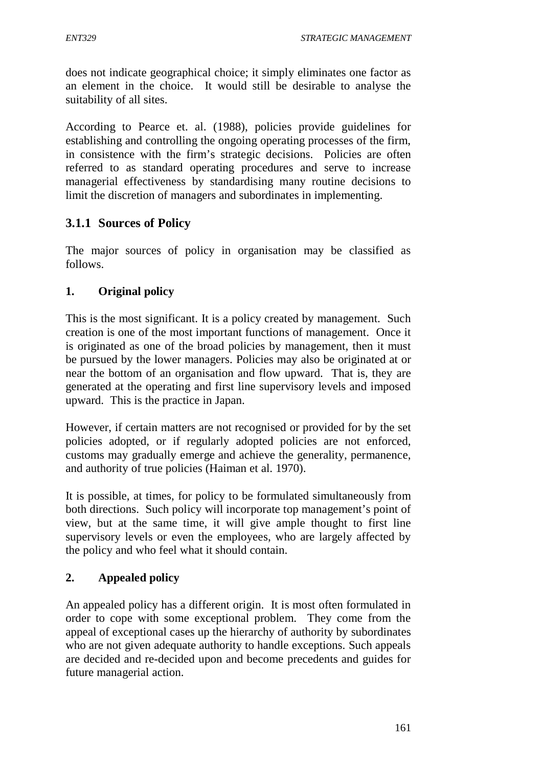does not indicate geographical choice; it simply eliminates one factor as an element in the choice. It would still be desirable to analyse the suitability of all sites.

According to Pearce et. al. (1988), policies provide guidelines for establishing and controlling the ongoing operating processes of the firm, in consistence with the firm's strategic decisions. Policies are often referred to as standard operating procedures and serve to increase managerial effectiveness by standardising many routine decisions to limit the discretion of managers and subordinates in implementing.

### 3.1.1 Sources of Policy

The major sources of policy in organisation may be classified as follows.

**1. Original policy**

This is the most significant. It is a policy created by management. Such creation is one of the most important functions of management. Once it is originated as one of the broad policies by management, then it must be pursued by the lower managers. Policies may also be originated at or near the bottom of an organisation and flow upward. That is, they are generated at the operating and first line supervisory levels and imposed upward. This is the practice in Japan.

However, if certain matters are not recognised or provided for by the set policies adopted, or if regularly adopted policies are not enforced, customs may gradually emerge and achieve the generality, permanence, and authority of true policies (Haiman et al. 1970).

It is possible, at times, for policy to be formulated simultaneously from both directions. Such policy will incorporate top management's point of view, but at the same time, it will give ample thought to first line supervisory levels or even the employees, who are largely affected by the policy and who feel what it should contain.

**2. Appealed policy**

An appealed policy has a different origin. It is most often formulated in order to cope with some exceptional problem. They come from the appeal of exceptional cases up the hierarchy of authority by subordinates who are not given adequate authority to handle exceptions. Such appeals are decided and re-decided upon and become precedents and guides for future managerial action.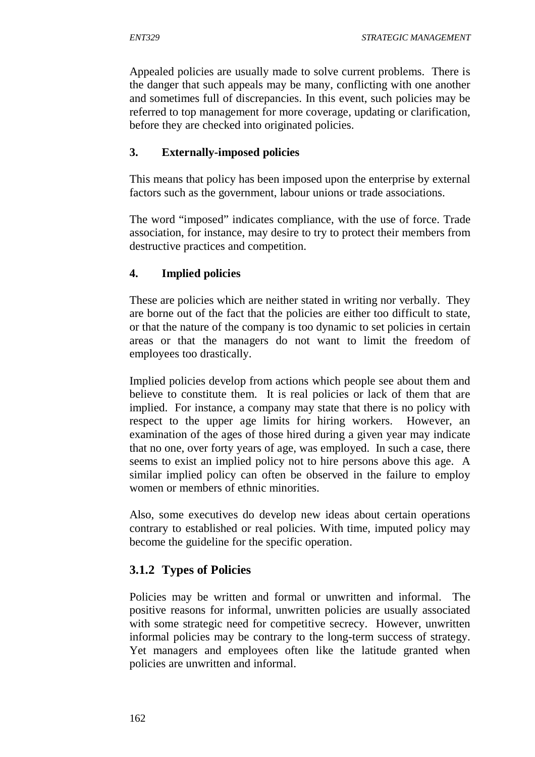Appealed policies are usually made to solve current problems. There is the danger that such appeals may be many, conflicting with one another and sometimes full of discrepancies. In this event, such policies may be referred to top management for more coverage, updating or clarification, before they are checked into originated policies.

**3. Externally-imposed policies**

This means that policy has been imposed upon the enterprise by external factors such as the government, labour unions or trade associations.

The word "imposed" indicates compliance, with the use of force. Trade association, for instance, may desire to try to protect their members from destructive practices and competition.

**4. Implied policies**

These are policies which are neither stated in writing nor verbally. They are borne out of the fact that the policies are either too difficult to state, or that the nature of the company is too dynamic to set policies in certain areas or that the managers do not want to limit the freedom of employees too drastically.

Implied policies develop from actions which people see about them and believe to constitute them. It is real policies or lack of them that are implied. For instance, a company may state that there is no policy with respect to the upper age limits for hiring workers. However, an examination of the ages of those hired during a given year may indicate that no one, over forty years of age, was employed. In such a case, there seems to exist an implied policy not to hire persons above this age. A similar implied policy can often be observed in the failure to employ women or members of ethnic minorities.

Also, some executives do develop new ideas about certain operations contrary to established or real policies. With time, imputed policy may become the guideline for the specific operation.

### 3.1.2 Types of Policies

Policies may be written and formal or unwritten and informal. The positive reasons for informal, unwritten policies are usually associated with some strategic need for competitive secrecy. However, unwritten informal policies may be contrary to the long-term success of strategy. Yet managers and employees often like the latitude granted when policies are unwritten and informal.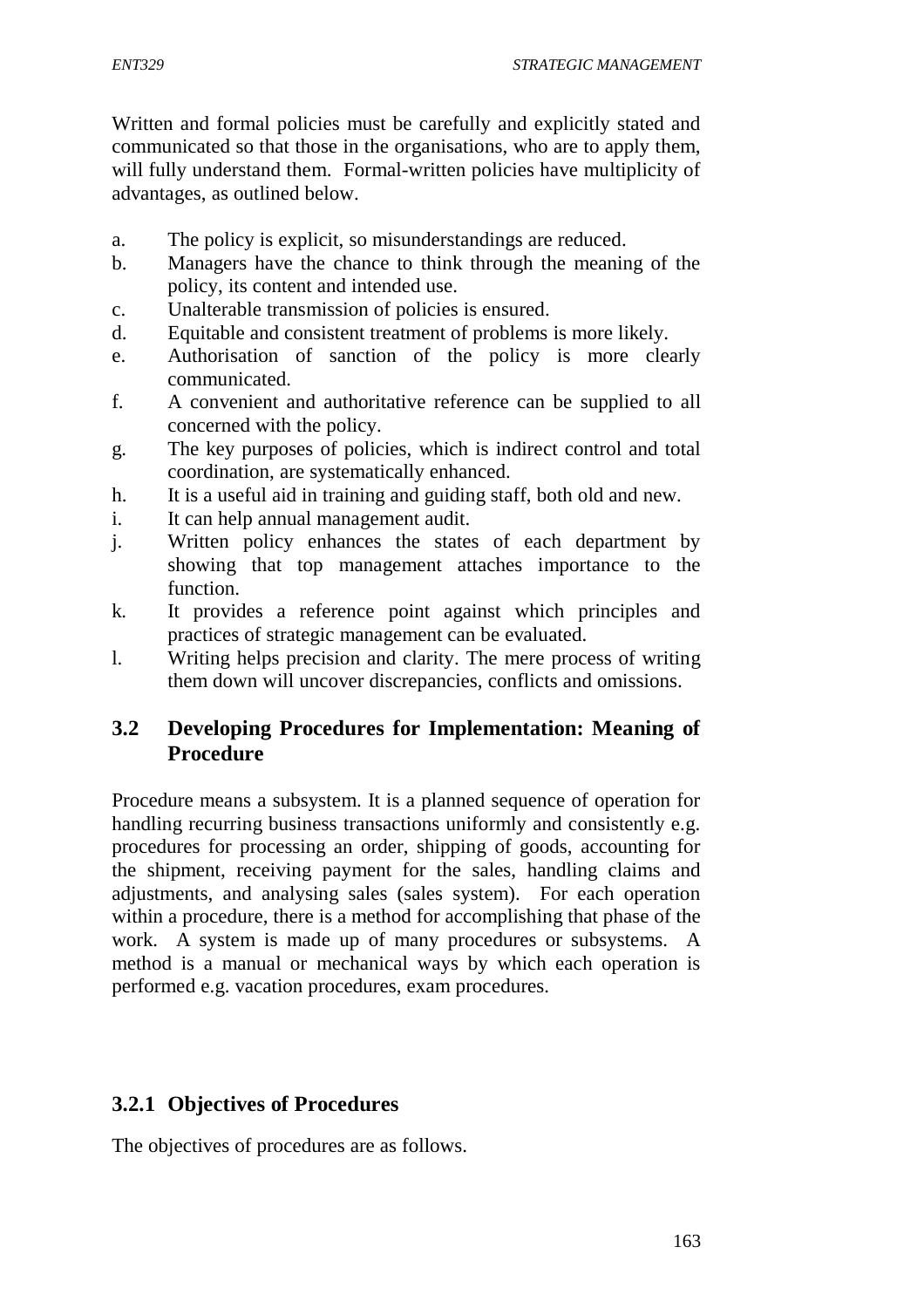Written and formal policies must be carefully and explicitly stated and communicated so that those in the organisations, who are to apply them, will fully understand them. Formal-written policies have multiplicity of advantages, as outlined below.

a. The policy is explicit, so misunderstandings are reduced.
b. Managers have the chance to think through the meaning of the policy, its content and intended use.
c. Unalterable transmission of policies is ensured.
d. Equitable and consistent treatment of problems is more likely.
e. Authorisation of sanction of the policy is more clearly communicated.
f. A convenient and authoritative reference can be supplied to all concerned with the policy.
g. The key purposes of policies, which is indirect control and total coordination, are systematically enhanced.
h. It is a useful aid in training and guiding staff, both old and new.
i. It can help annual management audit.
j. Written policy enhances the states of each department by showing that top management attaches importance to the function.
k. It provides a reference point against which principles and practices of strategic management can be evaluated.
l. Writing helps precision and clarity. The mere process of writing them down will uncover discrepancies, conflicts and omissions.

## 3.2 Developing Procedures for Implementation: Meaning of Procedure

Procedure means a subsystem. It is a planned sequence of operation for handling recurring business transactions uniformly and consistently e.g. procedures for processing an order, shipping of goods, accounting for the shipment, receiving payment for the sales, handling claims and adjustments, and analysing sales (sales system). For each operation within a procedure, there is a method for accomplishing that phase of the work. A system is made up of many procedures or subsystems. A method is a manual or mechanical ways by which each operation is performed e.g. vacation procedures, exam procedures.

### 3.2.1 Objectives of Procedures

The objectives of procedures are as follows.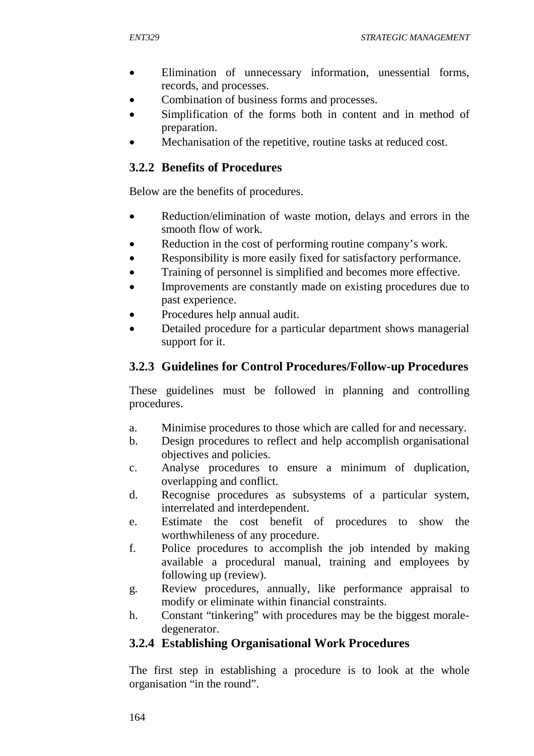- Elimination of unnecessary information, unessential forms, records, and processes.
- Combination of business forms and processes.
- Simplification of the forms both in content and in method of preparation.
- Mechanisation of the repetitive, routine tasks at reduced cost.

### 3.2.2 Benefits of Procedures

Below are the benefits of procedures.

- Reduction/elimination of waste motion, delays and errors in the smooth flow of work.
- Reduction in the cost of performing routine company's work.
- Responsibility is more easily fixed for satisfactory performance.
- Training of personnel is simplified and becomes more effective.
- Improvements are constantly made on existing procedures due to past experience.
- Procedures help annual audit.
- Detailed procedure for a particular department shows managerial support for it.

### 3.2.3 Guidelines for Control Procedures/Follow-up Procedures

These guidelines must be followed in planning and controlling procedures.

a. Minimise procedures to those which are called for and necessary.
b. Design procedures to reflect and help accomplish organisational objectives and policies.
c. Analyse procedures to ensure a minimum of duplication, overlapping and conflict.
d. Recognise procedures as subsystems of a particular system, interrelated and interdependent.
e. Estimate the cost benefit of procedures to show the worthwhileness of any procedure.
f. Police procedures to accomplish the job intended by making available a procedural manual, training and employees by following up (review).
g. Review procedures, annually, like performance appraisal to modify or eliminate within financial constraints.
h. Constant "tinkering" with procedures may be the biggest morale-degenerator.

### 3.2.4 Establishing Organisational Work Procedures

The first step in establishing a procedure is to look at the whole organisation "in the round".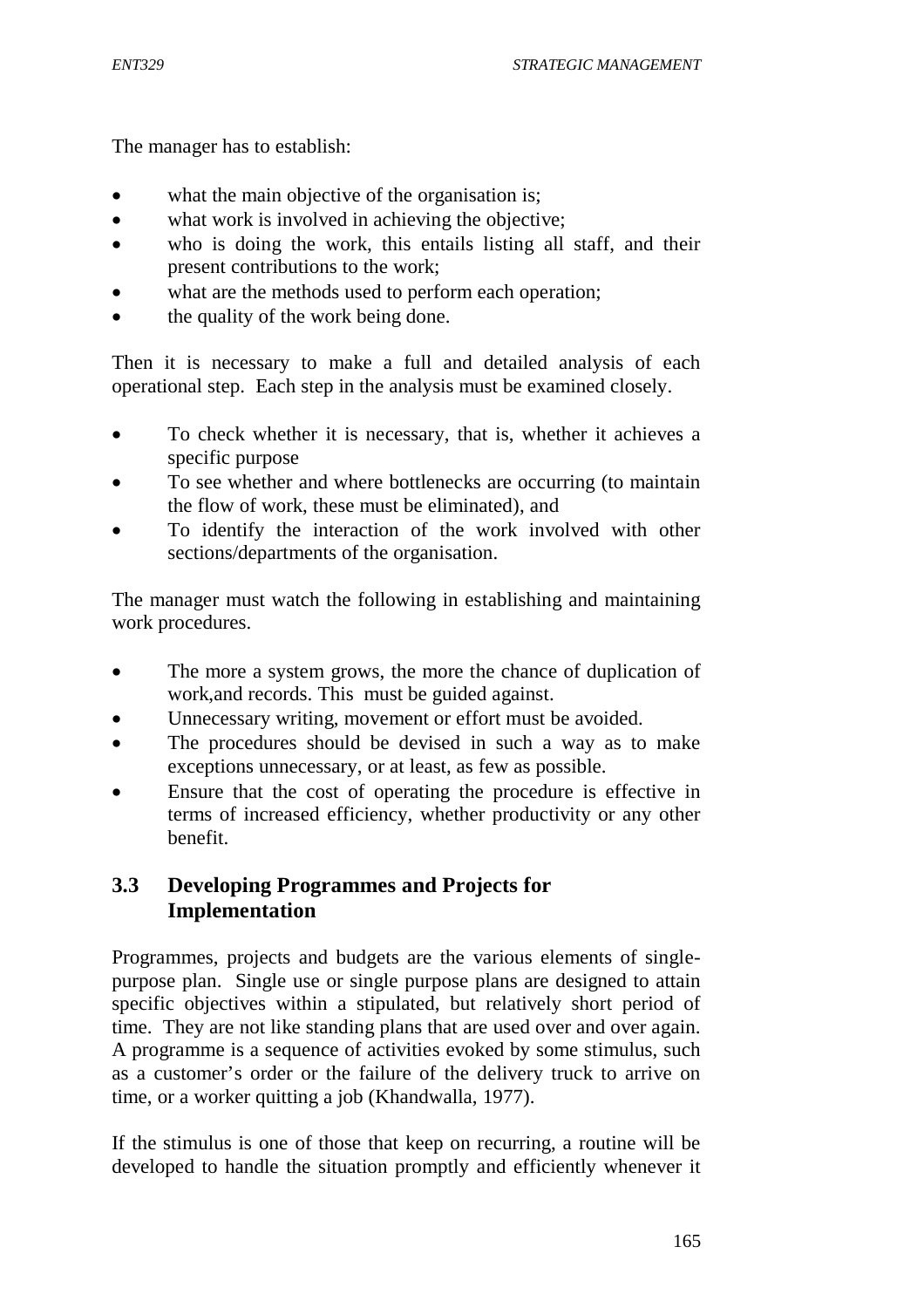The manager has to establish:

- what the main objective of the organisation is;
- what work is involved in achieving the objective;
- who is doing the work, this entails listing all staff, and their present contributions to the work;
- what are the methods used to perform each operation;
- the quality of the work being done.

Then it is necessary to make a full and detailed analysis of each operational step. Each step in the analysis must be examined closely.

- To check whether it is necessary, that is, whether it achieves a specific purpose
- To see whether and where bottlenecks are occurring (to maintain the flow of work, these must be eliminated), and
- To identify the interaction of the work involved with other sections/departments of the organisation.

The manager must watch the following in establishing and maintaining work procedures.

- The more a system grows, the more the chance of duplication of work,and records. This must be guided against.
- Unnecessary writing, movement or effort must be avoided.
- The procedures should be devised in such a way as to make exceptions unnecessary, or at least, as few as possible.
- Ensure that the cost of operating the procedure is effective in terms of increased efficiency, whether productivity or any other benefit.

## 3.3 Developing Programmes and Projects for Implementation

Programmes, projects and budgets are the various elements of single-purpose plan. Single use or single purpose plans are designed to attain specific objectives within a stipulated, but relatively short period of time. They are not like standing plans that are used over and over again. A programme is a sequence of activities evoked by some stimulus, such as a customer's order or the failure of the delivery truck to arrive on time, or a worker quitting a job (Khandwalla, 1977).

If the stimulus is one of those that keep on recurring, a routine will be developed to handle the situation promptly and efficiently whenever it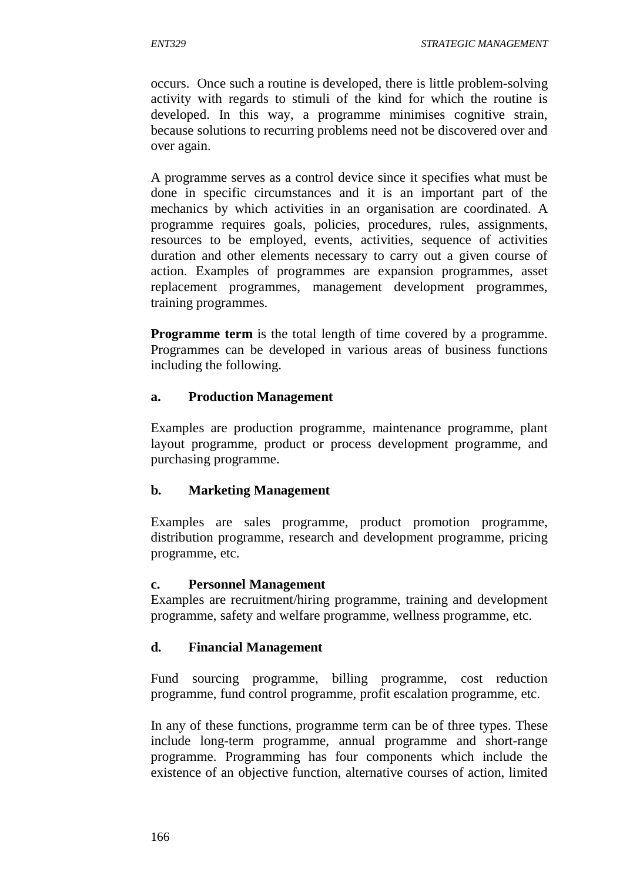occurs. Once such a routine is developed, there is little problem-solving activity with regards to stimuli of the kind for which the routine is developed. In this way, a programme minimises cognitive strain, because solutions to recurring problems need not be discovered over and over again.

A programme serves as a control device since it specifies what must be done in specific circumstances and it is an important part of the mechanics by which activities in an organisation are coordinated. A programme requires goals, policies, procedures, rules, assignments, resources to be employed, events, activities, sequence of activities duration and other elements necessary to carry out a given course of action. Examples of programmes are expansion programmes, asset replacement programmes, management development programmes, training programmes.

**Programme term** is the total length of time covered by a programme. Programmes can be developed in various areas of business functions including the following.

**a. Production Management**

Examples are production programme, maintenance programme, plant layout programme, product or process development programme, and purchasing programme.

**b. Marketing Management**

Examples are sales programme, product promotion programme, distribution programme, research and development programme, pricing programme, etc.

**c. Personnel Management**

Examples are recruitment/hiring programme, training and development programme, safety and welfare programme, wellness programme, etc.

**d. Financial Management**

Fund sourcing programme, billing programme, cost reduction programme, fund control programme, profit escalation programme, etc.

In any of these functions, programme term can be of three types. These include long-term programme, annual programme and short-range programme. Programming has four components which include the existence of an objective function, alternative courses of action, limited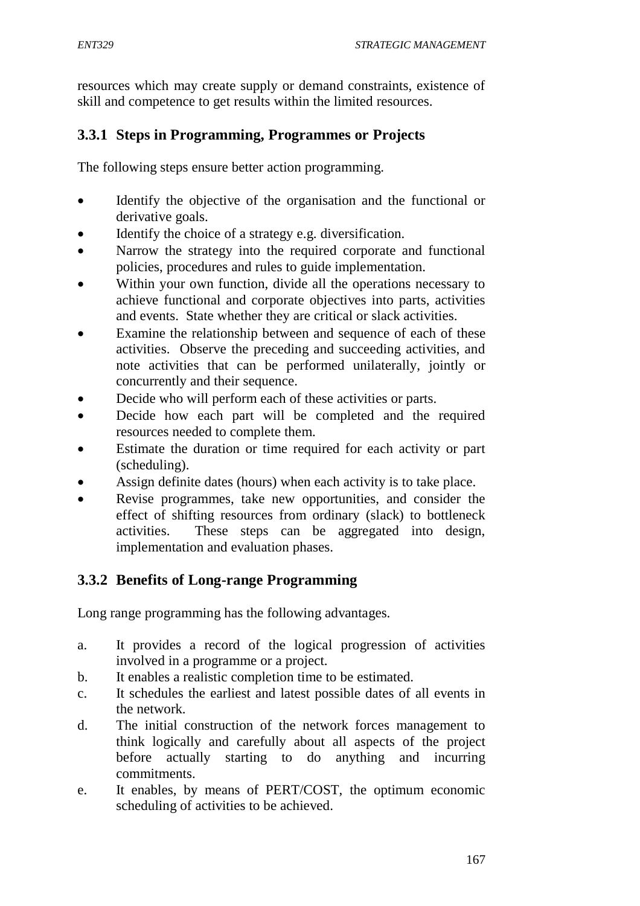resources which may create supply or demand constraints, existence of skill and competence to get results within the limited resources.

### 3.3.1 Steps in Programming, Programmes or Projects

The following steps ensure better action programming.

- Identify the objective of the organisation and the functional or derivative goals.
- Identify the choice of a strategy e.g. diversification.
- Narrow the strategy into the required corporate and functional policies, procedures and rules to guide implementation.
- Within your own function, divide all the operations necessary to achieve functional and corporate objectives into parts, activities and events. State whether they are critical or slack activities.
- Examine the relationship between and sequence of each of these activities. Observe the preceding and succeeding activities, and note activities that can be performed unilaterally, jointly or concurrently and their sequence.
- Decide who will perform each of these activities or parts.
- Decide how each part will be completed and the required resources needed to complete them.
- Estimate the duration or time required for each activity or part (scheduling).
- Assign definite dates (hours) when each activity is to take place.
- Revise programmes, take new opportunities, and consider the effect of shifting resources from ordinary (slack) to bottleneck activities. These steps can be aggregated into design, implementation and evaluation phases.

### 3.3.2 Benefits of Long-range Programming

Long range programming has the following advantages.

a. It provides a record of the logical progression of activities involved in a programme or a project.
b. It enables a realistic completion time to be estimated.
c. It schedules the earliest and latest possible dates of all events in the network.
d. The initial construction of the network forces management to think logically and carefully about all aspects of the project before actually starting to do anything and incurring commitments.
e. It enables, by means of PERT/COST, the optimum economic scheduling of activities to be achieved.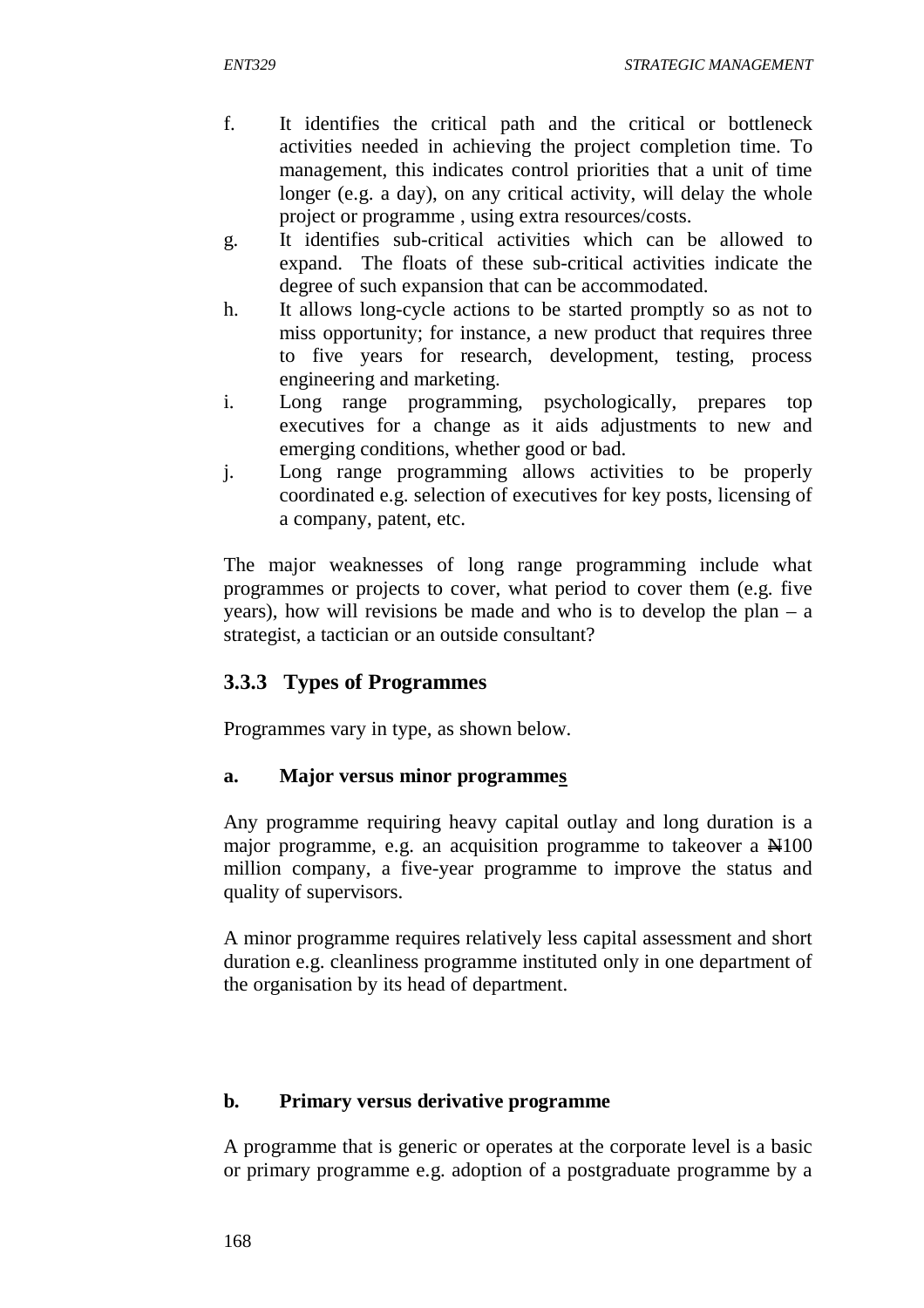f. It identifies the critical path and the critical or bottleneck activities needed in achieving the project completion time. To management, this indicates control priorities that a unit of time longer (e.g. a day), on any critical activity, will delay the whole project or programme , using extra resources/costs.
g. It identifies sub-critical activities which can be allowed to expand. The floats of these sub-critical activities indicate the degree of such expansion that can be accommodated.
h. It allows long-cycle actions to be started promptly so as not to miss opportunity; for instance, a new product that requires three to five years for research, development, testing, process engineering and marketing.
i. Long range programming, psychologically, prepares top executives for a change as it aids adjustments to new and emerging conditions, whether good or bad.
j. Long range programming allows activities to be properly coordinated e.g. selection of executives for key posts, licensing of a company, patent, etc.

The major weaknesses of long range programming include what programmes or projects to cover, what period to cover them (e.g. five years), how will revisions be made and who is to develop the plan – a strategist, a tactician or an outside consultant?

### 3.3.3 Types of Programmes

Programmes vary in type, as shown below.

**a. Major versus minor programmes**

Any programme requiring heavy capital outlay and long duration is a major programme, e.g. an acquisition programme to takeover a ₦100 million company, a five-year programme to improve the status and quality of supervisors.

A minor programme requires relatively less capital assessment and short duration e.g. cleanliness programme instituted only in one department of the organisation by its head of department.

**b. Primary versus derivative programme**

A programme that is generic or operates at the corporate level is a basic or primary programme e.g. adoption of a postgraduate programme by a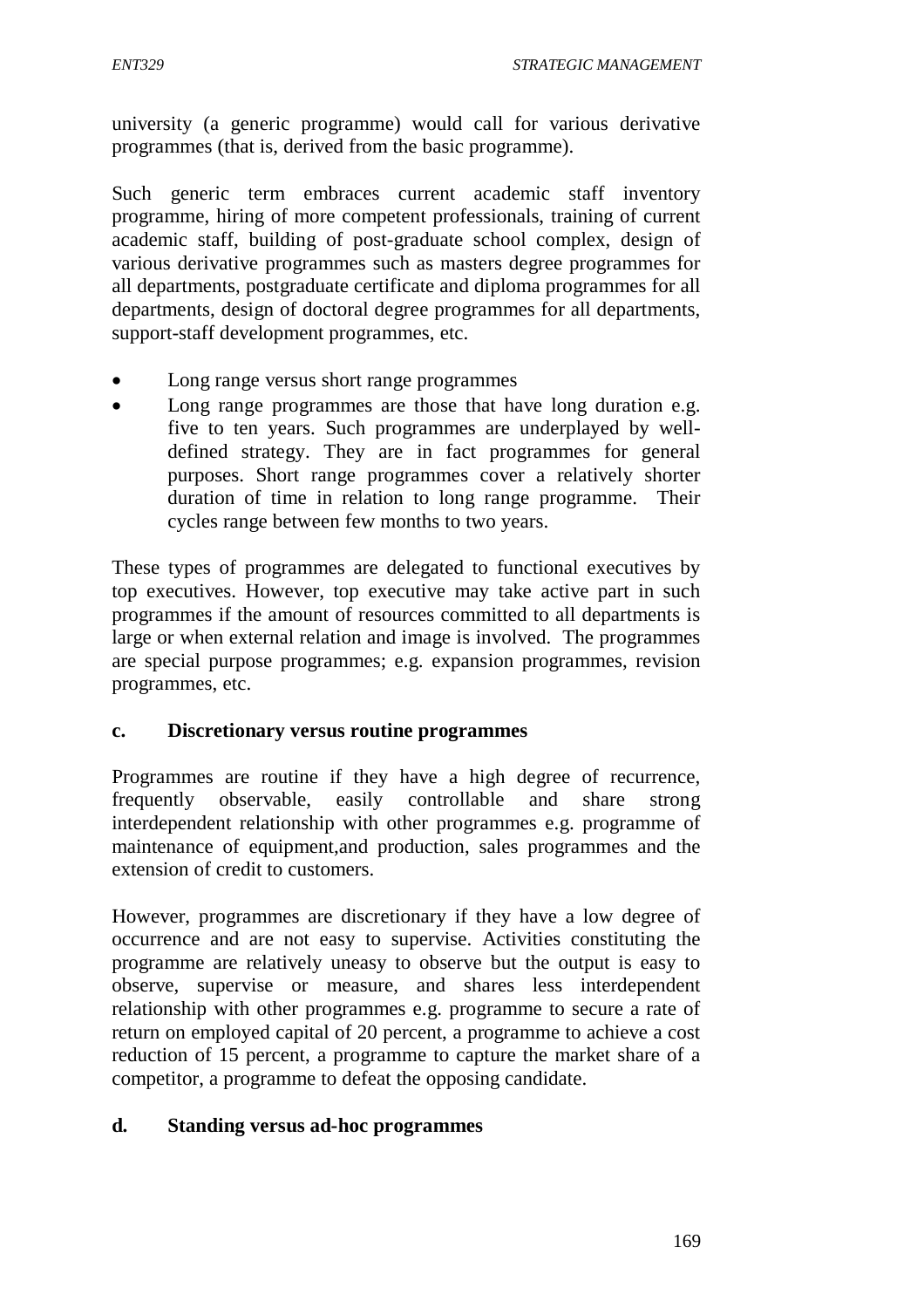university (a generic programme) would call for various derivative programmes (that is, derived from the basic programme).

Such generic term embraces current academic staff inventory programme, hiring of more competent professionals, training of current academic staff, building of post-graduate school complex, design of various derivative programmes such as masters degree programmes for all departments, postgraduate certificate and diploma programmes for all departments, design of doctoral degree programmes for all departments, support-staff development programmes, etc.

- Long range versus short range programmes
- Long range programmes are those that have long duration e.g. five to ten years. Such programmes are underplayed by well-defined strategy. They are in fact programmes for general purposes. Short range programmes cover a relatively shorter duration of time in relation to long range programme. Their cycles range between few months to two years.

These types of programmes are delegated to functional executives by top executives. However, top executive may take active part in such programmes if the amount of resources committed to all departments is large or when external relation and image is involved. The programmes are special purpose programmes; e.g. expansion programmes, revision programmes, etc.

**c. Discretionary versus routine programmes**

Programmes are routine if they have a high degree of recurrence, frequently observable, easily controllable and share strong interdependent relationship with other programmes e.g. programme of maintenance of equipment,and production, sales programmes and the extension of credit to customers.

However, programmes are discretionary if they have a low degree of occurrence and are not easy to supervise. Activities constituting the programme are relatively uneasy to observe but the output is easy to observe, supervise or measure, and shares less interdependent relationship with other programmes e.g. programme to secure a rate of return on employed capital of 20 percent, a programme to achieve a cost reduction of 15 percent, a programme to capture the market share of a competitor, a programme to defeat the opposing candidate.

**d. Standing versus ad-hoc programmes**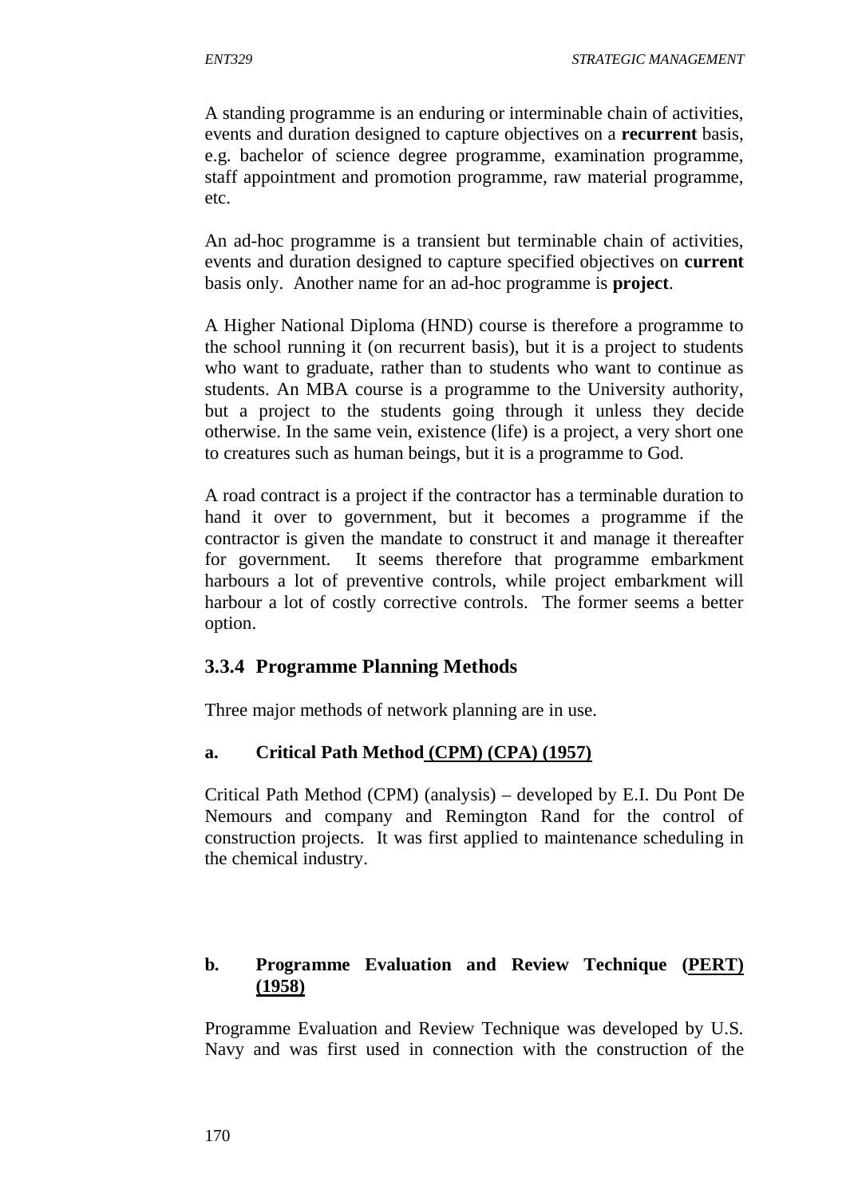A standing programme is an enduring or interminable chain of activities, events and duration designed to capture objectives on a **recurrent** basis, e.g. bachelor of science degree programme, examination programme, staff appointment and promotion programme, raw material programme, etc.

An ad-hoc programme is a transient but terminable chain of activities, events and duration designed to capture specified objectives on **current** basis only. Another name for an ad-hoc programme is **project**.

A Higher National Diploma (HND) course is therefore a programme to the school running it (on recurrent basis), but it is a project to students who want to graduate, rather than to students who want to continue as students. An MBA course is a programme to the University authority, but a project to the students going through it unless they decide otherwise. In the same vein, existence (life) is a project, a very short one to creatures such as human beings, but it is a programme to God.

A road contract is a project if the contractor has a terminable duration to hand it over to government, but it becomes a programme if the contractor is given the mandate to construct it and manage it thereafter for government. It seems therefore that programme embarkment harbours a lot of preventive controls, while project embarkment will harbour a lot of costly corrective controls. The former seems a better option.

### 3.3.4 Programme Planning Methods

Three major methods of network planning are in use.

#### a. Critical Path Method (CPM) (CPA) (1957)

Critical Path Method (CPM) (analysis) – developed by E.I. Du Pont De Nemours and company and Remington Rand for the control of construction projects. It was first applied to maintenance scheduling in the chemical industry.

#### b. Programme Evaluation and Review Technique (PERT) (1958)

Programme Evaluation and Review Technique was developed by U.S. Navy and was first used in connection with the construction of the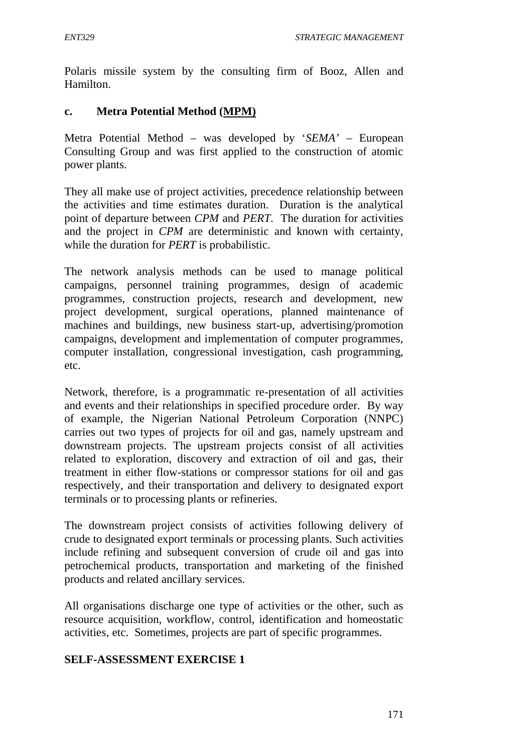Polaris missile system by the consulting firm of Booz, Allen and Hamilton.

### c. Metra Potential Method (<u>MPM</u>)

Metra Potential Method – was developed by '*SEMA*' – European Consulting Group and was first applied to the construction of atomic power plants.

They all make use of project activities, precedence relationship between the activities and time estimates duration. Duration is the analytical point of departure between *CPM* and *PERT*. The duration for activities and the project in *CPM* are deterministic and known with certainty, while the duration for *PERT* is probabilistic.

The network analysis methods can be used to manage political campaigns, personnel training programmes, design of academic programmes, construction projects, research and development, new project development, surgical operations, planned maintenance of machines and buildings, new business start-up, advertising/promotion campaigns, development and implementation of computer programmes, computer installation, congressional investigation, cash programming, etc.

Network, therefore, is a programmatic re-presentation of all activities and events and their relationships in specified procedure order. By way of example, the Nigerian National Petroleum Corporation (NNPC) carries out two types of projects for oil and gas, namely upstream and downstream projects. The upstream projects consist of all activities related to exploration, discovery and extraction of oil and gas, their treatment in either flow-stations or compressor stations for oil and gas respectively, and their transportation and delivery to designated export terminals or to processing plants or refineries.

The downstream project consists of activities following delivery of crude to designated export terminals or processing plants. Such activities include refining and subsequent conversion of crude oil and gas into petrochemical products, transportation and marketing of the finished products and related ancillary services.

All organisations discharge one type of activities or the other, such as resource acquisition, workflow, control, identification and homeostatic activities, etc. Sometimes, projects are part of specific programmes.

**SELF-ASSESSMENT EXERCISE 1**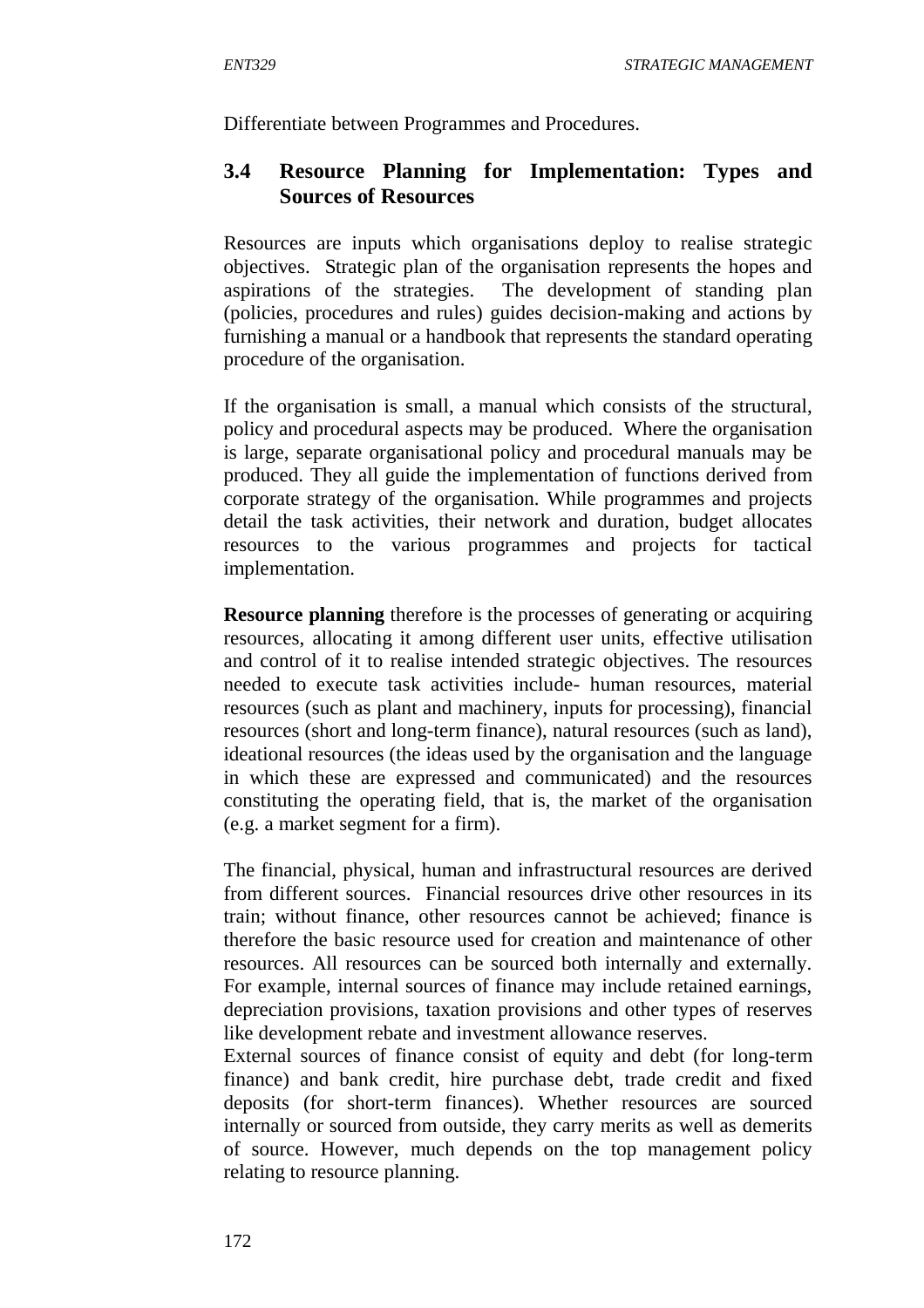Differentiate between Programmes and Procedures.

## 3.4 Resource Planning for Implementation: Types and Sources of Resources

Resources are inputs which organisations deploy to realise strategic objectives. Strategic plan of the organisation represents the hopes and aspirations of the strategies. The development of standing plan (policies, procedures and rules) guides decision-making and actions by furnishing a manual or a handbook that represents the standard operating procedure of the organisation.

If the organisation is small, a manual which consists of the structural, policy and procedural aspects may be produced. Where the organisation is large, separate organisational policy and procedural manuals may be produced. They all guide the implementation of functions derived from corporate strategy of the organisation. While programmes and projects detail the task activities, their network and duration, budget allocates resources to the various programmes and projects for tactical implementation.

**Resource planning** therefore is the processes of generating or acquiring resources, allocating it among different user units, effective utilisation and control of it to realise intended strategic objectives. The resources needed to execute task activities include- human resources, material resources (such as plant and machinery, inputs for processing), financial resources (short and long-term finance), natural resources (such as land), ideational resources (the ideas used by the organisation and the language in which these are expressed and communicated) and the resources constituting the operating field, that is, the market of the organisation (e.g. a market segment for a firm).

The financial, physical, human and infrastructural resources are derived from different sources. Financial resources drive other resources in its train; without finance, other resources cannot be achieved; finance is therefore the basic resource used for creation and maintenance of other resources. All resources can be sourced both internally and externally. For example, internal sources of finance may include retained earnings, depreciation provisions, taxation provisions and other types of reserves like development rebate and investment allowance reserves.
External sources of finance consist of equity and debt (for long-term finance) and bank credit, hire purchase debt, trade credit and fixed deposits (for short-term finances). Whether resources are sourced internally or sourced from outside, they carry merits as well as demerits of source. However, much depends on the top management policy relating to resource planning.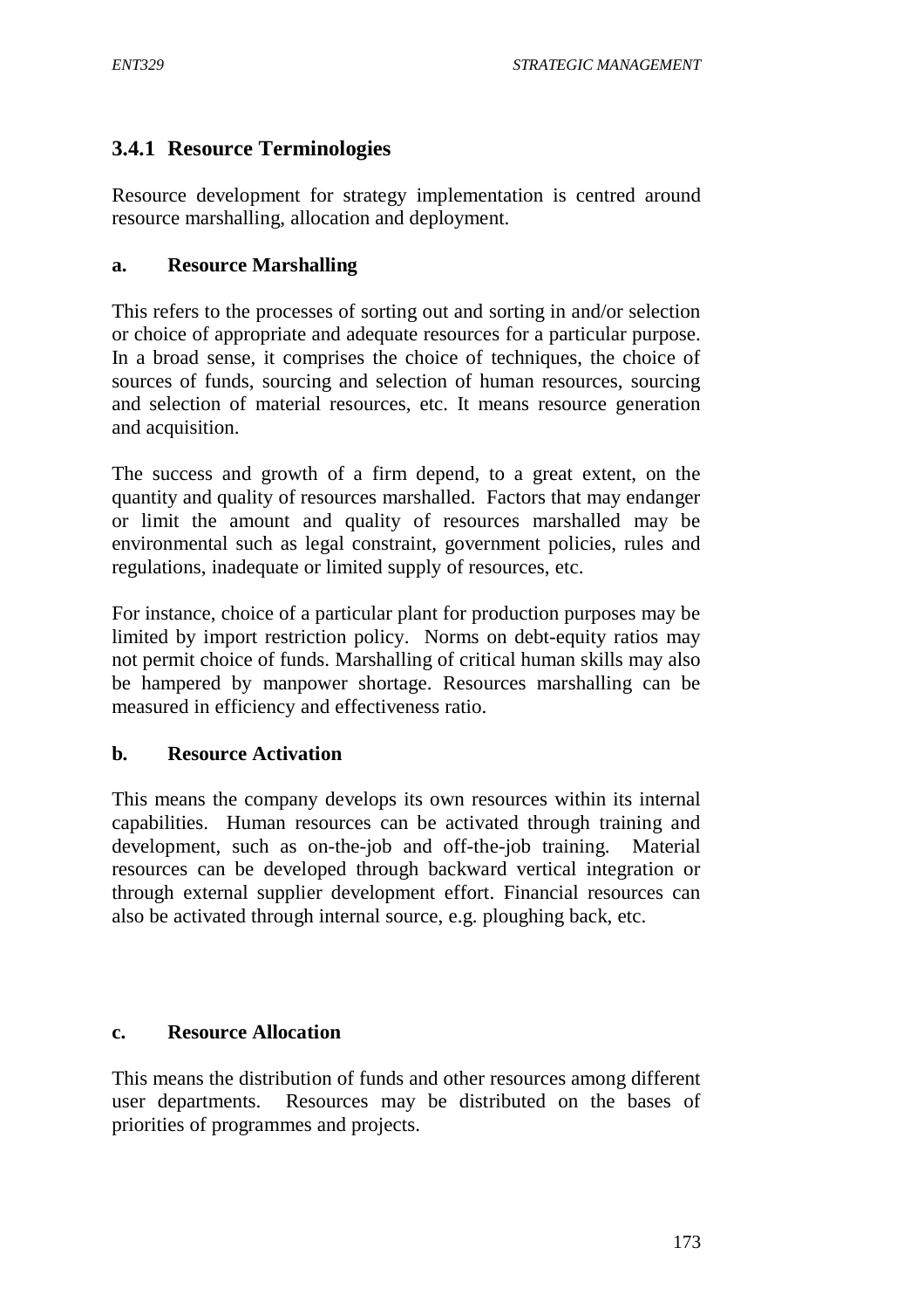### 3.4.1 Resource Terminologies

Resource development for strategy implementation is centred around resource marshalling, allocation and deployment.

**a. Resource Marshalling**

This refers to the processes of sorting out and sorting in and/or selection or choice of appropriate and adequate resources for a particular purpose. In a broad sense, it comprises the choice of techniques, the choice of sources of funds, sourcing and selection of human resources, sourcing and selection of material resources, etc. It means resource generation and acquisition.

The success and growth of a firm depend, to a great extent, on the quantity and quality of resources marshalled. Factors that may endanger or limit the amount and quality of resources marshalled may be environmental such as legal constraint, government policies, rules and regulations, inadequate or limited supply of resources, etc.

For instance, choice of a particular plant for production purposes may be limited by import restriction policy. Norms on debt-equity ratios may not permit choice of funds. Marshalling of critical human skills may also be hampered by manpower shortage. Resources marshalling can be measured in efficiency and effectiveness ratio.

**b. Resource Activation**

This means the company develops its own resources within its internal capabilities. Human resources can be activated through training and development, such as on-the-job and off-the-job training. Material resources can be developed through backward vertical integration or through external supplier development effort. Financial resources can also be activated through internal source, e.g. ploughing back, etc.

**c. Resource Allocation**

This means the distribution of funds and other resources among different user departments. Resources may be distributed on the bases of priorities of programmes and projects.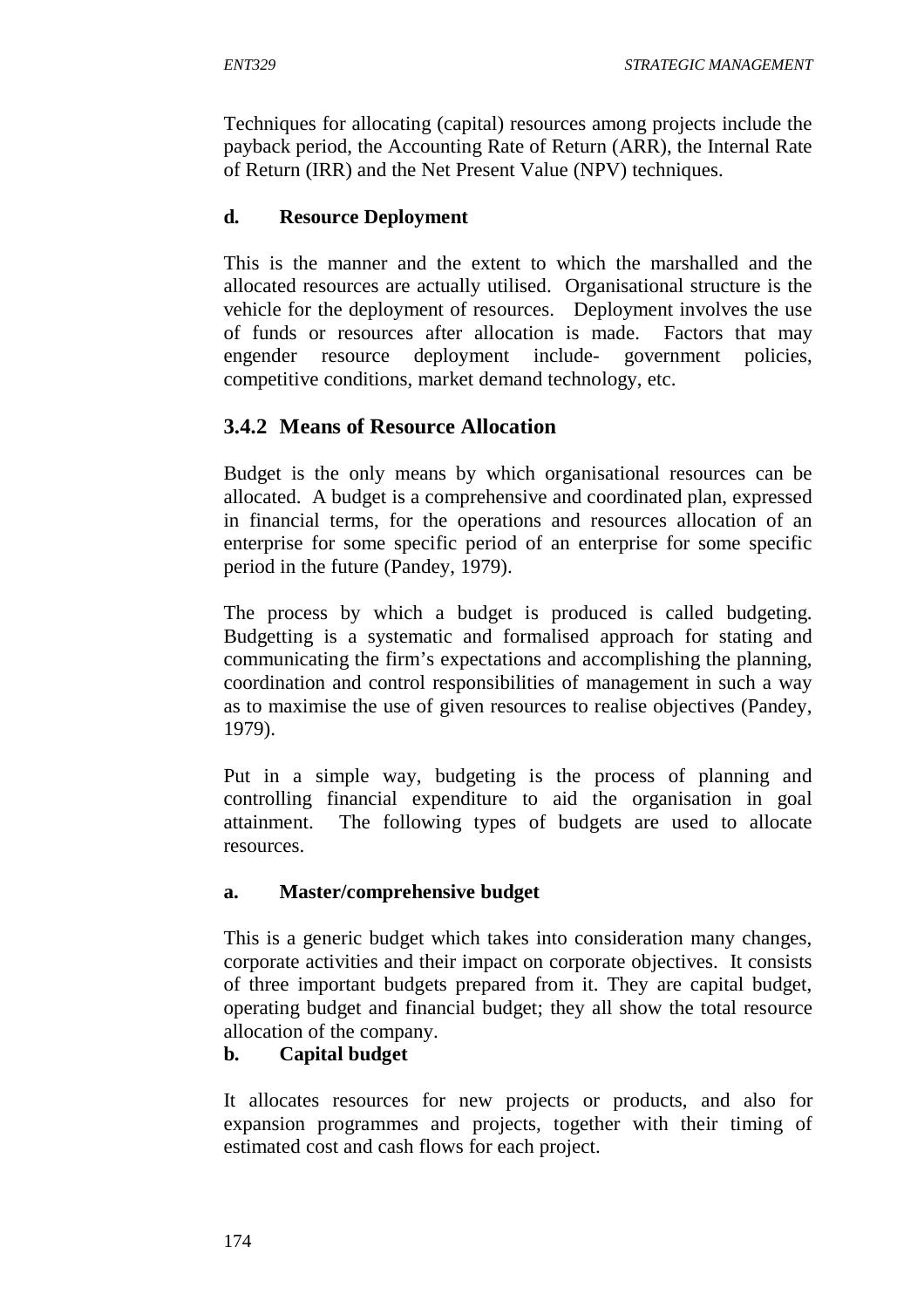Techniques for allocating (capital) resources among projects include the payback period, the Accounting Rate of Return (ARR), the Internal Rate of Return (IRR) and the Net Present Value (NPV) techniques.

**d. Resource Deployment**

This is the manner and the extent to which the marshalled and the allocated resources are actually utilised. Organisational structure is the vehicle for the deployment of resources. Deployment involves the use of funds or resources after allocation is made. Factors that may engender resource deployment include- government policies, competitive conditions, market demand technology, etc.

### 3.4.2 Means of Resource Allocation

Budget is the only means by which organisational resources can be allocated. A budget is a comprehensive and coordinated plan, expressed in financial terms, for the operations and resources allocation of an enterprise for some specific period of an enterprise for some specific period in the future (Pandey, 1979).

The process by which a budget is produced is called budgeting. Budgetting is a systematic and formalised approach for stating and communicating the firm's expectations and accomplishing the planning, coordination and control responsibilities of management in such a way as to maximise the use of given resources to realise objectives (Pandey, 1979).

Put in a simple way, budgeting is the process of planning and controlling financial expenditure to aid the organisation in goal attainment. The following types of budgets are used to allocate resources.

**a. Master/comprehensive budget**

This is a generic budget which takes into consideration many changes, corporate activities and their impact on corporate objectives. It consists of three important budgets prepared from it. They are capital budget, operating budget and financial budget; they all show the total resource allocation of the company.

**b. Capital budget**

It allocates resources for new projects or products, and also for expansion programmes and projects, together with their timing of estimated cost and cash flows for each project.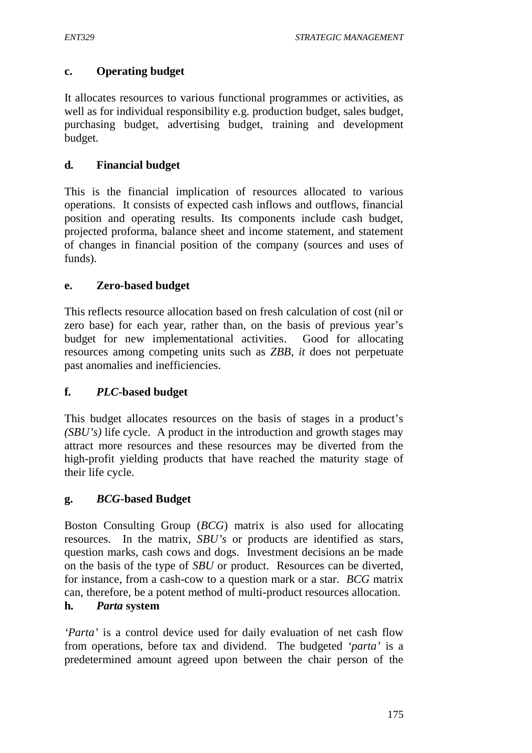**c. Operating budget**

It allocates resources to various functional programmes or activities, as well as for individual responsibility e.g. production budget, sales budget, purchasing budget, advertising budget, training and development budget.

**d. Financial budget**

This is the financial implication of resources allocated to various operations. It consists of expected cash inflows and outflows, financial position and operating results. Its components include cash budget, projected proforma, balance sheet and income statement, and statement of changes in financial position of the company (sources and uses of funds).

**e. Zero-based budget**

This reflects resource allocation based on fresh calculation of cost (nil or zero base) for each year, rather than, on the basis of previous year's budget for new implementational activities. Good for allocating resources among competing units such as *ZBB, it* does not perpetuate past anomalies and inefficiencies.

**f. *PLC*-based budget**

This budget allocates resources on the basis of stages in a product's *(SBU's)* life cycle. A product in the introduction and growth stages may attract more resources and these resources may be diverted from the high-profit yielding products that have reached the maturity stage of their life cycle.

**g. *BCG*-based Budget**

Boston Consulting Group (*BCG*) matrix is also used for allocating resources. In the matrix, *SBU's* or products are identified as stars, question marks, cash cows and dogs. Investment decisions an be made on the basis of the type of *SBU* or product. Resources can be diverted, for instance, from a cash-cow to a question mark or a star. *BCG* matrix can, therefore, be a potent method of multi-product resources allocation.

**h. *Parta* system**

*'Parta'* is a control device used for daily evaluation of net cash flow from operations, before tax and dividend. The budgeted *'parta'* is a predetermined amount agreed upon between the chair person of the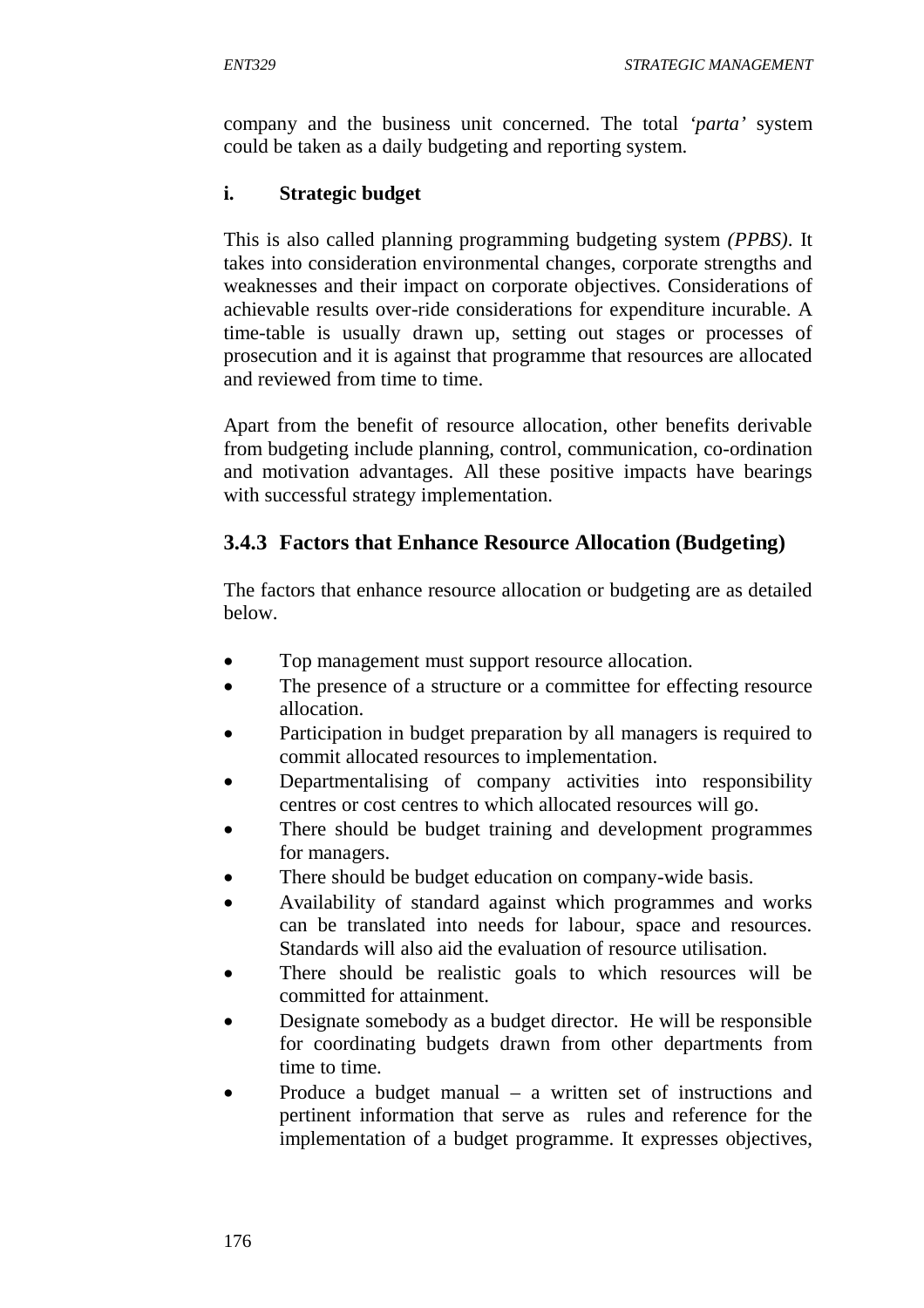company and the business unit concerned. The total *'parta'* system could be taken as a daily budgeting and reporting system.

**i. Strategic budget**

This is also called planning programming budgeting system *(PPBS)*. It takes into consideration environmental changes, corporate strengths and weaknesses and their impact on corporate objectives. Considerations of achievable results over-ride considerations for expenditure incurable. A time-table is usually drawn up, setting out stages or processes of prosecution and it is against that programme that resources are allocated and reviewed from time to time.

Apart from the benefit of resource allocation, other benefits derivable from budgeting include planning, control, communication, co-ordination and motivation advantages. All these positive impacts have bearings with successful strategy implementation.

### 3.4.3 Factors that Enhance Resource Allocation (Budgeting)

The factors that enhance resource allocation or budgeting are as detailed below.

- Top management must support resource allocation.
- The presence of a structure or a committee for effecting resource allocation.
- Participation in budget preparation by all managers is required to commit allocated resources to implementation.
- Departmentalising of company activities into responsibility centres or cost centres to which allocated resources will go.
- There should be budget training and development programmes for managers.
- There should be budget education on company-wide basis.
- Availability of standard against which programmes and works can be translated into needs for labour, space and resources. Standards will also aid the evaluation of resource utilisation.
- There should be realistic goals to which resources will be committed for attainment.
- Designate somebody as a budget director. He will be responsible for coordinating budgets drawn from other departments from time to time.
- Produce a budget manual – a written set of instructions and pertinent information that serve as rules and reference for the implementation of a budget programme. It expresses objectives,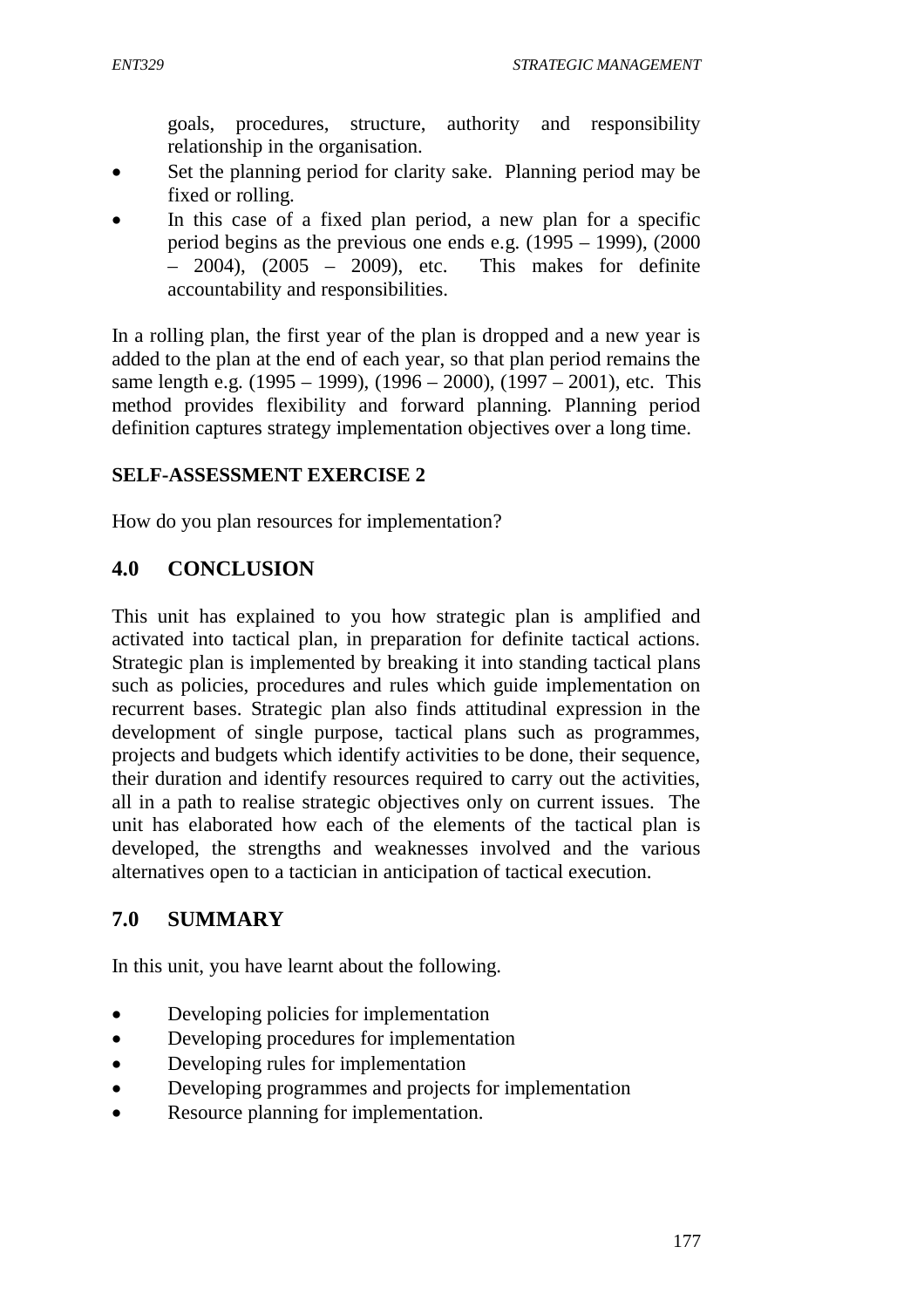goals, procedures, structure, authority and responsibility relationship in the organisation.

- Set the planning period for clarity sake. Planning period may be fixed or rolling.
- In this case of a fixed plan period, a new plan for a specific period begins as the previous one ends e.g. (1995 – 1999), (2000 – 2004), (2005 – 2009), etc. This makes for definite accountability and responsibilities.

In a rolling plan, the first year of the plan is dropped and a new year is added to the plan at the end of each year, so that plan period remains the same length e.g. (1995 – 1999), (1996 – 2000), (1997 – 2001), etc. This method provides flexibility and forward planning. Planning period definition captures strategy implementation objectives over a long time.

**SELF-ASSESSMENT EXERCISE 2**

How do you plan resources for implementation?

## 4.0 CONCLUSION

This unit has explained to you how strategic plan is amplified and activated into tactical plan, in preparation for definite tactical actions. Strategic plan is implemented by breaking it into standing tactical plans such as policies, procedures and rules which guide implementation on recurrent bases. Strategic plan also finds attitudinal expression in the development of single purpose, tactical plans such as programmes, projects and budgets which identify activities to be done, their sequence, their duration and identify resources required to carry out the activities, all in a path to realise strategic objectives only on current issues. The unit has elaborated how each of the elements of the tactical plan is developed, the strengths and weaknesses involved and the various alternatives open to a tactician in anticipation of tactical execution.

## 7.0 SUMMARY

In this unit, you have learnt about the following.

- Developing policies for implementation
- Developing procedures for implementation
- Developing rules for implementation
- Developing programmes and projects for implementation
- Resource planning for implementation.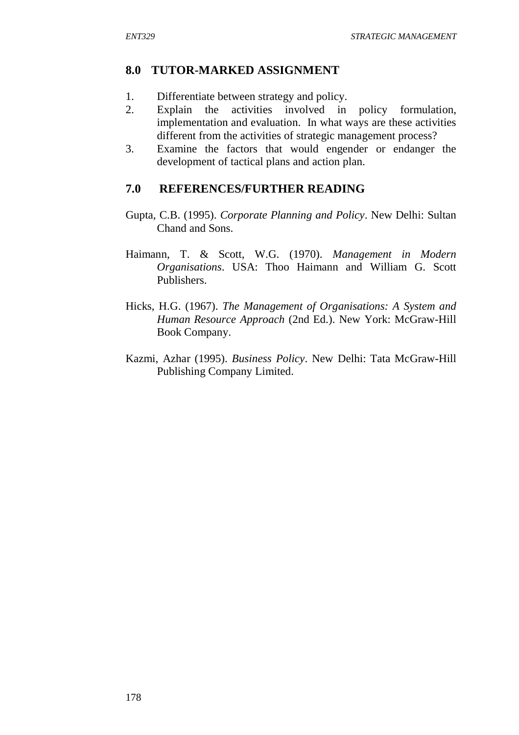## 8.0 TUTOR-MARKED ASSIGNMENT

1. Differentiate between strategy and policy.
2. Explain the activities involved in policy formulation, implementation and evaluation. In what ways are these activities different from the activities of strategic management process?
3. Examine the factors that would engender or endanger the development of tactical plans and action plan.

## 7.0 REFERENCES/FURTHER READING

Gupta, C.B. (1995). *Corporate Planning and Policy*. New Delhi: Sultan Chand and Sons.

Haimann, T. & Scott, W.G. (1970). *Management in Modern Organisations*. USA: Thoo Haimann and William G. Scott Publishers.

Hicks, H.G. (1967). *The Management of Organisations: A System and Human Resource Approach* (2nd Ed.). New York: McGraw-Hill Book Company.

Kazmi, Azhar (1995). *Business Policy*. New Delhi: Tata McGraw-Hill Publishing Company Limited.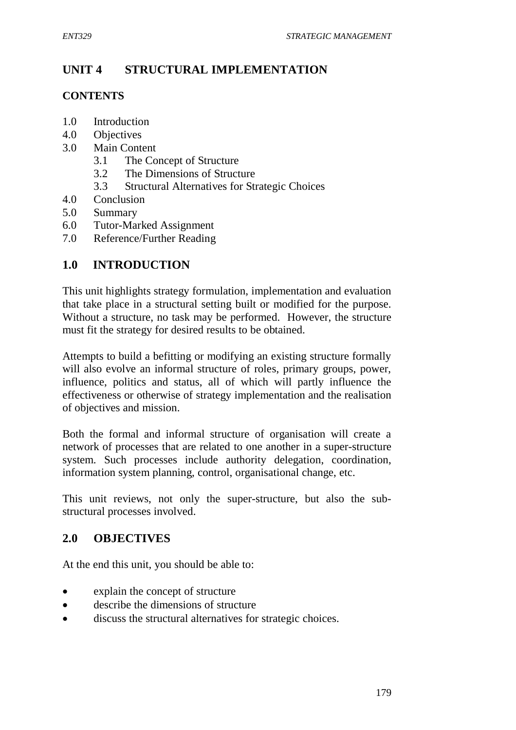# UNIT 4 STRUCTURAL IMPLEMENTATION

**CONTENTS**

1.0 Introduction
4.0 Objectives
3.0 Main Content
  3.1 The Concept of Structure
  3.2 The Dimensions of Structure
  3.3 Structural Alternatives for Strategic Choices
4.0 Conclusion
5.0 Summary
6.0 Tutor-Marked Assignment
7.0 Reference/Further Reading

## 1.0 INTRODUCTION

This unit highlights strategy formulation, implementation and evaluation that take place in a structural setting built or modified for the purpose. Without a structure, no task may be performed. However, the structure must fit the strategy for desired results to be obtained.

Attempts to build a befitting or modifying an existing structure formally will also evolve an informal structure of roles, primary groups, power, influence, politics and status, all of which will partly influence the effectiveness or otherwise of strategy implementation and the realisation of objectives and mission.

Both the formal and informal structure of organisation will create a network of processes that are related to one another in a super-structure system. Such processes include authority delegation, coordination, information system planning, control, organisational change, etc.

This unit reviews, not only the super-structure, but also the sub-structural processes involved.

## 2.0 OBJECTIVES

At the end this unit, you should be able to:

- explain the concept of structure
- describe the dimensions of structure
- discuss the structural alternatives for strategic choices.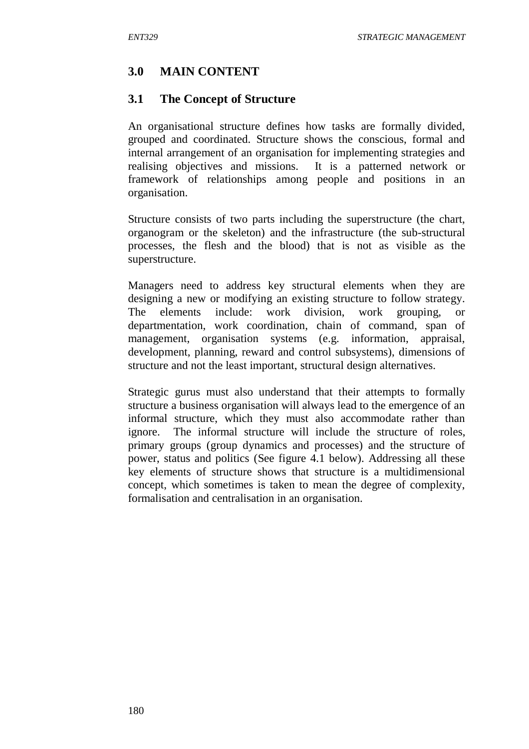## 3.0 MAIN CONTENT

### 3.1 The Concept of Structure

An organisational structure defines how tasks are formally divided, grouped and coordinated. Structure shows the conscious, formal and internal arrangement of an organisation for implementing strategies and realising objectives and missions. It is a patterned network or framework of relationships among people and positions in an organisation.

Structure consists of two parts including the superstructure (the chart, organogram or the skeleton) and the infrastructure (the sub-structural processes, the flesh and the blood) that is not as visible as the superstructure.

Managers need to address key structural elements when they are designing a new or modifying an existing structure to follow strategy. The elements include: work division, work grouping, or departmentation, work coordination, chain of command, span of management, organisation systems (e.g. information, appraisal, development, planning, reward and control subsystems), dimensions of structure and not the least important, structural design alternatives.

Strategic gurus must also understand that their attempts to formally structure a business organisation will always lead to the emergence of an informal structure, which they must also accommodate rather than ignore. The informal structure will include the structure of roles, primary groups (group dynamics and processes) and the structure of power, status and politics (See figure 4.1 below). Addressing all these key elements of structure shows that structure is a multidimensional concept, which sometimes is taken to mean the degree of complexity, formalisation and centralisation in an organisation.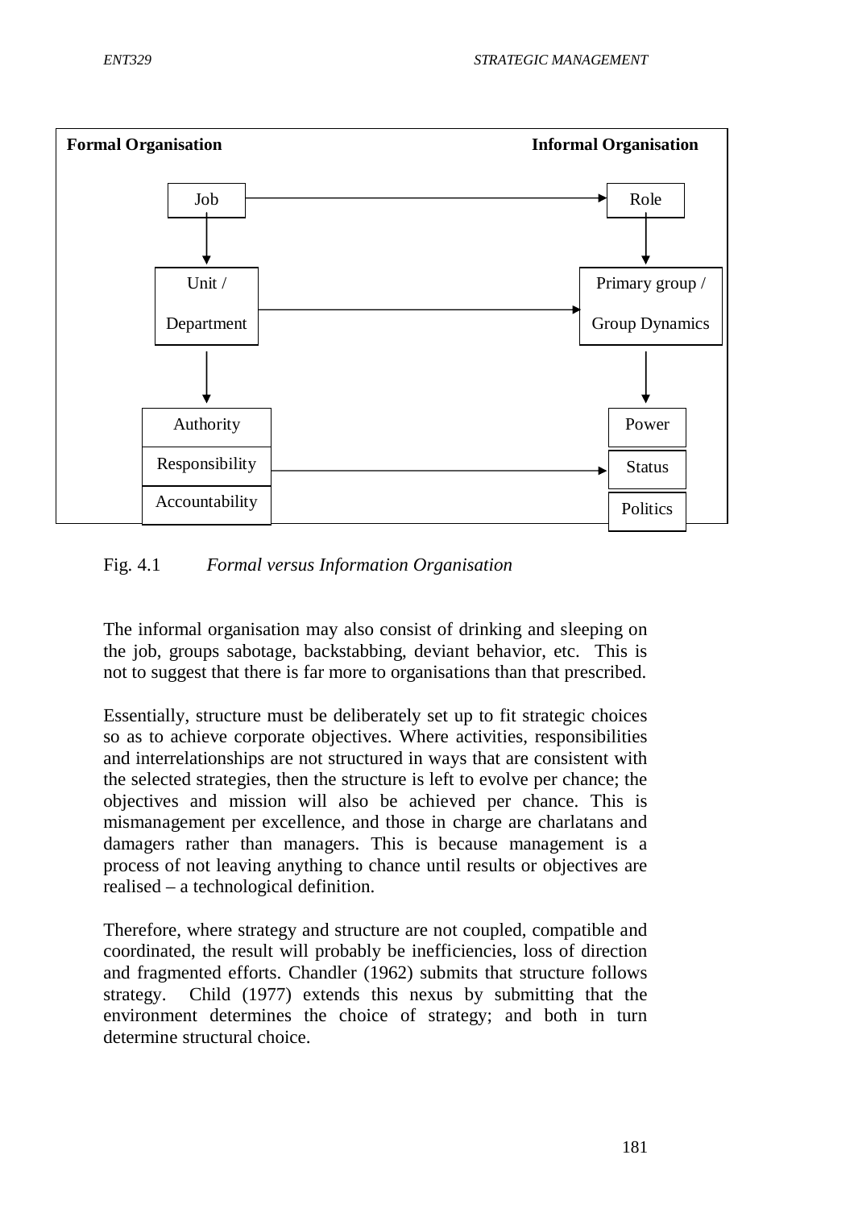| Formal Organisation | | Informal Organisation |
|---|---|---|
| Job | → | Role |
| ↓ | | ↓ |
| Unit / Department | → | Primary group / Group Dynamics |
| ↓ | | ↓ |
| Authority | | Power |
| Responsibility | → | Status |
| Accountability | | Politics |

Fig. 4.1 *Formal versus Information Organisation*

The informal organisation may also consist of drinking and sleeping on the job, groups sabotage, backstabbing, deviant behavior, etc. This is not to suggest that there is far more to organisations than that prescribed.

Essentially, structure must be deliberately set up to fit strategic choices so as to achieve corporate objectives. Where activities, responsibilities and interrelationships are not structured in ways that are consistent with the selected strategies, then the structure is left to evolve per chance; the objectives and mission will also be achieved per chance. This is mismanagement per excellence, and those in charge are charlatans and damagers rather than managers. This is because management is a process of not leaving anything to chance until results or objectives are realised – a technological definition.

Therefore, where strategy and structure are not coupled, compatible and coordinated, the result will probably be inefficiencies, loss of direction and fragmented efforts. Chandler (1962) submits that structure follows strategy. Child (1977) extends this nexus by submitting that the environment determines the choice of strategy; and both in turn determine structural choice.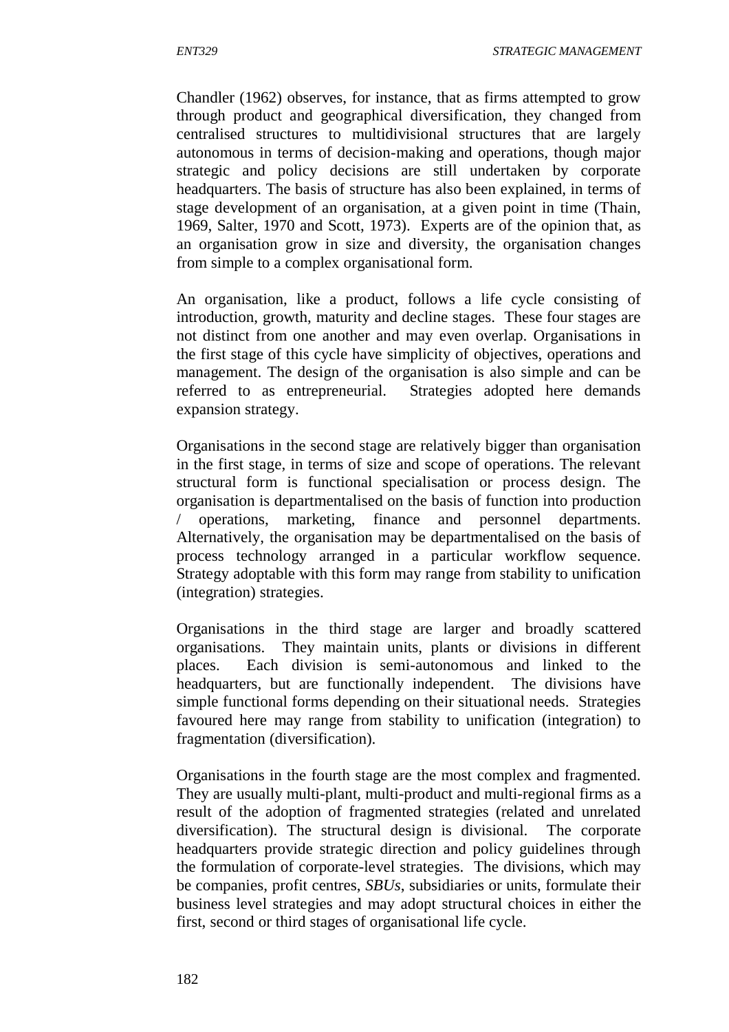Chandler (1962) observes, for instance, that as firms attempted to grow through product and geographical diversification, they changed from centralised structures to multidivisional structures that are largely autonomous in terms of decision-making and operations, though major strategic and policy decisions are still undertaken by corporate headquarters. The basis of structure has also been explained, in terms of stage development of an organisation, at a given point in time (Thain, 1969, Salter, 1970 and Scott, 1973). Experts are of the opinion that, as an organisation grow in size and diversity, the organisation changes from simple to a complex organisational form.

An organisation, like a product, follows a life cycle consisting of introduction, growth, maturity and decline stages. These four stages are not distinct from one another and may even overlap. Organisations in the first stage of this cycle have simplicity of objectives, operations and management. The design of the organisation is also simple and can be referred to as entrepreneurial. Strategies adopted here demands expansion strategy.

Organisations in the second stage are relatively bigger than organisation in the first stage, in terms of size and scope of operations. The relevant structural form is functional specialisation or process design. The organisation is departmentalised on the basis of function into production / operations, marketing, finance and personnel departments. Alternatively, the organisation may be departmentalised on the basis of process technology arranged in a particular workflow sequence. Strategy adoptable with this form may range from stability to unification (integration) strategies.

Organisations in the third stage are larger and broadly scattered organisations. They maintain units, plants or divisions in different places. Each division is semi-autonomous and linked to the headquarters, but are functionally independent. The divisions have simple functional forms depending on their situational needs. Strategies favoured here may range from stability to unification (integration) to fragmentation (diversification).

Organisations in the fourth stage are the most complex and fragmented. They are usually multi-plant, multi-product and multi-regional firms as a result of the adoption of fragmented strategies (related and unrelated diversification). The structural design is divisional. The corporate headquarters provide strategic direction and policy guidelines through the formulation of corporate-level strategies. The divisions, which may be companies, profit centres, *SBUs*, subsidiaries or units, formulate their business level strategies and may adopt structural choices in either the first, second or third stages of organisational life cycle.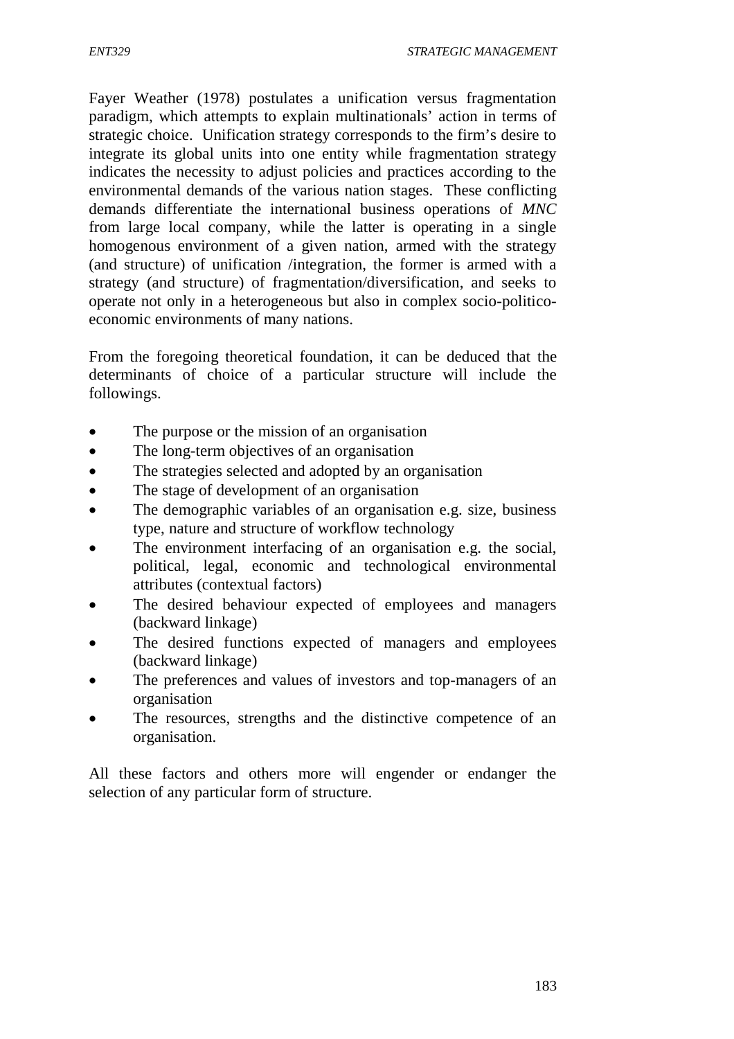Fayer Weather (1978) postulates a unification versus fragmentation paradigm, which attempts to explain multinationals' action in terms of strategic choice. Unification strategy corresponds to the firm's desire to integrate its global units into one entity while fragmentation strategy indicates the necessity to adjust policies and practices according to the environmental demands of the various nation stages. These conflicting demands differentiate the international business operations of *MNC* from large local company, while the latter is operating in a single homogenous environment of a given nation, armed with the strategy (and structure) of unification /integration, the former is armed with a strategy (and structure) of fragmentation/diversification, and seeks to operate not only in a heterogeneous but also in complex socio-politico-economic environments of many nations.

From the foregoing theoretical foundation, it can be deduced that the determinants of choice of a particular structure will include the followings.

- The purpose or the mission of an organisation
- The long-term objectives of an organisation
- The strategies selected and adopted by an organisation
- The stage of development of an organisation
- The demographic variables of an organisation e.g. size, business type, nature and structure of workflow technology
- The environment interfacing of an organisation e.g. the social, political, legal, economic and technological environmental attributes (contextual factors)
- The desired behaviour expected of employees and managers (backward linkage)
- The desired functions expected of managers and employees (backward linkage)
- The preferences and values of investors and top-managers of an organisation
- The resources, strengths and the distinctive competence of an organisation.

All these factors and others more will engender or endanger the selection of any particular form of structure.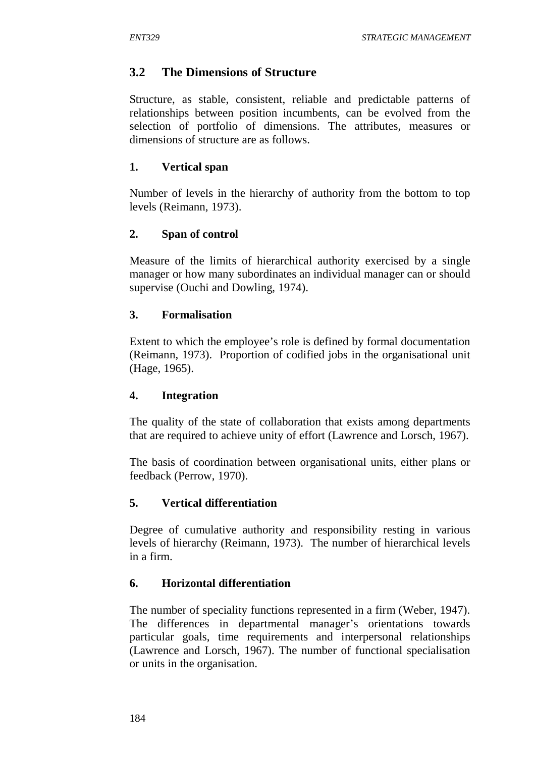### 3.2 The Dimensions of Structure

Structure, as stable, consistent, reliable and predictable patterns of relationships between position incumbents, can be evolved from the selection of portfolio of dimensions. The attributes, measures or dimensions of structure are as follows.

#### 1. Vertical span

Number of levels in the hierarchy of authority from the bottom to top levels (Reimann, 1973).

#### 2. Span of control

Measure of the limits of hierarchical authority exercised by a single manager or how many subordinates an individual manager can or should supervise (Ouchi and Dowling, 1974).

#### 3. Formalisation

Extent to which the employee's role is defined by formal documentation (Reimann, 1973). Proportion of codified jobs in the organisational unit (Hage, 1965).

#### 4. Integration

The quality of the state of collaboration that exists among departments that are required to achieve unity of effort (Lawrence and Lorsch, 1967).

The basis of coordination between organisational units, either plans or feedback (Perrow, 1970).

#### 5. Vertical differentiation

Degree of cumulative authority and responsibility resting in various levels of hierarchy (Reimann, 1973). The number of hierarchical levels in a firm.

#### 6. Horizontal differentiation

The number of speciality functions represented in a firm (Weber, 1947). The differences in departmental manager's orientations towards particular goals, time requirements and interpersonal relationships (Lawrence and Lorsch, 1967). The number of functional specialisation or units in the organisation.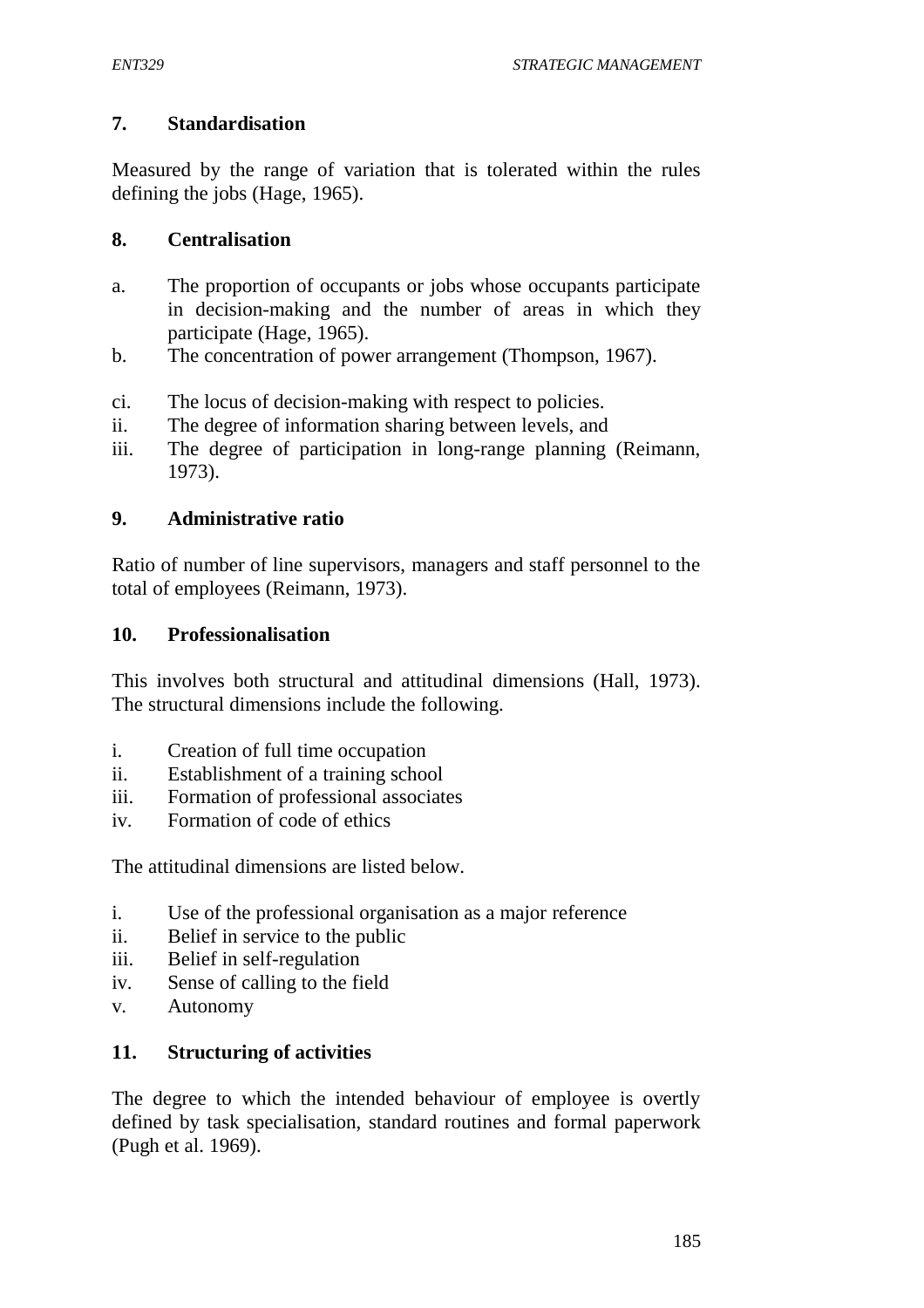### 7. Standardisation

Measured by the range of variation that is tolerated within the rules defining the jobs (Hage, 1965).

### 8. Centralisation

a. The proportion of occupants or jobs whose occupants participate in decision-making and the number of areas in which they participate (Hage, 1965).
b. The concentration of power arrangement (Thompson, 1967).

ci. The locus of decision-making with respect to policies.
ii. The degree of information sharing between levels, and
iii. The degree of participation in long-range planning (Reimann, 1973).

### 9. Administrative ratio

Ratio of number of line supervisors, managers and staff personnel to the total of employees (Reimann, 1973).

### 10. Professionalisation

This involves both structural and attitudinal dimensions (Hall, 1973). The structural dimensions include the following.

i. Creation of full time occupation
ii. Establishment of a training school
iii. Formation of professional associates
iv. Formation of code of ethics

The attitudinal dimensions are listed below.

i. Use of the professional organisation as a major reference
ii. Belief in service to the public
iii. Belief in self-regulation
iv. Sense of calling to the field
v. Autonomy

### 11. Structuring of activities

The degree to which the intended behaviour of employee is overtly defined by task specialisation, standard routines and formal paperwork (Pugh et al. 1969).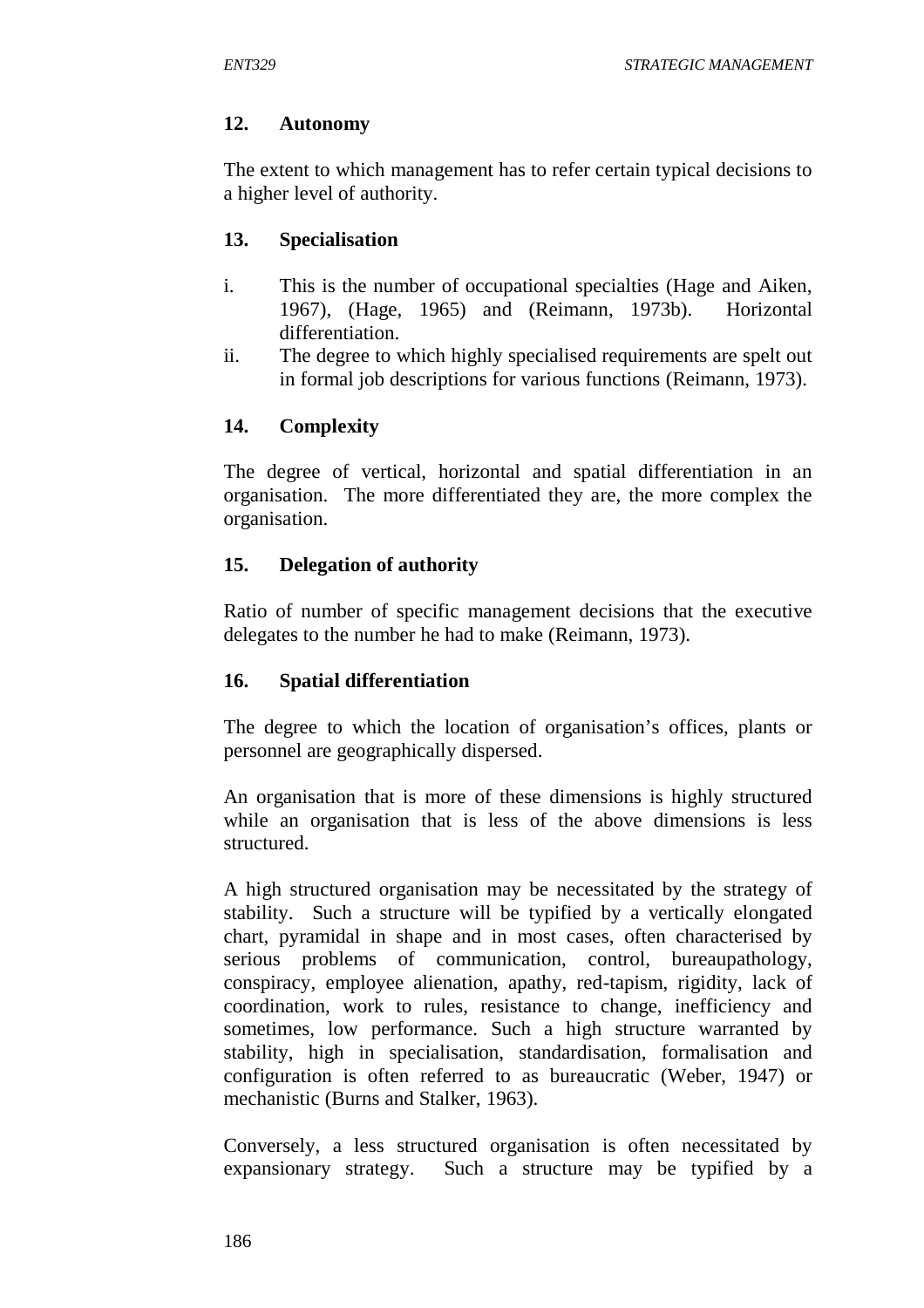### 12. Autonomy

The extent to which management has to refer certain typical decisions to a higher level of authority.

### 13. Specialisation

i. This is the number of occupational specialties (Hage and Aiken, 1967), (Hage, 1965) and (Reimann, 1973b). Horizontal differentiation.
ii. The degree to which highly specialised requirements are spelt out in formal job descriptions for various functions (Reimann, 1973).

### 14. Complexity

The degree of vertical, horizontal and spatial differentiation in an organisation. The more differentiated they are, the more complex the organisation.

### 15. Delegation of authority

Ratio of number of specific management decisions that the executive delegates to the number he had to make (Reimann, 1973).

### 16. Spatial differentiation

The degree to which the location of organisation's offices, plants or personnel are geographically dispersed.

An organisation that is more of these dimensions is highly structured while an organisation that is less of the above dimensions is less structured.

A high structured organisation may be necessitated by the strategy of stability. Such a structure will be typified by a vertically elongated chart, pyramidal in shape and in most cases, often characterised by serious problems of communication, control, bureaupathology, conspiracy, employee alienation, apathy, red-tapism, rigidity, lack of coordination, work to rules, resistance to change, inefficiency and sometimes, low performance. Such a high structure warranted by stability, high in specialisation, standardisation, formalisation and configuration is often referred to as bureaucratic (Weber, 1947) or mechanistic (Burns and Stalker, 1963).

Conversely, a less structured organisation is often necessitated by expansionary strategy. Such a structure may be typified by a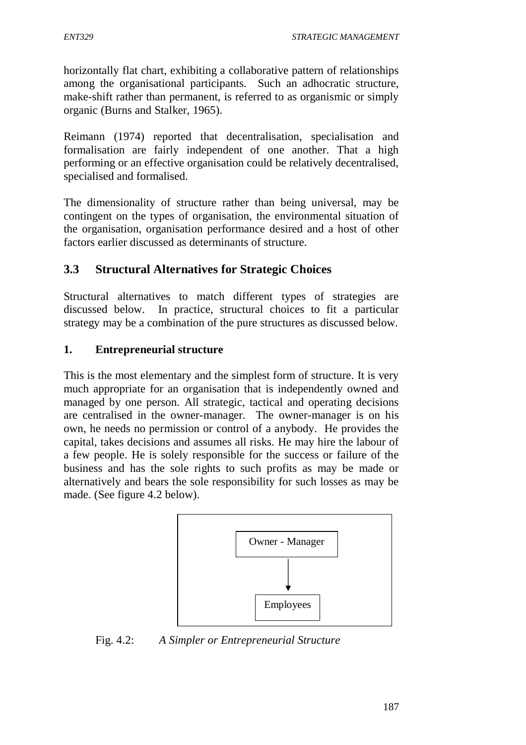horizontally flat chart, exhibiting a collaborative pattern of relationships among the organisational participants. Such an adhocratic structure, make-shift rather than permanent, is referred to as organismic or simply organic (Burns and Stalker, 1965).

Reimann (1974) reported that decentralisation, specialisation and formalisation are fairly independent of one another. That a high performing or an effective organisation could be relatively decentralised, specialised and formalised.

The dimensionality of structure rather than being universal, may be contingent on the types of organisation, the environmental situation of the organisation, organisation performance desired and a host of other factors earlier discussed as determinants of structure.

## 3.3 Structural Alternatives for Strategic Choices

Structural alternatives to match different types of strategies are discussed below. In practice, structural choices to fit a particular strategy may be a combination of the pure structures as discussed below.

**1. Entrepreneurial structure**

This is the most elementary and the simplest form of structure. It is very much appropriate for an organisation that is independently owned and managed by one person. All strategic, tactical and operating decisions are centralised in the owner-manager. The owner-manager is on his own, he needs no permission or control of a anybody. He provides the capital, takes decisions and assumes all risks. He may hire the labour of a few people. He is solely responsible for the success or failure of the business and has the sole rights to such profits as may be made or alternatively and bears the sole responsibility for such losses as may be made. (See figure 4.2 below).

Owner - Manager

↓

Employees

Fig. 4.2: *A Simpler or Entrepreneurial Structure*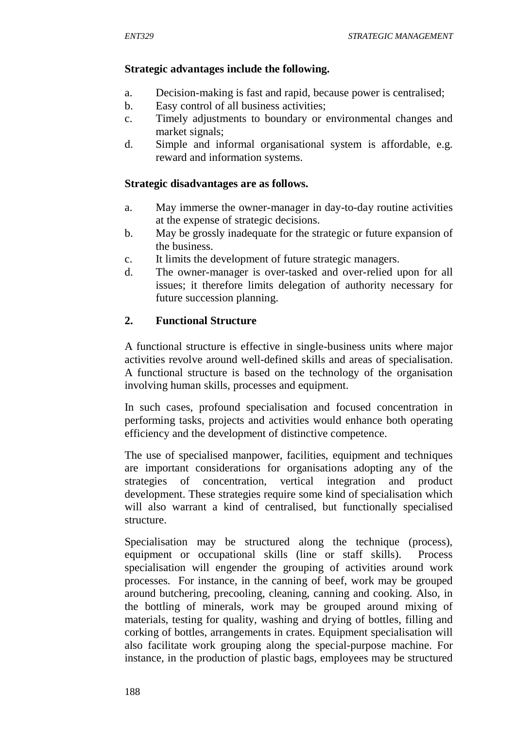**Strategic advantages include the following.**

a. Decision-making is fast and rapid, because power is centralised;
b. Easy control of all business activities;
c. Timely adjustments to boundary or environmental changes and market signals;
d. Simple and informal organisational system is affordable, e.g. reward and information systems.

**Strategic disadvantages are as follows.**

a. May immerse the owner-manager in day-to-day routine activities at the expense of strategic decisions.
b. May be grossly inadequate for the strategic or future expansion of the business.
c. It limits the development of future strategic managers.
d. The owner-manager is over-tasked and over-relied upon for all issues; it therefore limits delegation of authority necessary for future succession planning.

**2. Functional Structure**

A functional structure is effective in single-business units where major activities revolve around well-defined skills and areas of specialisation. A functional structure is based on the technology of the organisation involving human skills, processes and equipment.

In such cases, profound specialisation and focused concentration in performing tasks, projects and activities would enhance both operating efficiency and the development of distinctive competence.

The use of specialised manpower, facilities, equipment and techniques are important considerations for organisations adopting any of the strategies of concentration, vertical integration and product development. These strategies require some kind of specialisation which will also warrant a kind of centralised, but functionally specialised structure.

Specialisation may be structured along the technique (process), equipment or occupational skills (line or staff skills). Process specialisation will engender the grouping of activities around work processes. For instance, in the canning of beef, work may be grouped around butchering, precooling, cleaning, canning and cooking. Also, in the bottling of minerals, work may be grouped around mixing of materials, testing for quality, washing and drying of bottles, filling and corking of bottles, arrangements in crates. Equipment specialisation will also facilitate work grouping along the special-purpose machine. For instance, in the production of plastic bags, employees may be structured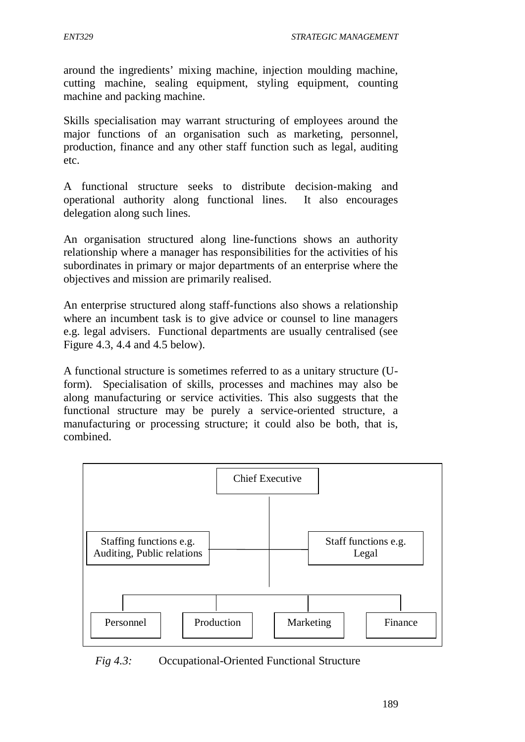around the ingredients' mixing machine, injection moulding machine, cutting machine, sealing equipment, styling equipment, counting machine and packing machine.

Skills specialisation may warrant structuring of employees around the major functions of an organisation such as marketing, personnel, production, finance and any other staff function such as legal, auditing etc.

A functional structure seeks to distribute decision-making and operational authority along functional lines. It also encourages delegation along such lines.

An organisation structured along line-functions shows an authority relationship where a manager has responsibilities for the activities of his subordinates in primary or major departments of an enterprise where the objectives and mission are primarily realised.

An enterprise structured along staff-functions also shows a relationship where an incumbent task is to give advice or counsel to line managers e.g. legal advisers. Functional departments are usually centralised (see Figure 4.3, 4.4 and 4.5 below).

A functional structure is sometimes referred to as a unitary structure (U-form). Specialisation of skills, processes and machines may also be along manufacturing or service activities. This also suggests that the functional structure may be purely a service-oriented structure, a manufacturing or processing structure; it could also be both, that is, combined.

Chief Executive

Staffing functions e.g. Auditing, Public relations

Staff functions e.g. Legal

Personnel | Production | Marketing | Finance

*Fig 4.3:* Occupational-Oriented Functional Structure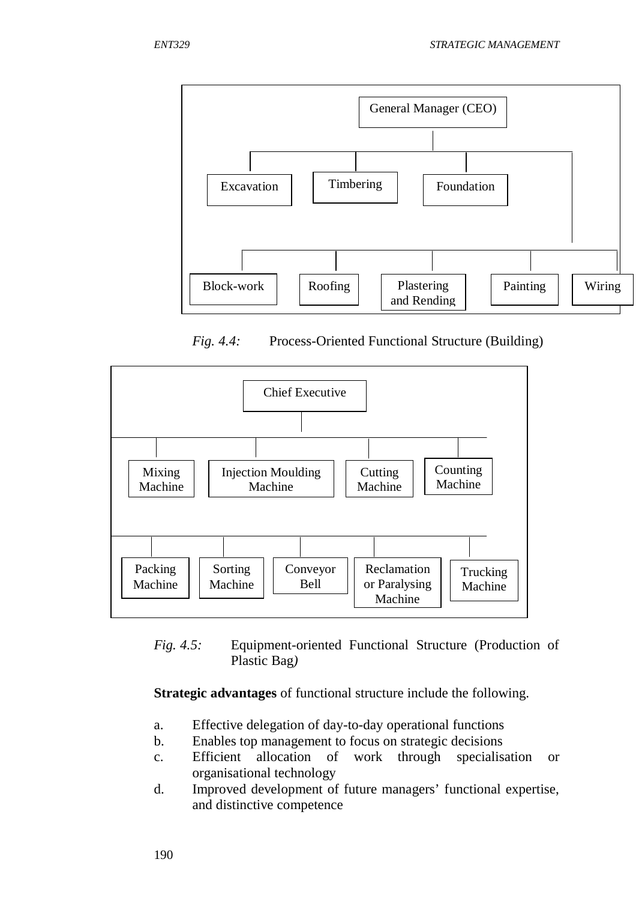General Manager (CEO)

Excavation | Timbering | Foundation

Block-work | Roofing | Plastering and Rending | Painting | Wiring

*Fig. 4.4:* Process-Oriented Functional Structure (Building)

Chief Executive

Mixing Machine | Injection Moulding Machine | Cutting Machine | Counting Machine

Packing Machine | Sorting Machine | Conveyor Bell | Reclamation or Paralysing Machine | Trucking Machine

*Fig. 4.5:* Equipment-oriented Functional Structure (Production of Plastic Bag*)*

**Strategic advantages** of functional structure include the following.

a. Effective delegation of day-to-day operational functions
b. Enables top management to focus on strategic decisions
c. Efficient allocation of work through specialisation or organisational technology
d. Improved development of future managers' functional expertise, and distinctive competence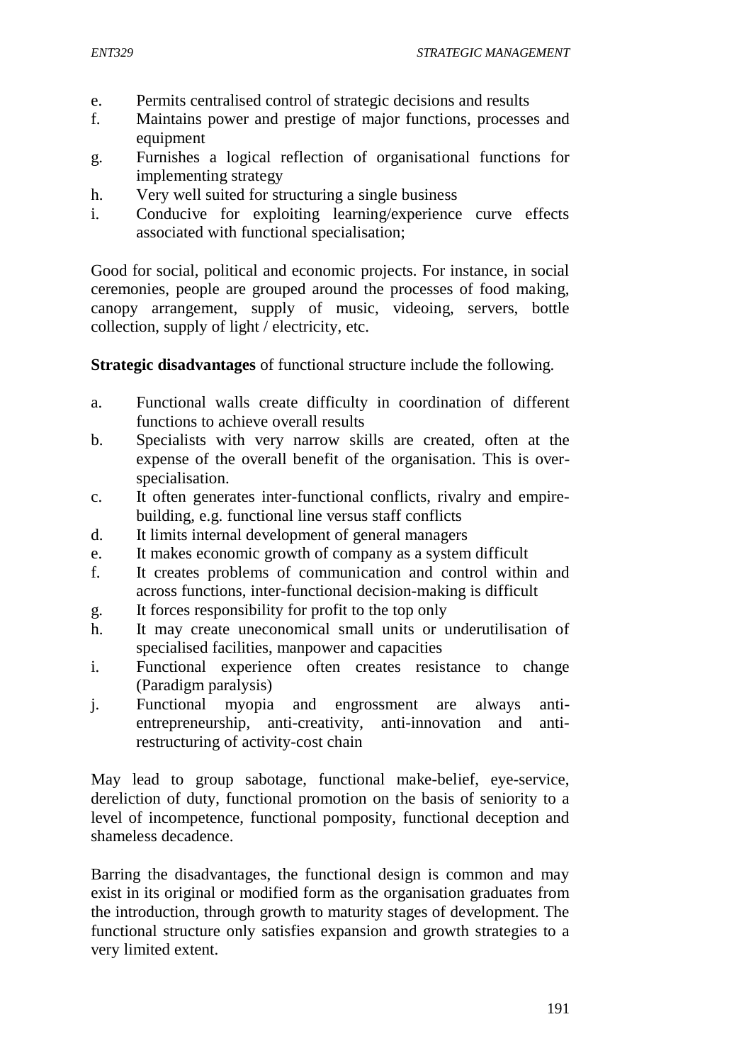e. Permits centralised control of strategic decisions and results
f. Maintains power and prestige of major functions, processes and equipment
g. Furnishes a logical reflection of organisational functions for implementing strategy
h. Very well suited for structuring a single business
i. Conducive for exploiting learning/experience curve effects associated with functional specialisation;

Good for social, political and economic projects. For instance, in social ceremonies, people are grouped around the processes of food making, canopy arrangement, supply of music, videoing, servers, bottle collection, supply of light / electricity, etc.

**Strategic disadvantages** of functional structure include the following.

a. Functional walls create difficulty in coordination of different functions to achieve overall results
b. Specialists with very narrow skills are created, often at the expense of the overall benefit of the organisation. This is over-specialisation.
c. It often generates inter-functional conflicts, rivalry and empire-building, e.g. functional line versus staff conflicts
d. It limits internal development of general managers
e. It makes economic growth of company as a system difficult
f. It creates problems of communication and control within and across functions, inter-functional decision-making is difficult
g. It forces responsibility for profit to the top only
h. It may create uneconomical small units or underutilisation of specialised facilities, manpower and capacities
i. Functional experience often creates resistance to change (Paradigm paralysis)
j. Functional myopia and engrossment are always anti-entrepreneurship, anti-creativity, anti-innovation and anti-restructuring of activity-cost chain

May lead to group sabotage, functional make-belief, eye-service, dereliction of duty, functional promotion on the basis of seniority to a level of incompetence, functional pomposity, functional deception and shameless decadence.

Barring the disadvantages, the functional design is common and may exist in its original or modified form as the organisation graduates from the introduction, through growth to maturity stages of development. The functional structure only satisfies expansion and growth strategies to a very limited extent.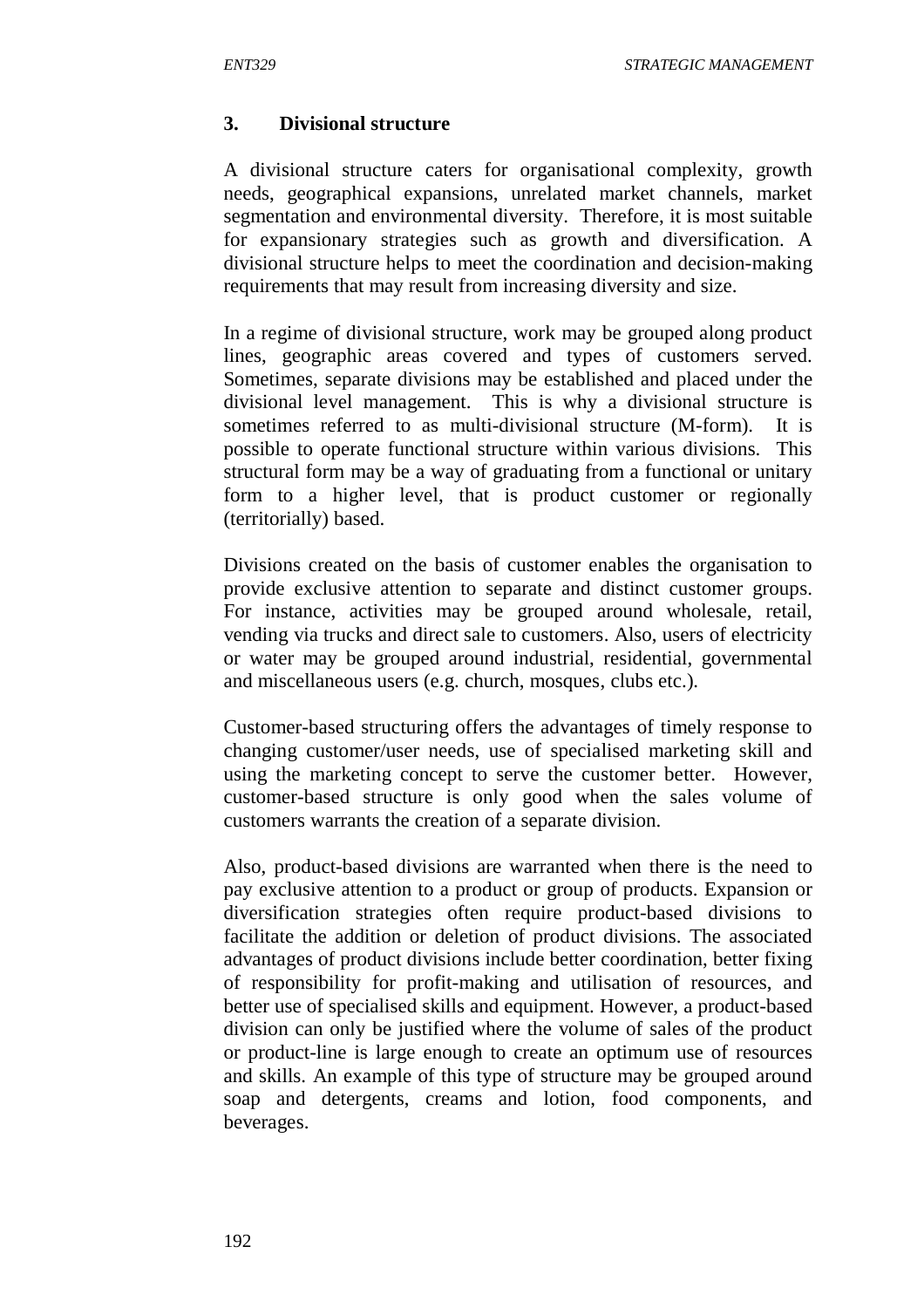### 3. Divisional structure

A divisional structure caters for organisational complexity, growth needs, geographical expansions, unrelated market channels, market segmentation and environmental diversity. Therefore, it is most suitable for expansionary strategies such as growth and diversification. A divisional structure helps to meet the coordination and decision-making requirements that may result from increasing diversity and size.

In a regime of divisional structure, work may be grouped along product lines, geographic areas covered and types of customers served. Sometimes, separate divisions may be established and placed under the divisional level management. This is why a divisional structure is sometimes referred to as multi-divisional structure (M-form). It is possible to operate functional structure within various divisions. This structural form may be a way of graduating from a functional or unitary form to a higher level, that is product customer or regionally (territorially) based.

Divisions created on the basis of customer enables the organisation to provide exclusive attention to separate and distinct customer groups. For instance, activities may be grouped around wholesale, retail, vending via trucks and direct sale to customers. Also, users of electricity or water may be grouped around industrial, residential, governmental and miscellaneous users (e.g. church, mosques, clubs etc.).

Customer-based structuring offers the advantages of timely response to changing customer/user needs, use of specialised marketing skill and using the marketing concept to serve the customer better. However, customer-based structure is only good when the sales volume of customers warrants the creation of a separate division.

Also, product-based divisions are warranted when there is the need to pay exclusive attention to a product or group of products. Expansion or diversification strategies often require product-based divisions to facilitate the addition or deletion of product divisions. The associated advantages of product divisions include better coordination, better fixing of responsibility for profit-making and utilisation of resources, and better use of specialised skills and equipment. However, a product-based division can only be justified where the volume of sales of the product or product-line is large enough to create an optimum use of resources and skills. An example of this type of structure may be grouped around soap and detergents, creams and lotion, food components, and beverages.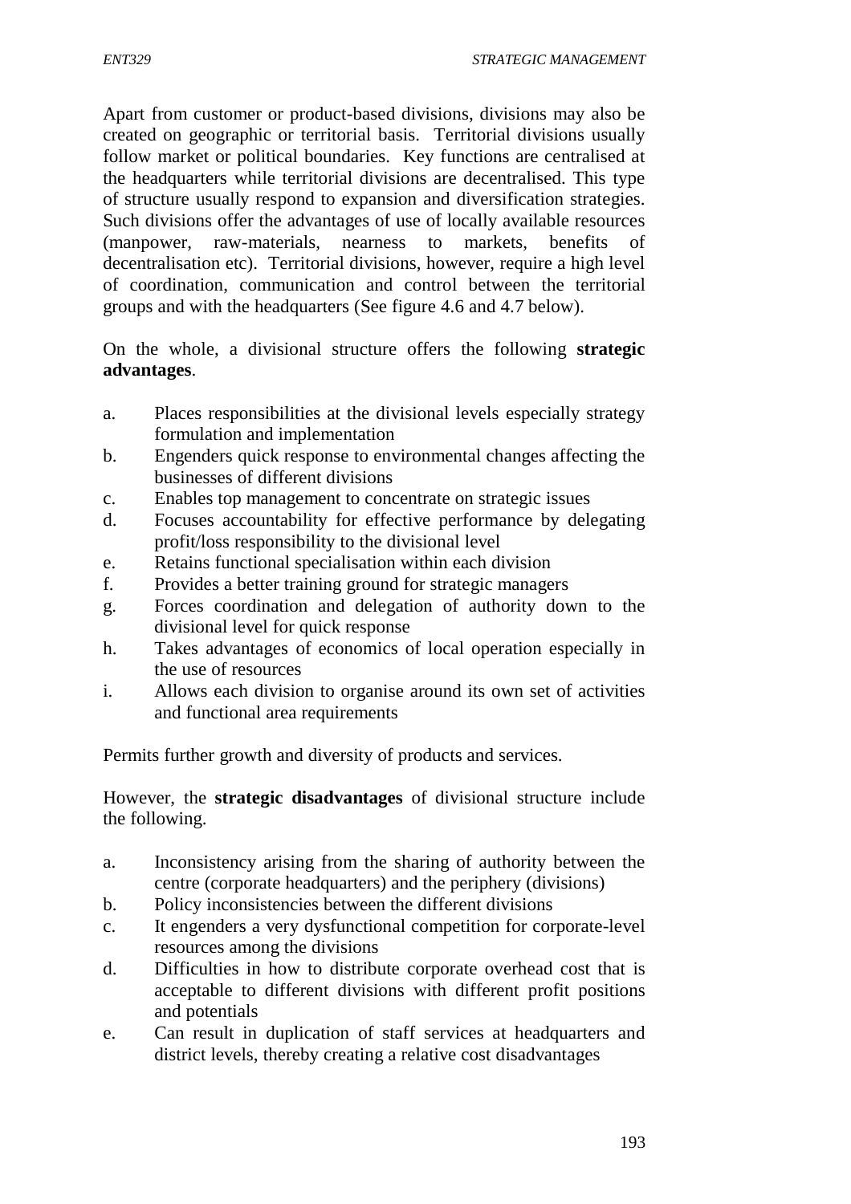Apart from customer or product-based divisions, divisions may also be created on geographic or territorial basis. Territorial divisions usually follow market or political boundaries. Key functions are centralised at the headquarters while territorial divisions are decentralised. This type of structure usually respond to expansion and diversification strategies. Such divisions offer the advantages of use of locally available resources (manpower, raw-materials, nearness to markets, benefits of decentralisation etc). Territorial divisions, however, require a high level of coordination, communication and control between the territorial groups and with the headquarters (See figure 4.6 and 4.7 below).

On the whole, a divisional structure offers the following **strategic advantages**.

a. Places responsibilities at the divisional levels especially strategy formulation and implementation
b. Engenders quick response to environmental changes affecting the businesses of different divisions
c. Enables top management to concentrate on strategic issues
d. Focuses accountability for effective performance by delegating profit/loss responsibility to the divisional level
e. Retains functional specialisation within each division
f. Provides a better training ground for strategic managers
g. Forces coordination and delegation of authority down to the divisional level for quick response
h. Takes advantages of economics of local operation especially in the use of resources
i. Allows each division to organise around its own set of activities and functional area requirements

Permits further growth and diversity of products and services.

However, the **strategic disadvantages** of divisional structure include the following.

a. Inconsistency arising from the sharing of authority between the centre (corporate headquarters) and the periphery (divisions)
b. Policy inconsistencies between the different divisions
c. It engenders a very dysfunctional competition for corporate-level resources among the divisions
d. Difficulties in how to distribute corporate overhead cost that is acceptable to different divisions with different profit positions and potentials
e. Can result in duplication of staff services at headquarters and district levels, thereby creating a relative cost disadvantages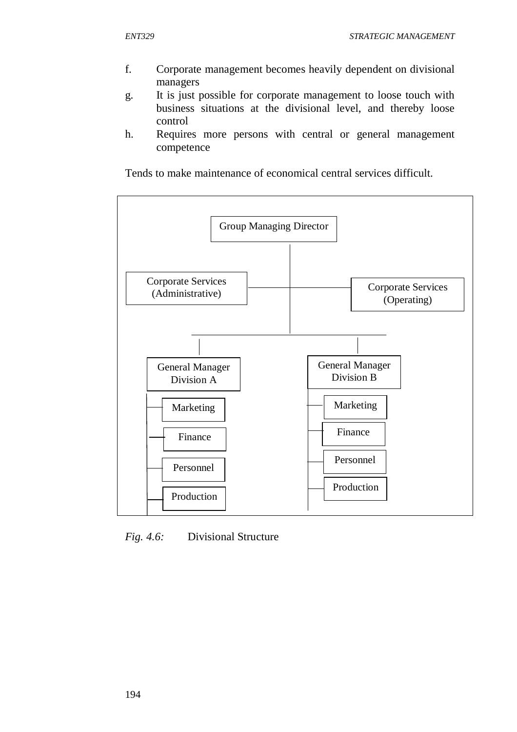f. Corporate management becomes heavily dependent on divisional managers

g. It is just possible for corporate management to loose touch with business situations at the divisional level, and thereby loose control

h. Requires more persons with central or general management competence

Tends to make maintenance of economical central services difficult.

- Group Managing Director
  - Corporate Services (Administrative)
  - Corporate Services (Operating)
  - General Manager Division A
    - Marketing
    - Finance
    - Personnel
    - Production
  - General Manager Division B
    - Marketing
    - Finance
    - Personnel
    - Production

*Fig. 4.6:* Divisional Structure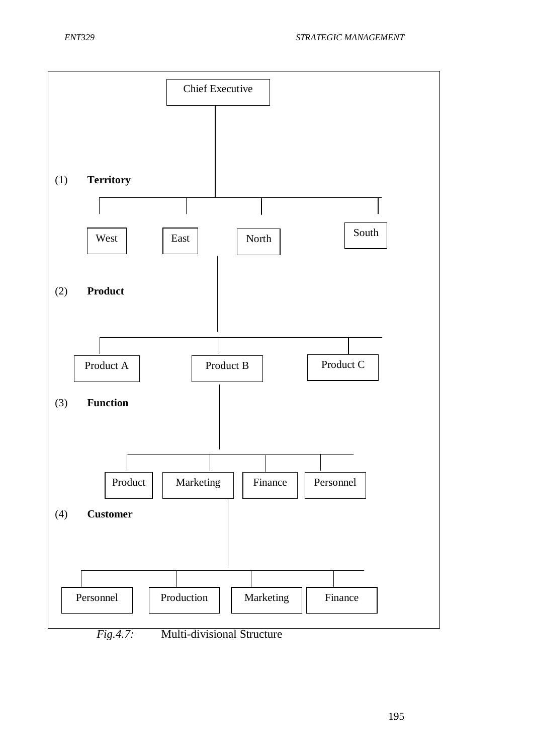Chief Executive

(1) **Territory**

West | East | North | South

(2) **Product**

Product A | Product B | Product C

(3) **Function**

Product | Marketing | Finance | Personnel

(4) **Customer**

Personnel | Production | Marketing | Finance

*Fig.4.7:* Multi-divisional Structure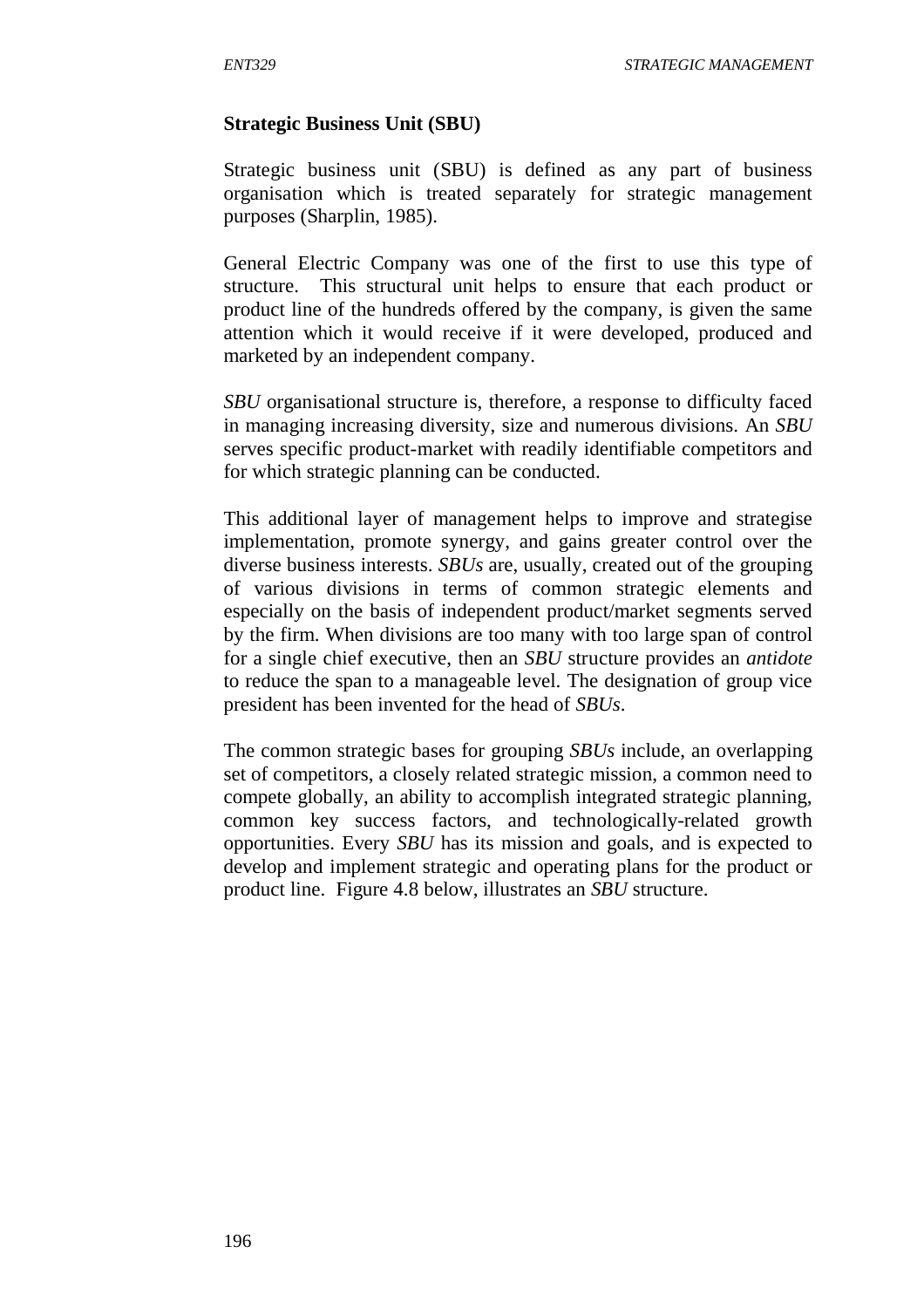**Strategic Business Unit (SBU)**

Strategic business unit (SBU) is defined as any part of business organisation which is treated separately for strategic management purposes (Sharplin, 1985).

General Electric Company was one of the first to use this type of structure. This structural unit helps to ensure that each product or product line of the hundreds offered by the company, is given the same attention which it would receive if it were developed, produced and marketed by an independent company.

*SBU* organisational structure is, therefore, a response to difficulty faced in managing increasing diversity, size and numerous divisions. An *SBU* serves specific product-market with readily identifiable competitors and for which strategic planning can be conducted.

This additional layer of management helps to improve and strategise implementation, promote synergy, and gains greater control over the diverse business interests. *SBUs* are, usually, created out of the grouping of various divisions in terms of common strategic elements and especially on the basis of independent product/market segments served by the firm. When divisions are too many with too large span of control for a single chief executive, then an *SBU* structure provides an *antidote* to reduce the span to a manageable level. The designation of group vice president has been invented for the head of *SBUs*.

The common strategic bases for grouping *SBUs* include, an overlapping set of competitors, a closely related strategic mission, a common need to compete globally, an ability to accomplish integrated strategic planning, common key success factors, and technologically-related growth opportunities. Every *SBU* has its mission and goals, and is expected to develop and implement strategic and operating plans for the product or product line. Figure 4.8 below, illustrates an *SBU* structure.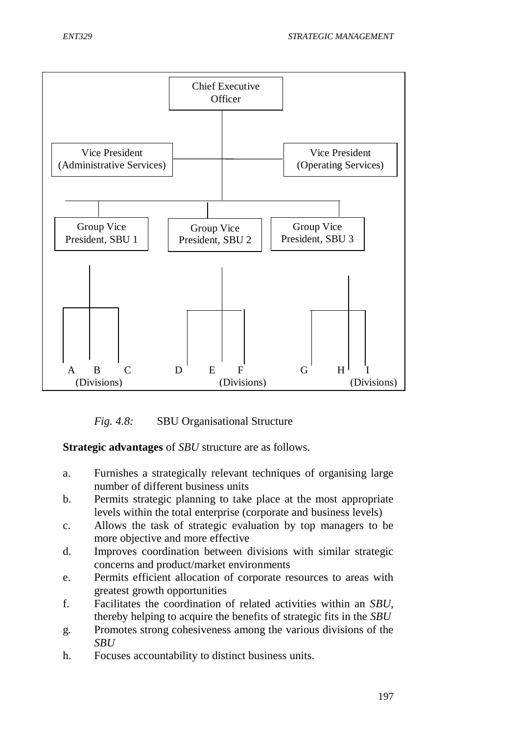Chief Executive Officer

Vice President (Administrative Services)

Vice President (Operating Services)

Group Vice President, SBU 1

Group Vice President, SBU 2

Group Vice President, SBU 3

A B C (Divisions)

D E F (Divisions)

G H I (Divisions)

*Fig. 4.8:* SBU Organisational Structure

**Strategic advantages** of *SBU* structure are as follows.

a. Furnishes a strategically relevant techniques of organising large number of different business units
b. Permits strategic planning to take place at the most appropriate levels within the total enterprise (corporate and business levels)
c. Allows the task of strategic evaluation by top managers to be more objective and more effective
d. Improves coordination between divisions with similar strategic concerns and product/market environments
e. Permits efficient allocation of corporate resources to areas with greatest growth opportunities
f. Facilitates the coordination of related activities within an *SBU*, thereby helping to acquire the benefits of strategic fits in the *SBU*
g. Promotes strong cohesiveness among the various divisions of the *SBU*
h. Focuses accountability to distinct business units.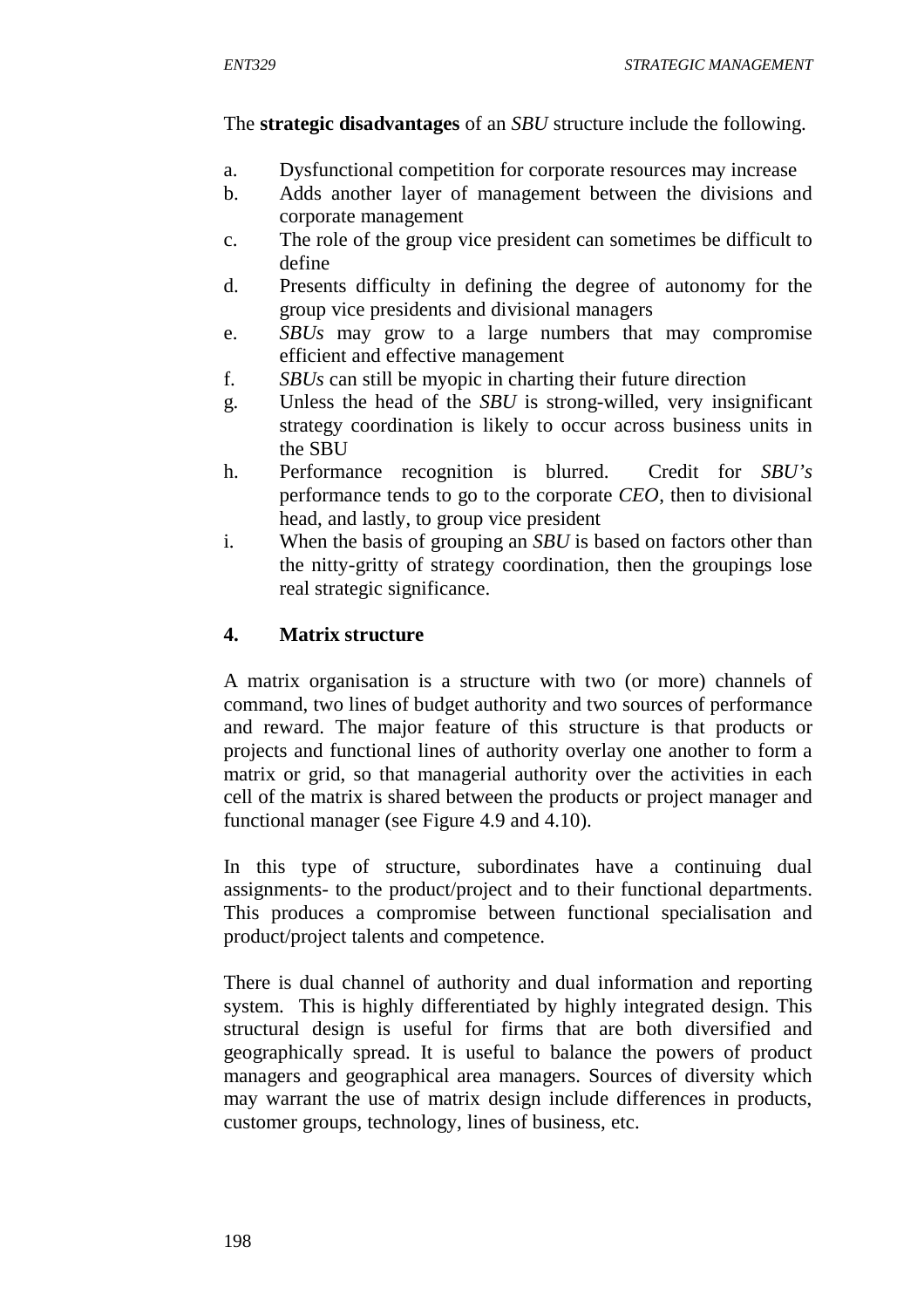The **strategic disadvantages** of an *SBU* structure include the following.

a. Dysfunctional competition for corporate resources may increase
b. Adds another layer of management between the divisions and corporate management
c. The role of the group vice president can sometimes be difficult to define
d. Presents difficulty in defining the degree of autonomy for the group vice presidents and divisional managers
e. *SBUs* may grow to a large numbers that may compromise efficient and effective management
f. *SBUs* can still be myopic in charting their future direction
g. Unless the head of the *SBU* is strong-willed, very insignificant strategy coordination is likely to occur across business units in the SBU
h. Performance recognition is blurred. Credit for *SBU's* performance tends to go to the corporate *CEO*, then to divisional head, and lastly, to group vice president
i. When the basis of grouping an *SBU* is based on factors other than the nitty-gritty of strategy coordination, then the groupings lose real strategic significance.

#### 4. Matrix structure

A matrix organisation is a structure with two (or more) channels of command, two lines of budget authority and two sources of performance and reward. The major feature of this structure is that products or projects and functional lines of authority overlay one another to form a matrix or grid, so that managerial authority over the activities in each cell of the matrix is shared between the products or project manager and functional manager (see Figure 4.9 and 4.10).

In this type of structure, subordinates have a continuing dual assignments- to the product/project and to their functional departments. This produces a compromise between functional specialisation and product/project talents and competence.

There is dual channel of authority and dual information and reporting system. This is highly differentiated by highly integrated design. This structural design is useful for firms that are both diversified and geographically spread. It is useful to balance the powers of product managers and geographical area managers. Sources of diversity which may warrant the use of matrix design include differences in products, customer groups, technology, lines of business, etc.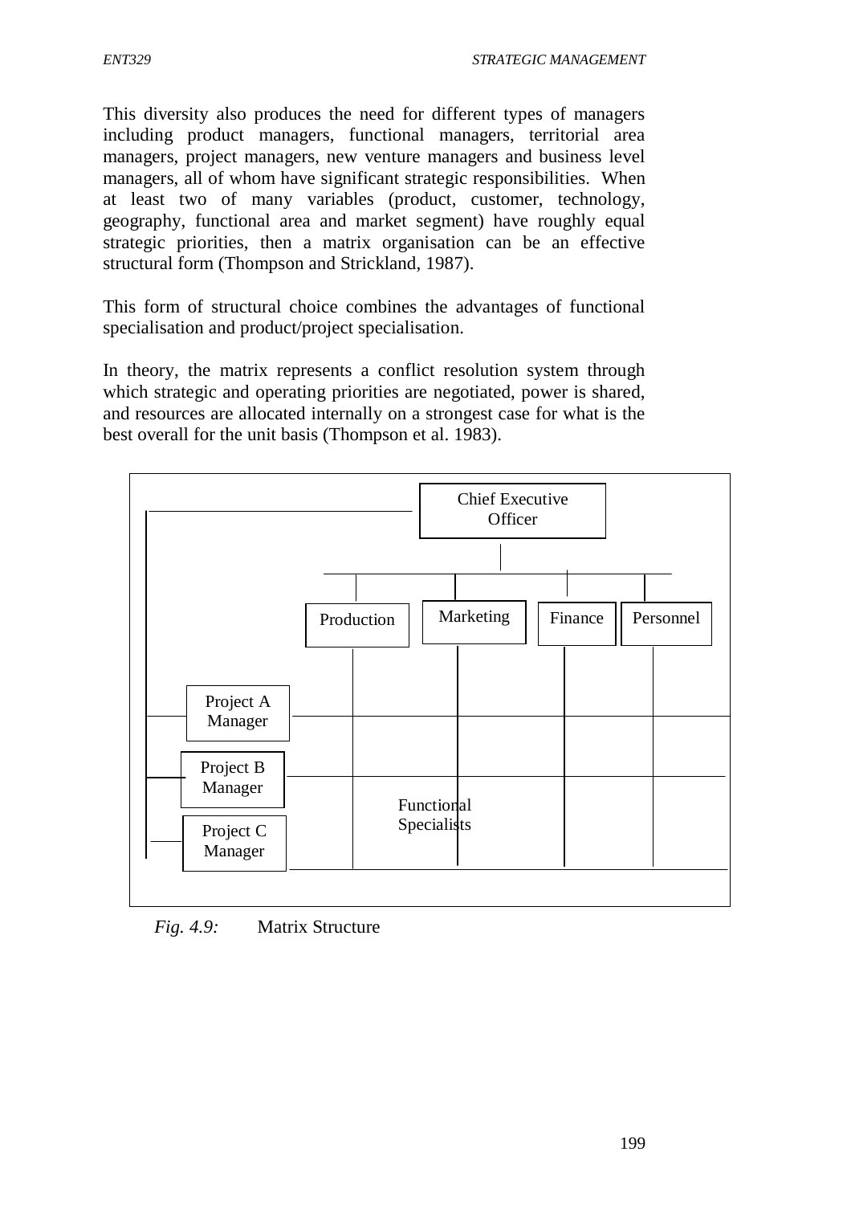This diversity also produces the need for different types of managers including product managers, functional managers, territorial area managers, project managers, new venture managers and business level managers, all of whom have significant strategic responsibilities. When at least two of many variables (product, customer, technology, geography, functional area and market segment) have roughly equal strategic priorities, then a matrix organisation can be an effective structural form (Thompson and Strickland, 1987).

This form of structural choice combines the advantages of functional specialisation and product/project specialisation.

In theory, the matrix represents a conflict resolution system through which strategic and operating priorities are negotiated, power is shared, and resources are allocated internally on a strongest case for what is the best overall for the unit basis (Thompson et al. 1983).

Chief Executive Officer

Production | Marketing | Finance | Personnel

Project A Manager

Project B Manager

Project C Manager

Functional Specialists

*Fig. 4.9:* Matrix Structure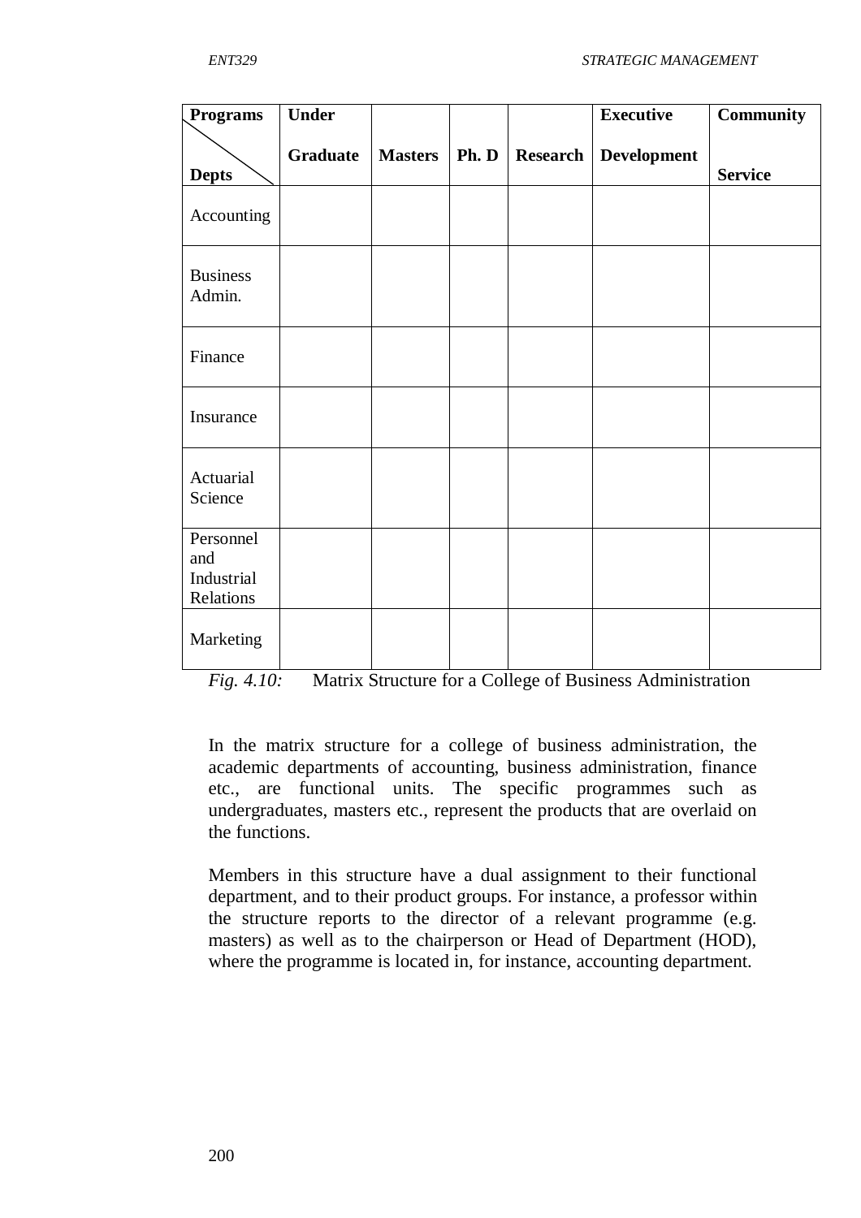| Programs / Depts | Under Graduate | Masters | Ph. D | Research | Executive Development | Community Service |
|---|---|---|---|---|---|---|
| Accounting | | | | | | |
| Business Admin. | | | | | | |
| Finance | | | | | | |
| Insurance | | | | | | |
| Actuarial Science | | | | | | |
| Personnel and Industrial Relations | | | | | | |
| Marketing | | | | | | |

*Fig. 4.10:* Matrix Structure for a College of Business Administration

In the matrix structure for a college of business administration, the academic departments of accounting, business administration, finance etc., are functional units. The specific programmes such as undergraduates, masters etc., represent the products that are overlaid on the functions.

Members in this structure have a dual assignment to their functional department, and to their product groups. For instance, a professor within the structure reports to the director of a relevant programme (e.g. masters) as well as to the chairperson or Head of Department (HOD), where the programme is located in, for instance, accounting department.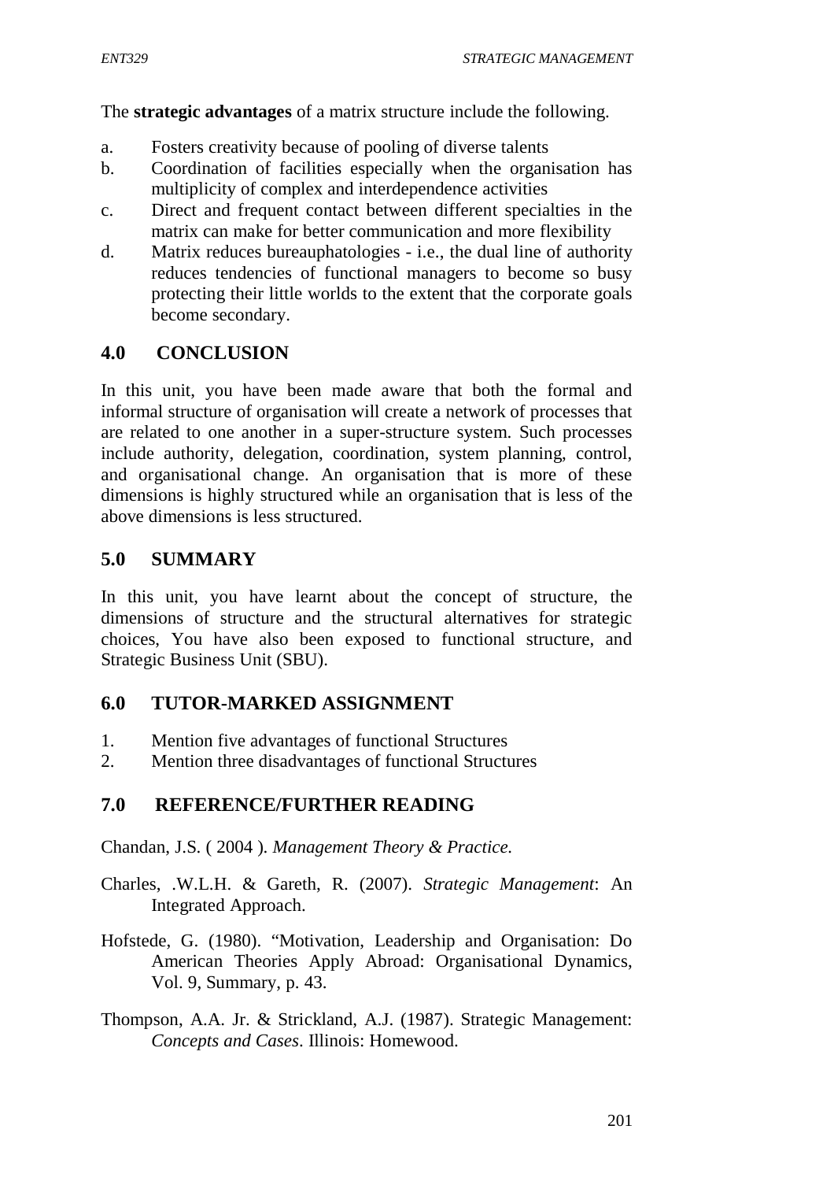The **strategic advantages** of a matrix structure include the following.

a. Fosters creativity because of pooling of diverse talents
b. Coordination of facilities especially when the organisation has multiplicity of complex and interdependence activities
c. Direct and frequent contact between different specialties in the matrix can make for better communication and more flexibility
d. Matrix reduces bureauphatologies - i.e., the dual line of authority reduces tendencies of functional managers to become so busy protecting their little worlds to the extent that the corporate goals become secondary.

## 4.0 CONCLUSION

In this unit, you have been made aware that both the formal and informal structure of organisation will create a network of processes that are related to one another in a super-structure system. Such processes include authority, delegation, coordination, system planning, control, and organisational change. An organisation that is more of these dimensions is highly structured while an organisation that is less of the above dimensions is less structured.

## 5.0 SUMMARY

In this unit, you have learnt about the concept of structure, the dimensions of structure and the structural alternatives for strategic choices, You have also been exposed to functional structure, and Strategic Business Unit (SBU).

## 6.0 TUTOR-MARKED ASSIGNMENT

1. Mention five advantages of functional Structures
2. Mention three disadvantages of functional Structures

## 7.0 REFERENCE/FURTHER READING

Chandan, J.S. ( 2004 ). *Management Theory & Practice.*

Charles, .W.L.H. & Gareth, R. (2007). *Strategic Management*: An Integrated Approach.

Hofstede, G. (1980). "Motivation, Leadership and Organisation: Do American Theories Apply Abroad: Organisational Dynamics, Vol. 9, Summary, p. 43.

Thompson, A.A. Jr. & Strickland, A.J. (1987). Strategic Management: *Concepts and Cases*. Illinois: Homewood.